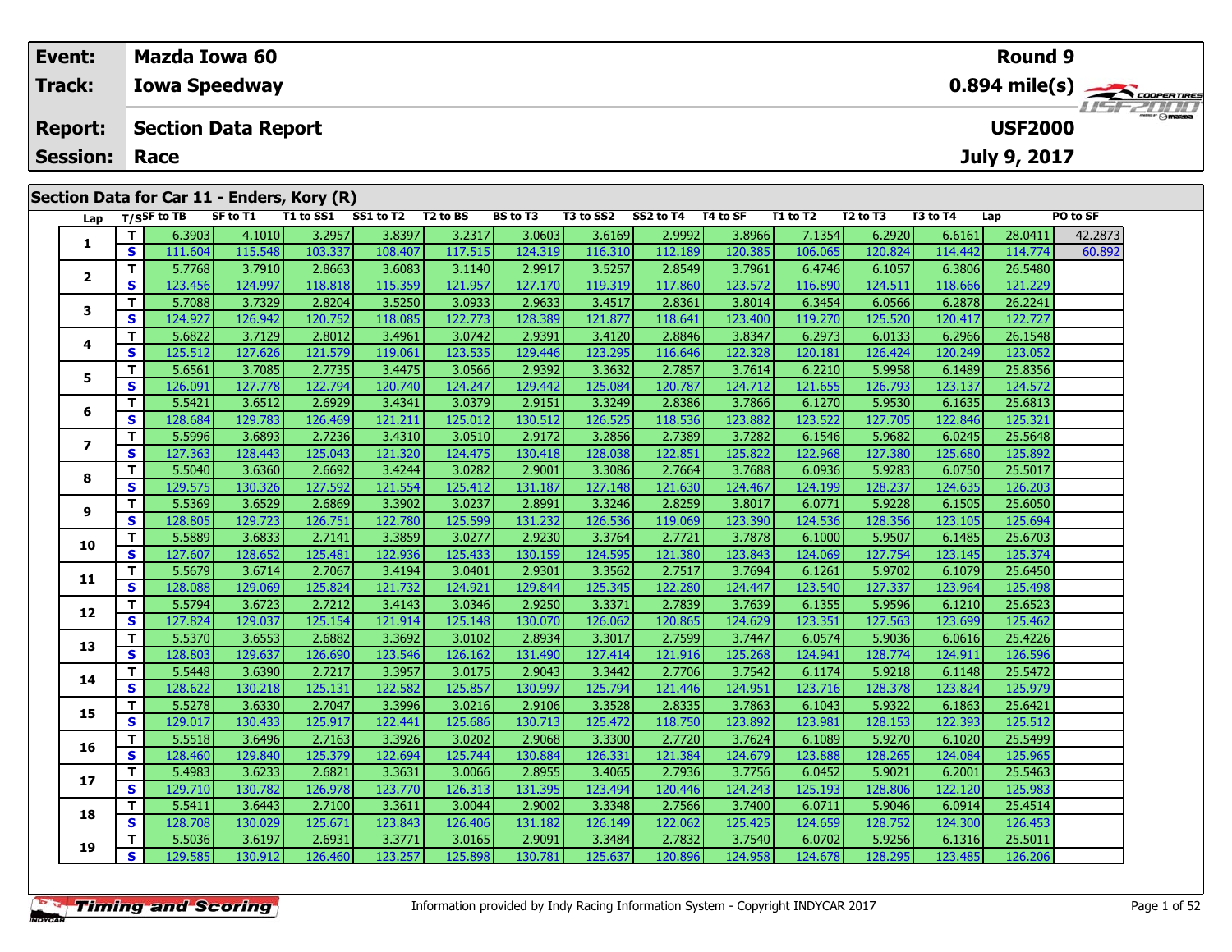| | | | |
|---|---|---|---|
| **Event:** | **Mazda Iowa 60** | | **Round 9** |
| **Track:** | **Iowa Speedway** | | **0.894 mile(s)** |
| **Report:** | **Section Data Report** | | **USF2000** |
| **Session:** | **Race** | | **July 9, 2017** |

## Section Data for Car 11 - Enders, Kory (R)

| Lap | T/S | SF to TB | SF to T1 | T1 to SS1 | SS1 to T2 | T2 to BS | BS to T3 | T3 to SS2 | SS2 to T4 | T4 to SF | T1 to T2 | T2 to T3 | T3 to T4 | Lap | PO to SF |
|---|---|---|---|---|---|---|---|---|---|---|---|---|---|---|---|
| 1 | T | 6.3903 | 4.1010 | 3.2957 | 3.8397 | 3.2317 | 3.0603 | 3.6169 | 2.9992 | 3.8966 | 7.1354 | 6.2920 | 6.6161 | 28.0411 | 42.2873 |
| | S | 111.604 | 115.548 | 103.337 | 108.407 | 117.515 | 124.319 | 116.310 | 112.189 | 120.385 | 106.065 | 120.824 | 114.442 | 114.774 | 60.892 |
| 2 | T | 5.7768 | 3.7910 | 2.8663 | 3.6083 | 3.1140 | 2.9917 | 3.5257 | 2.8549 | 3.7961 | 6.4746 | 6.1057 | 6.3806 | 26.5480 | |
| | S | 123.456 | 124.997 | 118.818 | 115.359 | 121.957 | 127.170 | 119.319 | 117.860 | 123.572 | 116.890 | 124.511 | 118.666 | 121.229 | |
| 3 | T | 5.7088 | 3.7329 | 2.8204 | 3.5250 | 3.0933 | 2.9633 | 3.4517 | 2.8361 | 3.8014 | 6.3454 | 6.0566 | 6.2878 | 26.2241 | |
| | S | 124.927 | 126.942 | 120.752 | 118.085 | 122.773 | 128.389 | 121.877 | 118.641 | 123.400 | 119.270 | 125.520 | 120.417 | 122.727 | |
| 4 | T | 5.6822 | 3.7129 | 2.8012 | 3.4961 | 3.0742 | 2.9391 | 3.4120 | 2.8846 | 3.8347 | 6.2973 | 6.0133 | 6.2966 | 26.1548 | |
| | S | 125.512 | 127.626 | 121.579 | 119.061 | 123.535 | 129.446 | 123.295 | 116.646 | 122.328 | 120.181 | 126.424 | 120.249 | 123.052 | |
| 5 | T | 5.6561 | 3.7085 | 2.7735 | 3.4475 | 3.0566 | 2.9392 | 3.3632 | 2.7857 | 3.7614 | 6.2210 | 5.9958 | 6.1489 | 25.8356 | |
| | S | 126.091 | 127.778 | 122.794 | 120.740 | 124.247 | 129.442 | 125.084 | 120.787 | 124.712 | 121.655 | 126.793 | 123.137 | 124.572 | |
| 6 | T | 5.5421 | 3.6512 | 2.6929 | 3.4341 | 3.0379 | 2.9151 | 3.3249 | 2.8386 | 3.7866 | 6.1270 | 5.9530 | 6.1635 | 25.6813 | |
| | S | 128.684 | 129.783 | 126.469 | 121.211 | 125.012 | 130.512 | 126.525 | 118.536 | 123.882 | 123.522 | 127.705 | 122.846 | 125.321 | |
| 7 | T | 5.5996 | 3.6893 | 2.7236 | 3.4310 | 3.0510 | 2.9172 | 3.2856 | 2.7389 | 3.7282 | 6.1546 | 5.9682 | 6.0245 | 25.5648 | |
| | S | 127.363 | 128.443 | 125.043 | 121.320 | 124.475 | 130.418 | 128.038 | 122.851 | 125.822 | 122.968 | 127.380 | 125.680 | 125.892 | |
| 8 | T | 5.5040 | 3.6360 | 2.6692 | 3.4244 | 3.0282 | 2.9001 | 3.3086 | 2.7664 | 3.7688 | 6.0936 | 5.9283 | 6.0750 | 25.5017 | |
| | S | 129.575 | 130.326 | 127.592 | 121.554 | 125.412 | 131.187 | 127.148 | 121.630 | 124.467 | 124.199 | 128.237 | 124.635 | 126.203 | |
| 9 | T | 5.5369 | 3.6529 | 2.6869 | 3.3902 | 3.0237 | 2.8991 | 3.3246 | 2.8259 | 3.8017 | 6.0771 | 5.9228 | 6.1505 | 25.6050 | |
| | S | 128.805 | 129.723 | 126.751 | 122.780 | 125.599 | 131.232 | 126.536 | 119.069 | 123.390 | 124.536 | 128.356 | 123.105 | 125.694 | |
| 10 | T | 5.5889 | 3.6833 | 2.7141 | 3.3859 | 3.0277 | 2.9230 | 3.3764 | 2.7721 | 3.7878 | 6.1000 | 5.9507 | 6.1485 | 25.6703 | |
| | S | 127.607 | 128.652 | 125.481 | 122.936 | 125.433 | 130.159 | 124.595 | 121.380 | 123.843 | 124.069 | 127.754 | 123.145 | 125.374 | |
| 11 | T | 5.5679 | 3.6714 | 2.7067 | 3.4194 | 3.0401 | 2.9301 | 3.3562 | 2.7517 | 3.7694 | 6.1261 | 5.9702 | 6.1079 | 25.6450 | |
| | S | 128.088 | 129.069 | 125.824 | 121.732 | 124.921 | 129.844 | 125.345 | 122.280 | 124.447 | 123.540 | 127.337 | 123.964 | 125.498 | |
| 12 | T | 5.5794 | 3.6723 | 2.7212 | 3.4143 | 3.0346 | 2.9250 | 3.3371 | 2.7839 | 3.7639 | 6.1355 | 5.9596 | 6.1210 | 25.6523 | |
| | S | 127.824 | 129.037 | 125.154 | 121.914 | 125.148 | 130.070 | 126.062 | 120.865 | 124.629 | 123.351 | 127.563 | 123.699 | 125.462 | |
| 13 | T | 5.5370 | 3.6553 | 2.6882 | 3.3692 | 3.0102 | 2.8934 | 3.3017 | 2.7599 | 3.7447 | 6.0574 | 5.9036 | 6.0616 | 25.4226 | |
| | S | 128.803 | 129.637 | 126.690 | 123.546 | 126.162 | 131.490 | 127.414 | 121.916 | 125.268 | 124.941 | 128.774 | 124.911 | 126.596 | |
| 14 | T | 5.5448 | 3.6390 | 2.7217 | 3.3957 | 3.0175 | 2.9043 | 3.3442 | 2.7706 | 3.7542 | 6.1174 | 5.9218 | 6.1148 | 25.5472 | |
| | S | 128.622 | 130.218 | 125.131 | 122.582 | 125.857 | 130.997 | 125.794 | 121.446 | 124.951 | 123.716 | 128.378 | 123.824 | 125.979 | |
| 15 | T | 5.5278 | 3.6330 | 2.7047 | 3.3996 | 3.0216 | 2.9106 | 3.3528 | 2.8335 | 3.7863 | 6.1043 | 5.9322 | 6.1863 | 25.6421 | |
| | S | 129.017 | 130.433 | 125.917 | 122.441 | 125.686 | 130.713 | 125.472 | 118.750 | 123.892 | 123.981 | 128.153 | 122.393 | 125.512 | |
| 16 | T | 5.5518 | 3.6496 | 2.7163 | 3.3926 | 3.0202 | 2.9068 | 3.3300 | 2.7720 | 3.7624 | 6.1089 | 5.9270 | 6.1020 | 25.5499 | |
| | S | 128.460 | 129.840 | 125.379 | 122.694 | 125.744 | 130.884 | 126.331 | 121.384 | 124.679 | 123.888 | 128.265 | 124.084 | 125.965 | |
| 17 | T | 5.4983 | 3.6233 | 2.6821 | 3.3631 | 3.0066 | 2.8955 | 3.4065 | 2.7936 | 3.7756 | 6.0452 | 5.9021 | 6.2001 | 25.5463 | |
| | S | 129.710 | 130.782 | 126.978 | 123.770 | 126.313 | 131.395 | 123.494 | 120.446 | 124.243 | 125.193 | 128.806 | 122.120 | 125.983 | |
| 18 | T | 5.5411 | 3.6443 | 2.7100 | 3.3611 | 3.0044 | 2.9002 | 3.3348 | 2.7566 | 3.7400 | 6.0711 | 5.9046 | 6.0914 | 25.4514 | |
| | S | 128.708 | 130.029 | 125.671 | 123.843 | 126.406 | 131.182 | 126.149 | 122.062 | 125.425 | 124.659 | 128.752 | 124.300 | 126.453 | |
| 19 | T | 5.5036 | 3.6197 | 2.6931 | 3.3771 | 3.0165 | 2.9091 | 3.3484 | 2.7832 | 3.7540 | 6.0702 | 5.9256 | 6.1316 | 25.5011 | |
| | S | 129.585 | 130.912 | 126.460 | 123.257 | 125.898 | 130.781 | 125.637 | 120.896 | 124.958 | 124.678 | 128.295 | 123.485 | 126.206 | |

Information provided by Indy Racing Information System - Copyright INDYCAR 2017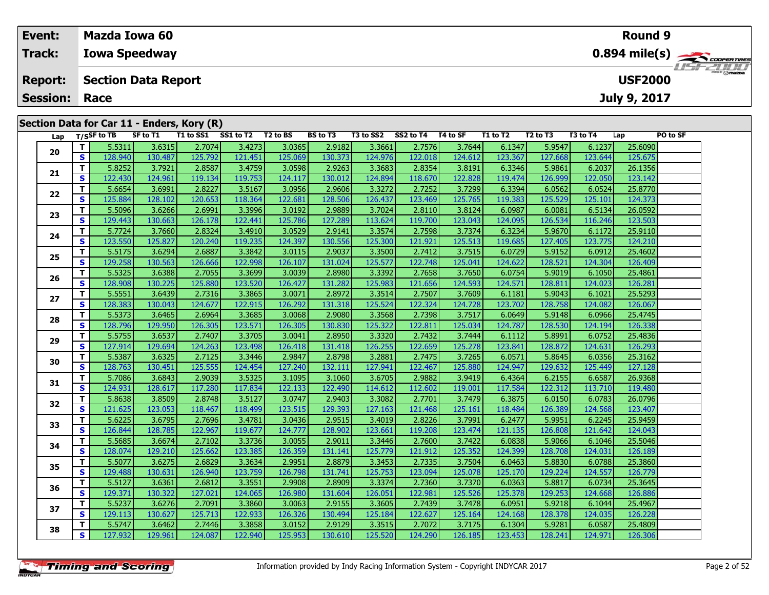| Event: | Mazda Iowa 60 | Round 9 |
|---|---|---|
| Track: | Iowa Speedway | 0.894 mile(s) |
| Report: | Section Data Report | USF2000 |
| Session: | Race | July 9, 2017 |

## Section Data for Car 11 - Enders, Kory (R)

| Lap | T/S | SF to TB | SF to T1 | T1 to SS1 | SS1 to T2 | T2 to BS | BS to T3 | T3 to SS2 | SS2 to T4 | T4 to SF | T1 to T2 | T2 to T3 | T3 to T4 | Lap | PO to SF |
|---|---|---|---|---|---|---|---|---|---|---|---|---|---|---|---|
| 20 | T | 5.5311 | 3.6315 | 2.7074 | 3.4273 | 3.0365 | 2.9182 | 3.3661 | 2.7576 | 3.7644 | 6.1347 | 5.9547 | 6.1237 | 25.6090 | |
| | S | 128.940 | 130.487 | 125.792 | 121.451 | 125.069 | 130.373 | 124.976 | 122.018 | 124.612 | 123.367 | 127.668 | 123.644 | 125.675 | |
| 21 | T | 5.8252 | 3.7921 | 2.8587 | 3.4759 | 3.0598 | 2.9263 | 3.3683 | 2.8354 | 3.8191 | 6.3346 | 5.9861 | 6.2037 | 26.1356 | |
| | S | 122.430 | 124.961 | 119.134 | 119.753 | 124.117 | 130.012 | 124.894 | 118.670 | 122.828 | 119.474 | 126.999 | 122.050 | 123.142 | |
| 22 | T | 5.6654 | 3.6991 | 2.8227 | 3.5167 | 3.0956 | 2.9606 | 3.3272 | 2.7252 | 3.7299 | 6.3394 | 6.0562 | 6.0524 | 25.8770 | |
| | S | 125.884 | 128.102 | 120.653 | 118.364 | 122.681 | 128.506 | 126.437 | 123.469 | 125.765 | 119.383 | 125.529 | 125.101 | 124.373 | |
| 23 | T | 5.5096 | 3.6266 | 2.6991 | 3.3996 | 3.0192 | 2.9889 | 3.7024 | 2.8110 | 3.8124 | 6.0987 | 6.0081 | 6.5134 | 26.0592 | |
| | S | 129.443 | 130.663 | 126.178 | 122.441 | 125.786 | 127.289 | 113.624 | 119.700 | 123.043 | 124.095 | 126.534 | 116.246 | 123.503 | |
| 24 | T | 5.7724 | 3.7660 | 2.8324 | 3.4910 | 3.0529 | 2.9141 | 3.3574 | 2.7598 | 3.7374 | 6.3234 | 5.9670 | 6.1172 | 25.9110 | |
| | S | 123.550 | 125.827 | 120.240 | 119.235 | 124.397 | 130.556 | 125.300 | 121.921 | 125.513 | 119.685 | 127.405 | 123.775 | 124.210 | |
| 25 | T | 5.5175 | 3.6294 | 2.6887 | 3.3842 | 3.0115 | 2.9037 | 3.3500 | 2.7412 | 3.7515 | 6.0729 | 5.9152 | 6.0912 | 25.4602 | |
| | S | 129.258 | 130.563 | 126.666 | 122.998 | 126.107 | 131.024 | 125.577 | 122.748 | 125.041 | 124.622 | 128.521 | 124.304 | 126.409 | |
| 26 | T | 5.5325 | 3.6388 | 2.7055 | 3.3699 | 3.0039 | 2.8980 | 3.3392 | 2.7658 | 3.7650 | 6.0754 | 5.9019 | 6.1050 | 25.4861 | |
| | S | 128.908 | 130.225 | 125.880 | 123.520 | 126.427 | 131.282 | 125.983 | 121.656 | 124.593 | 124.571 | 128.811 | 124.023 | 126.281 | |
| 27 | T | 5.5551 | 3.6439 | 2.7316 | 3.3865 | 3.0071 | 2.8972 | 3.3514 | 2.7507 | 3.7609 | 6.1181 | 5.9043 | 6.1021 | 25.5293 | |
| | S | 128.383 | 130.043 | 124.677 | 122.915 | 126.292 | 131.318 | 125.524 | 122.324 | 124.728 | 123.702 | 128.758 | 124.082 | 126.067 | |
| 28 | T | 5.5373 | 3.6465 | 2.6964 | 3.3685 | 3.0068 | 2.9080 | 3.3568 | 2.7398 | 3.7517 | 6.0649 | 5.9148 | 6.0966 | 25.4745 | |
| | S | 128.796 | 129.950 | 126.305 | 123.571 | 126.305 | 130.830 | 125.322 | 122.811 | 125.034 | 124.787 | 128.530 | 124.194 | 126.338 | |
| 29 | T | 5.5755 | 3.6537 | 2.7407 | 3.3705 | 3.0041 | 2.8950 | 3.3320 | 2.7432 | 3.7444 | 6.1112 | 5.8991 | 6.0752 | 25.4836 | |
| | S | 127.914 | 129.694 | 124.263 | 123.498 | 126.418 | 131.418 | 126.255 | 122.659 | 125.278 | 123.841 | 128.872 | 124.631 | 126.293 | |
| 30 | T | 5.5387 | 3.6325 | 2.7125 | 3.3446 | 2.9847 | 2.8798 | 3.2881 | 2.7475 | 3.7265 | 6.0571 | 5.8645 | 6.0356 | 25.3162 | |
| | S | 128.763 | 130.451 | 125.555 | 124.454 | 127.240 | 132.111 | 127.941 | 122.467 | 125.880 | 124.947 | 129.632 | 125.449 | 127.128 | |
| 31 | T | 5.7086 | 3.6843 | 2.9039 | 3.5325 | 3.1095 | 3.1060 | 3.6705 | 2.9882 | 3.9419 | 6.4364 | 6.2155 | 6.6587 | 26.9368 | |
| | S | 124.931 | 128.617 | 117.280 | 117.834 | 122.133 | 122.490 | 114.612 | 112.602 | 119.001 | 117.584 | 122.312 | 113.710 | 119.480 | |
| 32 | T | 5.8638 | 3.8509 | 2.8748 | 3.5127 | 3.0747 | 2.9403 | 3.3082 | 2.7701 | 3.7479 | 6.3875 | 6.0150 | 6.0783 | 26.0796 | |
| | S | 121.625 | 123.053 | 118.467 | 118.499 | 123.515 | 129.393 | 127.163 | 121.468 | 125.161 | 118.484 | 126.389 | 124.568 | 123.407 | |
| 33 | T | 5.6225 | 3.6795 | 2.7696 | 3.4781 | 3.0436 | 2.9515 | 3.4019 | 2.8226 | 3.7991 | 6.2477 | 5.9951 | 6.2245 | 25.9459 | |
| | S | 126.844 | 128.785 | 122.967 | 119.677 | 124.777 | 128.902 | 123.661 | 119.208 | 123.474 | 121.135 | 126.808 | 121.642 | 124.043 | |
| 34 | T | 5.5685 | 3.6674 | 2.7102 | 3.3736 | 3.0055 | 2.9011 | 3.3446 | 2.7600 | 3.7422 | 6.0838 | 5.9066 | 6.1046 | 25.5046 | |
| | S | 128.074 | 129.210 | 125.662 | 123.385 | 126.359 | 131.141 | 125.779 | 121.912 | 125.352 | 124.399 | 128.708 | 124.031 | 126.189 | |
| 35 | T | 5.5077 | 3.6275 | 2.6829 | 3.3634 | 2.9951 | 2.8879 | 3.3453 | 2.7335 | 3.7504 | 6.0463 | 5.8830 | 6.0788 | 25.3860 | |
| | S | 129.488 | 130.631 | 126.940 | 123.759 | 126.798 | 131.741 | 125.753 | 123.094 | 125.078 | 125.170 | 129.224 | 124.557 | 126.779 | |
| 36 | T | 5.5127 | 3.6361 | 2.6812 | 3.3551 | 2.9908 | 2.8909 | 3.3374 | 2.7360 | 3.7370 | 6.0363 | 5.8817 | 6.0734 | 25.3645 | |
| | S | 129.371 | 130.322 | 127.021 | 124.065 | 126.980 | 131.604 | 126.051 | 122.981 | 125.526 | 125.378 | 129.253 | 124.668 | 126.886 | |
| 37 | T | 5.5237 | 3.6276 | 2.7091 | 3.3860 | 3.0063 | 2.9155 | 3.3605 | 2.7439 | 3.7478 | 6.0951 | 5.9218 | 6.1044 | 25.4967 | |
| | S | 129.113 | 130.627 | 125.713 | 122.933 | 126.326 | 130.494 | 125.184 | 122.627 | 125.164 | 124.168 | 128.378 | 124.035 | 126.228 | |
| 38 | T | 5.5747 | 3.6462 | 2.7446 | 3.3858 | 3.0152 | 2.9129 | 3.3515 | 2.7072 | 3.7175 | 6.1304 | 5.9281 | 6.0587 | 25.4809 | |
| | S | 127.932 | 129.961 | 124.087 | 122.940 | 125.953 | 130.610 | 125.520 | 124.290 | 126.185 | 123.453 | 128.241 | 124.971 | 126.306 | |

Information provided by Indy Racing Information System - Copyright INDYCAR 2017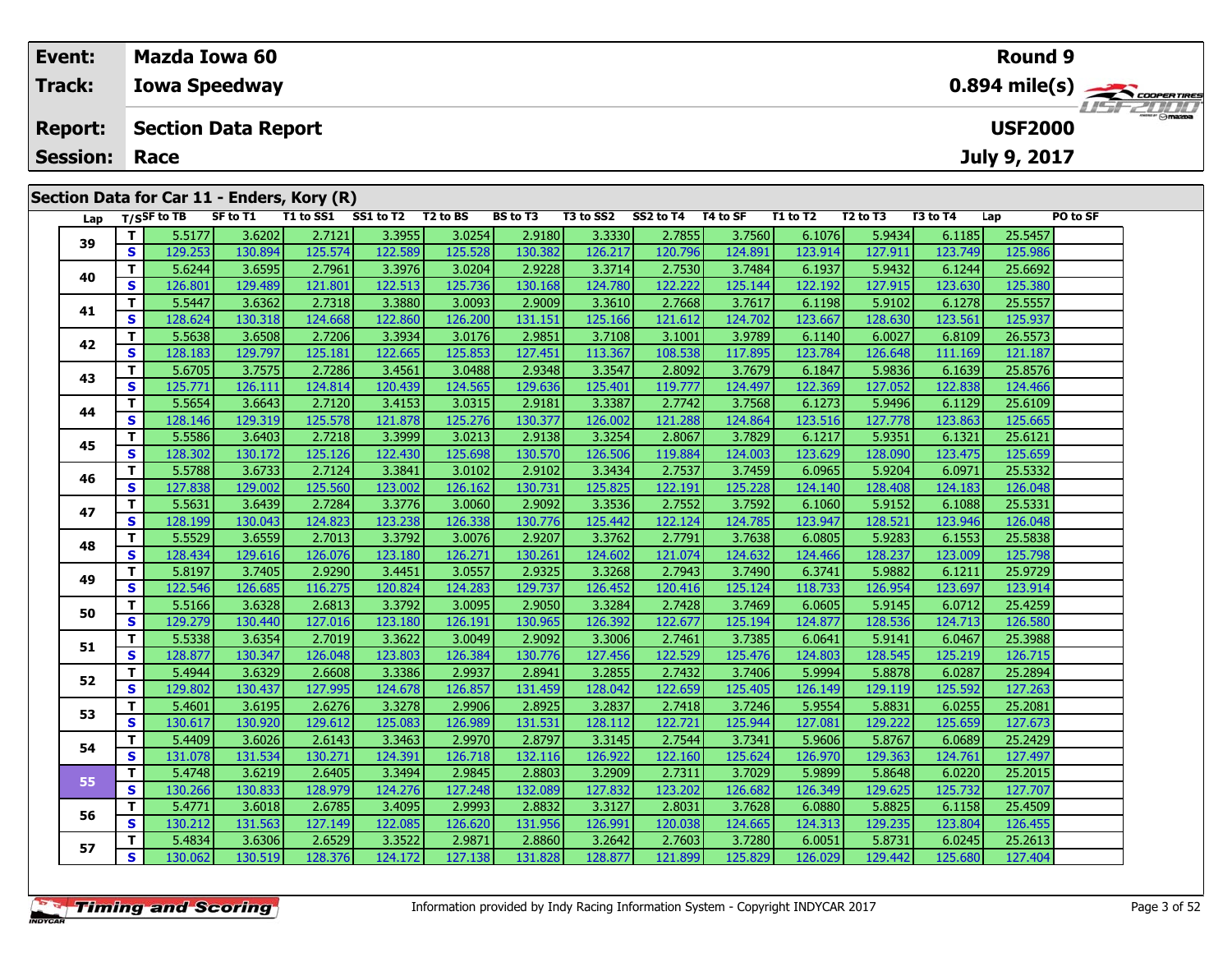| Event: | Mazda Iowa 60 | Round 9 |
|---|---|---|
| Track: | Iowa Speedway | 0.894 mile(s) |
| Report: | Section Data Report | USF2000 |
| Session: | Race | July 9, 2017 |

## Section Data for Car 11 - Enders, Kory (R)

| Lap | T/S | SF to TB | SF to T1 | T1 to SS1 | SS1 to T2 | T2 to BS | BS to T3 | T3 to SS2 | SS2 to T4 | T4 to SF | T1 to T2 | T2 to T3 | T3 to T4 | Lap | PO to SF |
|---|---|---|---|---|---|---|---|---|---|---|---|---|---|---|---|
| 39 | T | 5.5177 | 3.6202 | 2.7121 | 3.3955 | 3.0254 | 2.9180 | 3.3330 | 2.7855 | 3.7560 | 6.1076 | 5.9434 | 6.1185 | 25.5457 | |
| | S | 129.253 | 130.894 | 125.574 | 122.589 | 125.528 | 130.382 | 126.217 | 120.796 | 124.891 | 123.914 | 127.911 | 123.749 | 125.986 | |
| 40 | T | 5.6244 | 3.6595 | 2.7961 | 3.3976 | 3.0204 | 2.9228 | 3.3714 | 2.7530 | 3.7484 | 6.1937 | 5.9432 | 6.1244 | 25.6692 | |
| | S | 126.801 | 129.489 | 121.801 | 122.513 | 125.736 | 130.168 | 124.780 | 122.222 | 125.144 | 122.192 | 127.915 | 123.630 | 125.380 | |
| 41 | T | 5.5447 | 3.6362 | 2.7318 | 3.3880 | 3.0093 | 2.9009 | 3.3610 | 2.7668 | 3.7617 | 6.1198 | 5.9102 | 6.1278 | 25.5557 | |
| | S | 128.624 | 130.318 | 124.668 | 122.860 | 126.200 | 131.151 | 125.166 | 121.612 | 124.702 | 123.667 | 128.630 | 123.561 | 125.937 | |
| 42 | T | 5.5638 | 3.6508 | 2.7206 | 3.3934 | 3.0176 | 2.9851 | 3.7108 | 3.1001 | 3.9789 | 6.1140 | 6.0027 | 6.8109 | 26.5573 | |
| | S | 128.183 | 129.797 | 125.181 | 122.665 | 125.853 | 127.451 | 113.367 | 108.538 | 117.895 | 123.784 | 126.648 | 111.169 | 121.187 | |
| 43 | T | 5.6705 | 3.7575 | 2.7286 | 3.4561 | 3.0488 | 2.9348 | 3.3547 | 2.8092 | 3.7679 | 6.1847 | 5.9836 | 6.1639 | 25.8576 | |
| | S | 125.771 | 126.111 | 124.814 | 120.439 | 124.565 | 129.636 | 125.401 | 119.777 | 124.497 | 122.369 | 127.052 | 122.838 | 124.466 | |
| 44 | T | 5.5654 | 3.6643 | 2.7120 | 3.4153 | 3.0315 | 2.9181 | 3.3387 | 2.7742 | 3.7568 | 6.1273 | 5.9496 | 6.1129 | 25.6109 | |
| | S | 128.146 | 129.319 | 125.578 | 121.878 | 125.276 | 130.377 | 126.002 | 121.288 | 124.864 | 123.516 | 127.778 | 123.863 | 125.665 | |
| 45 | T | 5.5586 | 3.6403 | 2.7218 | 3.3999 | 3.0213 | 2.9138 | 3.3254 | 2.8067 | 3.7829 | 6.1217 | 5.9351 | 6.1321 | 25.6121 | |
| | S | 128.302 | 130.172 | 125.126 | 122.430 | 125.698 | 130.570 | 126.506 | 119.884 | 124.003 | 123.629 | 128.090 | 123.475 | 125.659 | |
| 46 | T | 5.5788 | 3.6733 | 2.7124 | 3.3841 | 3.0102 | 2.9102 | 3.3434 | 2.7537 | 3.7459 | 6.0965 | 5.9204 | 6.0971 | 25.5332 | |
| | S | 127.838 | 129.002 | 125.560 | 123.002 | 126.162 | 130.731 | 125.825 | 122.191 | 125.228 | 124.140 | 128.408 | 124.183 | 126.048 | |
| 47 | T | 5.5631 | 3.6439 | 2.7284 | 3.3776 | 3.0060 | 2.9092 | 3.3536 | 2.7552 | 3.7592 | 6.1060 | 5.9152 | 6.1088 | 25.5331 | |
| | S | 128.199 | 130.043 | 124.823 | 123.238 | 126.338 | 130.776 | 125.442 | 122.124 | 124.785 | 123.947 | 128.521 | 123.946 | 126.048 | |
| 48 | T | 5.5529 | 3.6559 | 2.7013 | 3.3792 | 3.0076 | 2.9207 | 3.3762 | 2.7791 | 3.7638 | 6.0805 | 5.9283 | 6.1553 | 25.5838 | |
| | S | 128.434 | 129.616 | 126.076 | 123.180 | 126.271 | 130.261 | 124.602 | 121.074 | 124.632 | 124.466 | 128.237 | 123.009 | 125.798 | |
| 49 | T | 5.8197 | 3.7405 | 2.9290 | 3.4451 | 3.0557 | 2.9325 | 3.3268 | 2.7943 | 3.7490 | 6.3741 | 5.9882 | 6.1211 | 25.9729 | |
| | S | 122.546 | 126.685 | 116.275 | 120.824 | 124.283 | 129.737 | 126.452 | 120.416 | 125.124 | 118.733 | 126.954 | 123.697 | 123.914 | |
| 50 | T | 5.5166 | 3.6328 | 2.6813 | 3.3792 | 3.0095 | 2.9050 | 3.3284 | 2.7428 | 3.7469 | 6.0605 | 5.9145 | 6.0712 | 25.4259 | |
| | S | 129.279 | 130.440 | 127.016 | 123.180 | 126.191 | 130.965 | 126.392 | 122.677 | 125.194 | 124.877 | 128.536 | 124.713 | 126.580 | |
| 51 | T | 5.5338 | 3.6354 | 2.7019 | 3.3622 | 3.0049 | 2.9092 | 3.3006 | 2.7461 | 3.7385 | 6.0641 | 5.9141 | 6.0467 | 25.3988 | |
| | S | 128.877 | 130.347 | 126.048 | 123.803 | 126.384 | 130.776 | 127.456 | 122.529 | 125.476 | 124.803 | 128.545 | 125.219 | 126.715 | |
| 52 | T | 5.4944 | 3.6329 | 2.6608 | 3.3386 | 2.9937 | 2.8941 | 3.2855 | 2.7432 | 3.7406 | 5.9994 | 5.8878 | 6.0287 | 25.2894 | |
| | S | 129.802 | 130.437 | 127.995 | 124.678 | 126.857 | 131.459 | 128.042 | 122.659 | 125.405 | 126.149 | 129.119 | 125.592 | 127.263 | |
| 53 | T | 5.4601 | 3.6195 | 2.6276 | 3.3278 | 2.9906 | 2.8925 | 3.2837 | 2.7418 | 3.7246 | 5.9554 | 5.8831 | 6.0255 | 25.2081 | |
| | S | 130.617 | 130.920 | 129.612 | 125.083 | 126.989 | 131.531 | 128.112 | 122.721 | 125.944 | 127.081 | 129.222 | 125.659 | 127.673 | |
| 54 | T | 5.4409 | 3.6026 | 2.6143 | 3.3463 | 2.9970 | 2.8797 | 3.3145 | 2.7544 | 3.7341 | 5.9606 | 5.8767 | 6.0689 | 25.2429 | |
| | S | 131.078 | 131.534 | 130.271 | 124.391 | 126.718 | 132.116 | 126.922 | 122.160 | 125.624 | 126.970 | 129.363 | 124.761 | 127.497 | |
| 55 | T | 5.4748 | 3.6219 | 2.6405 | 3.3494 | 2.9845 | 2.8803 | 3.2909 | 2.7311 | 3.7029 | 5.9899 | 5.8648 | 6.0220 | 25.2015 | |
| | S | 130.266 | 130.833 | 128.979 | 124.276 | 127.248 | 132.089 | 127.832 | 123.202 | 126.682 | 126.349 | 129.625 | 125.732 | 127.707 | |
| 56 | T | 5.4771 | 3.6018 | 2.6785 | 3.4095 | 2.9993 | 2.8832 | 3.3127 | 2.8031 | 3.7628 | 6.0880 | 5.8825 | 6.1158 | 25.4509 | |
| | S | 130.212 | 131.563 | 127.149 | 122.085 | 126.620 | 131.956 | 126.991 | 120.038 | 124.665 | 124.313 | 129.235 | 123.804 | 126.455 | |
| 57 | T | 5.4834 | 3.6306 | 2.6529 | 3.3522 | 2.9871 | 2.8860 | 3.2642 | 2.7603 | 3.7280 | 6.0051 | 5.8731 | 6.0245 | 25.2613 | |
| | S | 130.062 | 130.519 | 128.376 | 124.172 | 127.138 | 131.828 | 128.877 | 121.899 | 125.829 | 126.029 | 129.442 | 125.680 | 127.404 | |

Information provided by Indy Racing Information System - Copyright INDYCAR 2017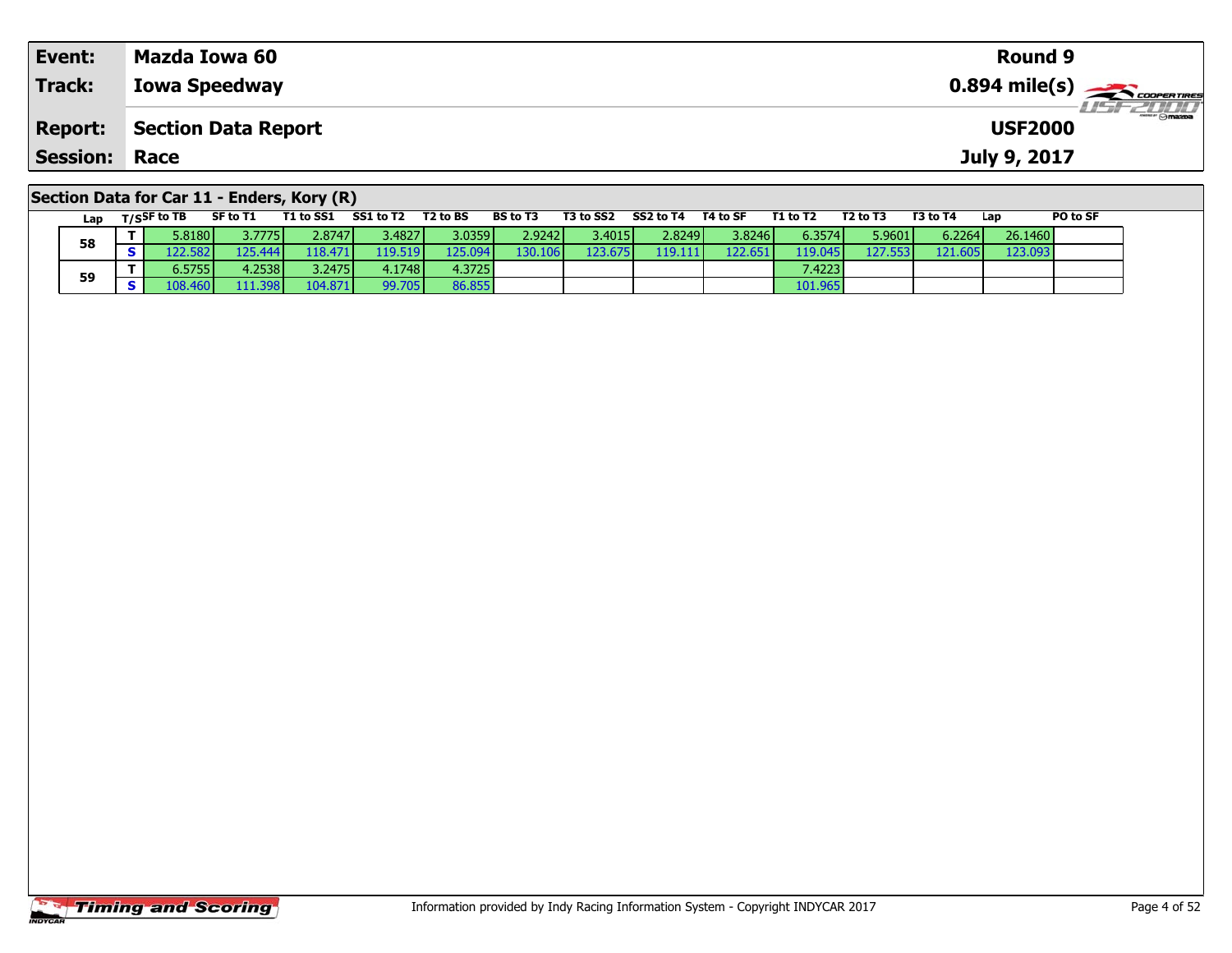| Event: | Mazda Iowa 60 | Round 9 |
|---|---|---|
| Track: | Iowa Speedway | 0.894 mile(s) |
| Report: | Section Data Report | USF2000 |
| Session: | Race | July 9, 2017 |

## Section Data for Car 11 - Enders, Kory (R)

| Lap | T/S | SF to TB | SF to T1 | T1 to SS1 | SS1 to T2 | T2 to BS | BS to T3 | T3 to SS2 | SS2 to T4 | T4 to SF | T1 to T2 | T2 to T3 | T3 to T4 | Lap | PO to SF |
|---|---|---|---|---|---|---|---|---|---|---|---|---|---|---|---|
| 58 | T | 5.8180 | 3.7775 | 2.8747 | 3.4827 | 3.0359 | 2.9242 | 3.4015 | 2.8249 | 3.8246 | 6.3574 | 5.9601 | 6.2264 | 26.1460 | |
| | S | 122.582 | 125.444 | 118.471 | 119.519 | 125.094 | 130.106 | 123.675 | 119.111 | 122.651 | 119.045 | 127.553 | 121.605 | 123.093 | |
| 59 | T | 6.5755 | 4.2538 | 3.2475 | 4.1748 | 4.3725 | | | | | 7.4223 | | | | |
| | S | 108.460 | 111.398 | 104.871 | 99.705 | 86.855 | | | | | 101.965 | | | | |

Information provided by Indy Racing Information System - Copyright INDYCAR 2017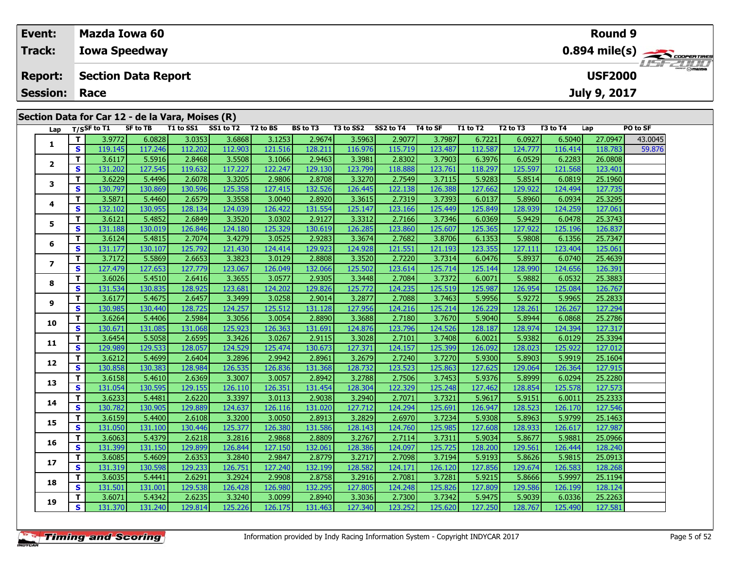| Event: | Mazda Iowa 60 | Round 9 |
|---|---|---|
| Track: | Iowa Speedway | 0.894 mile(s) |
| Report: | Section Data Report | USF2000 |
| Session: | Race | July 9, 2017 |

## Section Data for Car 12 - de la Vara, Moises (R)

| Lap | T/S | SF to T1 | SF to TB | T1 to SS1 | SS1 to T2 | T2 to BS | BS to T3 | T3 to SS2 | SS2 to T4 | T4 to SF | T1 to T2 | T2 to T3 | T3 to T4 | Lap | PO to SF |
|---|---|---|---|---|---|---|---|---|---|---|---|---|---|---|---|
| 1 | T | 3.9772 | 6.0828 | 3.0353 | 3.6868 | 3.1253 | 2.9674 | 3.5963 | 2.9077 | 3.7987 | 6.7221 | 6.0927 | 6.5040 | 27.0947 | 43.0045 |
| | S | 119.145 | 117.246 | 112.202 | 112.903 | 121.516 | 128.211 | 116.976 | 115.719 | 123.487 | 112.587 | 124.777 | 116.414 | 118.783 | 59.876 |
| 2 | T | 3.6117 | 5.5916 | 2.8468 | 3.5508 | 3.1066 | 2.9463 | 3.3981 | 2.8302 | 3.7903 | 6.3976 | 6.0529 | 6.2283 | 26.0808 | |
| | S | 131.202 | 127.545 | 119.632 | 117.227 | 122.247 | 129.130 | 123.799 | 118.888 | 123.761 | 118.297 | 125.597 | 121.568 | 123.401 | |
| 3 | T | 3.6229 | 5.4496 | 2.6078 | 3.3205 | 2.9806 | 2.8708 | 3.3270 | 2.7549 | 3.7115 | 5.9283 | 5.8514 | 6.0819 | 25.1960 | |
| | S | 130.797 | 130.869 | 130.596 | 125.358 | 127.415 | 132.526 | 126.445 | 122.138 | 126.388 | 127.662 | 129.922 | 124.494 | 127.735 | |
| 4 | T | 3.5871 | 5.4460 | 2.6579 | 3.3558 | 3.0040 | 2.8920 | 3.3615 | 2.7319 | 3.7393 | 6.0137 | 5.8960 | 6.0934 | 25.3295 | |
| | S | 132.102 | 130.955 | 128.134 | 124.039 | 126.422 | 131.554 | 125.147 | 123.166 | 125.449 | 125.849 | 128.939 | 124.259 | 127.061 | |
| 5 | T | 3.6121 | 5.4852 | 2.6849 | 3.3520 | 3.0302 | 2.9127 | 3.3312 | 2.7166 | 3.7346 | 6.0369 | 5.9429 | 6.0478 | 25.3743 | |
| | S | 131.188 | 130.019 | 126.846 | 124.180 | 125.329 | 130.619 | 126.285 | 123.860 | 125.607 | 125.365 | 127.922 | 125.196 | 126.837 | |
| 6 | T | 3.6124 | 5.4815 | 2.7074 | 3.4279 | 3.0525 | 2.9283 | 3.3674 | 2.7682 | 3.8706 | 6.1353 | 5.9808 | 6.1356 | 25.7347 | |
| | S | 131.177 | 130.107 | 125.792 | 121.430 | 124.414 | 129.923 | 124.928 | 121.551 | 121.193 | 123.355 | 127.111 | 123.404 | 125.061 | |
| 7 | T | 3.7172 | 5.5869 | 2.6653 | 3.3823 | 3.0129 | 2.8808 | 3.3520 | 2.7220 | 3.7314 | 6.0476 | 5.8937 | 6.0740 | 25.4639 | |
| | S | 127.479 | 127.653 | 127.779 | 123.067 | 126.049 | 132.066 | 125.502 | 123.614 | 125.714 | 125.144 | 128.990 | 124.656 | 126.391 | |
| 8 | T | 3.6026 | 5.4510 | 2.6416 | 3.3655 | 3.0577 | 2.9305 | 3.3448 | 2.7084 | 3.7372 | 6.0071 | 5.9882 | 6.0532 | 25.3883 | |
| | S | 131.534 | 130.835 | 128.925 | 123.681 | 124.202 | 129.826 | 125.772 | 124.235 | 125.519 | 125.987 | 126.954 | 125.084 | 126.767 | |
| 9 | T | 3.6177 | 5.4675 | 2.6457 | 3.3499 | 3.0258 | 2.9014 | 3.2877 | 2.7088 | 3.7463 | 5.9956 | 5.9272 | 5.9965 | 25.2833 | |
| | S | 130.985 | 130.440 | 128.725 | 124.257 | 125.512 | 131.128 | 127.956 | 124.216 | 125.214 | 126.229 | 128.261 | 126.267 | 127.294 | |
| 10 | T | 3.6264 | 5.4406 | 2.5984 | 3.3056 | 3.0054 | 2.8890 | 3.3688 | 2.7180 | 3.7670 | 5.9040 | 5.8944 | 6.0868 | 25.2786 | |
| | S | 130.671 | 131.085 | 131.068 | 125.923 | 126.363 | 131.691 | 124.876 | 123.796 | 124.526 | 128.187 | 128.974 | 124.394 | 127.317 | |
| 11 | T | 3.6454 | 5.5058 | 2.6595 | 3.3426 | 3.0267 | 2.9115 | 3.3028 | 2.7101 | 3.7408 | 6.0021 | 5.9382 | 6.0129 | 25.3394 | |
| | S | 129.989 | 129.533 | 128.057 | 124.529 | 125.474 | 130.673 | 127.371 | 124.157 | 125.399 | 126.092 | 128.023 | 125.922 | 127.012 | |
| 12 | T | 3.6212 | 5.4699 | 2.6404 | 3.2896 | 2.9942 | 2.8961 | 3.2679 | 2.7240 | 3.7270 | 5.9300 | 5.8903 | 5.9919 | 25.1604 | |
| | S | 130.858 | 130.383 | 128.984 | 126.535 | 126.836 | 131.368 | 128.732 | 123.523 | 125.863 | 127.625 | 129.064 | 126.364 | 127.915 | |
| 13 | T | 3.6158 | 5.4610 | 2.6369 | 3.3007 | 3.0057 | 2.8942 | 3.2788 | 2.7506 | 3.7453 | 5.9376 | 5.8999 | 6.0294 | 25.2280 | |
| | S | 131.054 | 130.595 | 129.155 | 126.110 | 126.351 | 131.454 | 128.304 | 122.329 | 125.248 | 127.462 | 128.854 | 125.578 | 127.573 | |
| 14 | T | 3.6233 | 5.4481 | 2.6220 | 3.3397 | 3.0113 | 2.9038 | 3.2940 | 2.7071 | 3.7321 | 5.9617 | 5.9151 | 6.0011 | 25.2333 | |
| | S | 130.782 | 130.905 | 129.889 | 124.637 | 126.116 | 131.020 | 127.712 | 124.294 | 125.691 | 126.947 | 128.523 | 126.170 | 127.546 | |
| 15 | T | 3.6159 | 5.4400 | 2.6108 | 3.3200 | 3.0050 | 2.8913 | 3.2829 | 2.6970 | 3.7234 | 5.9308 | 5.8963 | 5.9799 | 25.1463 | |
| | S | 131.050 | 131.100 | 130.446 | 125.377 | 126.380 | 131.586 | 128.143 | 124.760 | 125.985 | 127.608 | 128.933 | 126.617 | 127.987 | |
| 16 | T | 3.6063 | 5.4379 | 2.6218 | 3.2816 | 2.9868 | 2.8809 | 3.2767 | 2.7114 | 3.7311 | 5.9034 | 5.8677 | 5.9881 | 25.0966 | |
| | S | 131.399 | 131.150 | 129.899 | 126.844 | 127.150 | 132.061 | 128.386 | 124.097 | 125.725 | 128.200 | 129.561 | 126.444 | 128.240 | |
| 17 | T | 3.6085 | 5.4609 | 2.6353 | 3.2840 | 2.9847 | 2.8779 | 3.2717 | 2.7098 | 3.7194 | 5.9193 | 5.8626 | 5.9815 | 25.0913 | |
| | S | 131.319 | 130.598 | 129.233 | 126.751 | 127.240 | 132.199 | 128.582 | 124.171 | 126.120 | 127.856 | 129.674 | 126.583 | 128.268 | |
| 18 | T | 3.6035 | 5.4441 | 2.6291 | 3.2924 | 2.9908 | 2.8758 | 3.2916 | 2.7081 | 3.7281 | 5.9215 | 5.8666 | 5.9997 | 25.1194 | |
| | S | 131.501 | 131.001 | 129.538 | 126.428 | 126.980 | 132.295 | 127.805 | 124.248 | 125.826 | 127.809 | 129.586 | 126.199 | 128.124 | |
| 19 | T | 3.6071 | 5.4342 | 2.6235 | 3.3240 | 3.0099 | 2.8940 | 3.3036 | 2.7300 | 3.7342 | 5.9475 | 5.9039 | 6.0336 | 25.2263 | |
| | S | 131.370 | 131.240 | 129.814 | 125.226 | 126.175 | 131.463 | 127.340 | 123.252 | 125.620 | 127.250 | 128.767 | 125.490 | 127.581 | |

Information provided by Indy Racing Information System - Copyright INDYCAR 2017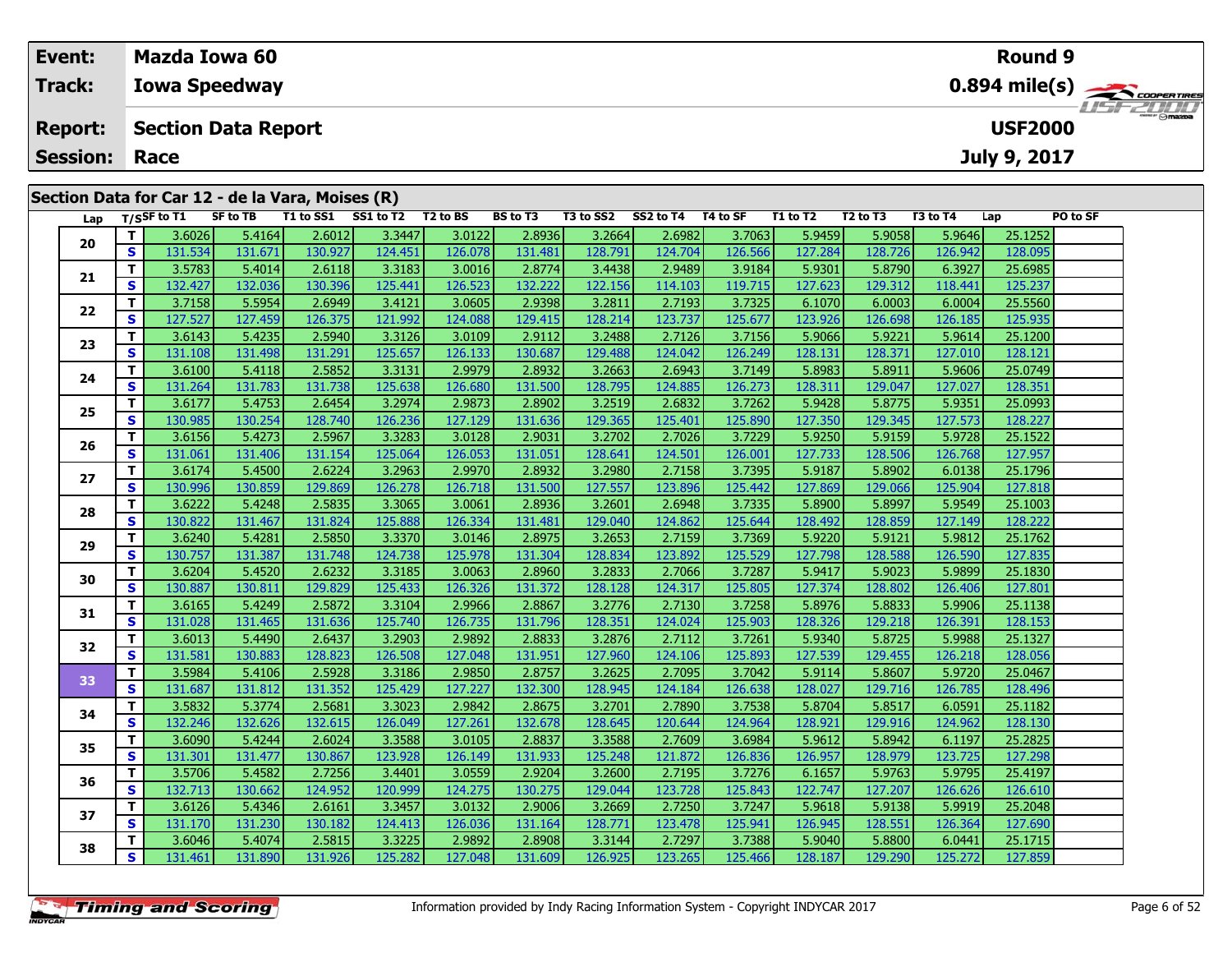| Event: | Mazda Iowa 60 | Round 9 |
|---|---|---|
| Track: | Iowa Speedway | 0.894 mile(s) |
| Report: | Section Data Report | USF2000 |
| Session: | Race | July 9, 2017 |

## Section Data for Car 12 - de la Vara, Moises (R)

| Lap | T/S | SF to T1 | SF to TB | T1 to SS1 | SS1 to T2 | T2 to BS | BS to T3 | T3 to SS2 | SS2 to T4 | T4 to SF | T1 to T2 | T2 to T3 | T3 to T4 | Lap | PO to SF |
|---|---|---|---|---|---|---|---|---|---|---|---|---|---|---|---|
| 20 | T | 3.6026 | 5.4164 | 2.6012 | 3.3447 | 3.0122 | 2.8936 | 3.2664 | 2.6982 | 3.7063 | 5.9459 | 5.9058 | 5.9646 | 25.1252 | |
| | S | 131.534 | 131.671 | 130.927 | 124.451 | 126.078 | 131.481 | 128.791 | 124.704 | 126.566 | 127.284 | 128.726 | 126.942 | 128.095 | |
| 21 | T | 3.5783 | 5.4014 | 2.6118 | 3.3183 | 3.0016 | 2.8774 | 3.4438 | 2.9489 | 3.9184 | 5.9301 | 5.8790 | 6.3927 | 25.6985 | |
| | S | 132.427 | 132.036 | 130.396 | 125.441 | 126.523 | 132.222 | 122.156 | 114.103 | 119.715 | 127.623 | 129.312 | 118.441 | 125.237 | |
| 22 | T | 3.7158 | 5.5954 | 2.6949 | 3.4121 | 3.0605 | 2.9398 | 3.2811 | 2.7193 | 3.7325 | 6.1070 | 6.0003 | 6.0004 | 25.5560 | |
| | S | 127.527 | 127.459 | 126.375 | 121.992 | 124.088 | 129.415 | 128.214 | 123.737 | 125.677 | 123.926 | 126.698 | 126.185 | 125.935 | |
| 23 | T | 3.6143 | 5.4235 | 2.5940 | 3.3126 | 3.0109 | 2.9112 | 3.2488 | 2.7126 | 3.7156 | 5.9066 | 5.9221 | 5.9614 | 25.1200 | |
| | S | 131.108 | 131.498 | 131.291 | 125.657 | 126.133 | 130.687 | 129.488 | 124.042 | 126.249 | 128.131 | 128.371 | 127.010 | 128.121 | |
| 24 | T | 3.6100 | 5.4118 | 2.5852 | 3.3131 | 2.9979 | 2.8932 | 3.2663 | 2.6943 | 3.7149 | 5.8983 | 5.8911 | 5.9606 | 25.0749 | |
| | S | 131.264 | 131.783 | 131.738 | 125.638 | 126.680 | 131.500 | 128.795 | 124.885 | 126.273 | 128.311 | 129.047 | 127.027 | 128.351 | |
| 25 | T | 3.6177 | 5.4753 | 2.6454 | 3.2974 | 2.9873 | 2.8902 | 3.2519 | 2.6832 | 3.7262 | 5.9428 | 5.8775 | 5.9351 | 25.0993 | |
| | S | 130.985 | 130.254 | 128.740 | 126.236 | 127.129 | 131.636 | 129.365 | 125.401 | 125.890 | 127.350 | 129.345 | 127.573 | 128.227 | |
| 26 | T | 3.6156 | 5.4273 | 2.5967 | 3.3283 | 3.0128 | 2.9031 | 3.2702 | 2.7026 | 3.7229 | 5.9250 | 5.9159 | 5.9728 | 25.1522 | |
| | S | 131.061 | 131.406 | 131.154 | 125.064 | 126.053 | 131.051 | 128.641 | 124.501 | 126.001 | 127.733 | 128.506 | 126.768 | 127.957 | |
| 27 | T | 3.6174 | 5.4500 | 2.6224 | 3.2963 | 2.9970 | 2.8932 | 3.2980 | 2.7158 | 3.7395 | 5.9187 | 5.8902 | 6.0138 | 25.1796 | |
| | S | 130.996 | 130.859 | 129.869 | 126.278 | 126.718 | 131.500 | 127.557 | 123.896 | 125.442 | 127.869 | 129.066 | 125.904 | 127.818 | |
| 28 | T | 3.6222 | 5.4248 | 2.5835 | 3.3065 | 3.0061 | 2.8936 | 3.2601 | 2.6948 | 3.7335 | 5.8900 | 5.8997 | 5.9549 | 25.1003 | |
| | S | 130.822 | 131.467 | 131.824 | 125.888 | 126.334 | 131.481 | 129.040 | 124.862 | 125.644 | 128.492 | 128.859 | 127.149 | 128.222 | |
| 29 | T | 3.6240 | 5.4281 | 2.5850 | 3.3370 | 3.0146 | 2.8975 | 3.2653 | 2.7159 | 3.7369 | 5.9220 | 5.9121 | 5.9812 | 25.1762 | |
| | S | 130.757 | 131.387 | 131.748 | 124.738 | 125.978 | 131.304 | 128.834 | 123.892 | 125.529 | 127.798 | 128.588 | 126.590 | 127.835 | |
| 30 | T | 3.6204 | 5.4520 | 2.6232 | 3.3185 | 3.0063 | 2.8960 | 3.2833 | 2.7066 | 3.7287 | 5.9417 | 5.9023 | 5.9899 | 25.1830 | |
| | S | 130.887 | 130.811 | 129.829 | 125.433 | 126.326 | 131.372 | 128.128 | 124.317 | 125.805 | 127.374 | 128.802 | 126.406 | 127.801 | |
| 31 | T | 3.6165 | 5.4249 | 2.5872 | 3.3104 | 2.9966 | 2.8867 | 3.2776 | 2.7130 | 3.7258 | 5.8976 | 5.8833 | 5.9906 | 25.1138 | |
| | S | 131.028 | 131.465 | 131.636 | 125.740 | 126.735 | 131.796 | 128.351 | 124.024 | 125.903 | 128.326 | 129.218 | 126.391 | 128.153 | |
| 32 | T | 3.6013 | 5.4490 | 2.6437 | 3.2903 | 2.9892 | 2.8833 | 3.2876 | 2.7112 | 3.7261 | 5.9340 | 5.8725 | 5.9988 | 25.1327 | |
| | S | 131.581 | 130.883 | 128.823 | 126.508 | 127.048 | 131.951 | 127.960 | 124.106 | 125.893 | 127.539 | 129.455 | 126.218 | 128.056 | |
| 33 | T | 3.5984 | 5.4106 | 2.5928 | 3.3186 | 2.9850 | 2.8757 | 3.2625 | 2.7095 | 3.7042 | 5.9114 | 5.8607 | 5.9720 | 25.0467 | |
| | S | 131.687 | 131.812 | 131.352 | 125.429 | 127.227 | 132.300 | 128.945 | 124.184 | 126.638 | 128.027 | 129.716 | 126.785 | 128.496 | |
| 34 | T | 3.5832 | 5.3774 | 2.5681 | 3.3023 | 2.9842 | 2.8675 | 3.2701 | 2.7890 | 3.7538 | 5.8704 | 5.8517 | 6.0591 | 25.1182 | |
| | S | 132.246 | 132.626 | 132.615 | 126.049 | 127.261 | 132.678 | 128.645 | 120.644 | 124.964 | 128.921 | 129.916 | 124.962 | 128.130 | |
| 35 | T | 3.6090 | 5.4244 | 2.6024 | 3.3588 | 3.0105 | 2.8837 | 3.3588 | 2.7609 | 3.6984 | 5.9612 | 5.8942 | 6.1197 | 25.2825 | |
| | S | 131.301 | 131.477 | 130.867 | 123.928 | 126.149 | 131.933 | 125.248 | 121.872 | 126.836 | 126.957 | 128.979 | 123.725 | 127.298 | |
| 36 | T | 3.5706 | 5.4582 | 2.7256 | 3.4401 | 3.0559 | 2.9204 | 3.2600 | 2.7195 | 3.7276 | 6.1657 | 5.9763 | 5.9795 | 25.4197 | |
| | S | 132.713 | 130.662 | 124.952 | 120.999 | 124.275 | 130.275 | 129.044 | 123.728 | 125.843 | 122.747 | 127.207 | 126.626 | 126.610 | |
| 37 | T | 3.6126 | 5.4346 | 2.6161 | 3.3457 | 3.0132 | 2.9006 | 3.2669 | 2.7250 | 3.7247 | 5.9618 | 5.9138 | 5.9919 | 25.2048 | |
| | S | 131.170 | 131.230 | 130.182 | 124.413 | 126.036 | 131.164 | 128.771 | 123.478 | 125.941 | 126.945 | 128.551 | 126.364 | 127.690 | |
| 38 | T | 3.6046 | 5.4074 | 2.5815 | 3.3225 | 2.9892 | 2.8908 | 3.3144 | 2.7297 | 3.7388 | 5.9040 | 5.8800 | 6.0441 | 25.1715 | |
| | S | 131.461 | 131.890 | 131.926 | 125.282 | 127.048 | 131.609 | 126.925 | 123.265 | 125.466 | 128.187 | 129.290 | 125.272 | 127.859 | |

Information provided by Indy Racing Information System - Copyright INDYCAR 2017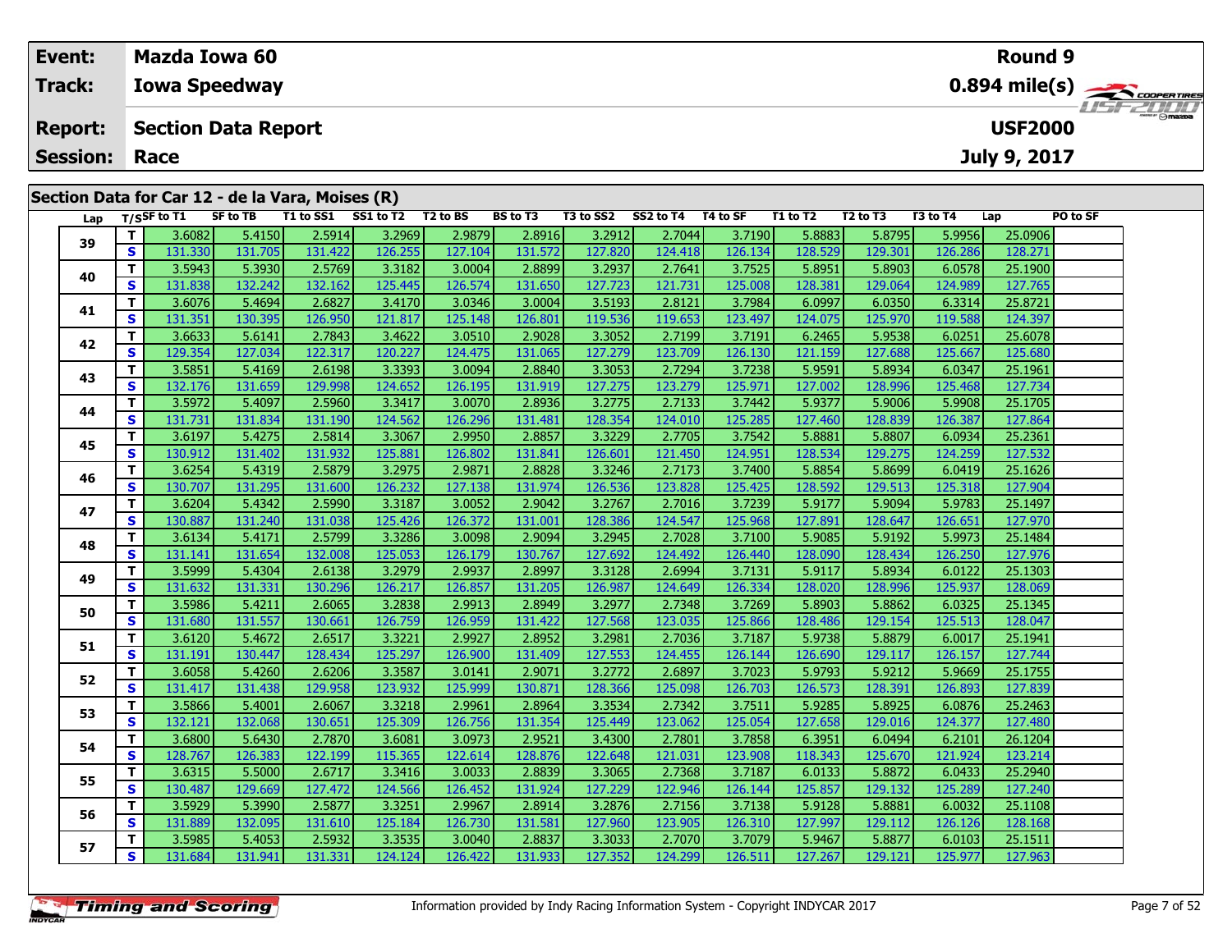| Event: | Mazda Iowa 60 | Round 9 |
|---|---|---|
| Track: | Iowa Speedway | 0.894 mile(s) |
| Report: | Section Data Report | USF2000 |
| Session: | Race | July 9, 2017 |

## Section Data for Car 12 - de la Vara, Moises (R)

| Lap | T/S | SF to T1 | SF to TB | T1 to SS1 | SS1 to T2 | T2 to BS | BS to T3 | T3 to SS2 | SS2 to T4 | T4 to SF | T1 to T2 | T2 to T3 | T3 to T4 | Lap | PO to SF |
|---|---|---|---|---|---|---|---|---|---|---|---|---|---|---|---|
| 39 | T | 3.6082 | 5.4150 | 2.5914 | 3.2969 | 2.9879 | 2.8916 | 3.2912 | 2.7044 | 3.7190 | 5.8883 | 5.8795 | 5.9956 | 25.0906 | |
| | S | 131.330 | 131.705 | 131.422 | 126.255 | 127.104 | 131.572 | 127.820 | 124.418 | 126.134 | 128.529 | 129.301 | 126.286 | 128.271 | |
| 40 | T | 3.5943 | 5.3930 | 2.5769 | 3.3182 | 3.0004 | 2.8899 | 3.2937 | 2.7641 | 3.7525 | 5.8951 | 5.8903 | 6.0578 | 25.1900 | |
| | S | 131.838 | 132.242 | 132.162 | 125.445 | 126.574 | 131.650 | 127.723 | 121.731 | 125.008 | 128.381 | 129.064 | 124.989 | 127.765 | |
| 41 | T | 3.6076 | 5.4694 | 2.6827 | 3.4170 | 3.0346 | 3.0004 | 3.5193 | 2.8121 | 3.7984 | 6.0997 | 6.0350 | 6.3314 | 25.8721 | |
| | S | 131.351 | 130.395 | 126.950 | 121.817 | 125.148 | 126.801 | 119.536 | 119.653 | 123.497 | 124.075 | 125.970 | 119.588 | 124.397 | |
| 42 | T | 3.6633 | 5.6141 | 2.7843 | 3.4622 | 3.0510 | 2.9028 | 3.3052 | 2.7199 | 3.7191 | 6.2465 | 5.9538 | 6.0251 | 25.6078 | |
| | S | 129.354 | 127.034 | 122.317 | 120.227 | 124.475 | 131.065 | 127.279 | 123.709 | 126.130 | 121.159 | 127.688 | 125.667 | 125.680 | |
| 43 | T | 3.5851 | 5.4169 | 2.6198 | 3.3393 | 3.0094 | 2.8840 | 3.3053 | 2.7294 | 3.7238 | 5.9591 | 5.8934 | 6.0347 | 25.1961 | |
| | S | 132.176 | 131.659 | 129.998 | 124.652 | 126.195 | 131.919 | 127.275 | 123.279 | 125.971 | 127.002 | 128.996 | 125.468 | 127.734 | |
| 44 | T | 3.5972 | 5.4097 | 2.5960 | 3.3417 | 3.0070 | 2.8936 | 3.2775 | 2.7133 | 3.7442 | 5.9377 | 5.9006 | 5.9908 | 25.1705 | |
| | S | 131.731 | 131.834 | 131.190 | 124.562 | 126.296 | 131.481 | 128.354 | 124.010 | 125.285 | 127.460 | 128.839 | 126.387 | 127.864 | |
| 45 | T | 3.6197 | 5.4275 | 2.5814 | 3.3067 | 2.9950 | 2.8857 | 3.3229 | 2.7705 | 3.7542 | 5.8881 | 5.8807 | 6.0934 | 25.2361 | |
| | S | 130.912 | 131.402 | 131.932 | 125.881 | 126.802 | 131.841 | 126.601 | 121.450 | 124.951 | 128.534 | 129.275 | 124.259 | 127.532 | |
| 46 | T | 3.6254 | 5.4319 | 2.5879 | 3.2975 | 2.9871 | 2.8828 | 3.3246 | 2.7173 | 3.7400 | 5.8854 | 5.8699 | 6.0419 | 25.1626 | |
| | S | 130.707 | 131.295 | 131.600 | 126.232 | 127.138 | 131.974 | 126.536 | 123.828 | 125.425 | 128.592 | 129.513 | 125.318 | 127.904 | |
| 47 | T | 3.6204 | 5.4342 | 2.5990 | 3.3187 | 3.0052 | 2.9042 | 3.2767 | 2.7016 | 3.7239 | 5.9177 | 5.9094 | 5.9783 | 25.1497 | |
| | S | 130.887 | 131.240 | 131.038 | 125.426 | 126.372 | 131.001 | 128.386 | 124.547 | 125.968 | 127.891 | 128.647 | 126.651 | 127.970 | |
| 48 | T | 3.6134 | 5.4171 | 2.5799 | 3.3286 | 3.0098 | 2.9094 | 3.2945 | 2.7028 | 3.7100 | 5.9085 | 5.9192 | 5.9973 | 25.1484 | |
| | S | 131.141 | 131.654 | 132.008 | 125.053 | 126.179 | 130.767 | 127.692 | 124.492 | 126.440 | 128.090 | 128.434 | 126.250 | 127.976 | |
| 49 | T | 3.5999 | 5.4304 | 2.6138 | 3.2979 | 2.9937 | 2.8997 | 3.3128 | 2.6994 | 3.7131 | 5.9117 | 5.8934 | 6.0122 | 25.1303 | |
| | S | 131.632 | 131.331 | 130.296 | 126.217 | 126.857 | 131.205 | 126.987 | 124.649 | 126.334 | 128.020 | 128.996 | 125.937 | 128.069 | |
| 50 | T | 3.5986 | 5.4211 | 2.6065 | 3.2838 | 2.9913 | 2.8949 | 3.2977 | 2.7348 | 3.7269 | 5.8903 | 5.8862 | 6.0325 | 25.1345 | |
| | S | 131.680 | 131.557 | 130.661 | 126.759 | 126.959 | 131.422 | 127.568 | 123.035 | 125.866 | 128.486 | 129.154 | 125.513 | 128.047 | |
| 51 | T | 3.6120 | 5.4672 | 2.6517 | 3.3221 | 2.9927 | 2.8952 | 3.2981 | 2.7036 | 3.7187 | 5.9738 | 5.8879 | 6.0017 | 25.1941 | |
| | S | 131.191 | 130.447 | 128.434 | 125.297 | 126.900 | 131.409 | 127.553 | 124.455 | 126.144 | 126.690 | 129.117 | 126.157 | 127.744 | |
| 52 | T | 3.6058 | 5.4260 | 2.6206 | 3.3587 | 3.0141 | 2.9071 | 3.2772 | 2.6897 | 3.7023 | 5.9793 | 5.9212 | 5.9669 | 25.1755 | |
| | S | 131.417 | 131.438 | 129.958 | 123.932 | 125.999 | 130.871 | 128.366 | 125.098 | 126.703 | 126.573 | 128.391 | 126.893 | 127.839 | |
| 53 | T | 3.5866 | 5.4001 | 2.6067 | 3.3218 | 2.9961 | 2.8964 | 3.3534 | 2.7342 | 3.7511 | 5.9285 | 5.8925 | 6.0876 | 25.2463 | |
| | S | 132.121 | 132.068 | 130.651 | 125.309 | 126.756 | 131.354 | 125.449 | 123.062 | 125.054 | 127.658 | 129.016 | 124.377 | 127.480 | |
| 54 | T | 3.6800 | 5.6430 | 2.7870 | 3.6081 | 3.0973 | 2.9521 | 3.4300 | 2.7801 | 3.7858 | 6.3951 | 6.0494 | 6.2101 | 26.1204 | |
| | S | 128.767 | 126.383 | 122.199 | 115.365 | 122.614 | 128.876 | 122.648 | 121.031 | 123.908 | 118.343 | 125.670 | 121.924 | 123.214 | |
| 55 | T | 3.6315 | 5.5000 | 2.6717 | 3.3416 | 3.0033 | 2.8839 | 3.3065 | 2.7368 | 3.7187 | 6.0133 | 5.8872 | 6.0433 | 25.2940 | |
| | S | 130.487 | 129.669 | 127.472 | 124.566 | 126.452 | 131.924 | 127.229 | 122.946 | 126.144 | 125.857 | 129.132 | 125.289 | 127.240 | |
| 56 | T | 3.5929 | 5.3990 | 2.5877 | 3.3251 | 2.9967 | 2.8914 | 3.2876 | 2.7156 | 3.7138 | 5.9128 | 5.8881 | 6.0032 | 25.1108 | |
| | S | 131.889 | 132.095 | 131.610 | 125.184 | 126.730 | 131.581 | 127.960 | 123.905 | 126.310 | 127.997 | 129.112 | 126.126 | 128.168 | |
| 57 | T | 3.5985 | 5.4053 | 2.5932 | 3.3535 | 3.0040 | 2.8837 | 3.3033 | 2.7070 | 3.7079 | 5.9467 | 5.8877 | 6.0103 | 25.1511 | |
| | S | 131.684 | 131.941 | 131.331 | 124.124 | 126.422 | 131.933 | 127.352 | 124.299 | 126.511 | 127.267 | 129.121 | 125.977 | 127.963 | |

Information provided by Indy Racing Information System - Copyright INDYCAR 2017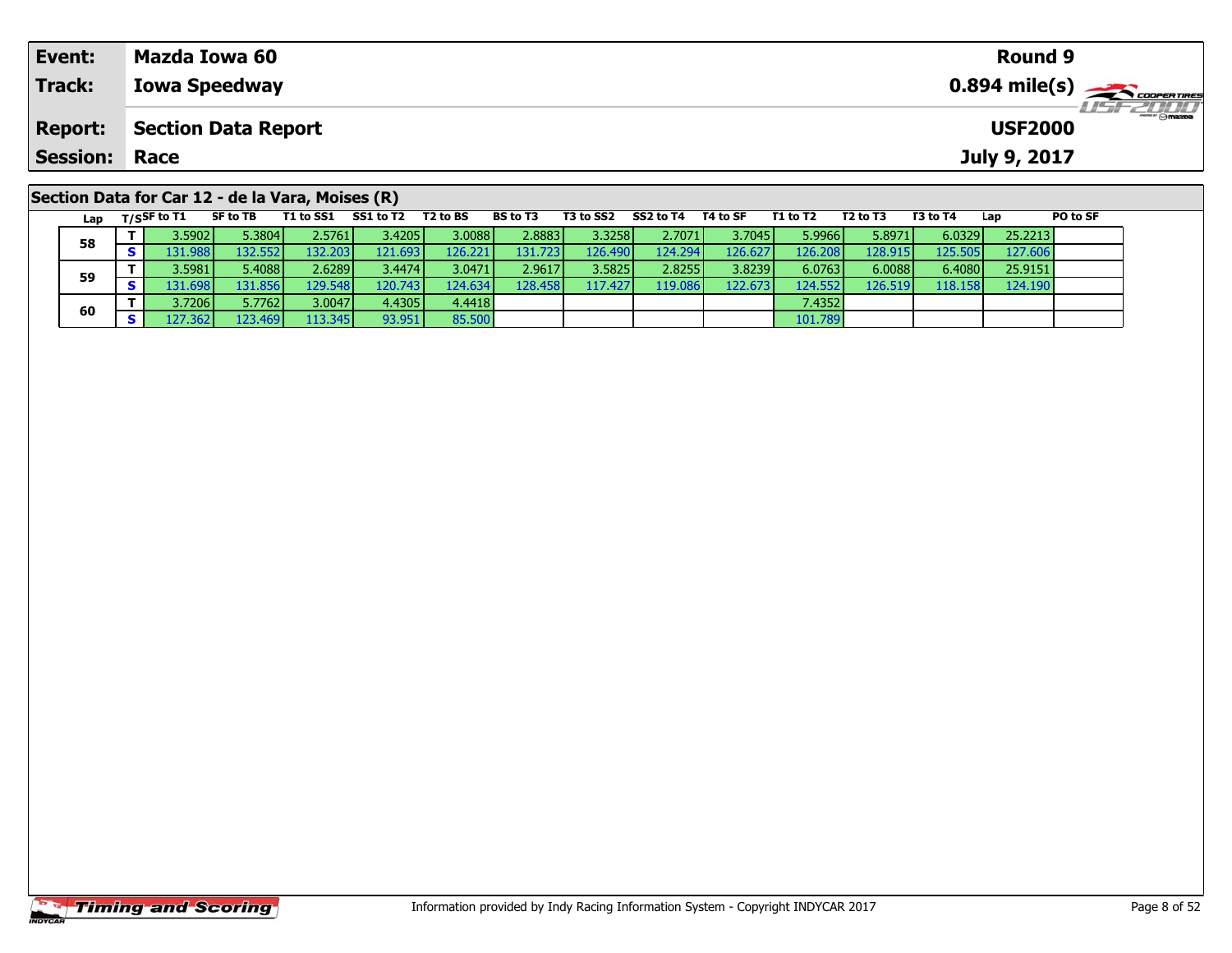| Event: | Mazda Iowa 60 | Round 9 |
|---|---|---|
| Track: | Iowa Speedway | 0.894 mile(s) |
| Report: | Section Data Report | USF2000 |
| Session: | Race | July 9, 2017 |

## Section Data for Car 12 - de la Vara, Moises (R)

| Lap | T/S | SF to T1 | SF to TB | T1 to SS1 | SS1 to T2 | T2 to BS | BS to T3 | T3 to SS2 | SS2 to T4 | T4 to SF | T1 to T2 | T2 to T3 | T3 to T4 | Lap | PO to SF |
|---|---|---|---|---|---|---|---|---|---|---|---|---|---|---|---|
| 58 | T | 3.5902 | 5.3804 | 2.5761 | 3.4205 | 3.0088 | 2.8883 | 3.3258 | 2.7071 | 3.7045 | 5.9966 | 5.8971 | 6.0329 | 25.2213 | |
| | S | 131.988 | 132.552 | 132.203 | 121.693 | 126.221 | 131.723 | 126.490 | 124.294 | 126.627 | 126.208 | 128.915 | 125.505 | 127.606 | |
| 59 | T | 3.5981 | 5.4088 | 2.6289 | 3.4474 | 3.0471 | 2.9617 | 3.5825 | 2.8255 | 3.8239 | 6.0763 | 6.0088 | 6.4080 | 25.9151 | |
| | S | 131.698 | 131.856 | 129.548 | 120.743 | 124.634 | 128.458 | 117.427 | 119.086 | 122.673 | 124.552 | 126.519 | 118.158 | 124.190 | |
| 60 | T | 3.7206 | 5.7762 | 3.0047 | 4.4305 | 4.4418 | | | | | 7.4352 | | | | |
| | S | 127.362 | 123.469 | 113.345 | 93.951 | 85.500 | | | | | 101.789 | | | | |

Information provided by Indy Racing Information System - Copyright INDYCAR 2017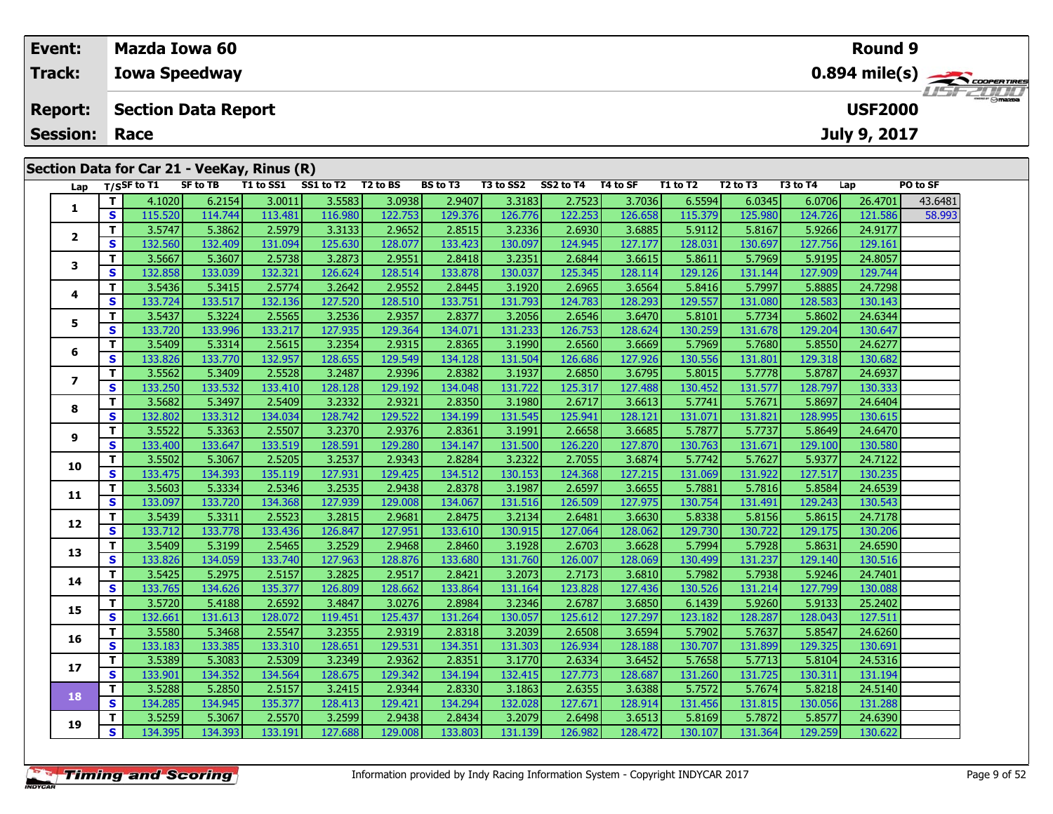| Event: | Mazda Iowa 60 | Round 9 |
|---|---|---|
| Track: | Iowa Speedway | 0.894 mile(s) |
| Report: | Section Data Report | USF2000 |
| Session: | Race | July 9, 2017 |

## Section Data for Car 21 - VeeKay, Rinus (R)

| Lap | T/S | SF to T1 | SF to TB | T1 to SS1 | SS1 to T2 | T2 to BS | BS to T3 | T3 to SS2 | SS2 to T4 | T4 to SF | T1 to T2 | T2 to T3 | T3 to T4 | Lap | PO to SF |
|---|---|---|---|---|---|---|---|---|---|---|---|---|---|---|---|
| 1 | T | 4.1020 | 6.2154 | 3.0011 | 3.5583 | 3.0938 | 2.9407 | 3.3183 | 2.7523 | 3.7036 | 6.5594 | 6.0345 | 6.0706 | 26.4701 | 43.6481 |
| | S | 115.520 | 114.744 | 113.481 | 116.980 | 122.753 | 129.376 | 126.776 | 122.253 | 126.658 | 115.379 | 125.980 | 124.726 | 121.586 | 58.993 |
| 2 | T | 3.5747 | 5.3862 | 2.5979 | 3.3133 | 2.9652 | 2.8515 | 3.2336 | 2.6930 | 3.6885 | 5.9112 | 5.8167 | 5.9266 | 24.9177 | |
| | S | 132.560 | 132.409 | 131.094 | 125.630 | 128.077 | 133.423 | 130.097 | 124.945 | 127.177 | 128.031 | 130.697 | 127.756 | 129.161 | |
| 3 | T | 3.5667 | 5.3607 | 2.5738 | 3.2873 | 2.9551 | 2.8418 | 3.2351 | 2.6844 | 3.6615 | 5.8611 | 5.7969 | 5.9195 | 24.8057 | |
| | S | 132.858 | 133.039 | 132.321 | 126.624 | 128.514 | 133.878 | 130.037 | 125.345 | 128.114 | 129.126 | 131.144 | 127.909 | 129.744 | |
| 4 | T | 3.5436 | 5.3415 | 2.5774 | 3.2642 | 2.9552 | 2.8445 | 3.1920 | 2.6965 | 3.6564 | 5.8416 | 5.7997 | 5.8885 | 24.7298 | |
| | S | 133.724 | 133.517 | 132.136 | 127.520 | 128.510 | 133.751 | 131.793 | 124.783 | 128.293 | 129.557 | 131.080 | 128.583 | 130.143 | |
| 5 | T | 3.5437 | 5.3224 | 2.5565 | 3.2536 | 2.9357 | 2.8377 | 3.2056 | 2.6546 | 3.6470 | 5.8101 | 5.7734 | 5.8602 | 24.6344 | |
| | S | 133.720 | 133.996 | 133.217 | 127.935 | 129.364 | 134.071 | 131.233 | 126.753 | 128.624 | 130.259 | 131.678 | 129.204 | 130.647 | |
| 6 | T | 3.5409 | 5.3314 | 2.5615 | 3.2354 | 2.9315 | 2.8365 | 3.1990 | 2.6560 | 3.6669 | 5.7969 | 5.7680 | 5.8550 | 24.6277 | |
| | S | 133.826 | 133.770 | 132.957 | 128.655 | 129.549 | 134.128 | 131.504 | 126.686 | 127.926 | 130.556 | 131.801 | 129.318 | 130.682 | |
| 7 | T | 3.5562 | 5.3409 | 2.5528 | 3.2487 | 2.9396 | 2.8382 | 3.1937 | 2.6850 | 3.6795 | 5.8015 | 5.7778 | 5.8787 | 24.6937 | |
| | S | 133.250 | 133.532 | 133.410 | 128.128 | 129.192 | 134.048 | 131.722 | 125.317 | 127.488 | 130.452 | 131.577 | 128.797 | 130.333 | |
| 8 | T | 3.5682 | 5.3497 | 2.5409 | 3.2332 | 2.9321 | 2.8350 | 3.1980 | 2.6717 | 3.6613 | 5.7741 | 5.7671 | 5.8697 | 24.6404 | |
| | S | 132.802 | 133.312 | 134.034 | 128.742 | 129.522 | 134.199 | 131.545 | 125.941 | 128.121 | 131.071 | 131.821 | 128.995 | 130.615 | |
| 9 | T | 3.5522 | 5.3363 | 2.5507 | 3.2370 | 2.9376 | 2.8361 | 3.1991 | 2.6658 | 3.6685 | 5.7877 | 5.7737 | 5.8649 | 24.6470 | |
| | S | 133.400 | 133.647 | 133.519 | 128.591 | 129.280 | 134.147 | 131.500 | 126.220 | 127.870 | 130.763 | 131.671 | 129.100 | 130.580 | |
| 10 | T | 3.5502 | 5.3067 | 2.5205 | 3.2537 | 2.9343 | 2.8284 | 3.2322 | 2.7055 | 3.6874 | 5.7742 | 5.7627 | 5.9377 | 24.7122 | |
| | S | 133.475 | 134.393 | 135.119 | 127.931 | 129.425 | 134.512 | 130.153 | 124.368 | 127.215 | 131.069 | 131.922 | 127.517 | 130.235 | |
| 11 | T | 3.5603 | 5.3334 | 2.5346 | 3.2535 | 2.9438 | 2.8378 | 3.1987 | 2.6597 | 3.6655 | 5.7881 | 5.7816 | 5.8584 | 24.6539 | |
| | S | 133.097 | 133.720 | 134.368 | 127.939 | 129.008 | 134.067 | 131.516 | 126.509 | 127.975 | 130.754 | 131.491 | 129.243 | 130.543 | |
| 12 | T | 3.5439 | 5.3311 | 2.5523 | 3.2815 | 2.9681 | 2.8475 | 3.2134 | 2.6481 | 3.6630 | 5.8338 | 5.8156 | 5.8615 | 24.7178 | |
| | S | 133.712 | 133.778 | 133.436 | 126.847 | 127.951 | 133.610 | 130.915 | 127.064 | 128.062 | 129.730 | 130.722 | 129.175 | 130.206 | |
| 13 | T | 3.5409 | 5.3199 | 2.5465 | 3.2529 | 2.9468 | 2.8460 | 3.1928 | 2.6703 | 3.6628 | 5.7994 | 5.7928 | 5.8631 | 24.6590 | |
| | S | 133.826 | 134.059 | 133.740 | 127.963 | 128.876 | 133.680 | 131.760 | 126.007 | 128.069 | 130.499 | 131.237 | 129.140 | 130.516 | |
| 14 | T | 3.5425 | 5.2975 | 2.5157 | 3.2825 | 2.9517 | 2.8421 | 3.2073 | 2.7173 | 3.6810 | 5.7982 | 5.7938 | 5.9246 | 24.7401 | |
| | S | 133.765 | 134.626 | 135.377 | 126.809 | 128.662 | 133.864 | 131.164 | 123.828 | 127.436 | 130.526 | 131.214 | 127.799 | 130.088 | |
| 15 | T | 3.5720 | 5.4188 | 2.6592 | 3.4847 | 3.0276 | 2.8984 | 3.2346 | 2.6787 | 3.6850 | 6.1439 | 5.9260 | 5.9133 | 25.2402 | |
| | S | 132.661 | 131.613 | 128.072 | 119.451 | 125.437 | 131.264 | 130.057 | 125.612 | 127.297 | 123.182 | 128.287 | 128.043 | 127.511 | |
| 16 | T | 3.5580 | 5.3468 | 2.5547 | 3.2355 | 2.9319 | 2.8318 | 3.2039 | 2.6508 | 3.6594 | 5.7902 | 5.7637 | 5.8547 | 24.6260 | |
| | S | 133.183 | 133.385 | 133.310 | 128.651 | 129.531 | 134.351 | 131.303 | 126.934 | 128.188 | 130.707 | 131.899 | 129.325 | 130.691 | |
| 17 | T | 3.5389 | 5.3083 | 2.5309 | 3.2349 | 2.9362 | 2.8351 | 3.1770 | 2.6334 | 3.6452 | 5.7658 | 5.7713 | 5.8104 | 24.5316 | |
| | S | 133.901 | 134.352 | 134.564 | 128.675 | 129.342 | 134.194 | 132.415 | 127.773 | 128.687 | 131.260 | 131.725 | 130.311 | 131.194 | |
| 18 | T | 3.5288 | 5.2850 | 2.5157 | 3.2415 | 2.9344 | 2.8330 | 3.1863 | 2.6355 | 3.6388 | 5.7572 | 5.7674 | 5.8218 | 24.5140 | |
| | S | 134.285 | 134.945 | 135.377 | 128.413 | 129.421 | 134.294 | 132.028 | 127.671 | 128.914 | 131.456 | 131.815 | 130.056 | 131.288 | |
| 19 | T | 3.5259 | 5.3067 | 2.5570 | 3.2599 | 2.9438 | 2.8434 | 3.2079 | 2.6498 | 3.6513 | 5.8169 | 5.7872 | 5.8577 | 24.6390 | |
| | S | 134.395 | 134.393 | 133.191 | 127.688 | 129.008 | 133.803 | 131.139 | 126.982 | 128.472 | 130.107 | 131.364 | 129.259 | 130.622 | |

Information provided by Indy Racing Information System - Copyright INDYCAR 2017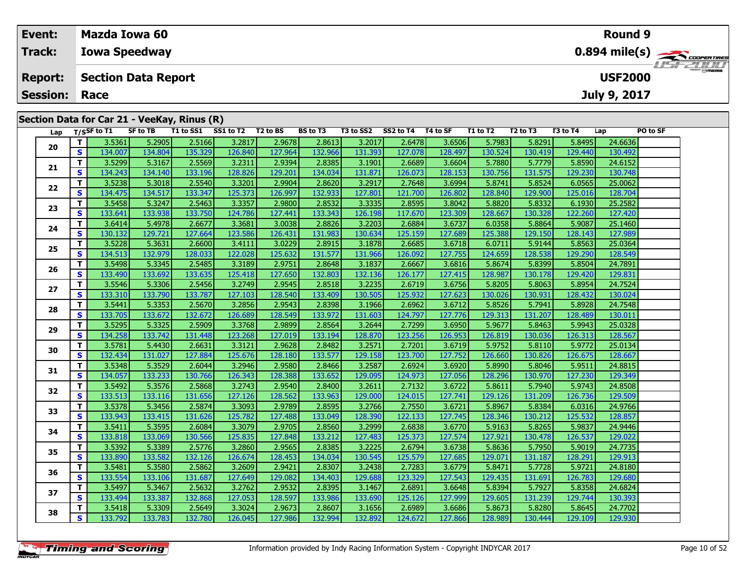| Event: | Mazda Iowa 60 | Round 9 |
|---|---|---|
| Track: | Iowa Speedway | 0.894 mile(s) |
| Report: | Section Data Report | USF2000 |
| Session: | Race | July 9, 2017 |

## Section Data for Car 21 - VeeKay, Rinus (R)

| Lap | T/S | SF to T1 | SF to TB | T1 to SS1 | SS1 to T2 | T2 to BS | BS to T3 | T3 to SS2 | SS2 to T4 | T4 to SF | T1 to T2 | T2 to T3 | T3 to T4 | Lap | PO to SF |
|---|---|---|---|---|---|---|---|---|---|---|---|---|---|---|---|
| 20 | T | 3.5361 | 5.2905 | 2.5166 | 3.2817 | 2.9678 | 2.8613 | 3.2017 | 2.6478 | 3.6506 | 5.7983 | 5.8291 | 5.8495 | 24.6636 | |
| | S | 134.007 | 134.804 | 135.329 | 126.840 | 127.964 | 132.966 | 131.393 | 127.078 | 128.497 | 130.524 | 130.419 | 129.440 | 130.492 | |
| 21 | T | 3.5299 | 5.3167 | 2.5569 | 3.2311 | 2.9394 | 2.8385 | 3.1901 | 2.6689 | 3.6604 | 5.7880 | 5.7779 | 5.8590 | 24.6152 | |
| | S | 134.243 | 134.140 | 133.196 | 128.826 | 129.201 | 134.034 | 131.871 | 126.073 | 128.153 | 130.756 | 131.575 | 129.230 | 130.748 | |
| 22 | T | 3.5238 | 5.3018 | 2.5540 | 3.3201 | 2.9904 | 2.8620 | 3.2917 | 2.7648 | 3.6994 | 5.8741 | 5.8524 | 6.0565 | 25.0062 | |
| | S | 134.475 | 134.517 | 133.347 | 125.373 | 126.997 | 132.933 | 127.801 | 121.700 | 126.802 | 128.840 | 129.900 | 125.016 | 128.704 | |
| 23 | T | 3.5458 | 5.3247 | 2.5463 | 3.3357 | 2.9800 | 2.8532 | 3.3335 | 2.8595 | 3.8042 | 5.8820 | 5.8332 | 6.1930 | 25.2582 | |
| | S | 133.641 | 133.938 | 133.750 | 124.786 | 127.441 | 133.343 | 126.198 | 117.670 | 123.309 | 128.667 | 130.328 | 122.260 | 127.420 | |
| 24 | T | 3.6414 | 5.4978 | 2.6677 | 3.3681 | 3.0038 | 2.8826 | 3.2203 | 2.6884 | 3.6737 | 6.0358 | 5.8864 | 5.9087 | 25.1460 | |
| | S | 130.132 | 129.721 | 127.664 | 123.586 | 126.431 | 131.983 | 130.634 | 125.159 | 127.689 | 125.388 | 129.150 | 128.143 | 127.989 | |
| 25 | T | 3.5228 | 5.3631 | 2.6600 | 3.4111 | 3.0229 | 2.8915 | 3.1878 | 2.6685 | 3.6718 | 6.0711 | 5.9144 | 5.8563 | 25.0364 | |
| | S | 134.513 | 132.979 | 128.033 | 122.028 | 125.632 | 131.577 | 131.966 | 126.092 | 127.755 | 124.659 | 128.538 | 129.290 | 128.549 | |
| 26 | T | 3.5498 | 5.3345 | 2.5485 | 3.3189 | 2.9751 | 2.8648 | 3.1837 | 2.6667 | 3.6816 | 5.8674 | 5.8399 | 5.8504 | 24.7891 | |
| | S | 133.490 | 133.692 | 133.635 | 125.418 | 127.650 | 132.803 | 132.136 | 126.177 | 127.415 | 128.987 | 130.178 | 129.420 | 129.831 | |
| 27 | T | 3.5546 | 5.3306 | 2.5456 | 3.2749 | 2.9545 | 2.8518 | 3.2235 | 2.6719 | 3.6756 | 5.8205 | 5.8063 | 5.8954 | 24.7524 | |
| | S | 133.310 | 133.790 | 133.787 | 127.103 | 128.540 | 133.409 | 130.505 | 125.932 | 127.623 | 130.026 | 130.931 | 128.432 | 130.024 | |
| 28 | T | 3.5441 | 5.3353 | 2.5670 | 3.2856 | 2.9543 | 2.8398 | 3.1966 | 2.6962 | 3.6712 | 5.8526 | 5.7941 | 5.8928 | 24.7548 | |
| | S | 133.705 | 133.672 | 132.672 | 126.689 | 128.549 | 133.972 | 131.603 | 124.797 | 127.776 | 129.313 | 131.207 | 128.489 | 130.011 | |
| 29 | T | 3.5295 | 5.3325 | 2.5909 | 3.3768 | 2.9899 | 2.8564 | 3.2644 | 2.7299 | 3.6950 | 5.9677 | 5.8463 | 5.9943 | 25.0328 | |
| | S | 134.258 | 133.742 | 131.448 | 123.268 | 127.019 | 133.194 | 128.870 | 123.256 | 126.953 | 126.819 | 130.036 | 126.313 | 128.567 | |
| 30 | T | 3.5781 | 5.4430 | 2.6631 | 3.3121 | 2.9628 | 2.8482 | 3.2571 | 2.7201 | 3.6719 | 5.9752 | 5.8110 | 5.9772 | 25.0134 | |
| | S | 132.434 | 131.027 | 127.884 | 125.676 | 128.180 | 133.577 | 129.158 | 123.700 | 127.752 | 126.660 | 130.826 | 126.675 | 128.667 | |
| 31 | T | 3.5348 | 5.3529 | 2.6044 | 3.2946 | 2.9580 | 2.8466 | 3.2587 | 2.6924 | 3.6920 | 5.8990 | 5.8046 | 5.9511 | 24.8815 | |
| | S | 134.057 | 133.233 | 130.766 | 126.343 | 128.388 | 133.652 | 129.095 | 124.973 | 127.056 | 128.296 | 130.970 | 127.230 | 129.349 | |
| 32 | T | 3.5492 | 5.3576 | 2.5868 | 3.2743 | 2.9540 | 2.8400 | 3.2611 | 2.7132 | 3.6722 | 5.8611 | 5.7940 | 5.9743 | 24.8508 | |
| | S | 133.513 | 133.116 | 131.656 | 127.126 | 128.562 | 133.963 | 129.000 | 124.015 | 127.741 | 129.126 | 131.209 | 126.736 | 129.509 | |
| 33 | T | 3.5378 | 5.3456 | 2.5874 | 3.3093 | 2.9789 | 2.8595 | 3.2766 | 2.7550 | 3.6721 | 5.8967 | 5.8384 | 6.0316 | 24.9766 | |
| | S | 133.943 | 133.415 | 131.626 | 125.782 | 127.488 | 133.049 | 128.390 | 122.133 | 127.745 | 128.346 | 130.212 | 125.532 | 128.857 | |
| 34 | T | 3.5411 | 5.3595 | 2.6084 | 3.3079 | 2.9705 | 2.8560 | 3.2999 | 2.6838 | 3.6770 | 5.9163 | 5.8265 | 5.9837 | 24.9446 | |
| | S | 133.818 | 133.069 | 130.566 | 125.835 | 127.848 | 133.212 | 127.483 | 125.373 | 127.574 | 127.921 | 130.478 | 126.537 | 129.022 | |
| 35 | T | 3.5392 | 5.3389 | 2.5776 | 3.2860 | 2.9565 | 2.8385 | 3.2225 | 2.6794 | 3.6738 | 5.8636 | 5.7950 | 5.9019 | 24.7735 | |
| | S | 133.890 | 133.582 | 132.126 | 126.674 | 128.453 | 134.034 | 130.545 | 125.579 | 127.685 | 129.071 | 131.187 | 128.291 | 129.913 | |
| 36 | T | 3.5481 | 5.3580 | 2.5862 | 3.2609 | 2.9421 | 2.8307 | 3.2438 | 2.7283 | 3.6779 | 5.8471 | 5.7728 | 5.9721 | 24.8180 | |
| | S | 133.554 | 133.106 | 131.687 | 127.649 | 129.082 | 134.403 | 129.688 | 123.329 | 127.543 | 129.435 | 131.691 | 126.783 | 129.680 | |
| 37 | T | 3.5497 | 5.3467 | 2.5632 | 3.2762 | 2.9532 | 2.8395 | 3.1467 | 2.6891 | 3.6648 | 5.8394 | 5.7927 | 5.8358 | 24.6824 | |
| | S | 133.494 | 133.387 | 132.868 | 127.053 | 128.597 | 133.986 | 133.690 | 125.126 | 127.999 | 129.605 | 131.239 | 129.744 | 130.393 | |
| 38 | T | 3.5418 | 5.3309 | 2.5649 | 3.3024 | 2.9673 | 2.8607 | 3.1656 | 2.6989 | 3.6686 | 5.8673 | 5.8280 | 5.8645 | 24.7702 | |
| | S | 133.792 | 133.783 | 132.780 | 126.045 | 127.986 | 132.994 | 132.892 | 124.672 | 127.866 | 128.989 | 130.444 | 129.109 | 129.930 | |

Information provided by Indy Racing Information System - Copyright INDYCAR 2017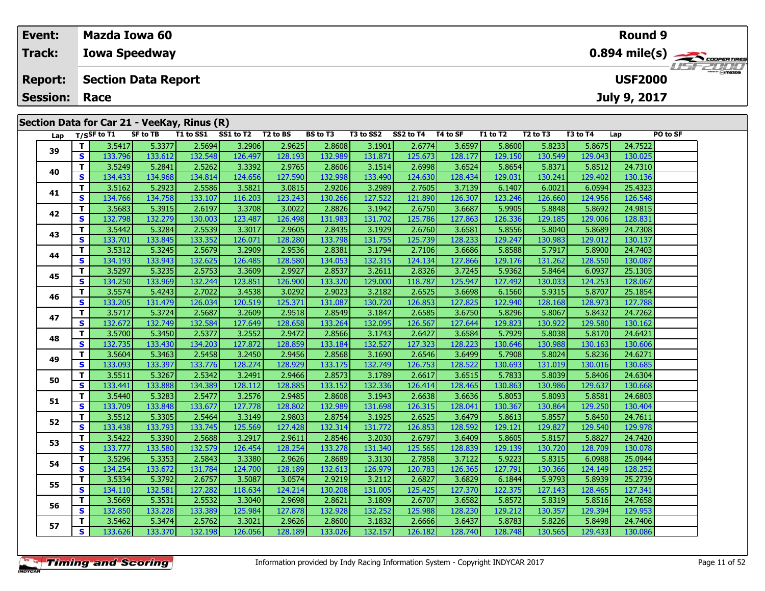| | | | |
|---|---|---|---|
| **Event:** | **Mazda Iowa 60** | | **Round 9** |
| **Track:** | **Iowa Speedway** | | **0.894 mile(s)** |
| **Report:** | **Section Data Report** | | **USF2000** |
| **Session:** | **Race** | | **July 9, 2017** |

## Section Data for Car 21 - VeeKay, Rinus (R)

| Lap | T/S | SF to T1 | SF to TB | T1 to SS1 | SS1 to T2 | T2 to BS | BS to T3 | T3 to SS2 | SS2 to T4 | T4 to SF | T1 to T2 | T2 to T3 | T3 to T4 | Lap | PO to SF |
|---|---|---|---|---|---|---|---|---|---|---|---|---|---|---|---|
| 39 | T | 3.5417 | 5.3377 | 2.5694 | 3.2906 | 2.9625 | 2.8608 | 3.1901 | 2.6774 | 3.6597 | 5.8600 | 5.8233 | 5.8675 | 24.7522 | |
| | S | 133.796 | 133.612 | 132.548 | 126.497 | 128.193 | 132.989 | 131.871 | 125.673 | 128.177 | 129.150 | 130.549 | 129.043 | 130.025 | |
| 40 | T | 3.5249 | 5.2841 | 2.5262 | 3.3392 | 2.9765 | 2.8606 | 3.1514 | 2.6998 | 3.6524 | 5.8654 | 5.8371 | 5.8512 | 24.7310 | |
| | S | 134.433 | 134.968 | 134.814 | 124.656 | 127.590 | 132.998 | 133.490 | 124.630 | 128.434 | 129.031 | 130.241 | 129.402 | 130.136 | |
| 41 | T | 3.5162 | 5.2923 | 2.5586 | 3.5821 | 3.0815 | 2.9206 | 3.2989 | 2.7605 | 3.7139 | 6.1407 | 6.0021 | 6.0594 | 25.4323 | |
| | S | 134.766 | 134.758 | 133.107 | 116.203 | 123.243 | 130.266 | 127.522 | 121.890 | 126.307 | 123.246 | 126.660 | 124.956 | 126.548 | |
| 42 | T | 3.5683 | 5.3915 | 2.6197 | 3.3708 | 3.0022 | 2.8826 | 3.1942 | 2.6750 | 3.6687 | 5.9905 | 5.8848 | 5.8692 | 24.9815 | |
| | S | 132.798 | 132.279 | 130.003 | 123.487 | 126.498 | 131.983 | 131.702 | 125.786 | 127.863 | 126.336 | 129.185 | 129.006 | 128.831 | |
| 43 | T | 3.5442 | 5.3284 | 2.5539 | 3.3017 | 2.9605 | 2.8435 | 3.1929 | 2.6760 | 3.6581 | 5.8556 | 5.8040 | 5.8689 | 24.7308 | |
| | S | 133.701 | 133.845 | 133.352 | 126.071 | 128.280 | 133.798 | 131.755 | 125.739 | 128.233 | 129.247 | 130.983 | 129.012 | 130.137 | |
| 44 | T | 3.5312 | 5.3245 | 2.5679 | 3.2909 | 2.9536 | 2.8381 | 3.1794 | 2.7106 | 3.6686 | 5.8588 | 5.7917 | 5.8900 | 24.7403 | |
| | S | 134.193 | 133.943 | 132.625 | 126.485 | 128.580 | 134.053 | 132.315 | 124.134 | 127.866 | 129.176 | 131.262 | 128.550 | 130.087 | |
| 45 | T | 3.5297 | 5.3235 | 2.5753 | 3.3609 | 2.9927 | 2.8537 | 3.2611 | 2.8326 | 3.7245 | 5.9362 | 5.8464 | 6.0937 | 25.1305 | |
| | S | 134.250 | 133.969 | 132.244 | 123.851 | 126.900 | 133.320 | 129.000 | 118.787 | 125.947 | 127.492 | 130.033 | 124.253 | 128.067 | |
| 46 | T | 3.5574 | 5.4243 | 2.7022 | 3.4538 | 3.0292 | 2.9023 | 3.2182 | 2.6525 | 3.6698 | 6.1560 | 5.9315 | 5.8707 | 25.1854 | |
| | S | 133.205 | 131.479 | 126.034 | 120.519 | 125.371 | 131.087 | 130.720 | 126.853 | 127.825 | 122.940 | 128.168 | 128.973 | 127.788 | |
| 47 | T | 3.5717 | 5.3724 | 2.5687 | 3.2609 | 2.9518 | 2.8549 | 3.1847 | 2.6585 | 3.6750 | 5.8296 | 5.8067 | 5.8432 | 24.7262 | |
| | S | 132.672 | 132.749 | 132.584 | 127.649 | 128.658 | 133.264 | 132.095 | 126.567 | 127.644 | 129.823 | 130.922 | 129.580 | 130.162 | |
| 48 | T | 3.5700 | 5.3450 | 2.5377 | 3.2552 | 2.9472 | 2.8566 | 3.1743 | 2.6427 | 3.6584 | 5.7929 | 5.8038 | 5.8170 | 24.6421 | |
| | S | 132.735 | 133.430 | 134.203 | 127.872 | 128.859 | 133.184 | 132.527 | 127.323 | 128.223 | 130.646 | 130.988 | 130.163 | 130.606 | |
| 49 | T | 3.5604 | 5.3463 | 2.5458 | 3.2450 | 2.9456 | 2.8568 | 3.1690 | 2.6546 | 3.6499 | 5.7908 | 5.8024 | 5.8236 | 24.6271 | |
| | S | 133.093 | 133.397 | 133.776 | 128.274 | 128.929 | 133.175 | 132.749 | 126.753 | 128.522 | 130.693 | 131.019 | 130.016 | 130.685 | |
| 50 | T | 3.5511 | 5.3267 | 2.5342 | 3.2491 | 2.9466 | 2.8573 | 3.1789 | 2.6617 | 3.6515 | 5.7833 | 5.8039 | 5.8406 | 24.6304 | |
| | S | 133.441 | 133.888 | 134.389 | 128.112 | 128.885 | 133.152 | 132.336 | 126.414 | 128.465 | 130.863 | 130.986 | 129.637 | 130.668 | |
| 51 | T | 3.5440 | 5.3283 | 2.5477 | 3.2576 | 2.9485 | 2.8608 | 3.1943 | 2.6638 | 3.6636 | 5.8053 | 5.8093 | 5.8581 | 24.6803 | |
| | S | 133.709 | 133.848 | 133.677 | 127.778 | 128.802 | 132.989 | 131.698 | 126.315 | 128.041 | 130.367 | 130.864 | 129.250 | 130.404 | |
| 52 | T | 3.5512 | 5.3305 | 2.5464 | 3.3149 | 2.9803 | 2.8754 | 3.1925 | 2.6525 | 3.6479 | 5.8613 | 5.8557 | 5.8450 | 24.7611 | |
| | S | 133.438 | 133.793 | 133.745 | 125.569 | 127.428 | 132.314 | 131.772 | 126.853 | 128.592 | 129.121 | 129.827 | 129.540 | 129.978 | |
| 53 | T | 3.5422 | 5.3390 | 2.5688 | 3.2917 | 2.9611 | 2.8546 | 3.2030 | 2.6797 | 3.6409 | 5.8605 | 5.8157 | 5.8827 | 24.7420 | |
| | S | 133.777 | 133.580 | 132.579 | 126.454 | 128.254 | 133.278 | 131.340 | 125.565 | 128.839 | 129.139 | 130.720 | 128.709 | 130.078 | |
| 54 | T | 3.5296 | 5.3353 | 2.5843 | 3.3380 | 2.9626 | 2.8689 | 3.3130 | 2.7858 | 3.7122 | 5.9223 | 5.8315 | 6.0988 | 25.0944 | |
| | S | 134.254 | 133.672 | 131.784 | 124.700 | 128.189 | 132.613 | 126.979 | 120.783 | 126.365 | 127.791 | 130.366 | 124.149 | 128.252 | |
| 55 | T | 3.5334 | 5.3792 | 2.6757 | 3.5087 | 3.0574 | 2.9219 | 3.2112 | 2.6827 | 3.6829 | 6.1844 | 5.9793 | 5.8939 | 25.2739 | |
| | S | 134.110 | 132.581 | 127.282 | 118.634 | 124.214 | 130.208 | 131.005 | 125.425 | 127.370 | 122.375 | 127.143 | 128.465 | 127.341 | |
| 56 | T | 3.5669 | 5.3531 | 2.5532 | 3.3040 | 2.9698 | 2.8621 | 3.1809 | 2.6707 | 3.6582 | 5.8572 | 5.8319 | 5.8516 | 24.7658 | |
| | S | 132.850 | 133.228 | 133.389 | 125.984 | 127.878 | 132.928 | 132.252 | 125.988 | 128.230 | 129.212 | 130.357 | 129.394 | 129.953 | |
| 57 | T | 3.5462 | 5.3474 | 2.5762 | 3.3021 | 2.9626 | 2.8600 | 3.1832 | 2.6666 | 3.6437 | 5.8783 | 5.8226 | 5.8498 | 24.7406 | |
| | S | 133.626 | 133.370 | 132.198 | 126.056 | 128.189 | 133.026 | 132.157 | 126.182 | 128.740 | 128.748 | 130.565 | 129.433 | 130.086 | |

Information provided by Indy Racing Information System - Copyright INDYCAR 2017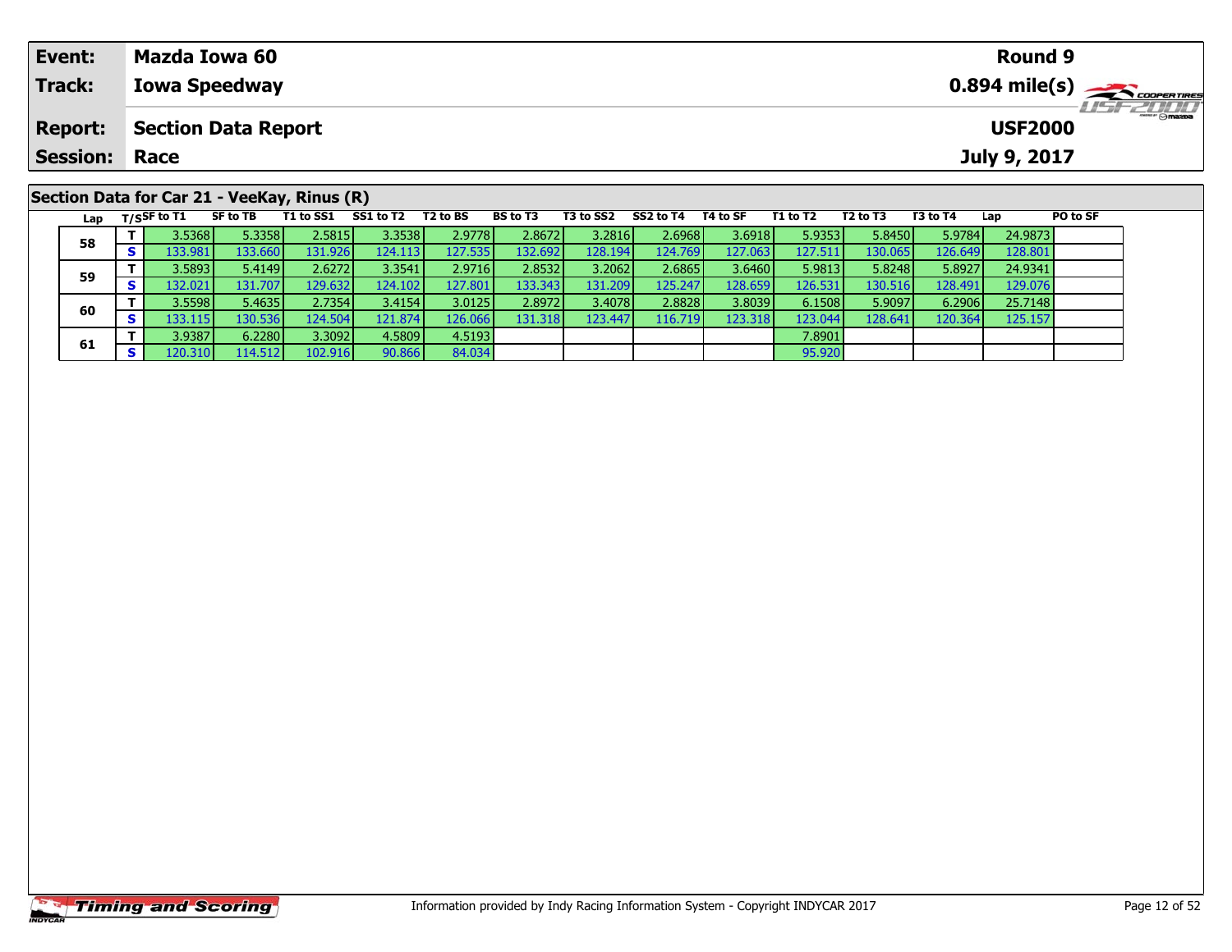| Event: | Mazda Iowa 60 | Round 9 |
|---|---|---|
| Track: | Iowa Speedway | 0.894 mile(s) |
| Report: | Section Data Report | USF2000 |
| Session: | Race | July 9, 2017 |

## Section Data for Car 21 - VeeKay, Rinus (R)

| Lap | T/S | SF to T1 | SF to TB | T1 to SS1 | SS1 to T2 | T2 to BS | BS to T3 | T3 to SS2 | SS2 to T4 | T4 to SF | T1 to T2 | T2 to T3 | T3 to T4 | Lap | PO to SF |
|---|---|---|---|---|---|---|---|---|---|---|---|---|---|---|---|
| 58 | T | 3.5368 | 5.3358 | 2.5815 | 3.3538 | 2.9778 | 2.8672 | 3.2816 | 2.6968 | 3.6918 | 5.9353 | 5.8450 | 5.9784 | 24.9873 | |
| | S | 133.981 | 133.660 | 131.926 | 124.113 | 127.535 | 132.692 | 128.194 | 124.769 | 127.063 | 127.511 | 130.065 | 126.649 | 128.801 | |
| 59 | T | 3.5893 | 5.4149 | 2.6272 | 3.3541 | 2.9716 | 2.8532 | 3.2062 | 2.6865 | 3.6460 | 5.9813 | 5.8248 | 5.8927 | 24.9341 | |
| | S | 132.021 | 131.707 | 129.632 | 124.102 | 127.801 | 133.343 | 131.209 | 125.247 | 128.659 | 126.531 | 130.516 | 128.491 | 129.076 | |
| 60 | T | 3.5598 | 5.4635 | 2.7354 | 3.4154 | 3.0125 | 2.8972 | 3.4078 | 2.8828 | 3.8039 | 6.1508 | 5.9097 | 6.2906 | 25.7148 | |
| | S | 133.115 | 130.536 | 124.504 | 121.874 | 126.066 | 131.318 | 123.447 | 116.719 | 123.318 | 123.044 | 128.641 | 120.364 | 125.157 | |
| 61 | T | 3.9387 | 6.2280 | 3.3092 | 4.5809 | 4.5193 | | | | | 7.8901 | | | | |
| | S | 120.310 | 114.512 | 102.916 | 90.866 | 84.034 | | | | | 95.920 | | | | |

Information provided by Indy Racing Information System - Copyright INDYCAR 2017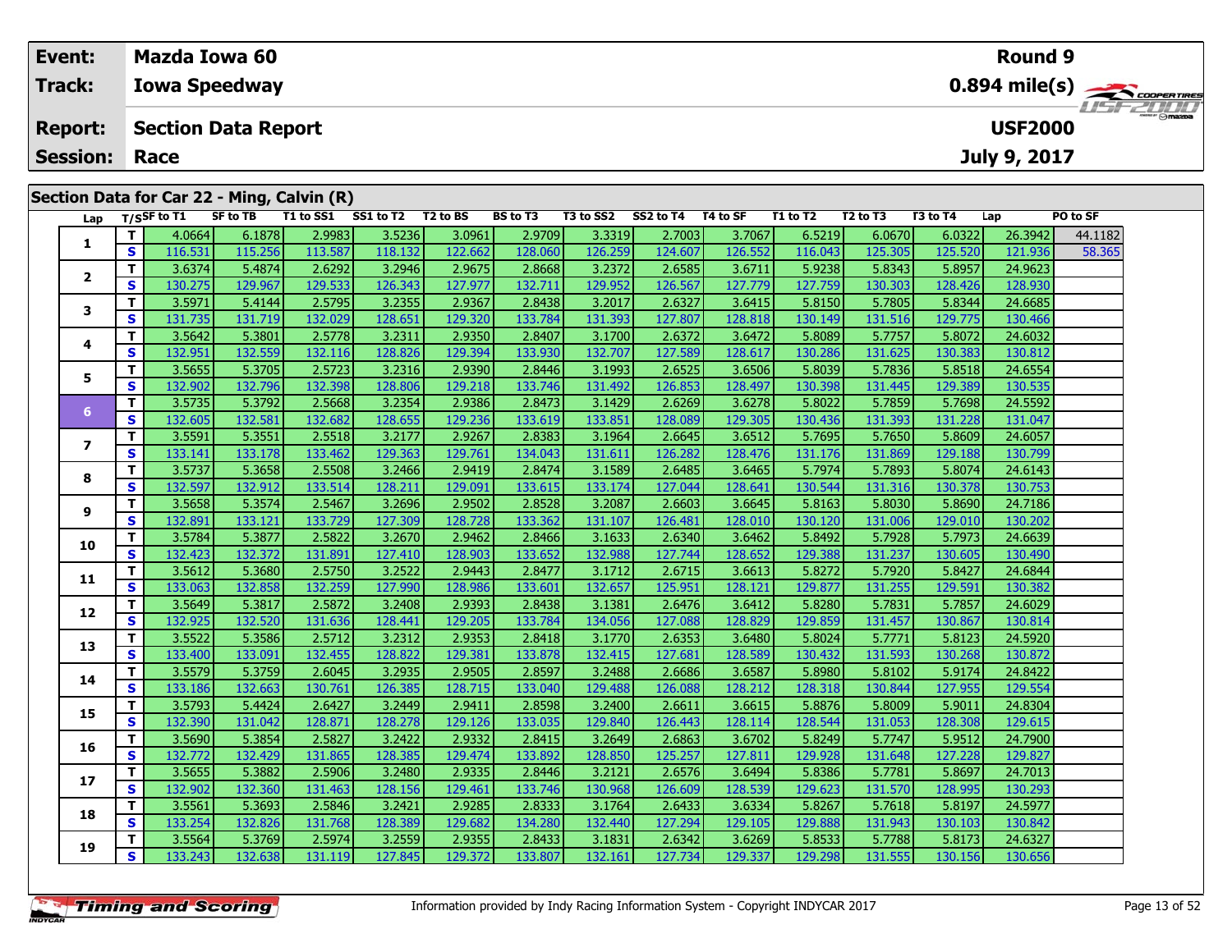| Event: | Mazda Iowa 60 | Round 9 |
|---|---|---|
| Track: | Iowa Speedway | 0.894 mile(s) |
| Report: | Section Data Report | USF2000 |
| Session: | Race | July 9, 2017 |

## Section Data for Car 22 - Ming, Calvin (R)

| Lap | T/S | SF to T1 | SF to TB | T1 to SS1 | SS1 to T2 | T2 to BS | BS to T3 | T3 to SS2 | SS2 to T4 | T4 to SF | T1 to T2 | T2 to T3 | T3 to T4 | Lap | PO to SF |
|---|---|---|---|---|---|---|---|---|---|---|---|---|---|---|---|
| 1 | T | 4.0664 | 6.1878 | 2.9983 | 3.5236 | 3.0961 | 2.9709 | 3.3319 | 2.7003 | 3.7067 | 6.5219 | 6.0670 | 6.0322 | 26.3942 | 44.1182 |
| | S | 116.531 | 115.256 | 113.587 | 118.132 | 122.662 | 128.060 | 126.259 | 124.607 | 126.552 | 116.043 | 125.305 | 125.520 | 121.936 | 58.365 |
| 2 | T | 3.6374 | 5.4874 | 2.6292 | 3.2946 | 2.9675 | 2.8668 | 3.2372 | 2.6585 | 3.6711 | 5.9238 | 5.8343 | 5.8957 | 24.9623 | |
| | S | 130.275 | 129.967 | 129.533 | 126.343 | 127.977 | 132.711 | 129.952 | 126.567 | 127.779 | 127.759 | 130.303 | 128.426 | 128.930 | |
| 3 | T | 3.5971 | 5.4144 | 2.5795 | 3.2355 | 2.9367 | 2.8438 | 3.2017 | 2.6327 | 3.6415 | 5.8150 | 5.7805 | 5.8344 | 24.6685 | |
| | S | 131.735 | 131.719 | 132.029 | 128.651 | 129.320 | 133.784 | 131.393 | 127.807 | 128.818 | 130.149 | 131.516 | 129.775 | 130.466 | |
| 4 | T | 3.5642 | 5.3801 | 2.5778 | 3.2311 | 2.9350 | 2.8407 | 3.1700 | 2.6372 | 3.6472 | 5.8089 | 5.7757 | 5.8072 | 24.6032 | |
| | S | 132.951 | 132.559 | 132.116 | 128.826 | 129.394 | 133.930 | 132.707 | 127.589 | 128.617 | 130.286 | 131.625 | 130.383 | 130.812 | |
| 5 | T | 3.5655 | 5.3705 | 2.5723 | 3.2316 | 2.9390 | 2.8446 | 3.1993 | 2.6525 | 3.6506 | 5.8039 | 5.7836 | 5.8518 | 24.6554 | |
| | S | 132.902 | 132.796 | 132.398 | 128.806 | 129.218 | 133.746 | 131.492 | 126.853 | 128.497 | 130.398 | 131.445 | 129.389 | 130.535 | |
| 6 | T | 3.5735 | 5.3792 | 2.5668 | 3.2354 | 2.9386 | 2.8473 | 3.1429 | 2.6269 | 3.6278 | 5.8022 | 5.7859 | 5.7698 | 24.5592 | |
| | S | 132.605 | 132.581 | 132.682 | 128.655 | 129.236 | 133.619 | 133.851 | 128.089 | 129.305 | 130.436 | 131.393 | 131.228 | 131.047 | |
| 7 | T | 3.5591 | 5.3551 | 2.5518 | 3.2177 | 2.9267 | 2.8383 | 3.1964 | 2.6645 | 3.6512 | 5.7695 | 5.7650 | 5.8609 | 24.6057 | |
| | S | 133.141 | 133.178 | 133.462 | 129.363 | 129.761 | 134.043 | 131.611 | 126.282 | 128.476 | 131.176 | 131.869 | 129.188 | 130.799 | |
| 8 | T | 3.5737 | 5.3658 | 2.5508 | 3.2466 | 2.9419 | 2.8474 | 3.1589 | 2.6485 | 3.6465 | 5.7974 | 5.7893 | 5.8074 | 24.6143 | |
| | S | 132.597 | 132.912 | 133.514 | 128.211 | 129.091 | 133.615 | 133.174 | 127.044 | 128.641 | 130.544 | 131.316 | 130.378 | 130.753 | |
| 9 | T | 3.5658 | 5.3574 | 2.5467 | 3.2696 | 2.9502 | 2.8528 | 3.2087 | 2.6603 | 3.6645 | 5.8163 | 5.8030 | 5.8690 | 24.7186 | |
| | S | 132.891 | 133.121 | 133.729 | 127.309 | 128.728 | 133.362 | 131.107 | 126.481 | 128.010 | 130.120 | 131.006 | 129.010 | 130.202 | |
| 10 | T | 3.5784 | 5.3877 | 2.5822 | 3.2670 | 2.9462 | 2.8466 | 3.1633 | 2.6340 | 3.6462 | 5.8492 | 5.7928 | 5.7973 | 24.6639 | |
| | S | 132.423 | 132.372 | 131.891 | 127.410 | 128.903 | 133.652 | 132.988 | 127.744 | 128.652 | 129.388 | 131.237 | 130.605 | 130.490 | |
| 11 | T | 3.5612 | 5.3680 | 2.5750 | 3.2522 | 2.9443 | 2.8477 | 3.1712 | 2.6715 | 3.6613 | 5.8272 | 5.7920 | 5.8427 | 24.6844 | |
| | S | 133.063 | 132.858 | 132.259 | 127.990 | 128.986 | 133.601 | 132.657 | 125.951 | 128.121 | 129.877 | 131.255 | 129.591 | 130.382 | |
| 12 | T | 3.5649 | 5.3817 | 2.5872 | 3.2408 | 2.9393 | 2.8438 | 3.1381 | 2.6476 | 3.6412 | 5.8280 | 5.7831 | 5.7857 | 24.6029 | |
| | S | 132.925 | 132.520 | 131.636 | 128.441 | 129.205 | 133.784 | 134.056 | 127.088 | 128.829 | 129.859 | 131.457 | 130.867 | 130.814 | |
| 13 | T | 3.5522 | 5.3586 | 2.5712 | 3.2312 | 2.9353 | 2.8418 | 3.1770 | 2.6353 | 3.6480 | 5.8024 | 5.7771 | 5.8123 | 24.5920 | |
| | S | 133.400 | 133.091 | 132.455 | 128.822 | 129.381 | 133.878 | 132.415 | 127.681 | 128.589 | 130.432 | 131.593 | 130.268 | 130.872 | |
| 14 | T | 3.5579 | 5.3759 | 2.6045 | 3.2935 | 2.9505 | 2.8597 | 3.2488 | 2.6686 | 3.6587 | 5.8980 | 5.8102 | 5.9174 | 24.8422 | |
| | S | 133.186 | 132.663 | 130.761 | 126.385 | 128.715 | 133.040 | 129.488 | 126.088 | 128.212 | 128.318 | 130.844 | 127.955 | 129.554 | |
| 15 | T | 3.5793 | 5.4424 | 2.6427 | 3.2449 | 2.9411 | 2.8598 | 3.2400 | 2.6611 | 3.6615 | 5.8876 | 5.8009 | 5.9011 | 24.8304 | |
| | S | 132.390 | 131.042 | 128.871 | 128.278 | 129.126 | 133.035 | 129.840 | 126.443 | 128.114 | 128.544 | 131.053 | 128.308 | 129.615 | |
| 16 | T | 3.5690 | 5.3854 | 2.5827 | 3.2422 | 2.9332 | 2.8415 | 3.2649 | 2.6863 | 3.6702 | 5.8249 | 5.7747 | 5.9512 | 24.7900 | |
| | S | 132.772 | 132.429 | 131.865 | 128.385 | 129.474 | 133.892 | 128.850 | 125.257 | 127.811 | 129.928 | 131.648 | 127.228 | 129.827 | |
| 17 | T | 3.5655 | 5.3882 | 2.5906 | 3.2480 | 2.9335 | 2.8446 | 3.2121 | 2.6576 | 3.6494 | 5.8386 | 5.7781 | 5.8697 | 24.7013 | |
| | S | 132.902 | 132.360 | 131.463 | 128.156 | 129.461 | 133.746 | 130.968 | 126.609 | 128.539 | 129.623 | 131.570 | 128.995 | 130.293 | |
| 18 | T | 3.5561 | 5.3693 | 2.5846 | 3.2421 | 2.9285 | 2.8333 | 3.1764 | 2.6433 | 3.6334 | 5.8267 | 5.7618 | 5.8197 | 24.5977 | |
| | S | 133.254 | 132.826 | 131.768 | 128.389 | 129.682 | 134.280 | 132.440 | 127.294 | 129.105 | 129.888 | 131.943 | 130.103 | 130.842 | |
| 19 | T | 3.5564 | 5.3769 | 2.5974 | 3.2559 | 2.9355 | 2.8433 | 3.1831 | 2.6342 | 3.6269 | 5.8533 | 5.7788 | 5.8173 | 24.6327 | |
| | S | 133.243 | 132.638 | 131.119 | 127.845 | 129.372 | 133.807 | 132.161 | 127.734 | 129.337 | 129.298 | 131.555 | 130.156 | 130.656 | |

Information provided by Indy Racing Information System - Copyright INDYCAR 2017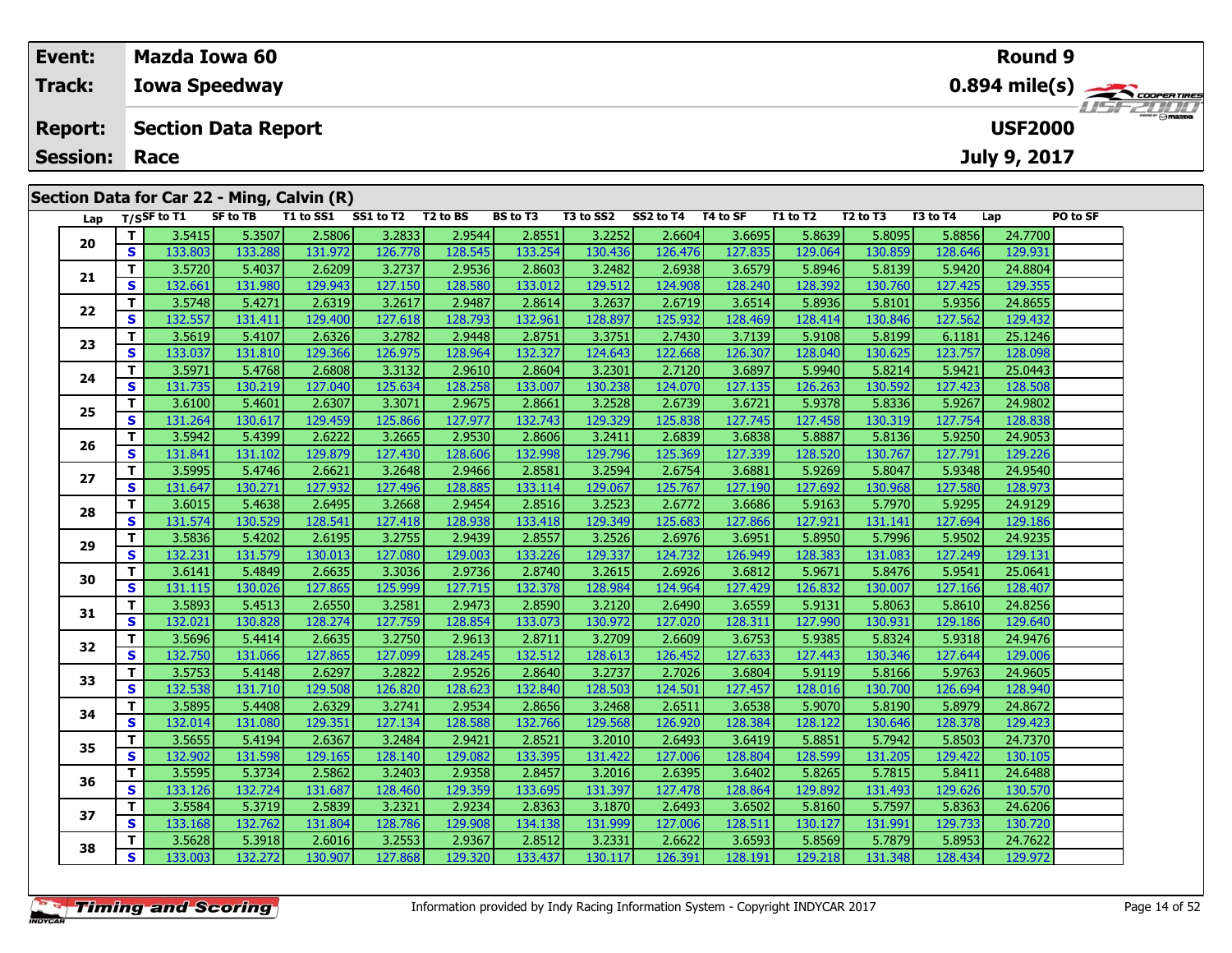| | | | |
|---|---|---|---|
| **Event:** | **Mazda Iowa 60** | | **Round 9** |
| **Track:** | **Iowa Speedway** | | **0.894 mile(s)** |
| **Report:** | **Section Data Report** | | **USF2000** |
| **Session:** | **Race** | | **July 9, 2017** |

## Section Data for Car 22 - Ming, Calvin (R)

| Lap | T/S | SF to T1 | SF to TB | T1 to SS1 | SS1 to T2 | T2 to BS | BS to T3 | T3 to SS2 | SS2 to T4 | T4 to SF | T1 to T2 | T2 to T3 | T3 to T4 | Lap | PO to SF |
|---|---|---|---|---|---|---|---|---|---|---|---|---|---|---|---|
| 20 | T | 3.5415 | 5.3507 | 2.5806 | 3.2833 | 2.9544 | 2.8551 | 3.2252 | 2.6604 | 3.6695 | 5.8639 | 5.8095 | 5.8856 | 24.7700 | |
| | S | 133.803 | 133.288 | 131.972 | 126.778 | 128.545 | 133.254 | 130.436 | 126.476 | 127.835 | 129.064 | 130.859 | 128.646 | 129.931 | |
| 21 | T | 3.5720 | 5.4037 | 2.6209 | 3.2737 | 2.9536 | 2.8603 | 3.2482 | 2.6938 | 3.6579 | 5.8946 | 5.8139 | 5.9420 | 24.8804 | |
| | S | 132.661 | 131.980 | 129.943 | 127.150 | 128.580 | 133.012 | 129.512 | 124.908 | 128.240 | 128.392 | 130.760 | 127.425 | 129.355 | |
| 22 | T | 3.5748 | 5.4271 | 2.6319 | 3.2617 | 2.9487 | 2.8614 | 3.2637 | 2.6719 | 3.6514 | 5.8936 | 5.8101 | 5.9356 | 24.8655 | |
| | S | 132.557 | 131.411 | 129.400 | 127.618 | 128.793 | 132.961 | 128.897 | 125.932 | 128.469 | 128.414 | 130.846 | 127.562 | 129.432 | |
| 23 | T | 3.5619 | 5.4107 | 2.6326 | 3.2782 | 2.9448 | 2.8751 | 3.3751 | 2.7430 | 3.7139 | 5.9108 | 5.8199 | 6.1181 | 25.1246 | |
| | S | 133.037 | 131.810 | 129.366 | 126.975 | 128.964 | 132.327 | 124.643 | 122.668 | 126.307 | 128.040 | 130.625 | 123.757 | 128.098 | |
| 24 | T | 3.5971 | 5.4768 | 2.6808 | 3.3132 | 2.9610 | 2.8604 | 3.2301 | 2.7120 | 3.6897 | 5.9940 | 5.8214 | 5.9421 | 25.0443 | |
| | S | 131.735 | 130.219 | 127.040 | 125.634 | 128.258 | 133.007 | 130.238 | 124.070 | 127.135 | 126.263 | 130.592 | 127.423 | 128.508 | |
| 25 | T | 3.6100 | 5.4601 | 2.6307 | 3.3071 | 2.9675 | 2.8661 | 3.2528 | 2.6739 | 3.6721 | 5.9378 | 5.8336 | 5.9267 | 24.9802 | |
| | S | 131.264 | 130.617 | 129.459 | 125.866 | 127.977 | 132.743 | 129.329 | 125.838 | 127.745 | 127.458 | 130.319 | 127.754 | 128.838 | |
| 26 | T | 3.5942 | 5.4399 | 2.6222 | 3.2665 | 2.9530 | 2.8606 | 3.2411 | 2.6839 | 3.6838 | 5.8887 | 5.8136 | 5.9250 | 24.9053 | |
| | S | 131.841 | 131.102 | 129.879 | 127.430 | 128.606 | 132.998 | 129.796 | 125.369 | 127.339 | 128.520 | 130.767 | 127.791 | 129.226 | |
| 27 | T | 3.5995 | 5.4746 | 2.6621 | 3.2648 | 2.9466 | 2.8581 | 3.2594 | 2.6754 | 3.6881 | 5.9269 | 5.8047 | 5.9348 | 24.9540 | |
| | S | 131.647 | 130.271 | 127.932 | 127.496 | 128.885 | 133.114 | 129.067 | 125.767 | 127.190 | 127.692 | 130.968 | 127.580 | 128.973 | |
| 28 | T | 3.6015 | 5.4638 | 2.6495 | 3.2668 | 2.9454 | 2.8516 | 3.2523 | 2.6772 | 3.6686 | 5.9163 | 5.7970 | 5.9295 | 24.9129 | |
| | S | 131.574 | 130.529 | 128.541 | 127.418 | 128.938 | 133.418 | 129.349 | 125.683 | 127.866 | 127.921 | 131.141 | 127.694 | 129.186 | |
| 29 | T | 3.5836 | 5.4202 | 2.6195 | 3.2755 | 2.9439 | 2.8557 | 3.2526 | 2.6976 | 3.6951 | 5.8950 | 5.7996 | 5.9502 | 24.9235 | |
| | S | 132.231 | 131.579 | 130.013 | 127.080 | 129.003 | 133.226 | 129.337 | 124.732 | 126.949 | 128.383 | 131.083 | 127.249 | 129.131 | |
| 30 | T | 3.6141 | 5.4849 | 2.6635 | 3.3036 | 2.9736 | 2.8740 | 3.2615 | 2.6926 | 3.6812 | 5.9671 | 5.8476 | 5.9541 | 25.0641 | |
| | S | 131.115 | 130.026 | 127.865 | 125.999 | 127.715 | 132.378 | 128.984 | 124.964 | 127.429 | 126.832 | 130.007 | 127.166 | 128.407 | |
| 31 | T | 3.5893 | 5.4513 | 2.6550 | 3.2581 | 2.9473 | 2.8590 | 3.2120 | 2.6490 | 3.6559 | 5.9131 | 5.8063 | 5.8610 | 24.8256 | |
| | S | 132.021 | 130.828 | 128.274 | 127.759 | 128.854 | 133.073 | 130.972 | 127.020 | 128.311 | 127.990 | 130.931 | 129.186 | 129.640 | |
| 32 | T | 3.5696 | 5.4414 | 2.6635 | 3.2750 | 2.9613 | 2.8711 | 3.2709 | 2.6609 | 3.6753 | 5.9385 | 5.8324 | 5.9318 | 24.9476 | |
| | S | 132.750 | 131.066 | 127.865 | 127.099 | 128.245 | 132.512 | 128.613 | 126.452 | 127.633 | 127.443 | 130.346 | 127.644 | 129.006 | |
| 33 | T | 3.5753 | 5.4148 | 2.6297 | 3.2822 | 2.9526 | 2.8640 | 3.2737 | 2.7026 | 3.6804 | 5.9119 | 5.8166 | 5.9763 | 24.9605 | |
| | S | 132.538 | 131.710 | 129.508 | 126.820 | 128.623 | 132.840 | 128.503 | 124.501 | 127.457 | 128.016 | 130.700 | 126.694 | 128.940 | |
| 34 | T | 3.5895 | 5.4408 | 2.6329 | 3.2741 | 2.9534 | 2.8656 | 3.2468 | 2.6511 | 3.6538 | 5.9070 | 5.8190 | 5.8979 | 24.8672 | |
| | S | 132.014 | 131.080 | 129.351 | 127.134 | 128.588 | 132.766 | 129.568 | 126.920 | 128.384 | 128.122 | 130.646 | 128.378 | 129.423 | |
| 35 | T | 3.5655 | 5.4194 | 2.6367 | 3.2484 | 2.9421 | 2.8521 | 3.2010 | 2.6493 | 3.6419 | 5.8851 | 5.7942 | 5.8503 | 24.7370 | |
| | S | 132.902 | 131.598 | 129.165 | 128.140 | 129.082 | 133.395 | 131.422 | 127.006 | 128.804 | 128.599 | 131.205 | 129.422 | 130.105 | |
| 36 | T | 3.5595 | 5.3734 | 2.5862 | 3.2403 | 2.9358 | 2.8457 | 3.2016 | 2.6395 | 3.6402 | 5.8265 | 5.7815 | 5.8411 | 24.6488 | |
| | S | 133.126 | 132.724 | 131.687 | 128.460 | 129.359 | 133.695 | 131.397 | 127.478 | 128.864 | 129.892 | 131.493 | 129.626 | 130.570 | |
| 37 | T | 3.5584 | 5.3719 | 2.5839 | 3.2321 | 2.9234 | 2.8363 | 3.1870 | 2.6493 | 3.6502 | 5.8160 | 5.7597 | 5.8363 | 24.6206 | |
| | S | 133.168 | 132.762 | 131.804 | 128.786 | 129.908 | 134.138 | 131.999 | 127.006 | 128.511 | 130.127 | 131.991 | 129.733 | 130.720 | |
| 38 | T | 3.5628 | 5.3918 | 2.6016 | 3.2553 | 2.9367 | 2.8512 | 3.2331 | 2.6622 | 3.6593 | 5.8569 | 5.7879 | 5.8953 | 24.7622 | |
| | S | 133.003 | 132.272 | 130.907 | 127.868 | 129.320 | 133.437 | 130.117 | 126.391 | 128.191 | 129.218 | 131.348 | 128.434 | 129.972 | |

Information provided by Indy Racing Information System - Copyright INDYCAR 2017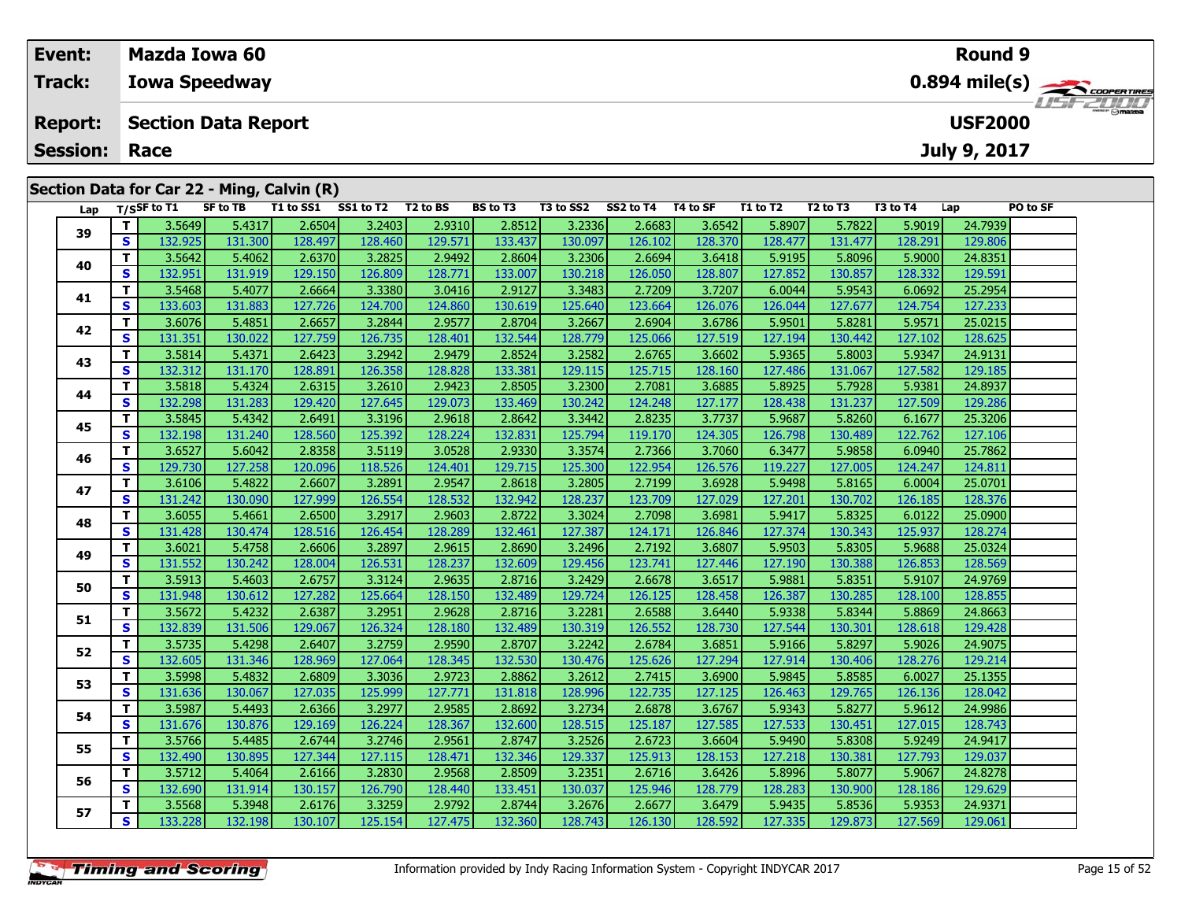| | |
|---|---|
| **Event:** | **Mazda Iowa 60** |
| **Track:** | **Iowa Speedway** |
| **Report:** | **Section Data Report** |
| **Session:** | **Race** |

**Round 9**
**0.894 mile(s)**
**USF2000**
**July 9, 2017**

## Section Data for Car 22 - Ming, Calvin (R)

| Lap | T/S | SF to T1 | SF to TB | T1 to SS1 | SS1 to T2 | T2 to BS | BS to T3 | T3 to SS2 | SS2 to T4 | T4 to SF | T1 to T2 | T2 to T3 | T3 to T4 | Lap | PO to SF |
|---|---|---|---|---|---|---|---|---|---|---|---|---|---|---|---|
| 39 | T | 3.5649 | 5.4317 | 2.6504 | 3.2403 | 2.9310 | 2.8512 | 3.2336 | 2.6683 | 3.6542 | 5.8907 | 5.7822 | 5.9019 | 24.7939 | |
| | S | 132.925 | 131.300 | 128.497 | 128.460 | 129.571 | 133.437 | 130.097 | 126.102 | 128.370 | 128.477 | 131.477 | 128.291 | 129.806 | |
| 40 | T | 3.5642 | 5.4062 | 2.6370 | 3.2825 | 2.9492 | 2.8604 | 3.2306 | 2.6694 | 3.6418 | 5.9195 | 5.8096 | 5.9000 | 24.8351 | |
| | S | 132.951 | 131.919 | 129.150 | 126.809 | 128.771 | 133.007 | 130.218 | 126.050 | 128.807 | 127.852 | 130.857 | 128.332 | 129.591 | |
| 41 | T | 3.5468 | 5.4077 | 2.6664 | 3.3380 | 3.0416 | 2.9127 | 3.3483 | 2.7209 | 3.7207 | 6.0044 | 5.9543 | 6.0692 | 25.2954 | |
| | S | 133.603 | 131.883 | 127.726 | 124.700 | 124.860 | 130.619 | 125.640 | 123.664 | 126.076 | 126.044 | 127.677 | 124.754 | 127.233 | |
| 42 | T | 3.6076 | 5.4851 | 2.6657 | 3.2844 | 2.9577 | 2.8704 | 3.2667 | 2.6904 | 3.6786 | 5.9501 | 5.8281 | 5.9571 | 25.0215 | |
| | S | 131.351 | 130.022 | 127.759 | 126.735 | 128.401 | 132.544 | 128.779 | 125.066 | 127.519 | 127.194 | 130.442 | 127.102 | 128.625 | |
| 43 | T | 3.5814 | 5.4371 | 2.6423 | 3.2942 | 2.9479 | 2.8524 | 3.2582 | 2.6765 | 3.6602 | 5.9365 | 5.8003 | 5.9347 | 24.9131 | |
| | S | 132.312 | 131.170 | 128.891 | 126.358 | 128.828 | 133.381 | 129.115 | 125.715 | 128.160 | 127.486 | 131.067 | 127.582 | 129.185 | |
| 44 | T | 3.5818 | 5.4324 | 2.6315 | 3.2610 | 2.9423 | 2.8505 | 3.2300 | 2.7081 | 3.6885 | 5.8925 | 5.7928 | 5.9381 | 24.8937 | |
| | S | 132.298 | 131.283 | 129.420 | 127.645 | 129.073 | 133.469 | 130.242 | 124.248 | 127.177 | 128.438 | 131.237 | 127.509 | 129.286 | |
| 45 | T | 3.5845 | 5.4342 | 2.6491 | 3.3196 | 2.9618 | 2.8642 | 3.3442 | 2.8235 | 3.7737 | 5.9687 | 5.8260 | 6.1677 | 25.3206 | |
| | S | 132.198 | 131.240 | 128.560 | 125.392 | 128.224 | 132.831 | 125.794 | 119.170 | 124.305 | 126.798 | 130.489 | 122.762 | 127.106 | |
| 46 | T | 3.6527 | 5.6042 | 2.8358 | 3.5119 | 3.0528 | 2.9330 | 3.3574 | 2.7366 | 3.7060 | 6.3477 | 5.9858 | 6.0940 | 25.7862 | |
| | S | 129.730 | 127.258 | 120.096 | 118.526 | 124.401 | 129.715 | 125.300 | 122.954 | 126.576 | 119.227 | 127.005 | 124.247 | 124.811 | |
| 47 | T | 3.6106 | 5.4822 | 2.6607 | 3.2891 | 2.9547 | 2.8618 | 3.2805 | 2.7199 | 3.6928 | 5.9498 | 5.8165 | 6.0004 | 25.0701 | |
| | S | 131.242 | 130.090 | 127.999 | 126.554 | 128.532 | 132.942 | 128.237 | 123.709 | 127.029 | 127.201 | 130.702 | 126.185 | 128.376 | |
| 48 | T | 3.6055 | 5.4661 | 2.6500 | 3.2917 | 2.9603 | 2.8722 | 3.3024 | 2.7098 | 3.6981 | 5.9417 | 5.8325 | 6.0122 | 25.0900 | |
| | S | 131.428 | 130.474 | 128.516 | 126.454 | 128.289 | 132.461 | 127.387 | 124.171 | 126.846 | 127.374 | 130.343 | 125.937 | 128.274 | |
| 49 | T | 3.6021 | 5.4758 | 2.6606 | 3.2897 | 2.9615 | 2.8690 | 3.2496 | 2.7192 | 3.6807 | 5.9503 | 5.8305 | 5.9688 | 25.0324 | |
| | S | 131.552 | 130.242 | 128.004 | 126.531 | 128.237 | 132.609 | 129.456 | 123.741 | 127.446 | 127.190 | 130.388 | 126.853 | 128.569 | |
| 50 | T | 3.5913 | 5.4603 | 2.6757 | 3.3124 | 2.9635 | 2.8716 | 3.2429 | 2.6678 | 3.6517 | 5.9881 | 5.8351 | 5.9107 | 24.9769 | |
| | S | 131.948 | 130.612 | 127.282 | 125.664 | 128.150 | 132.489 | 129.724 | 126.125 | 128.458 | 126.387 | 130.285 | 128.100 | 128.855 | |
| 51 | T | 3.5672 | 5.4232 | 2.6387 | 3.2951 | 2.9628 | 2.8716 | 3.2281 | 2.6588 | 3.6440 | 5.9338 | 5.8344 | 5.8869 | 24.8663 | |
| | S | 132.839 | 131.506 | 129.067 | 126.324 | 128.180 | 132.489 | 130.319 | 126.552 | 128.730 | 127.544 | 130.301 | 128.618 | 129.428 | |
| 52 | T | 3.5735 | 5.4298 | 2.6407 | 3.2759 | 2.9590 | 2.8707 | 3.2242 | 2.6784 | 3.6851 | 5.9166 | 5.8297 | 5.9026 | 24.9075 | |
| | S | 132.605 | 131.346 | 128.969 | 127.064 | 128.345 | 132.530 | 130.476 | 125.626 | 127.294 | 127.914 | 130.406 | 128.276 | 129.214 | |
| 53 | T | 3.5998 | 5.4832 | 2.6809 | 3.3036 | 2.9723 | 2.8862 | 3.2612 | 2.7415 | 3.6900 | 5.9845 | 5.8585 | 6.0027 | 25.1355 | |
| | S | 131.636 | 130.067 | 127.035 | 125.999 | 127.771 | 131.818 | 128.996 | 122.735 | 127.125 | 126.463 | 129.765 | 126.136 | 128.042 | |
| 54 | T | 3.5987 | 5.4493 | 2.6366 | 3.2977 | 2.9585 | 2.8692 | 3.2734 | 2.6878 | 3.6767 | 5.9343 | 5.8277 | 5.9612 | 24.9986 | |
| | S | 131.676 | 130.876 | 129.169 | 126.224 | 128.367 | 132.600 | 128.515 | 125.187 | 127.585 | 127.533 | 130.451 | 127.015 | 128.743 | |
| 55 | T | 3.5766 | 5.4485 | 2.6744 | 3.2746 | 2.9561 | 2.8747 | 3.2526 | 2.6723 | 3.6604 | 5.9490 | 5.8308 | 5.9249 | 24.9417 | |
| | S | 132.490 | 130.895 | 127.344 | 127.115 | 128.471 | 132.346 | 129.337 | 125.913 | 128.153 | 127.218 | 130.381 | 127.793 | 129.037 | |
| 56 | T | 3.5712 | 5.4064 | 2.6166 | 3.2830 | 2.9568 | 2.8509 | 3.2351 | 2.6716 | 3.6426 | 5.8996 | 5.8077 | 5.9067 | 24.8278 | |
| | S | 132.690 | 131.914 | 130.157 | 126.790 | 128.440 | 133.451 | 130.037 | 125.946 | 128.779 | 128.283 | 130.900 | 128.186 | 129.629 | |
| 57 | T | 3.5568 | 5.3948 | 2.6176 | 3.3259 | 2.9792 | 2.8744 | 3.2676 | 2.6677 | 3.6479 | 5.9435 | 5.8536 | 5.9353 | 24.9371 | |
| | S | 133.228 | 132.198 | 130.107 | 125.154 | 127.475 | 132.360 | 128.743 | 126.130 | 128.592 | 127.335 | 129.873 | 127.569 | 129.061 | |

Information provided by Indy Racing Information System - Copyright INDYCAR 2017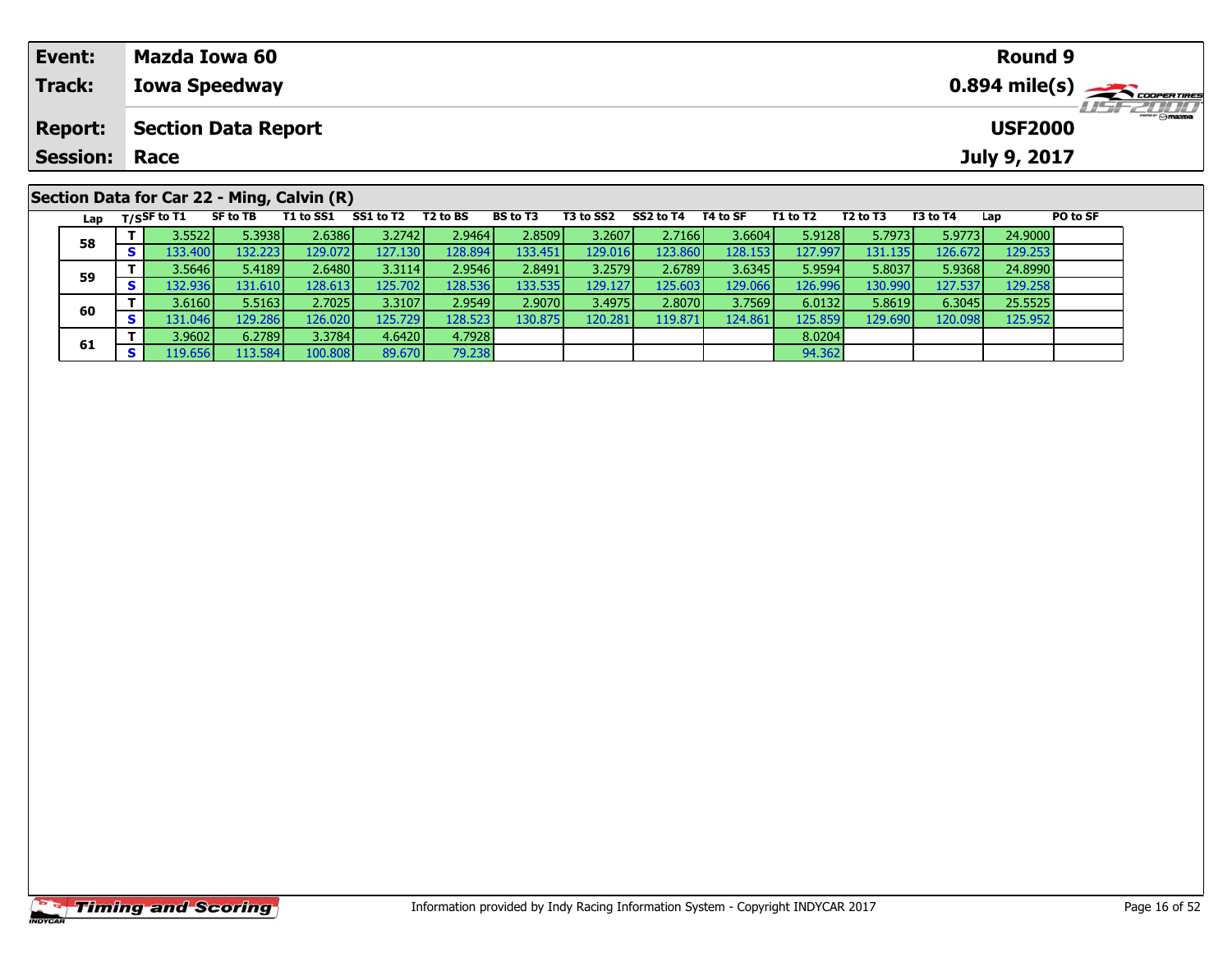| Event: | Mazda Iowa 60 | Round 9 |
|---|---|---|
| Track: | Iowa Speedway | 0.894 mile(s) |
| Report: | Section Data Report | USF2000 |
| Session: | Race | July 9, 2017 |

## Section Data for Car 22 - Ming, Calvin (R)

| Lap | T/S | SF to T1 | SF to TB | T1 to SS1 | SS1 to T2 | T2 to BS | BS to T3 | T3 to SS2 | SS2 to T4 | T4 to SF | T1 to T2 | T2 to T3 | T3 to T4 | Lap | PO to SF |
|---|---|---|---|---|---|---|---|---|---|---|---|---|---|---|---|
| 58 | T | 3.5522 | 5.3938 | 2.6386 | 3.2742 | 2.9464 | 2.8509 | 3.2607 | 2.7166 | 3.6604 | 5.9128 | 5.7973 | 5.9773 | 24.9000 | |
| | S | 133.400 | 132.223 | 129.072 | 127.130 | 128.894 | 133.451 | 129.016 | 123.860 | 128.153 | 127.997 | 131.135 | 126.672 | 129.253 | |
| 59 | T | 3.5646 | 5.4189 | 2.6480 | 3.3114 | 2.9546 | 2.8491 | 3.2579 | 2.6789 | 3.6345 | 5.9594 | 5.8037 | 5.9368 | 24.8990 | |
| | S | 132.936 | 131.610 | 128.613 | 125.702 | 128.536 | 133.535 | 129.127 | 125.603 | 129.066 | 126.996 | 130.990 | 127.537 | 129.258 | |
| 60 | T | 3.6160 | 5.5163 | 2.7025 | 3.3107 | 2.9549 | 2.9070 | 3.4975 | 2.8070 | 3.7569 | 6.0132 | 5.8619 | 6.3045 | 25.5525 | |
| | S | 131.046 | 129.286 | 126.020 | 125.729 | 128.523 | 130.875 | 120.281 | 119.871 | 124.861 | 125.859 | 129.690 | 120.098 | 125.952 | |
| 61 | T | 3.9602 | 6.2789 | 3.3784 | 4.6420 | 4.7928 | | | | | 8.0204 | | | | |
| | S | 119.656 | 113.584 | 100.808 | 89.670 | 79.238 | | | | | 94.362 | | | | |

Information provided by Indy Racing Information System - Copyright INDYCAR 2017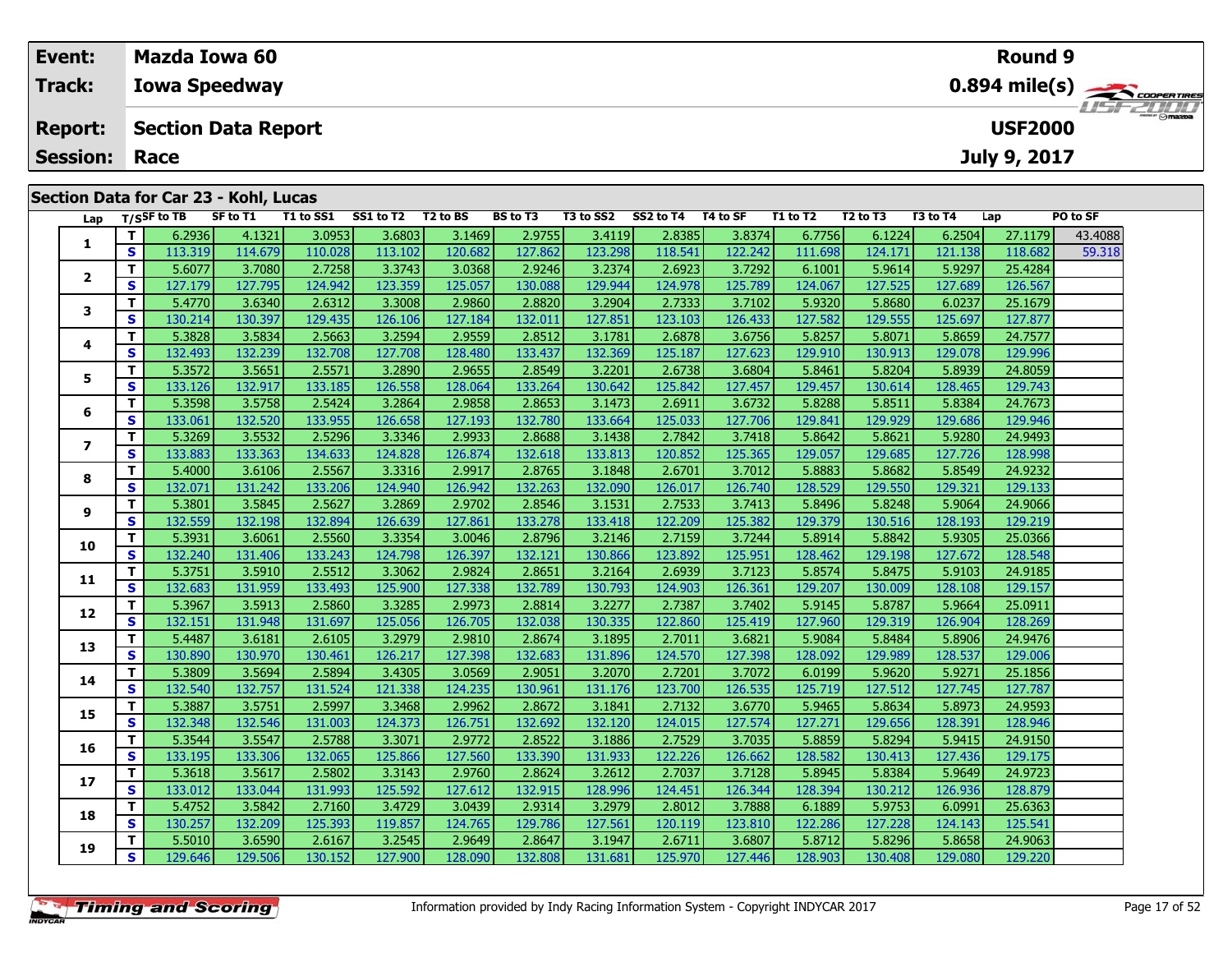| Event: | Mazda Iowa 60 | Round 9 |
|---|---|---|
| Track: | Iowa Speedway | 0.894 mile(s) |
| Report: | Section Data Report | USF2000 |
| Session: | Race | July 9, 2017 |

## Section Data for Car 23 - Kohl, Lucas

| Lap | T/S | SF to TB | SF to T1 | T1 to SS1 | SS1 to T2 | T2 to BS | BS to T3 | T3 to SS2 | SS2 to T4 | T4 to SF | T1 to T2 | T2 to T3 | T3 to T4 | Lap | PO to SF |
|---|---|---|---|---|---|---|---|---|---|---|---|---|---|---|---|
| 1 | T | 6.2936 | 4.1321 | 3.0953 | 3.6803 | 3.1469 | 2.9755 | 3.4119 | 2.8385 | 3.8374 | 6.7756 | 6.1224 | 6.2504 | 27.1179 | 43.4088 |
| | S | 113.319 | 114.679 | 110.028 | 113.102 | 120.682 | 127.862 | 123.298 | 118.541 | 122.242 | 111.698 | 124.171 | 121.138 | 118.682 | 59.318 |
| 2 | T | 5.6077 | 3.7080 | 2.7258 | 3.3743 | 3.0368 | 2.9246 | 3.2374 | 2.6923 | 3.7292 | 6.1001 | 5.9614 | 5.9297 | 25.4284 | |
| | S | 127.179 | 127.795 | 124.942 | 123.359 | 125.057 | 130.088 | 129.944 | 124.978 | 125.789 | 124.067 | 127.525 | 127.689 | 126.567 | |
| 3 | T | 5.4770 | 3.6340 | 2.6312 | 3.3008 | 2.9860 | 2.8820 | 3.2904 | 2.7333 | 3.7102 | 5.9320 | 5.8680 | 6.0237 | 25.1679 | |
| | S | 130.214 | 130.397 | 129.435 | 126.106 | 127.184 | 132.011 | 127.851 | 123.103 | 126.433 | 127.582 | 129.555 | 125.697 | 127.877 | |
| 4 | T | 5.3828 | 3.5834 | 2.5663 | 3.2594 | 2.9559 | 2.8512 | 3.1781 | 2.6878 | 3.6756 | 5.8257 | 5.8071 | 5.8659 | 24.7577 | |
| | S | 132.493 | 132.239 | 132.708 | 127.708 | 128.480 | 133.437 | 132.369 | 125.187 | 127.623 | 129.910 | 130.913 | 129.078 | 129.996 | |
| 5 | T | 5.3572 | 3.5651 | 2.5571 | 3.2890 | 2.9655 | 2.8549 | 3.2201 | 2.6738 | 3.6804 | 5.8461 | 5.8204 | 5.8939 | 24.8059 | |
| | S | 133.126 | 132.917 | 133.185 | 126.558 | 128.064 | 133.264 | 130.642 | 125.842 | 127.457 | 129.457 | 130.614 | 128.465 | 129.743 | |
| 6 | T | 5.3598 | 3.5758 | 2.5424 | 3.2864 | 2.9858 | 2.8653 | 3.1473 | 2.6911 | 3.6732 | 5.8288 | 5.8511 | 5.8384 | 24.7673 | |
| | S | 133.061 | 132.520 | 133.955 | 126.658 | 127.193 | 132.780 | 133.664 | 125.033 | 127.706 | 129.841 | 129.929 | 129.686 | 129.946 | |
| 7 | T | 5.3269 | 3.5532 | 2.5296 | 3.3346 | 2.9933 | 2.8688 | 3.1438 | 2.7842 | 3.7418 | 5.8642 | 5.8621 | 5.9280 | 24.9493 | |
| | S | 133.883 | 133.363 | 134.633 | 124.828 | 126.874 | 132.618 | 133.813 | 120.852 | 125.365 | 129.057 | 129.685 | 127.726 | 128.998 | |
| 8 | T | 5.4000 | 3.6106 | 2.5567 | 3.3316 | 2.9917 | 2.8765 | 3.1848 | 2.6701 | 3.7012 | 5.8883 | 5.8682 | 5.8549 | 24.9232 | |
| | S | 132.071 | 131.242 | 133.206 | 124.940 | 126.942 | 132.263 | 132.090 | 126.017 | 126.740 | 128.529 | 129.550 | 129.321 | 129.133 | |
| 9 | T | 5.3801 | 3.5845 | 2.5627 | 3.2869 | 2.9702 | 2.8546 | 3.1531 | 2.7533 | 3.7413 | 5.8496 | 5.8248 | 5.9064 | 24.9066 | |
| | S | 132.559 | 132.198 | 132.894 | 126.639 | 127.861 | 133.278 | 133.418 | 122.209 | 125.382 | 129.379 | 130.516 | 128.193 | 129.219 | |
| 10 | T | 5.3931 | 3.6061 | 2.5560 | 3.3354 | 3.0046 | 2.8796 | 3.2146 | 2.7159 | 3.7244 | 5.8914 | 5.8842 | 5.9305 | 25.0366 | |
| | S | 132.240 | 131.406 | 133.243 | 124.798 | 126.397 | 132.121 | 130.866 | 123.892 | 125.951 | 128.462 | 129.198 | 127.672 | 128.548 | |
| 11 | T | 5.3751 | 3.5910 | 2.5512 | 3.3062 | 2.9824 | 2.8651 | 3.2164 | 2.6939 | 3.7123 | 5.8574 | 5.8475 | 5.9103 | 24.9185 | |
| | S | 132.683 | 131.959 | 133.493 | 125.900 | 127.338 | 132.789 | 130.793 | 124.903 | 126.361 | 129.207 | 130.009 | 128.108 | 129.157 | |
| 12 | T | 5.3967 | 3.5913 | 2.5860 | 3.3285 | 2.9973 | 2.8814 | 3.2277 | 2.7387 | 3.7402 | 5.9145 | 5.8787 | 5.9664 | 25.0911 | |
| | S | 132.151 | 131.948 | 131.697 | 125.056 | 126.705 | 132.038 | 130.335 | 122.860 | 125.419 | 127.960 | 129.319 | 126.904 | 128.269 | |
| 13 | T | 5.4487 | 3.6181 | 2.6105 | 3.2979 | 2.9810 | 2.8674 | 3.1895 | 2.7011 | 3.6821 | 5.9084 | 5.8484 | 5.8906 | 24.9476 | |
| | S | 130.890 | 130.970 | 130.461 | 126.217 | 127.398 | 132.683 | 131.896 | 124.570 | 127.398 | 128.092 | 129.989 | 128.537 | 129.006 | |
| 14 | T | 5.3809 | 3.5694 | 2.5894 | 3.4305 | 3.0569 | 2.9051 | 3.2070 | 2.7201 | 3.7072 | 6.0199 | 5.9620 | 5.9271 | 25.1856 | |
| | S | 132.540 | 132.757 | 131.524 | 121.338 | 124.235 | 130.961 | 131.176 | 123.700 | 126.535 | 125.719 | 127.512 | 127.745 | 127.787 | |
| 15 | T | 5.3887 | 3.5751 | 2.5997 | 3.3468 | 2.9962 | 2.8672 | 3.1841 | 2.7132 | 3.6770 | 5.9465 | 5.8634 | 5.8973 | 24.9593 | |
| | S | 132.348 | 132.546 | 131.003 | 124.373 | 126.751 | 132.692 | 132.120 | 124.015 | 127.574 | 127.271 | 129.656 | 128.391 | 128.946 | |
| 16 | T | 5.3544 | 3.5547 | 2.5788 | 3.3071 | 2.9772 | 2.8522 | 3.1886 | 2.7529 | 3.7035 | 5.8859 | 5.8294 | 5.9415 | 24.9150 | |
| | S | 133.195 | 133.306 | 132.065 | 125.866 | 127.560 | 133.390 | 131.933 | 122.226 | 126.662 | 128.582 | 130.413 | 127.436 | 129.175 | |
| 17 | T | 5.3618 | 3.5617 | 2.5802 | 3.3143 | 2.9760 | 2.8624 | 3.2612 | 2.7037 | 3.7128 | 5.8945 | 5.8384 | 5.9649 | 24.9723 | |
| | S | 133.012 | 133.044 | 131.993 | 125.592 | 127.612 | 132.915 | 128.996 | 124.451 | 126.344 | 128.394 | 130.212 | 126.936 | 128.879 | |
| 18 | T | 5.4752 | 3.5842 | 2.7160 | 3.4729 | 3.0439 | 2.9314 | 3.2979 | 2.8012 | 3.7888 | 6.1889 | 5.9753 | 6.0991 | 25.6363 | |
| | S | 130.257 | 132.209 | 125.393 | 119.857 | 124.765 | 129.786 | 127.561 | 120.119 | 123.810 | 122.286 | 127.228 | 124.143 | 125.541 | |
| 19 | T | 5.5010 | 3.6590 | 2.6167 | 3.2545 | 2.9649 | 2.8647 | 3.1947 | 2.6711 | 3.6807 | 5.8712 | 5.8296 | 5.8658 | 24.9063 | |
| | S | 129.646 | 129.506 | 130.152 | 127.900 | 128.090 | 132.808 | 131.681 | 125.970 | 127.446 | 128.903 | 130.408 | 129.080 | 129.220 | |

Information provided by Indy Racing Information System - Copyright INDYCAR 2017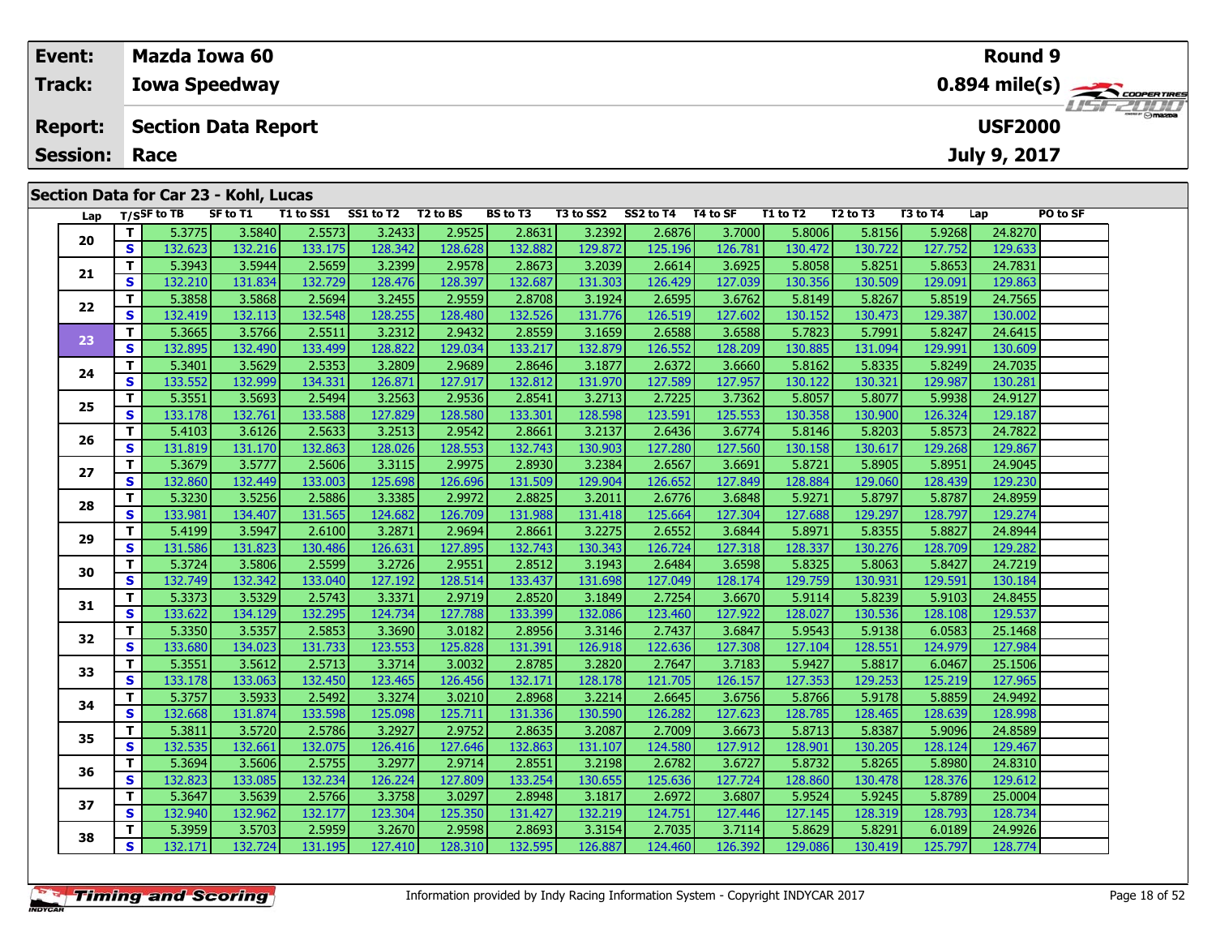| | |
|---|---|
| **Event:** | **Mazda Iowa 60** |
| **Track:** | **Iowa Speedway** |
| **Report:** | **Section Data Report** |
| **Session:** | **Race** |

**Round 9**
**0.894 mile(s)**
**USF2000**
**July 9, 2017**

## Section Data for Car 23 - Kohl, Lucas

| Lap | T/S | SF to TB | SF to T1 | T1 to SS1 | SS1 to T2 | T2 to BS | BS to T3 | T3 to SS2 | SS2 to T4 | T4 to SF | T1 to T2 | T2 to T3 | T3 to T4 | Lap | PO to SF |
|---|---|---|---|---|---|---|---|---|---|---|---|---|---|---|---|
| 20 | T | 5.3775 | 3.5840 | 2.5573 | 3.2433 | 2.9525 | 2.8631 | 3.2392 | 2.6876 | 3.7000 | 5.8006 | 5.8156 | 5.9268 | 24.8270 | |
| | S | 132.623 | 132.216 | 133.175 | 128.342 | 128.628 | 132.882 | 129.872 | 125.196 | 126.781 | 130.472 | 130.722 | 127.752 | 129.633 | |
| 21 | T | 5.3943 | 3.5944 | 2.5659 | 3.2399 | 2.9578 | 2.8673 | 3.2039 | 2.6614 | 3.6925 | 5.8058 | 5.8251 | 5.8653 | 24.7831 | |
| | S | 132.210 | 131.834 | 132.729 | 128.476 | 128.397 | 132.687 | 131.303 | 126.429 | 127.039 | 130.356 | 130.509 | 129.091 | 129.863 | |
| 22 | T | 5.3858 | 3.5868 | 2.5694 | 3.2455 | 2.9559 | 2.8708 | 3.1924 | 2.6595 | 3.6762 | 5.8149 | 5.8267 | 5.8519 | 24.7565 | |
| | S | 132.419 | 132.113 | 132.548 | 128.255 | 128.480 | 132.526 | 131.776 | 126.519 | 127.602 | 130.152 | 130.473 | 129.387 | 130.002 | |
| 23 | T | 5.3665 | 3.5766 | 2.5511 | 3.2312 | 2.9432 | 2.8559 | 3.1659 | 2.6588 | 3.6588 | 5.7823 | 5.7991 | 5.8247 | 24.6415 | |
| | S | 132.895 | 132.490 | 133.499 | 128.822 | 129.034 | 133.217 | 132.879 | 126.552 | 128.209 | 130.885 | 131.094 | 129.991 | 130.609 | |
| 24 | T | 5.3401 | 3.5629 | 2.5353 | 3.2809 | 2.9689 | 2.8646 | 3.1877 | 2.6372 | 3.6660 | 5.8162 | 5.8335 | 5.8249 | 24.7035 | |
| | S | 133.552 | 132.999 | 134.331 | 126.871 | 127.917 | 132.812 | 131.970 | 127.589 | 127.957 | 130.122 | 130.321 | 129.987 | 130.281 | |
| 25 | T | 5.3551 | 3.5693 | 2.5494 | 3.2563 | 2.9536 | 2.8541 | 3.2713 | 2.7225 | 3.7362 | 5.8057 | 5.8077 | 5.9938 | 24.9127 | |
| | S | 133.178 | 132.761 | 133.588 | 127.829 | 128.580 | 133.301 | 128.598 | 123.591 | 125.553 | 130.358 | 130.900 | 126.324 | 129.187 | |
| 26 | T | 5.4103 | 3.6126 | 2.5633 | 3.2513 | 2.9542 | 2.8661 | 3.2137 | 2.6436 | 3.6774 | 5.8146 | 5.8203 | 5.8573 | 24.7822 | |
| | S | 131.819 | 131.170 | 132.863 | 128.026 | 128.553 | 132.743 | 130.903 | 127.280 | 127.560 | 130.158 | 130.617 | 129.268 | 129.867 | |
| 27 | T | 5.3679 | 3.5777 | 2.5606 | 3.3115 | 2.9975 | 2.8930 | 3.2384 | 2.6567 | 3.6691 | 5.8721 | 5.8905 | 5.8951 | 24.9045 | |
| | S | 132.860 | 132.449 | 133.003 | 125.698 | 126.696 | 131.509 | 129.904 | 126.652 | 127.849 | 128.884 | 129.060 | 128.439 | 129.230 | |
| 28 | T | 5.3230 | 3.5256 | 2.5886 | 3.3385 | 2.9972 | 2.8825 | 3.2011 | 2.6776 | 3.6848 | 5.9271 | 5.8797 | 5.8787 | 24.8959 | |
| | S | 133.981 | 134.407 | 131.565 | 124.682 | 126.709 | 131.988 | 131.418 | 125.664 | 127.304 | 127.688 | 129.297 | 128.797 | 129.274 | |
| 29 | T | 5.4199 | 3.5947 | 2.6100 | 3.2871 | 2.9694 | 2.8661 | 3.2275 | 2.6552 | 3.6844 | 5.8971 | 5.8355 | 5.8827 | 24.8944 | |
| | S | 131.586 | 131.823 | 130.486 | 126.631 | 127.895 | 132.743 | 130.343 | 126.724 | 127.318 | 128.337 | 130.276 | 128.709 | 129.282 | |
| 30 | T | 5.3724 | 3.5806 | 2.5599 | 3.2726 | 2.9551 | 2.8512 | 3.1943 | 2.6484 | 3.6598 | 5.8325 | 5.8063 | 5.8427 | 24.7219 | |
| | S | 132.749 | 132.342 | 133.040 | 127.192 | 128.514 | 133.437 | 131.698 | 127.049 | 128.174 | 129.759 | 130.931 | 129.591 | 130.184 | |
| 31 | T | 5.3373 | 3.5329 | 2.5743 | 3.3371 | 2.9719 | 2.8520 | 3.1849 | 2.7254 | 3.6670 | 5.9114 | 5.8239 | 5.9103 | 24.8455 | |
| | S | 133.622 | 134.129 | 132.295 | 124.734 | 127.788 | 133.399 | 132.086 | 123.460 | 127.922 | 128.027 | 130.536 | 128.108 | 129.537 | |
| 32 | T | 5.3350 | 3.5357 | 2.5853 | 3.3690 | 3.0182 | 2.8956 | 3.3146 | 2.7437 | 3.6847 | 5.9543 | 5.9138 | 6.0583 | 25.1468 | |
| | S | 133.680 | 134.023 | 131.733 | 123.553 | 125.828 | 131.391 | 126.918 | 122.636 | 127.308 | 127.104 | 128.551 | 124.979 | 127.984 | |
| 33 | T | 5.3551 | 3.5612 | 2.5713 | 3.3714 | 3.0032 | 2.8785 | 3.2820 | 2.7647 | 3.7183 | 5.9427 | 5.8817 | 6.0467 | 25.1506 | |
| | S | 133.178 | 133.063 | 132.450 | 123.465 | 126.456 | 132.171 | 128.178 | 121.705 | 126.157 | 127.353 | 129.253 | 125.219 | 127.965 | |
| 34 | T | 5.3757 | 3.5933 | 2.5492 | 3.3274 | 3.0210 | 2.8968 | 3.2214 | 2.6645 | 3.6756 | 5.8766 | 5.9178 | 5.8859 | 24.9492 | |
| | S | 132.668 | 131.874 | 133.598 | 125.098 | 125.711 | 131.336 | 130.590 | 126.282 | 127.623 | 128.785 | 128.465 | 128.639 | 128.998 | |
| 35 | T | 5.3811 | 3.5720 | 2.5786 | 3.2927 | 2.9752 | 2.8635 | 3.2087 | 2.7009 | 3.6673 | 5.8713 | 5.8387 | 5.9096 | 24.8589 | |
| | S | 132.535 | 132.661 | 132.075 | 126.416 | 127.646 | 132.863 | 131.107 | 124.580 | 127.912 | 128.901 | 130.205 | 128.124 | 129.467 | |
| 36 | T | 5.3694 | 3.5606 | 2.5755 | 3.2977 | 2.9714 | 2.8551 | 3.2198 | 2.6782 | 3.6727 | 5.8732 | 5.8265 | 5.8980 | 24.8310 | |
| | S | 132.823 | 133.085 | 132.234 | 126.224 | 127.809 | 133.254 | 130.655 | 125.636 | 127.724 | 128.860 | 130.478 | 128.376 | 129.612 | |
| 37 | T | 5.3647 | 3.5639 | 2.5766 | 3.3758 | 3.0297 | 2.8948 | 3.1817 | 2.6972 | 3.6807 | 5.9524 | 5.9245 | 5.8789 | 25.0004 | |
| | S | 132.940 | 132.962 | 132.177 | 123.304 | 125.350 | 131.427 | 132.219 | 124.751 | 127.446 | 127.145 | 128.319 | 128.793 | 128.734 | |
| 38 | T | 5.3959 | 3.5703 | 2.5959 | 3.2670 | 2.9598 | 2.8693 | 3.3154 | 2.7035 | 3.7114 | 5.8629 | 5.8291 | 6.0189 | 24.9926 | |
| | S | 132.171 | 132.724 | 131.195 | 127.410 | 128.310 | 132.595 | 126.887 | 124.460 | 126.392 | 129.086 | 130.419 | 125.797 | 128.774 | |

Information provided by Indy Racing Information System - Copyright INDYCAR 2017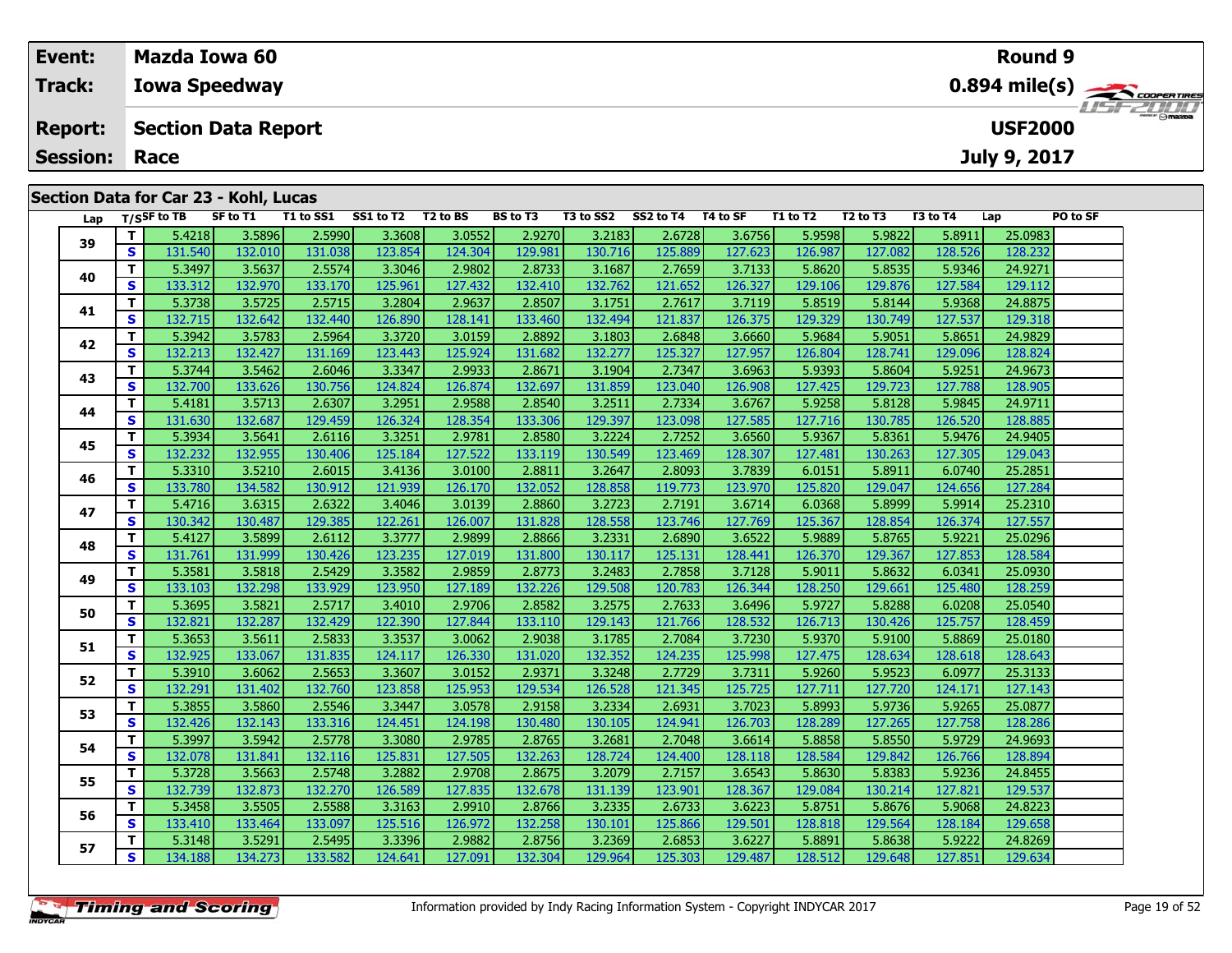| Event: | Mazda Iowa 60 | Round 9 |
|---|---|---|
| Track: | Iowa Speedway | 0.894 mile(s) |
| Report: | Section Data Report | USF2000 |
| Session: | Race | July 9, 2017 |

## Section Data for Car 23 - Kohl, Lucas

| Lap | T/S | SF to TB | SF to T1 | T1 to SS1 | SS1 to T2 | T2 to BS | BS to T3 | T3 to SS2 | SS2 to T4 | T4 to SF | T1 to T2 | T2 to T3 | T3 to T4 | Lap | PO to SF |
|---|---|---|---|---|---|---|---|---|---|---|---|---|---|---|---|
| 39 | T | 5.4218 | 3.5896 | 2.5990 | 3.3608 | 3.0552 | 2.9270 | 3.2183 | 2.6728 | 3.6756 | 5.9598 | 5.9822 | 5.8911 | 25.0983 | |
| | S | 131.540 | 132.010 | 131.038 | 123.854 | 124.304 | 129.981 | 130.716 | 125.889 | 127.623 | 126.987 | 127.082 | 128.526 | 128.232 | |
| 40 | T | 5.3497 | 3.5637 | 2.5574 | 3.3046 | 2.9802 | 2.8733 | 3.1687 | 2.7659 | 3.7133 | 5.8620 | 5.8535 | 5.9346 | 24.9271 | |
| | S | 133.312 | 132.970 | 133.170 | 125.961 | 127.432 | 132.410 | 132.762 | 121.652 | 126.327 | 129.106 | 129.876 | 127.584 | 129.112 | |
| 41 | T | 5.3738 | 3.5725 | 2.5715 | 3.2804 | 2.9637 | 2.8507 | 3.1751 | 2.7617 | 3.7119 | 5.8519 | 5.8144 | 5.9368 | 24.8875 | |
| | S | 132.715 | 132.642 | 132.440 | 126.890 | 128.141 | 133.460 | 132.494 | 121.837 | 126.375 | 129.329 | 130.749 | 127.537 | 129.318 | |
| 42 | T | 5.3942 | 3.5783 | 2.5964 | 3.3720 | 3.0159 | 2.8892 | 3.1803 | 2.6848 | 3.6660 | 5.9684 | 5.9051 | 5.8651 | 24.9829 | |
| | S | 132.213 | 132.427 | 131.169 | 123.443 | 125.924 | 131.682 | 132.277 | 125.327 | 127.957 | 126.804 | 128.741 | 129.096 | 128.824 | |
| 43 | T | 5.3744 | 3.5462 | 2.6046 | 3.3347 | 2.9933 | 2.8671 | 3.1904 | 2.7347 | 3.6963 | 5.9393 | 5.8604 | 5.9251 | 24.9673 | |
| | S | 132.700 | 133.626 | 130.756 | 124.824 | 126.874 | 132.697 | 131.859 | 123.040 | 126.908 | 127.425 | 129.723 | 127.788 | 128.905 | |
| 44 | T | 5.4181 | 3.5713 | 2.6307 | 3.2951 | 2.9588 | 2.8540 | 3.2511 | 2.7334 | 3.6767 | 5.9258 | 5.8128 | 5.9845 | 24.9711 | |
| | S | 131.630 | 132.687 | 129.459 | 126.324 | 128.354 | 133.306 | 129.397 | 123.098 | 127.585 | 127.716 | 130.785 | 126.520 | 128.885 | |
| 45 | T | 5.3934 | 3.5641 | 2.6116 | 3.3251 | 2.9781 | 2.8580 | 3.2224 | 2.7252 | 3.6560 | 5.9367 | 5.8361 | 5.9476 | 24.9405 | |
| | S | 132.232 | 132.955 | 130.406 | 125.184 | 127.522 | 133.119 | 130.549 | 123.469 | 128.307 | 127.481 | 130.263 | 127.305 | 129.043 | |
| 46 | T | 5.3310 | 3.5210 | 2.6015 | 3.4136 | 3.0100 | 2.8811 | 3.2647 | 2.8093 | 3.7839 | 6.0151 | 5.8911 | 6.0740 | 25.2851 | |
| | S | 133.780 | 134.582 | 130.912 | 121.939 | 126.170 | 132.052 | 128.858 | 119.773 | 123.970 | 125.820 | 129.047 | 124.656 | 127.284 | |
| 47 | T | 5.4716 | 3.6315 | 2.6322 | 3.4046 | 3.0139 | 2.8860 | 3.2723 | 2.7191 | 3.6714 | 6.0368 | 5.8999 | 5.9914 | 25.2310 | |
| | S | 130.342 | 130.487 | 129.385 | 122.261 | 126.007 | 131.828 | 128.558 | 123.746 | 127.769 | 125.367 | 128.854 | 126.374 | 127.557 | |
| 48 | T | 5.4127 | 3.5899 | 2.6112 | 3.3777 | 2.9899 | 2.8866 | 3.2331 | 2.6890 | 3.6522 | 5.9889 | 5.8765 | 5.9221 | 25.0296 | |
| | S | 131.761 | 131.999 | 130.426 | 123.235 | 127.019 | 131.800 | 130.117 | 125.131 | 128.441 | 126.370 | 129.367 | 127.853 | 128.584 | |
| 49 | T | 5.3581 | 3.5818 | 2.5429 | 3.3582 | 2.9859 | 2.8773 | 3.2483 | 2.7858 | 3.7128 | 5.9011 | 5.8632 | 6.0341 | 25.0930 | |
| | S | 133.103 | 132.298 | 133.929 | 123.950 | 127.189 | 132.226 | 129.508 | 120.783 | 126.344 | 128.250 | 129.661 | 125.480 | 128.259 | |
| 50 | T | 5.3695 | 3.5821 | 2.5717 | 3.4010 | 2.9706 | 2.8582 | 3.2575 | 2.7633 | 3.6496 | 5.9727 | 5.8288 | 6.0208 | 25.0540 | |
| | S | 132.821 | 132.287 | 132.429 | 122.390 | 127.844 | 133.110 | 129.143 | 121.766 | 128.532 | 126.713 | 130.426 | 125.757 | 128.459 | |
| 51 | T | 5.3653 | 3.5611 | 2.5833 | 3.3537 | 3.0062 | 2.9038 | 3.1785 | 2.7084 | 3.7230 | 5.9370 | 5.9100 | 5.8869 | 25.0180 | |
| | S | 132.925 | 133.067 | 131.835 | 124.117 | 126.330 | 131.020 | 132.352 | 124.235 | 125.998 | 127.475 | 128.634 | 128.618 | 128.643 | |
| 52 | T | 5.3910 | 3.6062 | 2.5653 | 3.3607 | 3.0152 | 2.9371 | 3.3248 | 2.7729 | 3.7311 | 5.9260 | 5.9523 | 6.0977 | 25.3133 | |
| | S | 132.291 | 131.402 | 132.760 | 123.858 | 125.953 | 129.534 | 126.528 | 121.345 | 125.725 | 127.711 | 127.720 | 124.171 | 127.143 | |
| 53 | T | 5.3855 | 3.5860 | 2.5546 | 3.3447 | 3.0578 | 2.9158 | 3.2334 | 2.6931 | 3.7023 | 5.8993 | 5.9736 | 5.9265 | 25.0877 | |
| | S | 132.426 | 132.143 | 133.316 | 124.451 | 124.198 | 130.480 | 130.105 | 124.941 | 126.703 | 128.289 | 127.265 | 127.758 | 128.286 | |
| 54 | T | 5.3997 | 3.5942 | 2.5778 | 3.3080 | 2.9785 | 2.8765 | 3.2681 | 2.7048 | 3.6614 | 5.8858 | 5.8550 | 5.9729 | 24.9693 | |
| | S | 132.078 | 131.841 | 132.116 | 125.831 | 127.505 | 132.263 | 128.724 | 124.400 | 128.118 | 128.584 | 129.842 | 126.766 | 128.894 | |
| 55 | T | 5.3728 | 3.5663 | 2.5748 | 3.2882 | 2.9708 | 2.8675 | 3.2079 | 2.7157 | 3.6543 | 5.8630 | 5.8383 | 5.9236 | 24.8455 | |
| | S | 132.739 | 132.873 | 132.270 | 126.589 | 127.835 | 132.678 | 131.139 | 123.901 | 128.367 | 129.084 | 130.214 | 127.821 | 129.537 | |
| 56 | T | 5.3458 | 3.5505 | 2.5588 | 3.3163 | 2.9910 | 2.8766 | 3.2335 | 2.6733 | 3.6223 | 5.8751 | 5.8676 | 5.9068 | 24.8223 | |
| | S | 133.410 | 133.464 | 133.097 | 125.516 | 126.972 | 132.258 | 130.101 | 125.866 | 129.501 | 128.818 | 129.564 | 128.184 | 129.658 | |
| 57 | T | 5.3148 | 3.5291 | 2.5495 | 3.3396 | 2.9882 | 2.8756 | 3.2369 | 2.6853 | 3.6227 | 5.8891 | 5.8638 | 5.9222 | 24.8269 | |
| | S | 134.188 | 134.273 | 133.582 | 124.641 | 127.091 | 132.304 | 129.964 | 125.303 | 129.487 | 128.512 | 129.648 | 127.851 | 129.634 | |

Information provided by Indy Racing Information System - Copyright INDYCAR 2017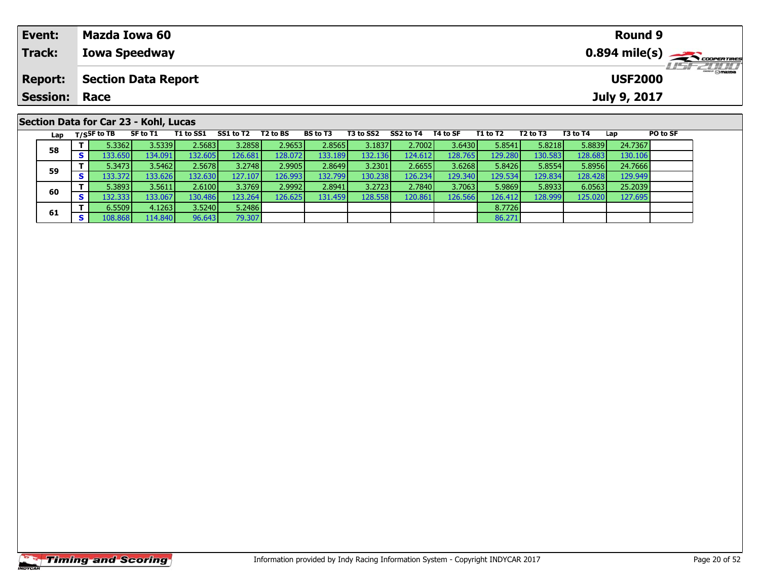| Event: | Mazda Iowa 60 | Round 9 |
|---|---|---|
| Track: | Iowa Speedway | 0.894 mile(s) |
| Report: | Section Data Report | USF2000 |
| Session: | Race | July 9, 2017 |

## Section Data for Car 23 - Kohl, Lucas

| Lap | T/S | SF to TB | SF to T1 | T1 to SS1 | SS1 to T2 | T2 to BS | BS to T3 | T3 to SS2 | SS2 to T4 | T4 to SF | T1 to T2 | T2 to T3 | T3 to T4 | Lap | PO to SF |
|---|---|---|---|---|---|---|---|---|---|---|---|---|---|---|---|
| 58 | T | 5.3362 | 3.5339 | 2.5683 | 3.2858 | 2.9653 | 2.8565 | 3.1837 | 2.7002 | 3.6430 | 5.8541 | 5.8218 | 5.8839 | 24.7367 | |
| | S | 133.650 | 134.091 | 132.605 | 126.681 | 128.072 | 133.189 | 132.136 | 124.612 | 128.765 | 129.280 | 130.583 | 128.683 | 130.106 | |
| 59 | T | 5.3473 | 3.5462 | 2.5678 | 3.2748 | 2.9905 | 2.8649 | 3.2301 | 2.6655 | 3.6268 | 5.8426 | 5.8554 | 5.8956 | 24.7666 | |
| | S | 133.372 | 133.626 | 132.630 | 127.107 | 126.993 | 132.799 | 130.238 | 126.234 | 129.340 | 129.534 | 129.834 | 128.428 | 129.949 | |
| 60 | T | 5.3893 | 3.5611 | 2.6100 | 3.3769 | 2.9992 | 2.8941 | 3.2723 | 2.7840 | 3.7063 | 5.9869 | 5.8933 | 6.0563 | 25.2039 | |
| | S | 132.333 | 133.067 | 130.486 | 123.264 | 126.625 | 131.459 | 128.558 | 120.861 | 126.566 | 126.412 | 128.999 | 125.020 | 127.695 | |
| 61 | T | 6.5509 | 4.1263 | 3.5240 | 5.2486 | | | | | | 8.7726 | | | | |
| | S | 108.868 | 114.840 | 96.643 | 79.307 | | | | | | 86.271 | | | | |

Information provided by Indy Racing Information System - Copyright INDYCAR 2017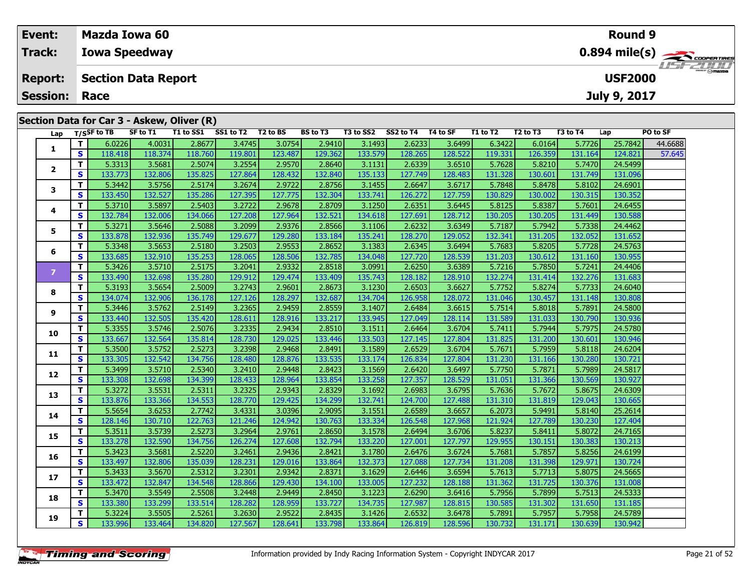| Event: | Mazda Iowa 60 | Round 9 |
|---|---|---|
| Track: | Iowa Speedway | 0.894 mile(s) |
| Report: | Section Data Report | USF2000 |
| Session: | Race | July 9, 2017 |

## Section Data for Car 3 - Askew, Oliver (R)

| Lap | T/S | SF to TB | SF to T1 | T1 to SS1 | SS1 to T2 | T2 to BS | BS to T3 | T3 to SS2 | SS2 to T4 | T4 to SF | T1 to T2 | T2 to T3 | T3 to T4 | Lap | PO to SF |
|---|---|---|---|---|---|---|---|---|---|---|---|---|---|---|---|
| 1 | T | 6.0226 | 4.0031 | 2.8677 | 3.4745 | 3.0754 | 2.9410 | 3.1493 | 2.6233 | 3.6499 | 6.3422 | 6.0164 | 5.7726 | 25.7842 | 44.6688 |
| | S | 118.418 | 118.374 | 118.760 | 119.801 | 123.487 | 129.362 | 133.579 | 128.265 | 128.522 | 119.331 | 126.359 | 131.164 | 124.821 | 57.645 |
| 2 | T | 5.3313 | 3.5681 | 2.5074 | 3.2554 | 2.9570 | 2.8640 | 3.1131 | 2.6339 | 3.6510 | 5.7628 | 5.8210 | 5.7470 | 24.5499 | |
| | S | 133.773 | 132.806 | 135.825 | 127.864 | 128.432 | 132.840 | 135.133 | 127.749 | 128.483 | 131.328 | 130.601 | 131.749 | 131.096 | |
| 3 | T | 5.3442 | 3.5756 | 2.5174 | 3.2674 | 2.9722 | 2.8756 | 3.1455 | 2.6647 | 3.6717 | 5.7848 | 5.8478 | 5.8102 | 24.6901 | |
| | S | 133.450 | 132.527 | 135.286 | 127.395 | 127.775 | 132.304 | 133.741 | 126.272 | 127.759 | 130.829 | 130.002 | 130.315 | 130.352 | |
| 4 | T | 5.3710 | 3.5897 | 2.5403 | 3.2722 | 2.9678 | 2.8709 | 3.1250 | 2.6351 | 3.6445 | 5.8125 | 5.8387 | 5.7601 | 24.6455 | |
| | S | 132.784 | 132.006 | 134.066 | 127.208 | 127.964 | 132.521 | 134.618 | 127.691 | 128.712 | 130.205 | 130.205 | 131.449 | 130.588 | |
| 5 | T | 5.3271 | 3.5646 | 2.5088 | 3.2099 | 2.9376 | 2.8566 | 3.1106 | 2.6232 | 3.6349 | 5.7187 | 5.7942 | 5.7338 | 24.4462 | |
| | S | 133.878 | 132.936 | 135.749 | 129.677 | 129.280 | 133.184 | 135.241 | 128.270 | 129.052 | 132.341 | 131.205 | 132.052 | 131.652 | |
| 6 | T | 5.3348 | 3.5653 | 2.5180 | 3.2503 | 2.9553 | 2.8652 | 3.1383 | 2.6345 | 3.6494 | 5.7683 | 5.8205 | 5.7728 | 24.5763 | |
| | S | 133.685 | 132.910 | 135.253 | 128.065 | 128.506 | 132.785 | 134.048 | 127.720 | 128.539 | 131.203 | 130.612 | 131.160 | 130.955 | |
| 7 | T | 5.3426 | 3.5710 | 2.5175 | 3.2041 | 2.9332 | 2.8518 | 3.0991 | 2.6250 | 3.6389 | 5.7216 | 5.7850 | 5.7241 | 24.4406 | |
| | S | 133.490 | 132.698 | 135.280 | 129.912 | 129.474 | 133.409 | 135.743 | 128.182 | 128.910 | 132.274 | 131.414 | 132.276 | 131.683 | |
| 8 | T | 5.3193 | 3.5654 | 2.5009 | 3.2743 | 2.9601 | 2.8673 | 3.1230 | 2.6503 | 3.6627 | 5.7752 | 5.8274 | 5.7733 | 24.6040 | |
| | S | 134.074 | 132.906 | 136.178 | 127.126 | 128.297 | 132.687 | 134.704 | 126.958 | 128.072 | 131.046 | 130.457 | 131.148 | 130.808 | |
| 9 | T | 5.3446 | 3.5762 | 2.5149 | 3.2365 | 2.9459 | 2.8559 | 3.1407 | 2.6484 | 3.6615 | 5.7514 | 5.8018 | 5.7891 | 24.5800 | |
| | S | 133.440 | 132.505 | 135.420 | 128.611 | 128.916 | 133.217 | 133.945 | 127.049 | 128.114 | 131.589 | 131.033 | 130.790 | 130.936 | |
| 10 | T | 5.3355 | 3.5746 | 2.5076 | 3.2335 | 2.9434 | 2.8510 | 3.1511 | 2.6464 | 3.6704 | 5.7411 | 5.7944 | 5.7975 | 24.5780 | |
| | S | 133.667 | 132.564 | 135.814 | 128.730 | 129.025 | 133.446 | 133.503 | 127.145 | 127.804 | 131.825 | 131.200 | 130.601 | 130.946 | |
| 11 | T | 5.3500 | 3.5752 | 2.5273 | 3.2398 | 2.9468 | 2.8491 | 3.1589 | 2.6529 | 3.6704 | 5.7671 | 5.7959 | 5.8118 | 24.6204 | |
| | S | 133.305 | 132.542 | 134.756 | 128.480 | 128.876 | 133.535 | 133.174 | 126.834 | 127.804 | 131.230 | 131.166 | 130.280 | 130.721 | |
| 12 | T | 5.3499 | 3.5710 | 2.5340 | 3.2410 | 2.9448 | 2.8423 | 3.1569 | 2.6420 | 3.6497 | 5.7750 | 5.7871 | 5.7989 | 24.5817 | |
| | S | 133.308 | 132.698 | 134.399 | 128.433 | 128.964 | 133.854 | 133.258 | 127.357 | 128.529 | 131.051 | 131.366 | 130.569 | 130.927 | |
| 13 | T | 5.3272 | 3.5531 | 2.5311 | 3.2325 | 2.9343 | 2.8329 | 3.1692 | 2.6983 | 3.6795 | 5.7636 | 5.7672 | 5.8675 | 24.6309 | |
| | S | 133.876 | 133.366 | 134.553 | 128.770 | 129.425 | 134.299 | 132.741 | 124.700 | 127.488 | 131.310 | 131.819 | 129.043 | 130.665 | |
| 14 | T | 5.5654 | 3.6253 | 2.7742 | 3.4331 | 3.0396 | 2.9095 | 3.1551 | 2.6589 | 3.6657 | 6.2073 | 5.9491 | 5.8140 | 25.2614 | |
| | S | 128.146 | 130.710 | 122.763 | 121.246 | 124.942 | 130.763 | 133.334 | 126.548 | 127.968 | 121.924 | 127.789 | 130.230 | 127.404 | |
| 15 | T | 5.3511 | 3.5739 | 2.5273 | 3.2964 | 2.9761 | 2.8650 | 3.1578 | 2.6494 | 3.6706 | 5.8237 | 5.8411 | 5.8072 | 24.7165 | |
| | S | 133.278 | 132.590 | 134.756 | 126.274 | 127.608 | 132.794 | 133.220 | 127.001 | 127.797 | 129.955 | 130.151 | 130.383 | 130.213 | |
| 16 | T | 5.3423 | 3.5681 | 2.5220 | 3.2461 | 2.9436 | 2.8421 | 3.1780 | 2.6476 | 3.6724 | 5.7681 | 5.7857 | 5.8256 | 24.6199 | |
| | S | 133.497 | 132.806 | 135.039 | 128.231 | 129.016 | 133.864 | 132.373 | 127.088 | 127.734 | 131.208 | 131.398 | 129.971 | 130.724 | |
| 17 | T | 5.3433 | 3.5670 | 2.5312 | 3.2301 | 2.9342 | 2.8371 | 3.1629 | 2.6446 | 3.6594 | 5.7613 | 5.7713 | 5.8075 | 24.5665 | |
| | S | 133.472 | 132.847 | 134.548 | 128.866 | 129.430 | 134.100 | 133.005 | 127.232 | 128.188 | 131.362 | 131.725 | 130.376 | 131.008 | |
| 18 | T | 5.3470 | 3.5549 | 2.5508 | 3.2448 | 2.9449 | 2.8450 | 3.1223 | 2.6290 | 3.6416 | 5.7956 | 5.7899 | 5.7513 | 24.5333 | |
| | S | 133.380 | 133.299 | 133.514 | 128.282 | 128.959 | 133.727 | 134.735 | 127.987 | 128.815 | 130.585 | 131.302 | 131.650 | 131.185 | |
| 19 | T | 5.3224 | 3.5505 | 2.5261 | 3.2630 | 2.9522 | 2.8435 | 3.1426 | 2.6532 | 3.6478 | 5.7891 | 5.7957 | 5.7958 | 24.5789 | |
| | S | 133.996 | 133.464 | 134.820 | 127.567 | 128.641 | 133.798 | 133.864 | 126.819 | 128.596 | 130.732 | 131.171 | 130.639 | 130.942 | |

Information provided by Indy Racing Information System - Copyright INDYCAR 2017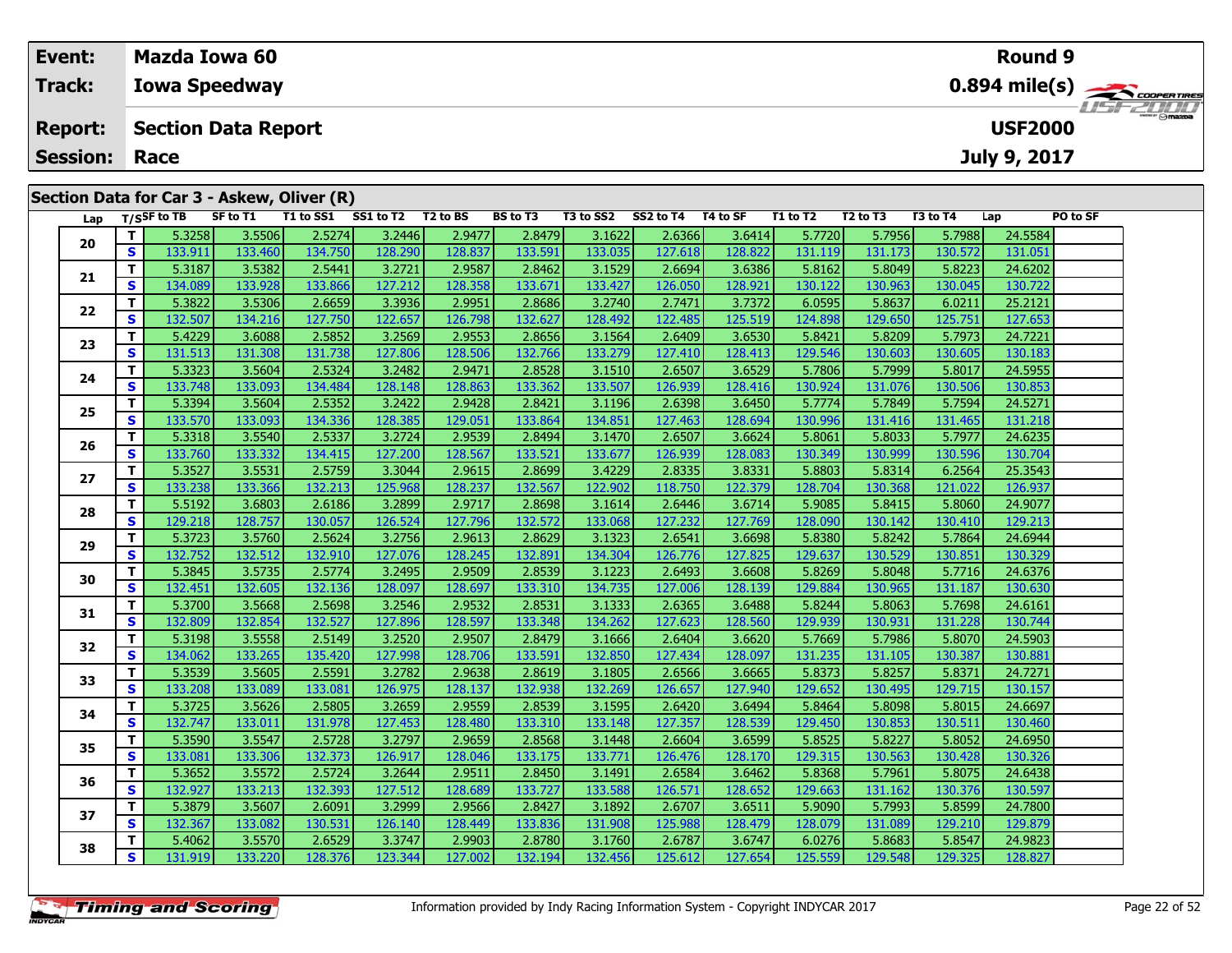| | | | |
|---|---|---|---|
| **Event:** | **Mazda Iowa 60** | | **Round 9** |
| **Track:** | **Iowa Speedway** | | **0.894 mile(s)** |
| **Report:** | **Section Data Report** | | **USF2000** |
| **Session:** | **Race** | | **July 9, 2017** |

## Section Data for Car 3 - Askew, Oliver (R)

| Lap | T/S | SF to TB | SF to T1 | T1 to SS1 | SS1 to T2 | T2 to BS | BS to T3 | T3 to SS2 | SS2 to T4 | T4 to SF | T1 to T2 | T2 to T3 | T3 to T4 | Lap | PO to SF |
|---|---|---|---|---|---|---|---|---|---|---|---|---|---|---|---|
| 20 | T | 5.3258 | 3.5506 | 2.5274 | 3.2446 | 2.9477 | 2.8479 | 3.1622 | 2.6366 | 3.6414 | 5.7720 | 5.7956 | 5.7988 | 24.5584 | |
| | S | 133.911 | 133.460 | 134.750 | 128.290 | 128.837 | 133.591 | 133.035 | 127.618 | 128.822 | 131.119 | 131.173 | 130.572 | 131.051 | |
| 21 | T | 5.3187 | 3.5382 | 2.5441 | 3.2721 | 2.9587 | 2.8462 | 3.1529 | 2.6694 | 3.6386 | 5.8162 | 5.8049 | 5.8223 | 24.6202 | |
| | S | 134.089 | 133.928 | 133.866 | 127.212 | 128.358 | 133.671 | 133.427 | 126.050 | 128.921 | 130.122 | 130.963 | 130.045 | 130.722 | |
| 22 | T | 5.3822 | 3.5306 | 2.6659 | 3.3936 | 2.9951 | 2.8686 | 3.2740 | 2.7471 | 3.7372 | 6.0595 | 5.8637 | 6.0211 | 25.2121 | |
| | S | 132.507 | 134.216 | 127.750 | 122.657 | 126.798 | 132.627 | 128.492 | 122.485 | 125.519 | 124.898 | 129.650 | 125.751 | 127.653 | |
| 23 | T | 5.4229 | 3.6088 | 2.5852 | 3.2569 | 2.9553 | 2.8656 | 3.1564 | 2.6409 | 3.6530 | 5.8421 | 5.8209 | 5.7973 | 24.7221 | |
| | S | 131.513 | 131.308 | 131.738 | 127.806 | 128.506 | 132.766 | 133.279 | 127.410 | 128.413 | 129.546 | 130.603 | 130.605 | 130.183 | |
| 24 | T | 5.3323 | 3.5604 | 2.5324 | 3.2482 | 2.9471 | 2.8528 | 3.1510 | 2.6507 | 3.6529 | 5.7806 | 5.7999 | 5.8017 | 24.5955 | |
| | S | 133.748 | 133.093 | 134.484 | 128.148 | 128.863 | 133.362 | 133.507 | 126.939 | 128.416 | 130.924 | 131.076 | 130.506 | 130.853 | |
| 25 | T | 5.3394 | 3.5604 | 2.5352 | 3.2422 | 2.9428 | 2.8421 | 3.1196 | 2.6398 | 3.6450 | 5.7774 | 5.7849 | 5.7594 | 24.5271 | |
| | S | 133.570 | 133.093 | 134.336 | 128.385 | 129.051 | 133.864 | 134.851 | 127.463 | 128.694 | 130.996 | 131.416 | 131.465 | 131.218 | |
| 26 | T | 5.3318 | 3.5540 | 2.5337 | 3.2724 | 2.9539 | 2.8494 | 3.1470 | 2.6507 | 3.6624 | 5.8061 | 5.8033 | 5.7977 | 24.6235 | |
| | S | 133.760 | 133.332 | 134.415 | 127.200 | 128.567 | 133.521 | 133.677 | 126.939 | 128.083 | 130.349 | 130.999 | 130.596 | 130.704 | |
| 27 | T | 5.3527 | 3.5531 | 2.5759 | 3.3044 | 2.9615 | 2.8699 | 3.4229 | 2.8335 | 3.8331 | 5.8803 | 5.8314 | 6.2564 | 25.3543 | |
| | S | 133.238 | 133.366 | 132.213 | 125.968 | 128.237 | 132.567 | 122.902 | 118.750 | 122.379 | 128.704 | 130.368 | 121.022 | 126.937 | |
| 28 | T | 5.5192 | 3.6803 | 2.6186 | 3.2899 | 2.9717 | 2.8698 | 3.1614 | 2.6446 | 3.6714 | 5.9085 | 5.8415 | 5.8060 | 24.9077 | |
| | S | 129.218 | 128.757 | 130.057 | 126.524 | 127.796 | 132.572 | 133.068 | 127.232 | 127.769 | 128.090 | 130.142 | 130.410 | 129.213 | |
| 29 | T | 5.3723 | 3.5760 | 2.5624 | 3.2756 | 2.9613 | 2.8629 | 3.1323 | 2.6541 | 3.6698 | 5.8380 | 5.8242 | 5.7864 | 24.6944 | |
| | S | 132.752 | 132.512 | 132.910 | 127.076 | 128.245 | 132.891 | 134.304 | 126.776 | 127.825 | 129.637 | 130.529 | 130.851 | 130.329 | |
| 30 | T | 5.3845 | 3.5735 | 2.5774 | 3.2495 | 2.9509 | 2.8539 | 3.1223 | 2.6493 | 3.6608 | 5.8269 | 5.8048 | 5.7716 | 24.6376 | |
| | S | 132.451 | 132.605 | 132.136 | 128.097 | 128.697 | 133.310 | 134.735 | 127.006 | 128.139 | 129.884 | 130.965 | 131.187 | 130.630 | |
| 31 | T | 5.3700 | 3.5668 | 2.5698 | 3.2546 | 2.9532 | 2.8531 | 3.1333 | 2.6365 | 3.6488 | 5.8244 | 5.8063 | 5.7698 | 24.6161 | |
| | S | 132.809 | 132.854 | 132.527 | 127.896 | 128.597 | 133.348 | 134.262 | 127.623 | 128.560 | 129.939 | 130.931 | 131.228 | 130.744 | |
| 32 | T | 5.3198 | 3.5558 | 2.5149 | 3.2520 | 2.9507 | 2.8479 | 3.1666 | 2.6404 | 3.6620 | 5.7669 | 5.7986 | 5.8070 | 24.5903 | |
| | S | 134.062 | 133.265 | 135.420 | 127.998 | 128.706 | 133.591 | 132.850 | 127.434 | 128.097 | 131.235 | 131.105 | 130.387 | 130.881 | |
| 33 | T | 5.3539 | 3.5605 | 2.5591 | 3.2782 | 2.9638 | 2.8619 | 3.1805 | 2.6566 | 3.6665 | 5.8373 | 5.8257 | 5.8371 | 24.7271 | |
| | S | 133.208 | 133.089 | 133.081 | 126.975 | 128.137 | 132.938 | 132.269 | 126.657 | 127.940 | 129.652 | 130.495 | 129.715 | 130.157 | |
| 34 | T | 5.3725 | 3.5626 | 2.5805 | 3.2659 | 2.9559 | 2.8539 | 3.1595 | 2.6420 | 3.6494 | 5.8464 | 5.8098 | 5.8015 | 24.6697 | |
| | S | 132.747 | 133.011 | 131.978 | 127.453 | 128.480 | 133.310 | 133.148 | 127.357 | 128.539 | 129.450 | 130.853 | 130.511 | 130.460 | |
| 35 | T | 5.3590 | 3.5547 | 2.5728 | 3.2797 | 2.9659 | 2.8568 | 3.1448 | 2.6604 | 3.6599 | 5.8525 | 5.8227 | 5.8052 | 24.6950 | |
| | S | 133.081 | 133.306 | 132.373 | 126.917 | 128.046 | 133.175 | 133.771 | 126.476 | 128.170 | 129.315 | 130.563 | 130.428 | 130.326 | |
| 36 | T | 5.3652 | 3.5572 | 2.5724 | 3.2644 | 2.9511 | 2.8450 | 3.1491 | 2.6584 | 3.6462 | 5.8368 | 5.7961 | 5.8075 | 24.6438 | |
| | S | 132.927 | 133.213 | 132.393 | 127.512 | 128.689 | 133.727 | 133.588 | 126.571 | 128.652 | 129.663 | 131.162 | 130.376 | 130.597 | |
| 37 | T | 5.3879 | 3.5607 | 2.6091 | 3.2999 | 2.9566 | 2.8427 | 3.1892 | 2.6707 | 3.6511 | 5.9090 | 5.7993 | 5.8599 | 24.7800 | |
| | S | 132.367 | 133.082 | 130.531 | 126.140 | 128.449 | 133.836 | 131.908 | 125.988 | 128.479 | 128.079 | 131.089 | 129.210 | 129.879 | |
| 38 | T | 5.4062 | 3.5570 | 2.6529 | 3.3747 | 2.9903 | 2.8780 | 3.1760 | 2.6787 | 3.6747 | 6.0276 | 5.8683 | 5.8547 | 24.9823 | |
| | S | 131.919 | 133.220 | 128.376 | 123.344 | 127.002 | 132.194 | 132.456 | 125.612 | 127.654 | 125.559 | 129.548 | 129.325 | 128.827 | |

Information provided by Indy Racing Information System - Copyright INDYCAR 2017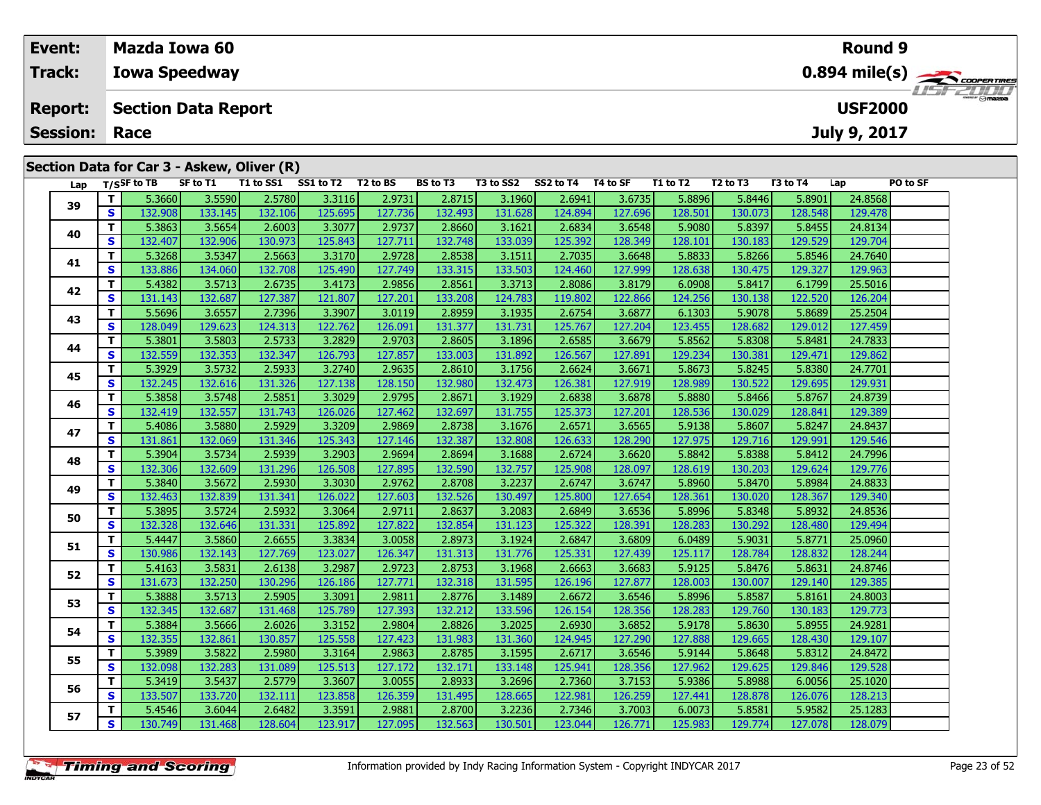| **Event:** | **Mazda Iowa 60** | **Round 9** |
|---|---|---|
| **Track:** | **Iowa Speedway** | **0.894 mile(s)** |
| **Report:** | **Section Data Report** | **USF2000** |
| **Session:** | **Race** | **July 9, 2017** |

## Section Data for Car 3 - Askew, Oliver (R)

| Lap | T/S | SF to TB | SF to T1 | T1 to SS1 | SS1 to T2 | T2 to BS | BS to T3 | T3 to SS2 | SS2 to T4 | T4 to SF | T1 to T2 | T2 to T3 | T3 to T4 | Lap | PO to SF |
|---|---|---|---|---|---|---|---|---|---|---|---|---|---|---|---|
| 39 | T | 5.3660 | 3.5590 | 2.5780 | 3.3116 | 2.9731 | 2.8715 | 3.1960 | 2.6941 | 3.6735 | 5.8896 | 5.8446 | 5.8901 | 24.8568 | |
| | S | 132.908 | 133.145 | 132.106 | 125.695 | 127.736 | 132.493 | 131.628 | 124.894 | 127.696 | 128.501 | 130.073 | 128.548 | 129.478 | |
| 40 | T | 5.3863 | 3.5654 | 2.6003 | 3.3077 | 2.9737 | 2.8660 | 3.1621 | 2.6834 | 3.6548 | 5.9080 | 5.8397 | 5.8455 | 24.8134 | |
| | S | 132.407 | 132.906 | 130.973 | 125.843 | 127.711 | 132.748 | 133.039 | 125.392 | 128.349 | 128.101 | 130.183 | 129.529 | 129.704 | |
| 41 | T | 5.3268 | 3.5347 | 2.5663 | 3.3170 | 2.9728 | 2.8538 | 3.1511 | 2.7035 | 3.6648 | 5.8833 | 5.8266 | 5.8546 | 24.7640 | |
| | S | 133.886 | 134.060 | 132.708 | 125.490 | 127.749 | 133.315 | 133.503 | 124.460 | 127.999 | 128.638 | 130.475 | 129.327 | 129.963 | |
| 42 | T | 5.4382 | 3.5713 | 2.6735 | 3.4173 | 2.9856 | 2.8561 | 3.3713 | 2.8086 | 3.8179 | 6.0908 | 5.8417 | 6.1799 | 25.5016 | |
| | S | 131.143 | 132.687 | 127.387 | 121.807 | 127.201 | 133.208 | 124.783 | 119.802 | 122.866 | 124.256 | 130.138 | 122.520 | 126.204 | |
| 43 | T | 5.5696 | 3.6557 | 2.7396 | 3.3907 | 3.0119 | 2.8959 | 3.1935 | 2.6754 | 3.6877 | 6.1303 | 5.9078 | 5.8689 | 25.2504 | |
| | S | 128.049 | 129.623 | 124.313 | 122.762 | 126.091 | 131.377 | 131.731 | 125.767 | 127.204 | 123.455 | 128.682 | 129.012 | 127.459 | |
| 44 | T | 5.3801 | 3.5803 | 2.5733 | 3.2829 | 2.9703 | 2.8605 | 3.1896 | 2.6585 | 3.6679 | 5.8562 | 5.8308 | 5.8481 | 24.7833 | |
| | S | 132.559 | 132.353 | 132.347 | 126.793 | 127.857 | 133.003 | 131.892 | 126.567 | 127.891 | 129.234 | 130.381 | 129.471 | 129.862 | |
| 45 | T | 5.3929 | 3.5732 | 2.5933 | 3.2740 | 2.9635 | 2.8610 | 3.1756 | 2.6624 | 3.6671 | 5.8673 | 5.8245 | 5.8380 | 24.7701 | |
| | S | 132.245 | 132.616 | 131.326 | 127.138 | 128.150 | 132.980 | 132.473 | 126.381 | 127.919 | 128.989 | 130.522 | 129.695 | 129.931 | |
| 46 | T | 5.3858 | 3.5748 | 2.5851 | 3.3029 | 2.9795 | 2.8671 | 3.1929 | 2.6838 | 3.6878 | 5.8880 | 5.8466 | 5.8767 | 24.8739 | |
| | S | 132.419 | 132.557 | 131.743 | 126.026 | 127.462 | 132.697 | 131.755 | 125.373 | 127.201 | 128.536 | 130.029 | 128.841 | 129.389 | |
| 47 | T | 5.4086 | 3.5880 | 2.5929 | 3.3209 | 2.9869 | 2.8738 | 3.1676 | 2.6571 | 3.6565 | 5.9138 | 5.8607 | 5.8247 | 24.8437 | |
| | S | 131.861 | 132.069 | 131.346 | 125.343 | 127.146 | 132.387 | 132.808 | 126.633 | 128.290 | 127.975 | 129.716 | 129.991 | 129.546 | |
| 48 | T | 5.3904 | 3.5734 | 2.5939 | 3.2903 | 2.9694 | 2.8694 | 3.1688 | 2.6724 | 3.6620 | 5.8842 | 5.8388 | 5.8412 | 24.7996 | |
| | S | 132.306 | 132.609 | 131.296 | 126.508 | 127.895 | 132.590 | 132.757 | 125.908 | 128.097 | 128.619 | 130.203 | 129.624 | 129.776 | |
| 49 | T | 5.3840 | 3.5672 | 2.5930 | 3.3030 | 2.9762 | 2.8708 | 3.2237 | 2.6747 | 3.6747 | 5.8960 | 5.8470 | 5.8984 | 24.8833 | |
| | S | 132.463 | 132.839 | 131.341 | 126.022 | 127.603 | 132.526 | 130.497 | 125.800 | 127.654 | 128.361 | 130.020 | 128.367 | 129.340 | |
| 50 | T | 5.3895 | 3.5724 | 2.5932 | 3.3064 | 2.9711 | 2.8637 | 3.2083 | 2.6849 | 3.6536 | 5.8996 | 5.8348 | 5.8932 | 24.8536 | |
| | S | 132.328 | 132.646 | 131.331 | 125.892 | 127.822 | 132.854 | 131.123 | 125.322 | 128.391 | 128.283 | 130.292 | 128.480 | 129.494 | |
| 51 | T | 5.4447 | 3.5860 | 2.6655 | 3.3834 | 3.0058 | 2.8973 | 3.1924 | 2.6847 | 3.6809 | 6.0489 | 5.9031 | 5.8771 | 25.0960 | |
| | S | 130.986 | 132.143 | 127.769 | 123.027 | 126.347 | 131.313 | 131.776 | 125.331 | 127.439 | 125.117 | 128.784 | 128.832 | 128.244 | |
| 52 | T | 5.4163 | 3.5831 | 2.6138 | 3.2987 | 2.9723 | 2.8753 | 3.1968 | 2.6663 | 3.6683 | 5.9125 | 5.8476 | 5.8631 | 24.8746 | |
| | S | 131.673 | 132.250 | 130.296 | 126.186 | 127.771 | 132.318 | 131.595 | 126.196 | 127.877 | 128.003 | 130.007 | 129.140 | 129.385 | |
| 53 | T | 5.3888 | 3.5713 | 2.5905 | 3.3091 | 2.9811 | 2.8776 | 3.1489 | 2.6672 | 3.6546 | 5.8996 | 5.8587 | 5.8161 | 24.8003 | |
| | S | 132.345 | 132.687 | 131.468 | 125.789 | 127.393 | 132.212 | 133.596 | 126.154 | 128.356 | 128.283 | 129.760 | 130.183 | 129.773 | |
| 54 | T | 5.3884 | 3.5666 | 2.6026 | 3.3152 | 2.9804 | 2.8826 | 3.2025 | 2.6930 | 3.6852 | 5.9178 | 5.8630 | 5.8955 | 24.9281 | |
| | S | 132.355 | 132.861 | 130.857 | 125.558 | 127.423 | 131.983 | 131.360 | 124.945 | 127.290 | 127.888 | 129.665 | 128.430 | 129.107 | |
| 55 | T | 5.3989 | 3.5822 | 2.5980 | 3.3164 | 2.9863 | 2.8785 | 3.1595 | 2.6717 | 3.6546 | 5.9144 | 5.8648 | 5.8312 | 24.8472 | |
| | S | 132.098 | 132.283 | 131.089 | 125.513 | 127.172 | 132.171 | 133.148 | 125.941 | 128.356 | 127.962 | 129.625 | 129.846 | 129.528 | |
| 56 | T | 5.3419 | 3.5437 | 2.5779 | 3.3607 | 3.0055 | 2.8933 | 3.2696 | 2.7360 | 3.7153 | 5.9386 | 5.8988 | 6.0056 | 25.1020 | |
| | S | 133.507 | 133.720 | 132.111 | 123.858 | 126.359 | 131.495 | 128.665 | 122.981 | 126.259 | 127.441 | 128.878 | 126.076 | 128.213 | |
| 57 | T | 5.4546 | 3.6044 | 2.6482 | 3.3591 | 2.9881 | 2.8700 | 3.2236 | 2.7346 | 3.7003 | 6.0073 | 5.8581 | 5.9582 | 25.1283 | |
| | S | 130.749 | 131.468 | 128.604 | 123.917 | 127.095 | 132.563 | 130.501 | 123.044 | 126.771 | 125.983 | 129.774 | 127.078 | 128.079 | |

Information provided by Indy Racing Information System - Copyright INDYCAR 2017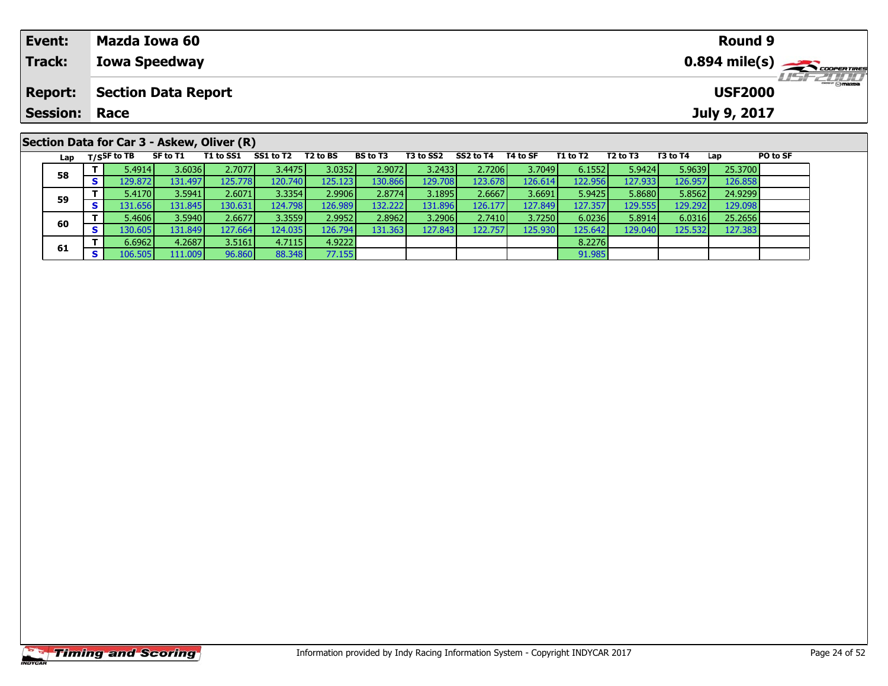| Event: | Mazda Iowa 60 | Round 9 |
|---|---|---|
| Track: | Iowa Speedway | 0.894 mile(s) |
| Report: | Section Data Report | USF2000 |
| Session: | Race | July 9, 2017 |

## Section Data for Car 3 - Askew, Oliver (R)

| Lap | T/S | SF to TB | SF to T1 | T1 to SS1 | SS1 to T2 | T2 to BS | BS to T3 | T3 to SS2 | SS2 to T4 | T4 to SF | T1 to T2 | T2 to T3 | T3 to T4 | Lap | PO to SF |
|---|---|---|---|---|---|---|---|---|---|---|---|---|---|---|---|
| 58 | T | 5.4914 | 3.6036 | 2.7077 | 3.4475 | 3.0352 | 2.9072 | 3.2433 | 2.7206 | 3.7049 | 6.1552 | 5.9424 | 5.9639 | 25.3700 | |
| | S | 129.872 | 131.497 | 125.778 | 120.740 | 125.123 | 130.866 | 129.708 | 123.678 | 126.614 | 122.956 | 127.933 | 126.957 | 126.858 | |
| 59 | T | 5.4170 | 3.5941 | 2.6071 | 3.3354 | 2.9906 | 2.8774 | 3.1895 | 2.6667 | 3.6691 | 5.9425 | 5.8680 | 5.8562 | 24.9299 | |
| | S | 131.656 | 131.845 | 130.631 | 124.798 | 126.989 | 132.222 | 131.896 | 126.177 | 127.849 | 127.357 | 129.555 | 129.292 | 129.098 | |
| 60 | T | 5.4606 | 3.5940 | 2.6677 | 3.3559 | 2.9952 | 2.8962 | 3.2906 | 2.7410 | 3.7250 | 6.0236 | 5.8914 | 6.0316 | 25.2656 | |
| | S | 130.605 | 131.849 | 127.664 | 124.035 | 126.794 | 131.363 | 127.843 | 122.757 | 125.930 | 125.642 | 129.040 | 125.532 | 127.383 | |
| 61 | T | 6.6962 | 4.2687 | 3.5161 | 4.7115 | 4.9222 | | | | | 8.2276 | | | | |
| | S | 106.505 | 111.009 | 96.860 | 88.348 | 77.155 | | | | | 91.985 | | | | |

Information provided by Indy Racing Information System - Copyright INDYCAR 2017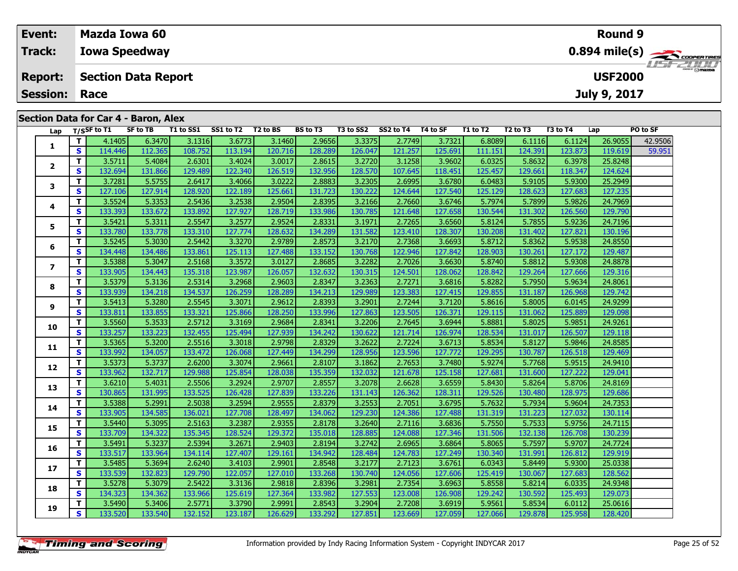| | | | |
|---|---|---|---|
| **Event:** | **Mazda Iowa 60** | | **Round 9** |
| **Track:** | **Iowa Speedway** | | **0.894 mile(s)** |
| **Report:** | **Section Data Report** | | **USF2000** |
| **Session:** | **Race** | | **July 9, 2017** |

## Section Data for Car 4 - Baron, Alex

| Lap | T/S | SF to T1 | SF to TB | T1 to SS1 | SS1 to T2 | T2 to BS | BS to T3 | T3 to SS2 | SS2 to T4 | T4 to SF | T1 to T2 | T2 to T3 | T3 to T4 | Lap | PO to SF |
|---|---|---|---|---|---|---|---|---|---|---|---|---|---|---|---|
| 1 | T | 4.1405 | 6.3470 | 3.1316 | 3.6773 | 3.1460 | 2.9656 | 3.3375 | 2.7749 | 3.7321 | 6.8089 | 6.1116 | 6.1124 | 26.9055 | 42.9506 |
| | S | 114.446 | 112.365 | 108.752 | 113.194 | 120.716 | 128.289 | 126.047 | 121.257 | 125.691 | 111.151 | 124.391 | 123.873 | 119.619 | 59.951 |
| 2 | T | 3.5711 | 5.4084 | 2.6301 | 3.4024 | 3.0017 | 2.8615 | 3.2720 | 3.1258 | 3.9602 | 6.0325 | 5.8632 | 6.3978 | 25.8248 | |
| | S | 132.694 | 131.866 | 129.489 | 122.340 | 126.519 | 132.956 | 128.570 | 107.645 | 118.451 | 125.457 | 129.661 | 118.347 | 124.624 | |
| 3 | T | 3.7281 | 5.5755 | 2.6417 | 3.4066 | 3.0222 | 2.8883 | 3.2305 | 2.6995 | 3.6780 | 6.0483 | 5.9105 | 5.9300 | 25.2949 | |
| | S | 127.106 | 127.914 | 128.920 | 122.189 | 125.661 | 131.723 | 130.222 | 124.644 | 127.540 | 125.129 | 128.623 | 127.683 | 127.235 | |
| 4 | T | 3.5524 | 5.3353 | 2.5436 | 3.2538 | 2.9504 | 2.8395 | 3.2166 | 2.7660 | 3.6746 | 5.7974 | 5.7899 | 5.9826 | 24.7969 | |
| | S | 133.393 | 133.672 | 133.892 | 127.927 | 128.719 | 133.986 | 130.785 | 121.648 | 127.658 | 130.544 | 131.302 | 126.560 | 129.790 | |
| 5 | T | 3.5421 | 5.3311 | 2.5547 | 3.2577 | 2.9524 | 2.8331 | 3.1971 | 2.7265 | 3.6560 | 5.8124 | 5.7855 | 5.9236 | 24.7196 | |
| | S | 133.780 | 133.778 | 133.310 | 127.774 | 128.632 | 134.289 | 131.582 | 123.410 | 128.307 | 130.208 | 131.402 | 127.821 | 130.196 | |
| 6 | T | 3.5245 | 5.3030 | 2.5442 | 3.3270 | 2.9789 | 2.8573 | 3.2170 | 2.7368 | 3.6693 | 5.8712 | 5.8362 | 5.9538 | 24.8550 | |
| | S | 134.448 | 134.486 | 133.861 | 125.113 | 127.488 | 133.152 | 130.768 | 122.946 | 127.842 | 128.903 | 130.261 | 127.172 | 129.487 | |
| 7 | T | 3.5388 | 5.3047 | 2.5168 | 3.3572 | 3.0127 | 2.8685 | 3.2282 | 2.7026 | 3.6630 | 5.8740 | 5.8812 | 5.9308 | 24.8878 | |
| | S | 133.905 | 134.443 | 135.318 | 123.987 | 126.057 | 132.632 | 130.315 | 124.501 | 128.062 | 128.842 | 129.264 | 127.666 | 129.316 | |
| 8 | T | 3.5379 | 5.3136 | 2.5314 | 3.2968 | 2.9603 | 2.8347 | 3.2363 | 2.7271 | 3.6816 | 5.8282 | 5.7950 | 5.9634 | 24.8061 | |
| | S | 133.939 | 134.218 | 134.537 | 126.259 | 128.289 | 134.213 | 129.989 | 123.383 | 127.415 | 129.855 | 131.187 | 126.968 | 129.742 | |
| 9 | T | 3.5413 | 5.3280 | 2.5545 | 3.3071 | 2.9612 | 2.8393 | 3.2901 | 2.7244 | 3.7120 | 5.8616 | 5.8005 | 6.0145 | 24.9299 | |
| | S | 133.811 | 133.855 | 133.321 | 125.866 | 128.250 | 133.996 | 127.863 | 123.505 | 126.371 | 129.115 | 131.062 | 125.889 | 129.098 | |
| 10 | T | 3.5560 | 5.3533 | 2.5712 | 3.3169 | 2.9684 | 2.8341 | 3.2206 | 2.7645 | 3.6944 | 5.8881 | 5.8025 | 5.9851 | 24.9261 | |
| | S | 133.257 | 133.223 | 132.455 | 125.494 | 127.939 | 134.242 | 130.622 | 121.714 | 126.974 | 128.534 | 131.017 | 126.507 | 129.118 | |
| 11 | T | 3.5365 | 5.3200 | 2.5516 | 3.3018 | 2.9798 | 2.8329 | 3.2622 | 2.7224 | 3.6713 | 5.8534 | 5.8127 | 5.9846 | 24.8585 | |
| | S | 133.992 | 134.057 | 133.472 | 126.068 | 127.449 | 134.299 | 128.956 | 123.596 | 127.772 | 129.295 | 130.787 | 126.518 | 129.469 | |
| 12 | T | 3.5373 | 5.3737 | 2.6200 | 3.3074 | 2.9661 | 2.8107 | 3.1862 | 2.7653 | 3.7480 | 5.9274 | 5.7768 | 5.9515 | 24.9410 | |
| | S | 133.962 | 132.717 | 129.988 | 125.854 | 128.038 | 135.359 | 132.032 | 121.678 | 125.158 | 127.681 | 131.600 | 127.222 | 129.041 | |
| 13 | T | 3.6210 | 5.4031 | 2.5506 | 3.2924 | 2.9707 | 2.8557 | 3.2078 | 2.6628 | 3.6559 | 5.8430 | 5.8264 | 5.8706 | 24.8169 | |
| | S | 130.865 | 131.995 | 133.525 | 126.428 | 127.839 | 133.226 | 131.143 | 126.362 | 128.311 | 129.526 | 130.480 | 128.975 | 129.686 | |
| 14 | T | 3.5388 | 5.2991 | 2.5038 | 3.2594 | 2.9555 | 2.8379 | 3.2553 | 2.7051 | 3.6795 | 5.7632 | 5.7934 | 5.9604 | 24.7353 | |
| | S | 133.905 | 134.585 | 136.021 | 127.708 | 128.497 | 134.062 | 129.230 | 124.386 | 127.488 | 131.319 | 131.223 | 127.032 | 130.114 | |
| 15 | T | 3.5440 | 5.3095 | 2.5163 | 3.2387 | 2.9355 | 2.8178 | 3.2640 | 2.7116 | 3.6836 | 5.7550 | 5.7533 | 5.9756 | 24.7115 | |
| | S | 133.709 | 134.322 | 135.345 | 128.524 | 129.372 | 135.018 | 128.885 | 124.088 | 127.346 | 131.506 | 132.138 | 126.708 | 130.239 | |
| 16 | T | 3.5491 | 5.3237 | 2.5394 | 3.2671 | 2.9403 | 2.8194 | 3.2742 | 2.6965 | 3.6864 | 5.8065 | 5.7597 | 5.9707 | 24.7724 | |
| | S | 133.517 | 133.964 | 134.114 | 127.407 | 129.161 | 134.942 | 128.484 | 124.783 | 127.249 | 130.340 | 131.991 | 126.812 | 129.919 | |
| 17 | T | 3.5485 | 5.3694 | 2.6240 | 3.4103 | 2.9901 | 2.8548 | 3.2177 | 2.7123 | 3.6761 | 6.0343 | 5.8449 | 5.9300 | 25.0338 | |
| | S | 133.539 | 132.823 | 129.790 | 122.057 | 127.010 | 133.268 | 130.740 | 124.056 | 127.606 | 125.419 | 130.067 | 127.683 | 128.562 | |
| 18 | T | 3.5278 | 5.3079 | 2.5422 | 3.3136 | 2.9818 | 2.8396 | 3.2981 | 2.7354 | 3.6963 | 5.8558 | 5.8214 | 6.0335 | 24.9348 | |
| | S | 134.323 | 134.362 | 133.966 | 125.619 | 127.364 | 133.982 | 127.553 | 123.008 | 126.908 | 129.242 | 130.592 | 125.493 | 129.073 | |
| 19 | T | 3.5490 | 5.3406 | 2.5771 | 3.3790 | 2.9991 | 2.8543 | 3.2904 | 2.7208 | 3.6919 | 5.9561 | 5.8534 | 6.0112 | 25.0616 | |
| | S | 133.520 | 133.540 | 132.152 | 123.187 | 126.629 | 133.292 | 127.851 | 123.669 | 127.059 | 127.066 | 129.878 | 125.958 | 128.420 | |

Information provided by Indy Racing Information System - Copyright INDYCAR 2017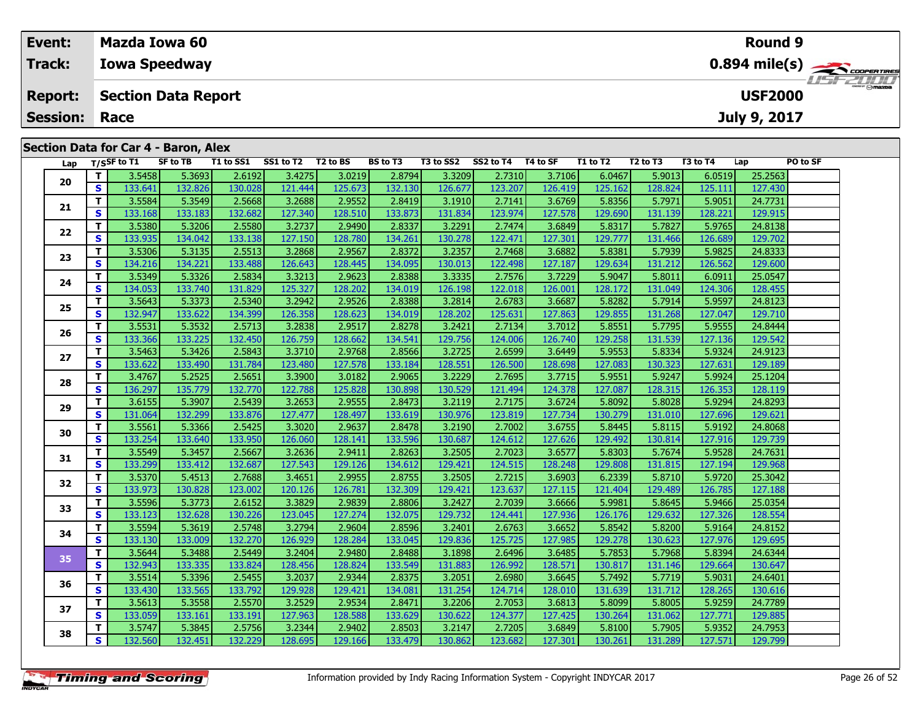| Event: | Mazda Iowa 60 | Round 9 |
|---|---|---|
| Track: | Iowa Speedway | 0.894 mile(s) |
| Report: | Section Data Report | USF2000 |
| Session: | Race | July 9, 2017 |

## Section Data for Car 4 - Baron, Alex

| Lap | T/S | SF to T1 | SF to TB | T1 to SS1 | SS1 to T2 | T2 to BS | BS to T3 | T3 to SS2 | SS2 to T4 | T4 to SF | T1 to T2 | T2 to T3 | T3 to T4 | Lap | PO to SF |
|---|---|---|---|---|---|---|---|---|---|---|---|---|---|---|---|
| 20 | T | 3.5458 | 5.3693 | 2.6192 | 3.4275 | 3.0219 | 2.8794 | 3.3209 | 2.7310 | 3.7106 | 6.0467 | 5.9013 | 6.0519 | 25.2563 | |
| | S | 133.641 | 132.826 | 130.028 | 121.444 | 125.673 | 132.130 | 126.677 | 123.207 | 126.419 | 125.162 | 128.824 | 125.111 | 127.430 | |
| 21 | T | 3.5584 | 5.3549 | 2.5668 | 3.2688 | 2.9552 | 2.8419 | 3.1910 | 2.7141 | 3.6769 | 5.8356 | 5.7971 | 5.9051 | 24.7731 | |
| | S | 133.168 | 133.183 | 132.682 | 127.340 | 128.510 | 133.873 | 131.834 | 123.974 | 127.578 | 129.690 | 131.139 | 128.221 | 129.915 | |
| 22 | T | 3.5380 | 5.3206 | 2.5580 | 3.2737 | 2.9490 | 2.8337 | 3.2291 | 2.7474 | 3.6849 | 5.8317 | 5.7827 | 5.9765 | 24.8138 | |
| | S | 133.935 | 134.042 | 133.138 | 127.150 | 128.780 | 134.261 | 130.278 | 122.471 | 127.301 | 129.777 | 131.466 | 126.689 | 129.702 | |
| 23 | T | 3.5306 | 5.3135 | 2.5513 | 3.2868 | 2.9567 | 2.8372 | 3.2357 | 2.7468 | 3.6882 | 5.8381 | 5.7939 | 5.9825 | 24.8333 | |
| | S | 134.216 | 134.221 | 133.488 | 126.643 | 128.445 | 134.095 | 130.013 | 122.498 | 127.187 | 129.634 | 131.212 | 126.562 | 129.600 | |
| 24 | T | 3.5349 | 5.3326 | 2.5834 | 3.3213 | 2.9623 | 2.8388 | 3.3335 | 2.7576 | 3.7229 | 5.9047 | 5.8011 | 6.0911 | 25.0547 | |
| | S | 134.053 | 133.740 | 131.829 | 125.327 | 128.202 | 134.019 | 126.198 | 122.018 | 126.001 | 128.172 | 131.049 | 124.306 | 128.455 | |
| 25 | T | 3.5643 | 5.3373 | 2.5340 | 3.2942 | 2.9526 | 2.8388 | 3.2814 | 2.6783 | 3.6687 | 5.8282 | 5.7914 | 5.9597 | 24.8123 | |
| | S | 132.947 | 133.622 | 134.399 | 126.358 | 128.623 | 134.019 | 128.202 | 125.631 | 127.863 | 129.855 | 131.268 | 127.047 | 129.710 | |
| 26 | T | 3.5531 | 5.3532 | 2.5713 | 3.2838 | 2.9517 | 2.8278 | 3.2421 | 2.7134 | 3.7012 | 5.8551 | 5.7795 | 5.9555 | 24.8444 | |
| | S | 133.366 | 133.225 | 132.450 | 126.759 | 128.662 | 134.541 | 129.756 | 124.006 | 126.740 | 129.258 | 131.539 | 127.136 | 129.542 | |
| 27 | T | 3.5463 | 5.3426 | 2.5843 | 3.3710 | 2.9768 | 2.8566 | 3.2725 | 2.6599 | 3.6449 | 5.9553 | 5.8334 | 5.9324 | 24.9123 | |
| | S | 133.622 | 133.490 | 131.784 | 123.480 | 127.578 | 133.184 | 128.551 | 126.500 | 128.698 | 127.083 | 130.323 | 127.631 | 129.189 | |
| 28 | T | 3.4767 | 5.2525 | 2.5651 | 3.3900 | 3.0182 | 2.9065 | 3.2229 | 2.7695 | 3.7715 | 5.9551 | 5.9247 | 5.9924 | 25.1204 | |
| | S | 136.297 | 135.779 | 132.770 | 122.788 | 125.828 | 130.898 | 130.529 | 121.494 | 124.378 | 127.087 | 128.315 | 126.353 | 128.119 | |
| 29 | T | 3.6155 | 5.3907 | 2.5439 | 3.2653 | 2.9555 | 2.8473 | 3.2119 | 2.7175 | 3.6724 | 5.8092 | 5.8028 | 5.9294 | 24.8293 | |
| | S | 131.064 | 132.299 | 133.876 | 127.477 | 128.497 | 133.619 | 130.976 | 123.819 | 127.734 | 130.279 | 131.010 | 127.696 | 129.621 | |
| 30 | T | 3.5561 | 5.3366 | 2.5425 | 3.3020 | 2.9637 | 2.8478 | 3.2190 | 2.7002 | 3.6755 | 5.8445 | 5.8115 | 5.9192 | 24.8068 | |
| | S | 133.254 | 133.640 | 133.950 | 126.060 | 128.141 | 133.596 | 130.687 | 124.612 | 127.626 | 129.492 | 130.814 | 127.916 | 129.739 | |
| 31 | T | 3.5549 | 5.3457 | 2.5667 | 3.2636 | 2.9411 | 2.8263 | 3.2505 | 2.7023 | 3.6577 | 5.8303 | 5.7674 | 5.9528 | 24.7631 | |
| | S | 133.299 | 133.412 | 132.687 | 127.543 | 129.126 | 134.612 | 129.421 | 124.515 | 128.248 | 129.808 | 131.815 | 127.194 | 129.968 | |
| 32 | T | 3.5370 | 5.4513 | 2.7688 | 3.4651 | 2.9955 | 2.8755 | 3.2505 | 2.7215 | 3.6903 | 6.2339 | 5.8710 | 5.9720 | 25.3042 | |
| | S | 133.973 | 130.828 | 123.002 | 120.126 | 126.781 | 132.309 | 129.421 | 123.637 | 127.115 | 121.404 | 129.489 | 126.785 | 127.188 | |
| 33 | T | 3.5596 | 5.3773 | 2.6152 | 3.3829 | 2.9839 | 2.8806 | 3.2427 | 2.7039 | 3.6666 | 5.9981 | 5.8645 | 5.9466 | 25.0354 | |
| | S | 133.123 | 132.628 | 130.226 | 123.045 | 127.274 | 132.075 | 129.732 | 124.441 | 127.936 | 126.176 | 129.632 | 127.326 | 128.554 | |
| 34 | T | 3.5594 | 5.3619 | 2.5748 | 3.2794 | 2.9604 | 2.8596 | 3.2401 | 2.6763 | 3.6652 | 5.8542 | 5.8200 | 5.9164 | 24.8152 | |
| | S | 133.130 | 133.009 | 132.270 | 126.929 | 128.284 | 133.045 | 129.836 | 125.725 | 127.985 | 129.278 | 130.623 | 127.976 | 129.695 | |
| 35 | T | 3.5644 | 5.3488 | 2.5449 | 3.2404 | 2.9480 | 2.8488 | 3.1898 | 2.6496 | 3.6485 | 5.7853 | 5.7968 | 5.8394 | 24.6344 | |
| | S | 132.943 | 133.335 | 133.824 | 128.456 | 128.824 | 133.549 | 131.883 | 126.992 | 128.571 | 130.817 | 131.146 | 129.664 | 130.647 | |
| 36 | T | 3.5514 | 5.3396 | 2.5455 | 3.2037 | 2.9344 | 2.8375 | 3.2051 | 2.6980 | 3.6645 | 5.7492 | 5.7719 | 5.9031 | 24.6401 | |
| | S | 133.430 | 133.565 | 133.792 | 129.928 | 129.421 | 134.081 | 131.254 | 124.714 | 128.010 | 131.639 | 131.712 | 128.265 | 130.616 | |
| 37 | T | 3.5613 | 5.3558 | 2.5570 | 3.2529 | 2.9534 | 2.8471 | 3.2206 | 2.7053 | 3.6813 | 5.8099 | 5.8005 | 5.9259 | 24.7789 | |
| | S | 133.059 | 133.161 | 133.191 | 127.963 | 128.588 | 133.629 | 130.622 | 124.377 | 127.425 | 130.264 | 131.062 | 127.771 | 129.885 | |
| 38 | T | 3.5747 | 5.3845 | 2.5756 | 3.2344 | 2.9402 | 2.8503 | 3.2147 | 2.7205 | 3.6849 | 5.8100 | 5.7905 | 5.9352 | 24.7953 | |
| | S | 132.560 | 132.451 | 132.229 | 128.695 | 129.166 | 133.479 | 130.862 | 123.682 | 127.301 | 130.261 | 131.289 | 127.571 | 129.799 | |

Information provided by Indy Racing Information System - Copyright INDYCAR 2017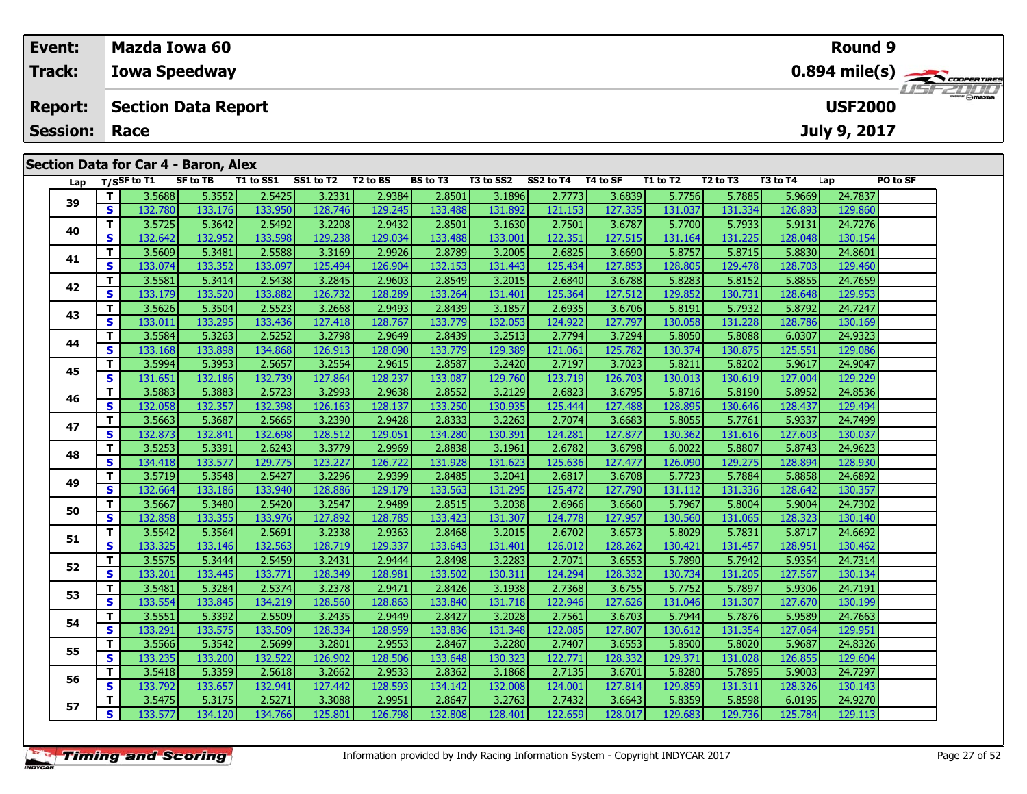| Event: | Mazda Iowa 60 | Round 9 |
|---|---|---|
| Track: | Iowa Speedway | 0.894 mile(s) |
| Report: | Section Data Report | USF2000 |
| Session: | Race | July 9, 2017 |

## Section Data for Car 4 - Baron, Alex

| Lap | T/S | SF to T1 | SF to TB | T1 to SS1 | SS1 to T2 | T2 to BS | BS to T3 | T3 to SS2 | SS2 to T4 | T4 to SF | T1 to T2 | T2 to T3 | T3 to T4 | Lap | PO to SF |
|---|---|---|---|---|---|---|---|---|---|---|---|---|---|---|---|
| 39 | T | 3.5688 | 5.3552 | 2.5425 | 3.2331 | 2.9384 | 2.8501 | 3.1896 | 2.7773 | 3.6839 | 5.7756 | 5.7885 | 5.9669 | 24.7837 | |
| | S | 132.780 | 133.176 | 133.950 | 128.746 | 129.245 | 133.488 | 131.892 | 121.153 | 127.335 | 131.037 | 131.334 | 126.893 | 129.860 | |
| 40 | T | 3.5725 | 5.3642 | 2.5492 | 3.2208 | 2.9432 | 2.8501 | 3.1630 | 2.7501 | 3.6787 | 5.7700 | 5.7933 | 5.9131 | 24.7276 | |
| | S | 132.642 | 132.952 | 133.598 | 129.238 | 129.034 | 133.488 | 133.001 | 122.351 | 127.515 | 131.164 | 131.225 | 128.048 | 130.154 | |
| 41 | T | 3.5609 | 5.3481 | 2.5588 | 3.3169 | 2.9926 | 2.8789 | 3.2005 | 2.6825 | 3.6690 | 5.8757 | 5.8715 | 5.8830 | 24.8601 | |
| | S | 133.074 | 133.352 | 133.097 | 125.494 | 126.904 | 132.153 | 131.443 | 125.434 | 127.853 | 128.805 | 129.478 | 128.703 | 129.460 | |
| 42 | T | 3.5581 | 5.3414 | 2.5438 | 3.2845 | 2.9603 | 2.8549 | 3.2015 | 2.6840 | 3.6788 | 5.8283 | 5.8152 | 5.8855 | 24.7659 | |
| | S | 133.179 | 133.520 | 133.882 | 126.732 | 128.289 | 133.264 | 131.401 | 125.364 | 127.512 | 129.852 | 130.731 | 128.648 | 129.953 | |
| 43 | T | 3.5626 | 5.3504 | 2.5523 | 3.2668 | 2.9493 | 2.8439 | 3.1857 | 2.6935 | 3.6706 | 5.8191 | 5.7932 | 5.8792 | 24.7247 | |
| | S | 133.011 | 133.295 | 133.436 | 127.418 | 128.767 | 133.779 | 132.053 | 124.922 | 127.797 | 130.058 | 131.228 | 128.786 | 130.169 | |
| 44 | T | 3.5584 | 5.3263 | 2.5252 | 3.2798 | 2.9649 | 2.8439 | 3.2513 | 2.7794 | 3.7294 | 5.8050 | 5.8088 | 6.0307 | 24.9323 | |
| | S | 133.168 | 133.898 | 134.868 | 126.913 | 128.090 | 133.779 | 129.389 | 121.061 | 125.782 | 130.374 | 130.875 | 125.551 | 129.086 | |
| 45 | T | 3.5994 | 5.3953 | 2.5657 | 3.2554 | 2.9615 | 2.8587 | 3.2420 | 2.7197 | 3.7023 | 5.8211 | 5.8202 | 5.9617 | 24.9047 | |
| | S | 131.651 | 132.186 | 132.739 | 127.864 | 128.237 | 133.087 | 129.760 | 123.719 | 126.703 | 130.013 | 130.619 | 127.004 | 129.229 | |
| 46 | T | 3.5883 | 5.3883 | 2.5723 | 3.2993 | 2.9638 | 2.8552 | 3.2129 | 2.6823 | 3.6795 | 5.8716 | 5.8190 | 5.8952 | 24.8536 | |
| | S | 132.058 | 132.357 | 132.398 | 126.163 | 128.137 | 133.250 | 130.935 | 125.444 | 127.488 | 128.895 | 130.646 | 128.437 | 129.494 | |
| 47 | T | 3.5663 | 5.3687 | 2.5665 | 3.2390 | 2.9428 | 2.8333 | 3.2263 | 2.7074 | 3.6683 | 5.8055 | 5.7761 | 5.9337 | 24.7499 | |
| | S | 132.873 | 132.841 | 132.698 | 128.512 | 129.051 | 134.280 | 130.391 | 124.281 | 127.877 | 130.362 | 131.616 | 127.603 | 130.037 | |
| 48 | T | 3.5253 | 5.3391 | 2.6243 | 3.3779 | 2.9969 | 2.8838 | 3.1961 | 2.6782 | 3.6798 | 6.0022 | 5.8807 | 5.8743 | 24.9623 | |
| | S | 134.418 | 133.577 | 129.775 | 123.227 | 126.722 | 131.928 | 131.623 | 125.636 | 127.477 | 126.090 | 129.275 | 128.894 | 128.930 | |
| 49 | T | 3.5719 | 5.3548 | 2.5427 | 3.2296 | 2.9399 | 2.8485 | 3.2041 | 2.6817 | 3.6708 | 5.7723 | 5.7884 | 5.8858 | 24.6892 | |
| | S | 132.664 | 133.186 | 133.940 | 128.886 | 129.179 | 133.563 | 131.295 | 125.472 | 127.790 | 131.112 | 131.336 | 128.642 | 130.357 | |
| 50 | T | 3.5667 | 5.3480 | 2.5420 | 3.2547 | 2.9489 | 2.8515 | 3.2038 | 2.6966 | 3.6660 | 5.7967 | 5.8004 | 5.9004 | 24.7302 | |
| | S | 132.858 | 133.355 | 133.976 | 127.892 | 128.785 | 133.423 | 131.307 | 124.778 | 127.957 | 130.560 | 131.065 | 128.323 | 130.140 | |
| 51 | T | 3.5542 | 5.3564 | 2.5691 | 3.2338 | 2.9363 | 2.8468 | 3.2015 | 2.6702 | 3.6573 | 5.8029 | 5.7831 | 5.8717 | 24.6692 | |
| | S | 133.325 | 133.146 | 132.563 | 128.719 | 129.337 | 133.643 | 131.401 | 126.012 | 128.262 | 130.421 | 131.457 | 128.951 | 130.462 | |
| 52 | T | 3.5575 | 5.3444 | 2.5459 | 3.2431 | 2.9444 | 2.8498 | 3.2283 | 2.7071 | 3.6553 | 5.7890 | 5.7942 | 5.9354 | 24.7314 | |
| | S | 133.201 | 133.445 | 133.771 | 128.349 | 128.981 | 133.502 | 130.311 | 124.294 | 128.332 | 130.734 | 131.205 | 127.567 | 130.134 | |
| 53 | T | 3.5481 | 5.3284 | 2.5374 | 3.2378 | 2.9471 | 2.8426 | 3.1938 | 2.7368 | 3.6755 | 5.7752 | 5.7897 | 5.9306 | 24.7191 | |
| | S | 133.554 | 133.845 | 134.219 | 128.560 | 128.863 | 133.840 | 131.718 | 122.946 | 127.626 | 131.046 | 131.307 | 127.670 | 130.199 | |
| 54 | T | 3.5551 | 5.3392 | 2.5509 | 3.2435 | 2.9449 | 2.8427 | 3.2028 | 2.7561 | 3.6703 | 5.7944 | 5.7876 | 5.9589 | 24.7663 | |
| | S | 133.291 | 133.575 | 133.509 | 128.334 | 128.959 | 133.836 | 131.348 | 122.085 | 127.807 | 130.612 | 131.354 | 127.064 | 129.951 | |
| 55 | T | 3.5566 | 5.3542 | 2.5699 | 3.2801 | 2.9553 | 2.8467 | 3.2280 | 2.7407 | 3.6553 | 5.8500 | 5.8020 | 5.9687 | 24.8326 | |
| | S | 133.235 | 133.200 | 132.522 | 126.902 | 128.506 | 133.648 | 130.323 | 122.771 | 128.332 | 129.371 | 131.028 | 126.855 | 129.604 | |
| 56 | T | 3.5418 | 5.3359 | 2.5618 | 3.2662 | 2.9533 | 2.8362 | 3.1868 | 2.7135 | 3.6701 | 5.8280 | 5.7895 | 5.9003 | 24.7297 | |
| | S | 133.792 | 133.657 | 132.941 | 127.442 | 128.593 | 134.142 | 132.008 | 124.001 | 127.814 | 129.859 | 131.311 | 128.326 | 130.143 | |
| 57 | T | 3.5475 | 5.3175 | 2.5271 | 3.3088 | 2.9951 | 2.8647 | 3.2763 | 2.7432 | 3.6643 | 5.8359 | 5.8598 | 6.0195 | 24.9270 | |
| | S | 133.577 | 134.120 | 134.766 | 125.801 | 126.798 | 132.808 | 128.401 | 122.659 | 128.017 | 129.683 | 129.736 | 125.784 | 129.113 | |

Information provided by Indy Racing Information System - Copyright INDYCAR 2017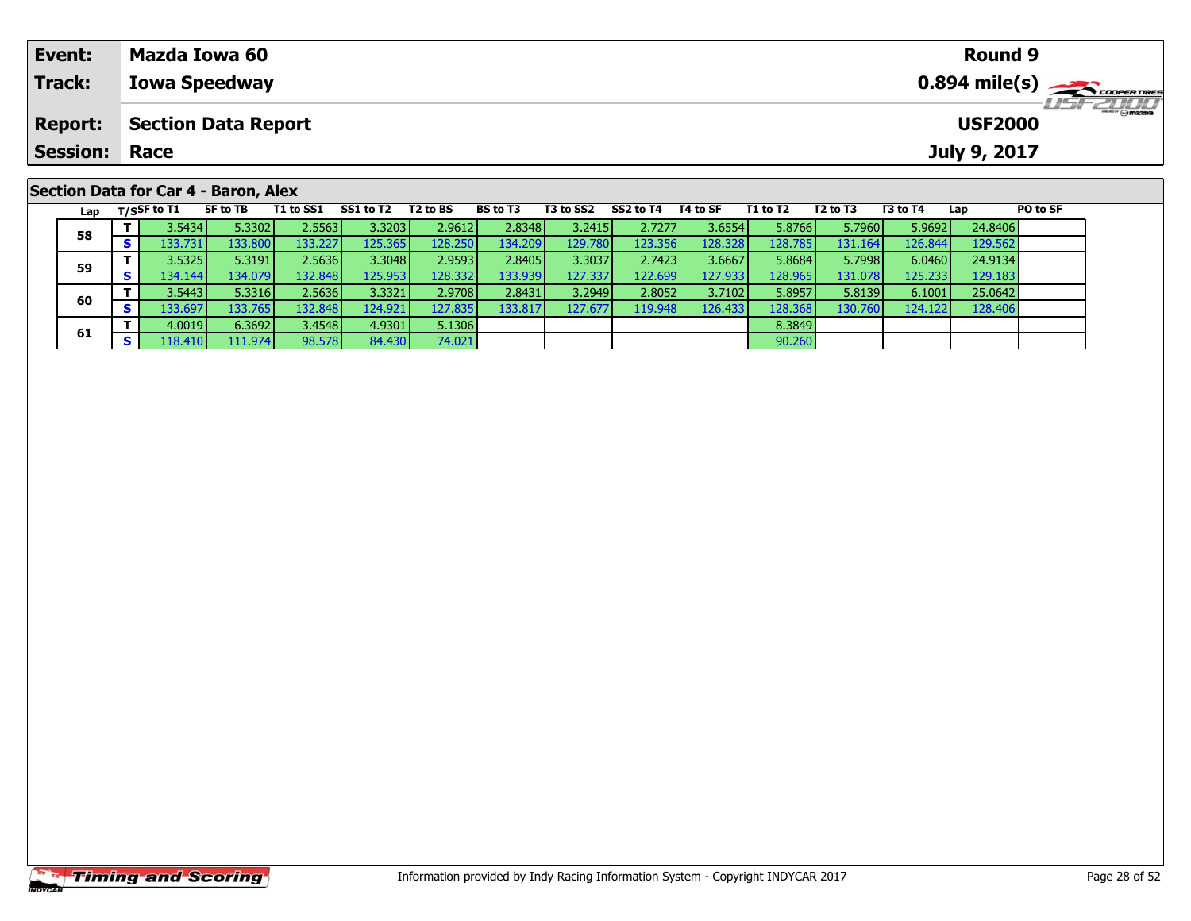| Event: | Mazda Iowa 60 | Round 9 |
|---|---|---|
| Track: | Iowa Speedway | 0.894 mile(s) |
| Report: | Section Data Report | USF2000 |
| Session: | Race | July 9, 2017 |

## Section Data for Car 4 - Baron, Alex

| Lap | T/S | SF to T1 | SF to TB | T1 to SS1 | SS1 to T2 | T2 to BS | BS to T3 | T3 to SS2 | SS2 to T4 | T4 to SF | T1 to T2 | T2 to T3 | T3 to T4 | Lap | PO to SF |
|---|---|---|---|---|---|---|---|---|---|---|---|---|---|---|---|
| 58 | T | 3.5434 | 5.3302 | 2.5563 | 3.3203 | 2.9612 | 2.8348 | 3.2415 | 2.7277 | 3.6554 | 5.8766 | 5.7960 | 5.9692 | 24.8406 | |
| | S | 133.731 | 133.800 | 133.227 | 125.365 | 128.250 | 134.209 | 129.780 | 123.356 | 128.328 | 128.785 | 131.164 | 126.844 | 129.562 | |
| 59 | T | 3.5325 | 5.3191 | 2.5636 | 3.3048 | 2.9593 | 2.8405 | 3.3037 | 2.7423 | 3.6667 | 5.8684 | 5.7998 | 6.0460 | 24.9134 | |
| | S | 134.144 | 134.079 | 132.848 | 125.953 | 128.332 | 133.939 | 127.337 | 122.699 | 127.933 | 128.965 | 131.078 | 125.233 | 129.183 | |
| 60 | T | 3.5443 | 5.3316 | 2.5636 | 3.3321 | 2.9708 | 2.8431 | 3.2949 | 2.8052 | 3.7102 | 5.8957 | 5.8139 | 6.1001 | 25.0642 | |
| | S | 133.697 | 133.765 | 132.848 | 124.921 | 127.835 | 133.817 | 127.677 | 119.948 | 126.433 | 128.368 | 130.760 | 124.122 | 128.406 | |
| 61 | T | 4.0019 | 6.3692 | 3.4548 | 4.9301 | 5.1306 | | | | | 8.3849 | | | | |
| | S | 118.410 | 111.974 | 98.578 | 84.430 | 74.021 | | | | | 90.260 | | | | |

Information provided by Indy Racing Information System - Copyright INDYCAR 2017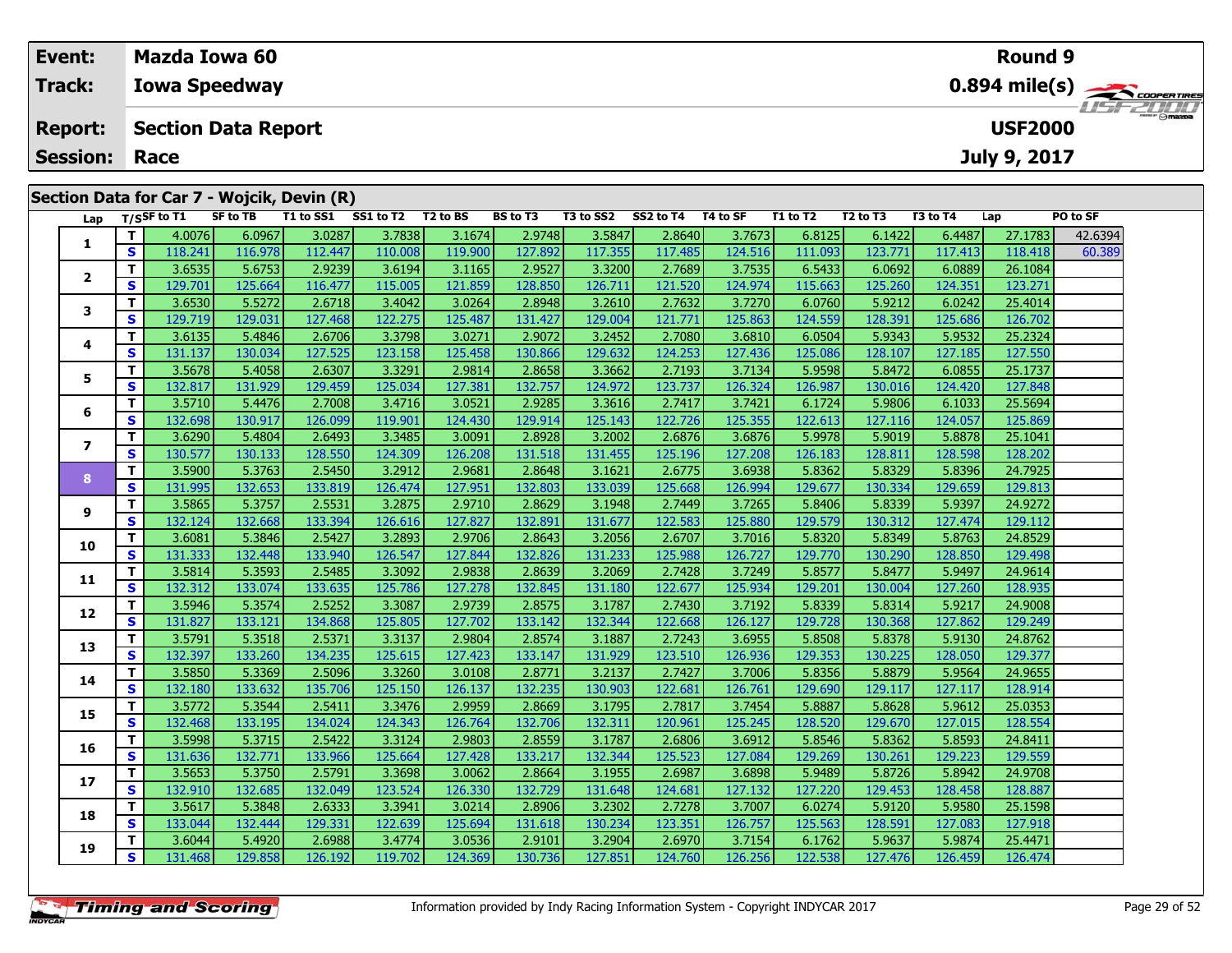| Event: | Mazda Iowa 60 | Round 9 |
|---|---|---|
| Track: | Iowa Speedway | 0.894 mile(s) |
| Report: | Section Data Report | USF2000 |
| Session: | Race | July 9, 2017 |

## Section Data for Car 7 - Wojcik, Devin (R)

| Lap | T/S | SF to T1 | SF to TB | T1 to SS1 | SS1 to T2 | T2 to BS | BS to T3 | T3 to SS2 | SS2 to T4 | T4 to SF | T1 to T2 | T2 to T3 | T3 to T4 | Lap | PO to SF |
|---|---|---|---|---|---|---|---|---|---|---|---|---|---|---|---|
| 1 | T | 4.0076 | 6.0967 | 3.0287 | 3.7838 | 3.1674 | 2.9748 | 3.5847 | 2.8640 | 3.7673 | 6.8125 | 6.1422 | 6.4487 | 27.1783 | 42.6394 |
| | S | 118.241 | 116.978 | 112.447 | 110.008 | 119.900 | 127.892 | 117.355 | 117.485 | 124.516 | 111.093 | 123.771 | 117.413 | 118.418 | 60.389 |
| 2 | T | 3.6535 | 5.6753 | 2.9239 | 3.6194 | 3.1165 | 2.9527 | 3.3200 | 2.7689 | 3.7535 | 6.5433 | 6.0692 | 6.0889 | 26.1084 | |
| | S | 129.701 | 125.664 | 116.477 | 115.005 | 121.859 | 128.850 | 126.711 | 121.520 | 124.974 | 115.663 | 125.260 | 124.351 | 123.271 | |
| 3 | T | 3.6530 | 5.5272 | 2.6718 | 3.4042 | 3.0264 | 2.8948 | 3.2610 | 2.7632 | 3.7270 | 6.0760 | 5.9212 | 6.0242 | 25.4014 | |
| | S | 129.719 | 129.031 | 127.468 | 122.275 | 125.487 | 131.427 | 129.004 | 121.771 | 125.863 | 124.559 | 128.391 | 125.686 | 126.702 | |
| 4 | T | 3.6135 | 5.4846 | 2.6706 | 3.3798 | 3.0271 | 2.9072 | 3.2452 | 2.7080 | 3.6810 | 6.0504 | 5.9343 | 5.9532 | 25.2324 | |
| | S | 131.137 | 130.034 | 127.525 | 123.158 | 125.458 | 130.866 | 129.632 | 124.253 | 127.436 | 125.086 | 128.107 | 127.185 | 127.550 | |
| 5 | T | 3.5678 | 5.4058 | 2.6307 | 3.3291 | 2.9814 | 2.8658 | 3.3662 | 2.7193 | 3.7134 | 5.9598 | 5.8472 | 6.0855 | 25.1737 | |
| | S | 132.817 | 131.929 | 129.459 | 125.034 | 127.381 | 132.757 | 124.972 | 123.737 | 126.324 | 126.987 | 130.016 | 124.420 | 127.848 | |
| 6 | T | 3.5710 | 5.4476 | 2.7008 | 3.4716 | 3.0521 | 2.9285 | 3.3616 | 2.7417 | 3.7421 | 6.1724 | 5.9806 | 6.1033 | 25.5694 | |
| | S | 132.698 | 130.917 | 126.099 | 119.901 | 124.430 | 129.914 | 125.143 | 122.726 | 125.355 | 122.613 | 127.116 | 124.057 | 125.869 | |
| 7 | T | 3.6290 | 5.4804 | 2.6493 | 3.3485 | 3.0091 | 2.8928 | 3.2002 | 2.6876 | 3.6876 | 5.9978 | 5.9019 | 5.8878 | 25.1041 | |
| | S | 130.577 | 130.133 | 128.550 | 124.309 | 126.208 | 131.518 | 131.455 | 125.196 | 127.208 | 126.183 | 128.811 | 128.598 | 128.202 | |
| 8 | T | 3.5900 | 5.3763 | 2.5450 | 3.2912 | 2.9681 | 2.8648 | 3.1621 | 2.6775 | 3.6938 | 5.8362 | 5.8329 | 5.8396 | 24.7925 | |
| | S | 131.995 | 132.653 | 133.819 | 126.474 | 127.951 | 132.803 | 133.039 | 125.668 | 126.994 | 129.677 | 130.334 | 129.659 | 129.813 | |
| 9 | T | 3.5865 | 5.3757 | 2.5531 | 3.2875 | 2.9710 | 2.8629 | 3.1948 | 2.7449 | 3.7265 | 5.8406 | 5.8339 | 5.9397 | 24.9272 | |
| | S | 132.124 | 132.668 | 133.394 | 126.616 | 127.827 | 132.891 | 131.677 | 122.583 | 125.880 | 129.579 | 130.312 | 127.474 | 129.112 | |
| 10 | T | 3.6081 | 5.3846 | 2.5427 | 3.2893 | 2.9706 | 2.8643 | 3.2056 | 2.6707 | 3.7016 | 5.8320 | 5.8349 | 5.8763 | 24.8529 | |
| | S | 131.333 | 132.448 | 133.940 | 126.547 | 127.844 | 132.826 | 131.233 | 125.988 | 126.727 | 129.770 | 130.290 | 128.850 | 129.498 | |
| 11 | T | 3.5814 | 5.3593 | 2.5485 | 3.3092 | 2.9838 | 2.8639 | 3.2069 | 2.7428 | 3.7249 | 5.8577 | 5.8477 | 5.9497 | 24.9614 | |
| | S | 132.312 | 133.074 | 133.635 | 125.786 | 127.278 | 132.845 | 131.180 | 122.677 | 125.934 | 129.201 | 130.004 | 127.260 | 128.935 | |
| 12 | T | 3.5946 | 5.3574 | 2.5252 | 3.3087 | 2.9739 | 2.8575 | 3.1787 | 2.7430 | 3.7192 | 5.8339 | 5.8314 | 5.9217 | 24.9008 | |
| | S | 131.827 | 133.121 | 134.868 | 125.805 | 127.702 | 133.142 | 132.344 | 122.668 | 126.127 | 129.728 | 130.368 | 127.862 | 129.249 | |
| 13 | T | 3.5791 | 5.3518 | 2.5371 | 3.3137 | 2.9804 | 2.8574 | 3.1887 | 2.7243 | 3.6955 | 5.8508 | 5.8378 | 5.9130 | 24.8762 | |
| | S | 132.397 | 133.260 | 134.235 | 125.615 | 127.423 | 133.147 | 131.929 | 123.510 | 126.936 | 129.353 | 130.225 | 128.050 | 129.377 | |
| 14 | T | 3.5850 | 5.3369 | 2.5096 | 3.3260 | 3.0108 | 2.8771 | 3.2137 | 2.7427 | 3.7006 | 5.8356 | 5.8879 | 5.9564 | 24.9655 | |
| | S | 132.180 | 133.632 | 135.706 | 125.150 | 126.137 | 132.235 | 130.903 | 122.681 | 126.761 | 129.690 | 129.117 | 127.117 | 128.914 | |
| 15 | T | 3.5772 | 5.3544 | 2.5411 | 3.3476 | 2.9959 | 2.8669 | 3.1795 | 2.7817 | 3.7454 | 5.8887 | 5.8628 | 5.9612 | 25.0353 | |
| | S | 132.468 | 133.195 | 134.024 | 124.343 | 126.764 | 132.706 | 132.311 | 120.961 | 125.245 | 128.520 | 129.670 | 127.015 | 128.554 | |
| 16 | T | 3.5998 | 5.3715 | 2.5422 | 3.3124 | 2.9803 | 2.8559 | 3.1787 | 2.6806 | 3.6912 | 5.8546 | 5.8362 | 5.8593 | 24.8411 | |
| | S | 131.636 | 132.771 | 133.966 | 125.664 | 127.428 | 133.217 | 132.344 | 125.523 | 127.084 | 129.269 | 130.261 | 129.223 | 129.559 | |
| 17 | T | 3.5653 | 5.3750 | 2.5791 | 3.3698 | 3.0062 | 2.8664 | 3.1955 | 2.6987 | 3.6898 | 5.9489 | 5.8726 | 5.8942 | 24.9708 | |
| | S | 132.910 | 132.685 | 132.049 | 123.524 | 126.330 | 132.729 | 131.648 | 124.681 | 127.132 | 127.220 | 129.453 | 128.458 | 128.887 | |
| 18 | T | 3.5617 | 5.3848 | 2.6333 | 3.3941 | 3.0214 | 2.8906 | 3.2302 | 2.7278 | 3.7007 | 6.0274 | 5.9120 | 5.9580 | 25.1598 | |
| | S | 133.044 | 132.444 | 129.331 | 122.639 | 125.694 | 131.618 | 130.234 | 123.351 | 126.757 | 125.563 | 128.591 | 127.083 | 127.918 | |
| 19 | T | 3.6044 | 5.4920 | 2.6988 | 3.4774 | 3.0536 | 2.9101 | 3.2904 | 2.6970 | 3.7154 | 6.1762 | 5.9637 | 5.9874 | 25.4471 | |
| | S | 131.468 | 129.858 | 126.192 | 119.702 | 124.369 | 130.736 | 127.851 | 124.760 | 126.256 | 122.538 | 127.476 | 126.459 | 126.474 | |

Timing and Scoring

Information provided by Indy Racing Information System - Copyright INDYCAR 2017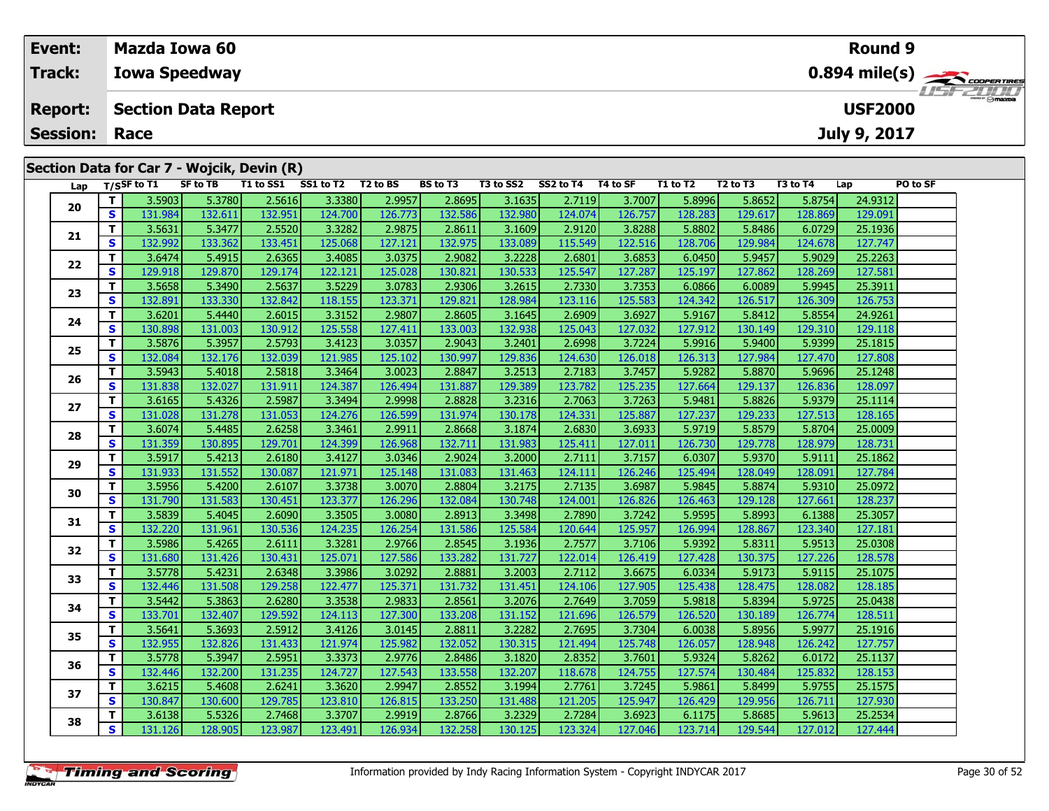| | |
|---|---|
| **Event:** | **Mazda Iowa 60** |
| **Track:** | **Iowa Speedway** |
| **Report:** | **Section Data Report** |
| **Session:** | **Race** |

**Round 9**
**0.894 mile(s)**
**USF2000**
**July 9, 2017**

## Section Data for Car 7 - Wojcik, Devin (R)

| Lap | T/S | SF to T1 | SF to TB | T1 to SS1 | SS1 to T2 | T2 to BS | BS to T3 | T3 to SS2 | SS2 to T4 | T4 to SF | T1 to T2 | T2 to T3 | T3 to T4 | Lap | PO to SF |
|---|---|---|---|---|---|---|---|---|---|---|---|---|---|---|---|
| 20 | T | 3.5903 | 5.3780 | 2.5616 | 3.3380 | 2.9957 | 2.8695 | 3.1635 | 2.7119 | 3.7007 | 5.8996 | 5.8652 | 5.8754 | 24.9312 | |
| | S | 131.984 | 132.611 | 132.951 | 124.700 | 126.773 | 132.586 | 132.980 | 124.074 | 126.757 | 128.283 | 129.617 | 128.869 | 129.091 | |
| 21 | T | 3.5631 | 5.3477 | 2.5520 | 3.3282 | 2.9875 | 2.8611 | 3.1609 | 2.9120 | 3.8288 | 5.8802 | 5.8486 | 6.0729 | 25.1936 | |
| | S | 132.992 | 133.362 | 133.451 | 125.068 | 127.121 | 132.975 | 133.089 | 115.549 | 122.516 | 128.706 | 129.984 | 124.678 | 127.747 | |
| 22 | T | 3.6474 | 5.4915 | 2.6365 | 3.4085 | 3.0375 | 2.9082 | 3.2228 | 2.6801 | 3.6853 | 6.0450 | 5.9457 | 5.9029 | 25.2263 | |
| | S | 129.918 | 129.870 | 129.174 | 122.121 | 125.028 | 130.821 | 130.533 | 125.547 | 127.287 | 125.197 | 127.862 | 128.269 | 127.581 | |
| 23 | T | 3.5658 | 5.3490 | 2.5637 | 3.5229 | 3.0783 | 2.9306 | 3.2615 | 2.7330 | 3.7353 | 6.0866 | 6.0089 | 5.9945 | 25.3911 | |
| | S | 132.891 | 133.330 | 132.842 | 118.155 | 123.371 | 129.821 | 128.984 | 123.116 | 125.583 | 124.342 | 126.517 | 126.309 | 126.753 | |
| 24 | T | 3.6201 | 5.4440 | 2.6015 | 3.3152 | 2.9807 | 2.8605 | 3.1645 | 2.6909 | 3.6927 | 5.9167 | 5.8412 | 5.8554 | 24.9261 | |
| | S | 130.898 | 131.003 | 130.912 | 125.558 | 127.411 | 133.003 | 132.938 | 125.043 | 127.032 | 127.912 | 130.149 | 129.310 | 129.118 | |
| 25 | T | 3.5876 | 5.3957 | 2.5793 | 3.4123 | 3.0357 | 2.9043 | 3.2401 | 2.6998 | 3.7224 | 5.9916 | 5.9400 | 5.9399 | 25.1815 | |
| | S | 132.084 | 132.176 | 132.039 | 121.985 | 125.102 | 130.997 | 129.836 | 124.630 | 126.018 | 126.313 | 127.984 | 127.470 | 127.808 | |
| 26 | T | 3.5943 | 5.4018 | 2.5818 | 3.3464 | 3.0023 | 2.8847 | 3.2513 | 2.7183 | 3.7457 | 5.9282 | 5.8870 | 5.9696 | 25.1248 | |
| | S | 131.838 | 132.027 | 131.911 | 124.387 | 126.494 | 131.887 | 129.389 | 123.782 | 125.235 | 127.664 | 129.137 | 126.836 | 128.097 | |
| 27 | T | 3.6165 | 5.4326 | 2.5987 | 3.3494 | 2.9998 | 2.8828 | 3.2316 | 2.7063 | 3.7263 | 5.9481 | 5.8826 | 5.9379 | 25.1114 | |
| | S | 131.028 | 131.278 | 131.053 | 124.276 | 126.599 | 131.974 | 130.178 | 124.331 | 125.887 | 127.237 | 129.233 | 127.513 | 128.165 | |
| 28 | T | 3.6074 | 5.4485 | 2.6258 | 3.3461 | 2.9911 | 2.8668 | 3.1874 | 2.6830 | 3.6933 | 5.9719 | 5.8579 | 5.8704 | 25.0009 | |
| | S | 131.359 | 130.895 | 129.701 | 124.399 | 126.968 | 132.711 | 131.983 | 125.411 | 127.011 | 126.730 | 129.778 | 128.979 | 128.731 | |
| 29 | T | 3.5917 | 5.4213 | 2.6180 | 3.4127 | 3.0346 | 2.9024 | 3.2000 | 2.7111 | 3.7157 | 6.0307 | 5.9370 | 5.9111 | 25.1862 | |
| | S | 131.933 | 131.552 | 130.087 | 121.971 | 125.148 | 131.083 | 131.463 | 124.111 | 126.246 | 125.494 | 128.049 | 128.091 | 127.784 | |
| 30 | T | 3.5956 | 5.4200 | 2.6107 | 3.3738 | 3.0070 | 2.8804 | 3.2175 | 2.7135 | 3.6987 | 5.9845 | 5.8874 | 5.9310 | 25.0972 | |
| | S | 131.790 | 131.583 | 130.451 | 123.377 | 126.296 | 132.084 | 130.748 | 124.001 | 126.826 | 126.463 | 129.128 | 127.661 | 128.237 | |
| 31 | T | 3.5839 | 5.4045 | 2.6090 | 3.3505 | 3.0080 | 2.8913 | 3.3498 | 2.7890 | 3.7242 | 5.9595 | 5.8993 | 6.1388 | 25.3057 | |
| | S | 132.220 | 131.961 | 130.536 | 124.235 | 126.254 | 131.586 | 125.584 | 120.644 | 125.957 | 126.994 | 128.867 | 123.340 | 127.181 | |
| 32 | T | 3.5986 | 5.4265 | 2.6111 | 3.3281 | 2.9766 | 2.8545 | 3.1936 | 2.7577 | 3.7106 | 5.9392 | 5.8311 | 5.9513 | 25.0308 | |
| | S | 131.680 | 131.426 | 130.431 | 125.071 | 127.586 | 133.282 | 131.727 | 122.014 | 126.419 | 127.428 | 130.375 | 127.226 | 128.578 | |
| 33 | T | 3.5778 | 5.4231 | 2.6348 | 3.3986 | 3.0292 | 2.8881 | 3.2003 | 2.7112 | 3.6675 | 6.0334 | 5.9173 | 5.9115 | 25.1075 | |
| | S | 132.446 | 131.508 | 129.258 | 122.477 | 125.371 | 131.732 | 131.451 | 124.106 | 127.905 | 125.438 | 128.475 | 128.082 | 128.185 | |
| 34 | T | 3.5442 | 5.3863 | 2.6280 | 3.3538 | 2.9833 | 2.8561 | 3.2076 | 2.7649 | 3.7059 | 5.9818 | 5.8394 | 5.9725 | 25.0438 | |
| | S | 133.701 | 132.407 | 129.592 | 124.113 | 127.300 | 133.208 | 131.152 | 121.696 | 126.579 | 126.520 | 130.189 | 126.774 | 128.511 | |
| 35 | T | 3.5641 | 5.3693 | 2.5912 | 3.4126 | 3.0145 | 2.8811 | 3.2282 | 2.7695 | 3.7304 | 6.0038 | 5.8956 | 5.9977 | 25.1916 | |
| | S | 132.955 | 132.826 | 131.433 | 121.974 | 125.982 | 132.052 | 130.315 | 121.494 | 125.748 | 126.057 | 128.948 | 126.242 | 127.757 | |
| 36 | T | 3.5778 | 5.3947 | 2.5951 | 3.3373 | 2.9776 | 2.8486 | 3.1820 | 2.8352 | 3.7601 | 5.9324 | 5.8262 | 6.0172 | 25.1137 | |
| | S | 132.446 | 132.200 | 131.235 | 124.727 | 127.543 | 133.558 | 132.207 | 118.678 | 124.755 | 127.574 | 130.484 | 125.832 | 128.153 | |
| 37 | T | 3.6215 | 5.4608 | 2.6241 | 3.3620 | 2.9947 | 2.8552 | 3.1994 | 2.7761 | 3.7245 | 5.9861 | 5.8499 | 5.9755 | 25.1575 | |
| | S | 130.847 | 130.600 | 129.785 | 123.810 | 126.815 | 133.250 | 131.488 | 121.205 | 125.947 | 126.429 | 129.956 | 126.711 | 127.930 | |
| 38 | T | 3.6138 | 5.5326 | 2.7468 | 3.3707 | 2.9919 | 2.8766 | 3.2329 | 2.7284 | 3.6923 | 6.1175 | 5.8685 | 5.9613 | 25.2534 | |
| | S | 131.126 | 128.905 | 123.987 | 123.491 | 126.934 | 132.258 | 130.125 | 123.324 | 127.046 | 123.714 | 129.544 | 127.012 | 127.444 | |

Information provided by Indy Racing Information System - Copyright INDYCAR 2017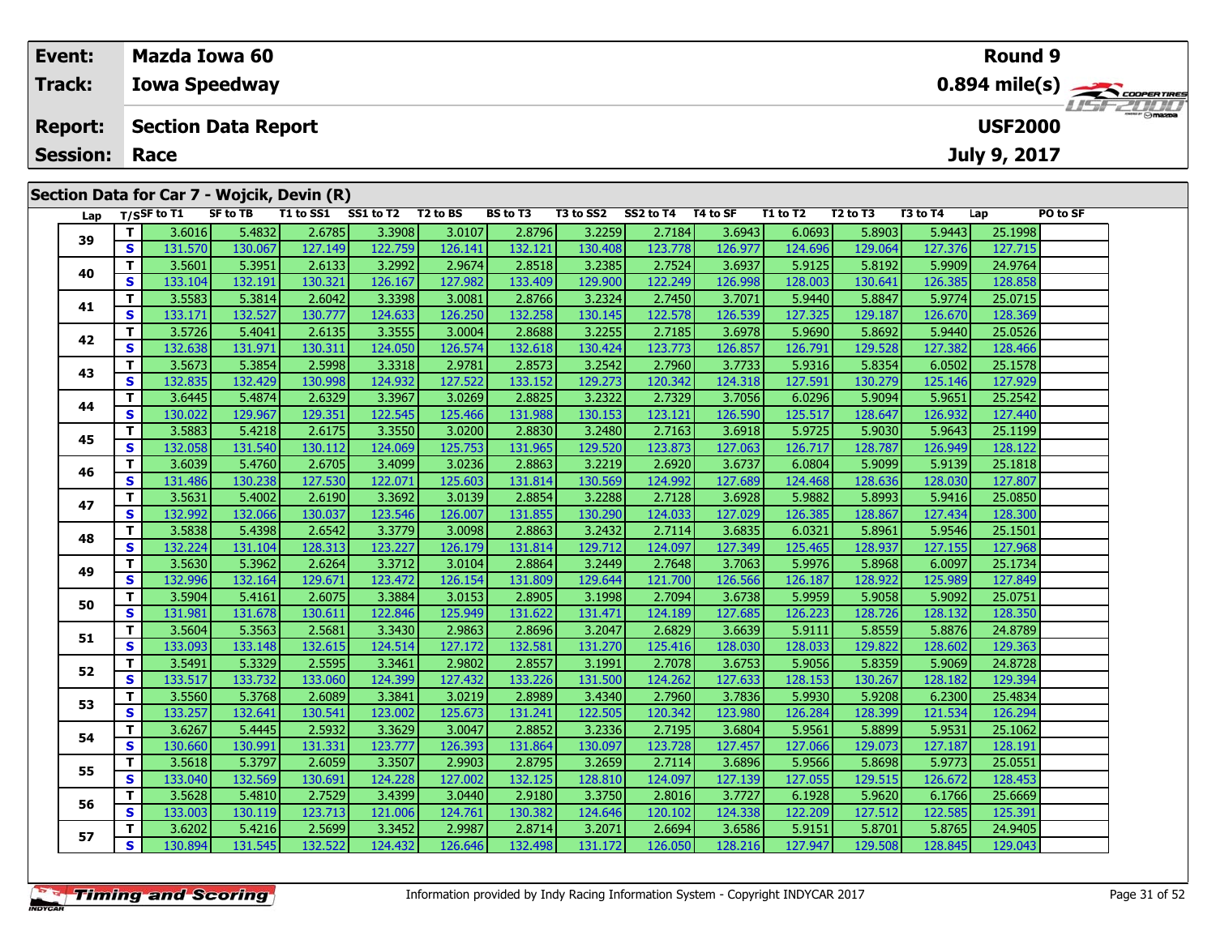| | | | |
|---|---|---|---|
| **Event:** | **Mazda Iowa 60** | | **Round 9** |
| **Track:** | **Iowa Speedway** | | **0.894 mile(s)** |
| **Report:** | **Section Data Report** | | **USF2000** |
| **Session:** | **Race** | | **July 9, 2017** |

## Section Data for Car 7 - Wojcik, Devin (R)

| Lap | T/S | SF to T1 | SF to TB | T1 to SS1 | SS1 to T2 | T2 to BS | BS to T3 | T3 to SS2 | SS2 to T4 | T4 to SF | T1 to T2 | T2 to T3 | T3 to T4 | Lap | PO to SF |
|---|---|---|---|---|---|---|---|---|---|---|---|---|---|---|---|
| 39 | T | 3.6016 | 5.4832 | 2.6785 | 3.3908 | 3.0107 | 2.8796 | 3.2259 | 2.7184 | 3.6943 | 6.0693 | 5.8903 | 5.9443 | 25.1998 | |
| | S | 131.570 | 130.067 | 127.149 | 122.759 | 126.141 | 132.121 | 130.408 | 123.778 | 126.977 | 124.696 | 129.064 | 127.376 | 127.715 | |
| 40 | T | 3.5601 | 5.3951 | 2.6133 | 3.2992 | 2.9674 | 2.8518 | 3.2385 | 2.7524 | 3.6937 | 5.9125 | 5.8192 | 5.9909 | 24.9764 | |
| | S | 133.104 | 132.191 | 130.321 | 126.167 | 127.982 | 133.409 | 129.900 | 122.249 | 126.998 | 128.003 | 130.641 | 126.385 | 128.858 | |
| 41 | T | 3.5583 | 5.3814 | 2.6042 | 3.3398 | 3.0081 | 2.8766 | 3.2324 | 2.7450 | 3.7071 | 5.9440 | 5.8847 | 5.9774 | 25.0715 | |
| | S | 133.171 | 132.527 | 130.777 | 124.633 | 126.250 | 132.258 | 130.145 | 122.578 | 126.539 | 127.325 | 129.187 | 126.670 | 128.369 | |
| 42 | T | 3.5726 | 5.4041 | 2.6135 | 3.3555 | 3.0004 | 2.8688 | 3.2255 | 2.7185 | 3.6978 | 5.9690 | 5.8692 | 5.9440 | 25.0526 | |
| | S | 132.638 | 131.971 | 130.311 | 124.050 | 126.574 | 132.618 | 130.424 | 123.773 | 126.857 | 126.791 | 129.528 | 127.382 | 128.466 | |
| 43 | T | 3.5673 | 5.3854 | 2.5998 | 3.3318 | 2.9781 | 2.8573 | 3.2542 | 2.7960 | 3.7733 | 5.9316 | 5.8354 | 6.0502 | 25.1578 | |
| | S | 132.835 | 132.429 | 130.998 | 124.932 | 127.522 | 133.152 | 129.273 | 120.342 | 124.318 | 127.591 | 130.279 | 125.146 | 127.929 | |
| 44 | T | 3.6445 | 5.4874 | 2.6329 | 3.3967 | 3.0269 | 2.8825 | 3.2322 | 2.7329 | 3.7056 | 6.0296 | 5.9094 | 5.9651 | 25.2542 | |
| | S | 130.022 | 129.967 | 129.351 | 122.545 | 125.466 | 131.988 | 130.153 | 123.121 | 126.590 | 125.517 | 128.647 | 126.932 | 127.440 | |
| 45 | T | 3.5883 | 5.4218 | 2.6175 | 3.3550 | 3.0200 | 2.8830 | 3.2480 | 2.7163 | 3.6918 | 5.9725 | 5.9030 | 5.9643 | 25.1199 | |
| | S | 132.058 | 131.540 | 130.112 | 124.069 | 125.753 | 131.965 | 129.520 | 123.873 | 127.063 | 126.717 | 128.787 | 126.949 | 128.122 | |
| 46 | T | 3.6039 | 5.4760 | 2.6705 | 3.4099 | 3.0236 | 2.8863 | 3.2219 | 2.6920 | 3.6737 | 6.0804 | 5.9099 | 5.9139 | 25.1818 | |
| | S | 131.486 | 130.238 | 127.530 | 122.071 | 125.603 | 131.814 | 130.569 | 124.992 | 127.689 | 124.468 | 128.636 | 128.030 | 127.807 | |
| 47 | T | 3.5631 | 5.4002 | 2.6190 | 3.3692 | 3.0139 | 2.8854 | 3.2288 | 2.7128 | 3.6928 | 5.9882 | 5.8993 | 5.9416 | 25.0850 | |
| | S | 132.992 | 132.066 | 130.037 | 123.546 | 126.007 | 131.855 | 130.290 | 124.033 | 127.029 | 126.385 | 128.867 | 127.434 | 128.300 | |
| 48 | T | 3.5838 | 5.4398 | 2.6542 | 3.3779 | 3.0098 | 2.8863 | 3.2432 | 2.7114 | 3.6835 | 6.0321 | 5.8961 | 5.9546 | 25.1501 | |
| | S | 132.224 | 131.104 | 128.313 | 123.227 | 126.179 | 131.814 | 129.712 | 124.097 | 127.349 | 125.465 | 128.937 | 127.155 | 127.968 | |
| 49 | T | 3.5630 | 5.3962 | 2.6264 | 3.3712 | 3.0104 | 2.8864 | 3.2449 | 2.7648 | 3.7063 | 5.9976 | 5.8968 | 6.0097 | 25.1734 | |
| | S | 132.996 | 132.164 | 129.671 | 123.472 | 126.154 | 131.809 | 129.644 | 121.700 | 126.566 | 126.187 | 128.922 | 125.989 | 127.849 | |
| 50 | T | 3.5904 | 5.4161 | 2.6075 | 3.3884 | 3.0153 | 2.8905 | 3.1998 | 2.7094 | 3.6738 | 5.9959 | 5.9058 | 5.9092 | 25.0751 | |
| | S | 131.981 | 131.678 | 130.611 | 122.846 | 125.949 | 131.622 | 131.471 | 124.189 | 127.685 | 126.223 | 128.726 | 128.132 | 128.350 | |
| 51 | T | 3.5604 | 5.3563 | 2.5681 | 3.3430 | 2.9863 | 2.8696 | 3.2047 | 2.6829 | 3.6639 | 5.9111 | 5.8559 | 5.8876 | 24.8789 | |
| | S | 133.093 | 133.148 | 132.615 | 124.514 | 127.172 | 132.581 | 131.270 | 125.416 | 128.030 | 128.033 | 129.822 | 128.602 | 129.363 | |
| 52 | T | 3.5491 | 5.3329 | 2.5595 | 3.3461 | 2.9802 | 2.8557 | 3.1991 | 2.7078 | 3.6753 | 5.9056 | 5.8359 | 5.9069 | 24.8728 | |
| | S | 133.517 | 133.732 | 133.060 | 124.399 | 127.432 | 133.226 | 131.500 | 124.262 | 127.633 | 128.153 | 130.267 | 128.182 | 129.394 | |
| 53 | T | 3.5560 | 5.3768 | 2.6089 | 3.3841 | 3.0219 | 2.8989 | 3.4340 | 2.7960 | 3.7836 | 5.9930 | 5.9208 | 6.2300 | 25.4834 | |
| | S | 133.257 | 132.641 | 130.541 | 123.002 | 125.673 | 131.241 | 122.505 | 120.342 | 123.980 | 126.284 | 128.399 | 121.534 | 126.294 | |
| 54 | T | 3.6267 | 5.4445 | 2.5932 | 3.3629 | 3.0047 | 2.8852 | 3.2336 | 2.7195 | 3.6804 | 5.9561 | 5.8899 | 5.9531 | 25.1062 | |
| | S | 130.660 | 130.991 | 131.331 | 123.777 | 126.393 | 131.864 | 130.097 | 123.728 | 127.457 | 127.066 | 129.073 | 127.187 | 128.191 | |
| 55 | T | 3.5618 | 5.3797 | 2.6059 | 3.3507 | 2.9903 | 2.8795 | 3.2659 | 2.7114 | 3.6896 | 5.9566 | 5.8698 | 5.9773 | 25.0551 | |
| | S | 133.040 | 132.569 | 130.691 | 124.228 | 127.002 | 132.125 | 128.810 | 124.097 | 127.139 | 127.055 | 129.515 | 126.672 | 128.453 | |
| 56 | T | 3.5628 | 5.4810 | 2.7529 | 3.4399 | 3.0440 | 2.9180 | 3.3750 | 2.8016 | 3.7727 | 6.1928 | 5.9620 | 6.1766 | 25.6669 | |
| | S | 133.003 | 130.119 | 123.713 | 121.006 | 124.761 | 130.382 | 124.646 | 120.102 | 124.338 | 122.209 | 127.512 | 122.585 | 125.391 | |
| 57 | T | 3.6202 | 5.4216 | 2.5699 | 3.3452 | 2.9987 | 2.8714 | 3.2071 | 2.6694 | 3.6586 | 5.9151 | 5.8701 | 5.8765 | 24.9405 | |
| | S | 130.894 | 131.545 | 132.522 | 124.432 | 126.646 | 132.498 | 131.172 | 126.050 | 128.216 | 127.947 | 129.508 | 128.845 | 129.043 | |

Information provided by Indy Racing Information System - Copyright INDYCAR 2017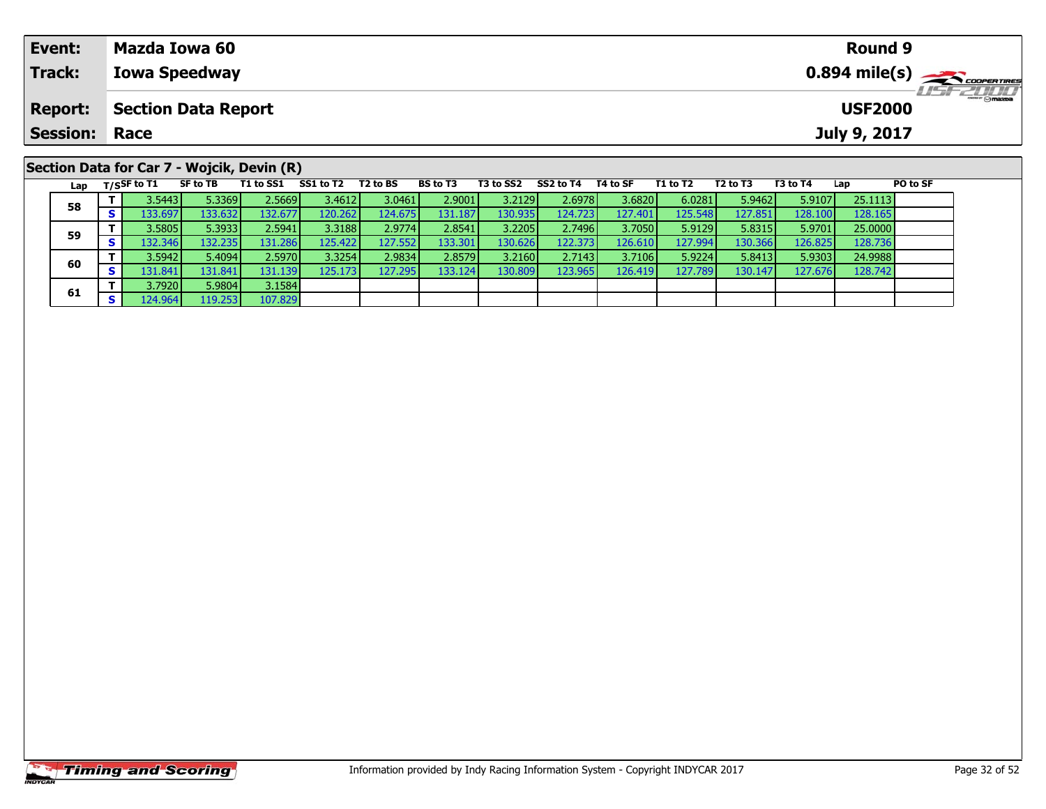| Event: | Mazda Iowa 60 | Round 9 |
|---|---|---|
| Track: | Iowa Speedway | 0.894 mile(s) |
| Report: | Section Data Report | USF2000 |
| Session: | Race | July 9, 2017 |

## Section Data for Car 7 - Wojcik, Devin (R)

| Lap | T/S | SF to T1 | SF to TB | T1 to SS1 | SS1 to T2 | T2 to BS | BS to T3 | T3 to SS2 | SS2 to T4 | T4 to SF | T1 to T2 | T2 to T3 | T3 to T4 | Lap | PO to SF |
|---|---|---|---|---|---|---|---|---|---|---|---|---|---|---|---|
| 58 | T | 3.5443 | 5.3369 | 2.5669 | 3.4612 | 3.0461 | 2.9001 | 3.2129 | 2.6978 | 3.6820 | 6.0281 | 5.9462 | 5.9107 | 25.1113 | |
| | S | 133.697 | 133.632 | 132.677 | 120.262 | 124.675 | 131.187 | 130.935 | 124.723 | 127.401 | 125.548 | 127.851 | 128.100 | 128.165 | |
| 59 | T | 3.5805 | 5.3933 | 2.5941 | 3.3188 | 2.9774 | 2.8541 | 3.2205 | 2.7496 | 3.7050 | 5.9129 | 5.8315 | 5.9701 | 25.0000 | |
| | S | 132.346 | 132.235 | 131.286 | 125.422 | 127.552 | 133.301 | 130.626 | 122.373 | 126.610 | 127.994 | 130.366 | 126.825 | 128.736 | |
| 60 | T | 3.5942 | 5.4094 | 2.5970 | 3.3254 | 2.9834 | 2.8579 | 3.2160 | 2.7143 | 3.7106 | 5.9224 | 5.8413 | 5.9303 | 24.9988 | |
| | S | 131.841 | 131.841 | 131.139 | 125.173 | 127.295 | 133.124 | 130.809 | 123.965 | 126.419 | 127.789 | 130.147 | 127.676 | 128.742 | |
| 61 | T | 3.7920 | 5.9804 | 3.1584 | | | | | | | | | | | |
| | S | 124.964 | 119.253 | 107.829 | | | | | | | | | | | |

Information provided by Indy Racing Information System - Copyright INDYCAR 2017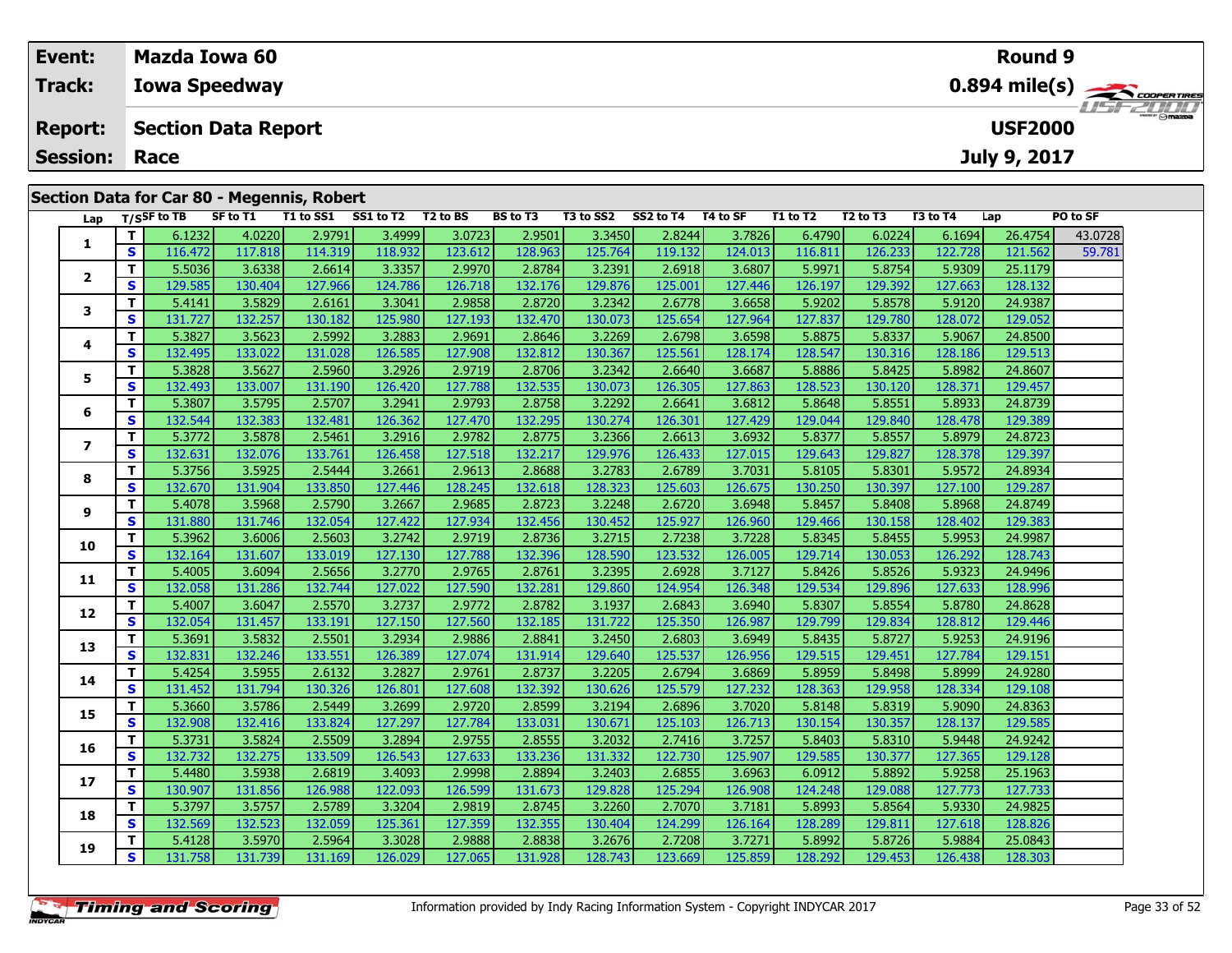| Event: | Mazda Iowa 60 | Round 9 |
|---|---|---|
| Track: | Iowa Speedway | 0.894 mile(s) |
| Report: | Section Data Report | USF2000 |
| Session: | Race | July 9, 2017 |

## Section Data for Car 80 - Megennis, Robert

| Lap | T/S | SF to TB | SF to T1 | T1 to SS1 | SS1 to T2 | T2 to BS | BS to T3 | T3 to SS2 | SS2 to T4 | T4 to SF | T1 to T2 | T2 to T3 | T3 to T4 | Lap | PO to SF |
|---|---|---|---|---|---|---|---|---|---|---|---|---|---|---|---|
| 1 | T | 6.1232 | 4.0220 | 2.9791 | 3.4999 | 3.0723 | 2.9501 | 3.3450 | 2.8244 | 3.7826 | 6.4790 | 6.0224 | 6.1694 | 26.4754 | 43.0728 |
| | S | 116.472 | 117.818 | 114.319 | 118.932 | 123.612 | 128.963 | 125.764 | 119.132 | 124.013 | 116.811 | 126.233 | 122.728 | 121.562 | 59.781 |
| 2 | T | 5.5036 | 3.6338 | 2.6614 | 3.3357 | 2.9970 | 2.8784 | 3.2391 | 2.6918 | 3.6807 | 5.9971 | 5.8754 | 5.9309 | 25.1179 | |
| | S | 129.585 | 130.404 | 127.966 | 124.786 | 126.718 | 132.176 | 129.876 | 125.001 | 127.446 | 126.197 | 129.392 | 127.663 | 128.132 | |
| 3 | T | 5.4141 | 3.5829 | 2.6161 | 3.3041 | 2.9858 | 2.8720 | 3.2342 | 2.6778 | 3.6658 | 5.9202 | 5.8578 | 5.9120 | 24.9387 | |
| | S | 131.727 | 132.257 | 130.182 | 125.980 | 127.193 | 132.470 | 130.073 | 125.654 | 127.964 | 127.837 | 129.780 | 128.072 | 129.052 | |
| 4 | T | 5.3827 | 3.5623 | 2.5992 | 3.2883 | 2.9691 | 2.8646 | 3.2269 | 2.6798 | 3.6598 | 5.8875 | 5.8337 | 5.9067 | 24.8500 | |
| | S | 132.495 | 133.022 | 131.028 | 126.585 | 127.908 | 132.812 | 130.367 | 125.561 | 128.174 | 128.547 | 130.316 | 128.186 | 129.513 | |
| 5 | T | 5.3828 | 3.5627 | 2.5960 | 3.2926 | 2.9719 | 2.8706 | 3.2342 | 2.6640 | 3.6687 | 5.8886 | 5.8425 | 5.8982 | 24.8607 | |
| | S | 132.493 | 133.007 | 131.190 | 126.420 | 127.788 | 132.535 | 130.073 | 126.305 | 127.863 | 128.523 | 130.120 | 128.371 | 129.457 | |
| 6 | T | 5.3807 | 3.5795 | 2.5707 | 3.2941 | 2.9793 | 2.8758 | 3.2292 | 2.6641 | 3.6812 | 5.8648 | 5.8551 | 5.8933 | 24.8739 | |
| | S | 132.544 | 132.383 | 132.481 | 126.362 | 127.470 | 132.295 | 130.274 | 126.301 | 127.429 | 129.044 | 129.840 | 128.478 | 129.389 | |
| 7 | T | 5.3772 | 3.5878 | 2.5461 | 3.2916 | 2.9782 | 2.8775 | 3.2366 | 2.6613 | 3.6932 | 5.8377 | 5.8557 | 5.8979 | 24.8723 | |
| | S | 132.631 | 132.076 | 133.761 | 126.458 | 127.518 | 132.217 | 129.976 | 126.433 | 127.015 | 129.643 | 129.827 | 128.378 | 129.397 | |
| 8 | T | 5.3756 | 3.5925 | 2.5444 | 3.2661 | 2.9613 | 2.8688 | 3.2783 | 2.6789 | 3.7031 | 5.8105 | 5.8301 | 5.9572 | 24.8934 | |
| | S | 132.670 | 131.904 | 133.850 | 127.446 | 128.245 | 132.618 | 128.323 | 125.603 | 126.675 | 130.250 | 130.397 | 127.100 | 129.287 | |
| 9 | T | 5.4078 | 3.5968 | 2.5790 | 3.2667 | 2.9685 | 2.8723 | 3.2248 | 2.6720 | 3.6948 | 5.8457 | 5.8408 | 5.8968 | 24.8749 | |
| | S | 131.880 | 131.746 | 132.054 | 127.422 | 127.934 | 132.456 | 130.452 | 125.927 | 126.960 | 129.466 | 130.158 | 128.402 | 129.383 | |
| 10 | T | 5.3962 | 3.6006 | 2.5603 | 3.2742 | 2.9719 | 2.8736 | 3.2715 | 2.7238 | 3.7228 | 5.8345 | 5.8455 | 5.9953 | 24.9987 | |
| | S | 132.164 | 131.607 | 133.019 | 127.130 | 127.788 | 132.396 | 128.590 | 123.532 | 126.005 | 129.714 | 130.053 | 126.292 | 128.743 | |
| 11 | T | 5.4005 | 3.6094 | 2.5656 | 3.2770 | 2.9765 | 2.8761 | 3.2395 | 2.6928 | 3.7127 | 5.8426 | 5.8526 | 5.9323 | 24.9496 | |
| | S | 132.058 | 131.286 | 132.744 | 127.022 | 127.590 | 132.281 | 129.860 | 124.954 | 126.348 | 129.534 | 129.896 | 127.633 | 128.996 | |
| 12 | T | 5.4007 | 3.6047 | 2.5570 | 3.2737 | 2.9772 | 2.8782 | 3.1937 | 2.6843 | 3.6940 | 5.8307 | 5.8554 | 5.8780 | 24.8628 | |
| | S | 132.054 | 131.457 | 133.191 | 127.150 | 127.560 | 132.185 | 131.722 | 125.350 | 126.987 | 129.799 | 129.834 | 128.812 | 129.446 | |
| 13 | T | 5.3691 | 3.5832 | 2.5501 | 3.2934 | 2.9886 | 2.8841 | 3.2450 | 2.6803 | 3.6949 | 5.8435 | 5.8727 | 5.9253 | 24.9196 | |
| | S | 132.831 | 132.246 | 133.551 | 126.389 | 127.074 | 131.914 | 129.640 | 125.537 | 126.956 | 129.515 | 129.451 | 127.784 | 129.151 | |
| 14 | T | 5.4254 | 3.5955 | 2.6132 | 3.2827 | 2.9761 | 2.8737 | 3.2205 | 2.6794 | 3.6869 | 5.8959 | 5.8498 | 5.8999 | 24.9280 | |
| | S | 131.452 | 131.794 | 130.326 | 126.801 | 127.608 | 132.392 | 130.626 | 125.579 | 127.232 | 128.363 | 129.958 | 128.334 | 129.108 | |
| 15 | T | 5.3660 | 3.5786 | 2.5449 | 3.2699 | 2.9720 | 2.8599 | 3.2194 | 2.6896 | 3.7020 | 5.8148 | 5.8319 | 5.9090 | 24.8363 | |
| | S | 132.908 | 132.416 | 133.824 | 127.297 | 127.784 | 133.031 | 130.671 | 125.103 | 126.713 | 130.154 | 130.357 | 128.137 | 129.585 | |
| 16 | T | 5.3731 | 3.5824 | 2.5509 | 3.2894 | 2.9755 | 2.8555 | 3.2032 | 2.7416 | 3.7257 | 5.8403 | 5.8310 | 5.9448 | 24.9242 | |
| | S | 132.732 | 132.275 | 133.509 | 126.543 | 127.633 | 133.236 | 131.332 | 122.730 | 125.907 | 129.585 | 130.377 | 127.365 | 129.128 | |
| 17 | T | 5.4480 | 3.5938 | 2.6819 | 3.4093 | 2.9998 | 2.8894 | 3.2403 | 2.6855 | 3.6963 | 6.0912 | 5.8892 | 5.9258 | 25.1963 | |
| | S | 130.907 | 131.856 | 126.988 | 122.093 | 126.599 | 131.673 | 129.828 | 125.294 | 126.908 | 124.248 | 129.088 | 127.773 | 127.733 | |
| 18 | T | 5.3797 | 3.5757 | 2.5789 | 3.3204 | 2.9819 | 2.8745 | 3.2260 | 2.7070 | 3.7181 | 5.8993 | 5.8564 | 5.9330 | 24.9825 | |
| | S | 132.569 | 132.523 | 132.059 | 125.361 | 127.359 | 132.355 | 130.404 | 124.299 | 126.164 | 128.289 | 129.811 | 127.618 | 128.826 | |
| 19 | T | 5.4128 | 3.5970 | 2.5964 | 3.3028 | 2.9888 | 2.8838 | 3.2676 | 2.7208 | 3.7271 | 5.8992 | 5.8726 | 5.9884 | 25.0843 | |
| | S | 131.758 | 131.739 | 131.169 | 126.029 | 127.065 | 131.928 | 128.743 | 123.669 | 125.859 | 128.292 | 129.453 | 126.438 | 128.303 | |

Information provided by Indy Racing Information System - Copyright INDYCAR 2017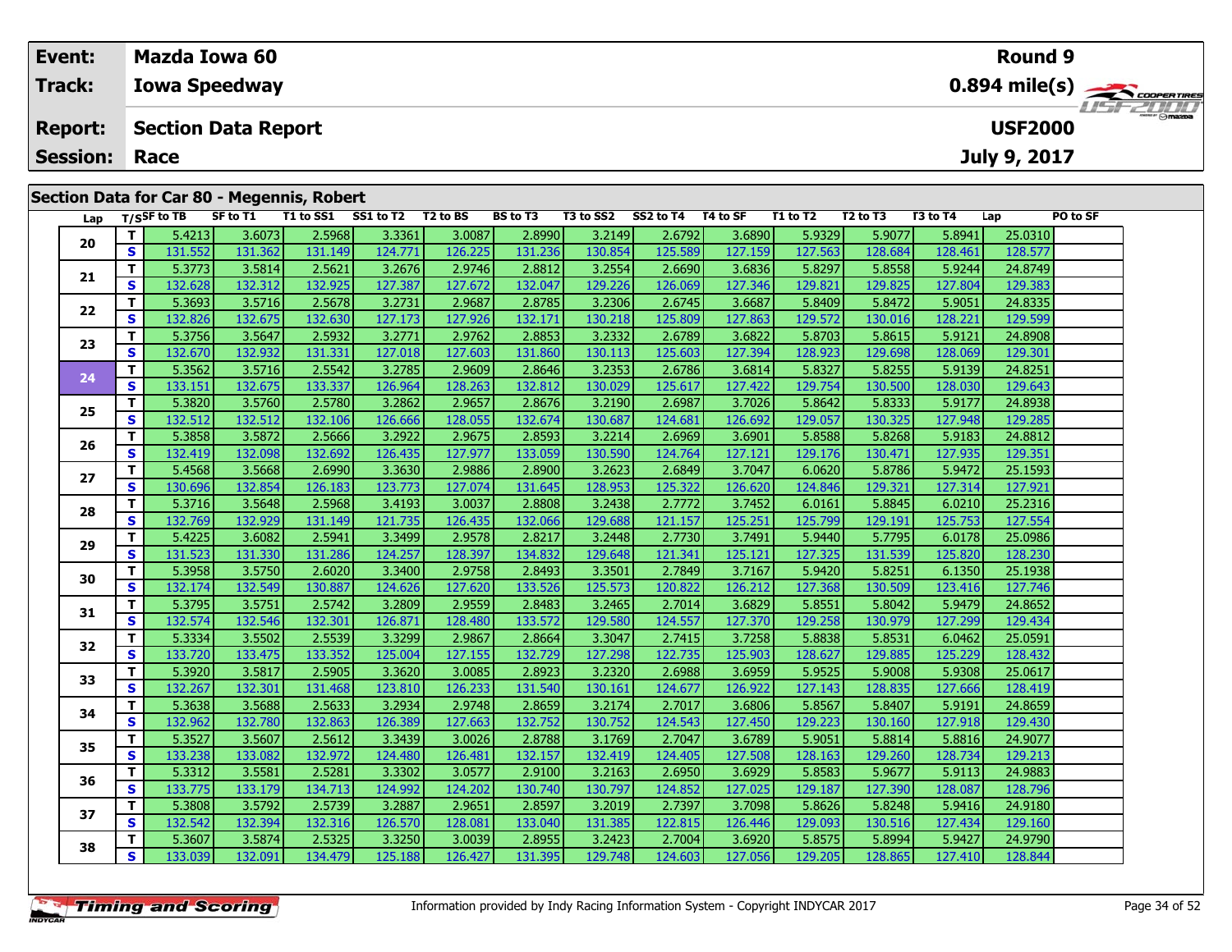| Event: | Mazda Iowa 60 | Round 9 |
|---|---|---|
| Track: | Iowa Speedway | 0.894 mile(s) |
| Report: | Section Data Report | USF2000 |
| Session: | Race | July 9, 2017 |

## Section Data for Car 80 - Megennis, Robert

| Lap | T/S | SF to TB | SF to T1 | T1 to SS1 | SS1 to T2 | T2 to BS | BS to T3 | T3 to SS2 | SS2 to T4 | T4 to SF | T1 to T2 | T2 to T3 | T3 to T4 | Lap | PO to SF |
|---|---|---|---|---|---|---|---|---|---|---|---|---|---|---|---|
| 20 | T | 5.4213 | 3.6073 | 2.5968 | 3.3361 | 3.0087 | 2.8990 | 3.2149 | 2.6792 | 3.6890 | 5.9329 | 5.9077 | 5.8941 | 25.0310 | |
| | S | 131.552 | 131.362 | 131.149 | 124.771 | 126.225 | 131.236 | 130.854 | 125.589 | 127.159 | 127.563 | 128.684 | 128.461 | 128.577 | |
| 21 | T | 5.3773 | 3.5814 | 2.5621 | 3.2676 | 2.9746 | 2.8812 | 3.2554 | 2.6690 | 3.6836 | 5.8297 | 5.8558 | 5.9244 | 24.8749 | |
| | S | 132.628 | 132.312 | 132.925 | 127.387 | 127.672 | 132.047 | 129.226 | 126.069 | 127.346 | 129.821 | 129.825 | 127.804 | 129.383 | |
| 22 | T | 5.3693 | 3.5716 | 2.5678 | 3.2731 | 2.9687 | 2.8785 | 3.2306 | 2.6745 | 3.6687 | 5.8409 | 5.8472 | 5.9051 | 24.8335 | |
| | S | 132.826 | 132.675 | 132.630 | 127.173 | 127.926 | 132.171 | 130.218 | 125.809 | 127.863 | 129.572 | 130.016 | 128.221 | 129.599 | |
| 23 | T | 5.3756 | 3.5647 | 2.5932 | 3.2771 | 2.9762 | 2.8853 | 3.2332 | 2.6789 | 3.6822 | 5.8703 | 5.8615 | 5.9121 | 24.8908 | |
| | S | 132.670 | 132.932 | 131.331 | 127.018 | 127.603 | 131.860 | 130.113 | 125.603 | 127.394 | 128.923 | 129.698 | 128.069 | 129.301 | |
| 24 | T | 5.3562 | 3.5716 | 2.5542 | 3.2785 | 2.9609 | 2.8646 | 3.2353 | 2.6786 | 3.6814 | 5.8327 | 5.8255 | 5.9139 | 24.8251 | |
| | S | 133.151 | 132.675 | 133.337 | 126.964 | 128.263 | 132.812 | 130.029 | 125.617 | 127.422 | 129.754 | 130.500 | 128.030 | 129.643 | |
| 25 | T | 5.3820 | 3.5760 | 2.5780 | 3.2862 | 2.9657 | 2.8676 | 3.2190 | 2.6987 | 3.7026 | 5.8642 | 5.8333 | 5.9177 | 24.8938 | |
| | S | 132.512 | 132.512 | 132.106 | 126.666 | 128.055 | 132.674 | 130.687 | 124.681 | 126.692 | 129.057 | 130.325 | 127.948 | 129.285 | |
| 26 | T | 5.3858 | 3.5872 | 2.5666 | 3.2922 | 2.9675 | 2.8593 | 3.2214 | 2.6969 | 3.6901 | 5.8588 | 5.8268 | 5.9183 | 24.8812 | |
| | S | 132.419 | 132.098 | 132.692 | 126.435 | 127.977 | 133.059 | 130.590 | 124.764 | 127.121 | 129.176 | 130.471 | 127.935 | 129.351 | |
| 27 | T | 5.4568 | 3.5668 | 2.6990 | 3.3630 | 2.9886 | 2.8900 | 3.2623 | 2.6849 | 3.7047 | 6.0620 | 5.8786 | 5.9472 | 25.1593 | |
| | S | 130.696 | 132.854 | 126.183 | 123.773 | 127.074 | 131.645 | 128.953 | 125.322 | 126.620 | 124.846 | 129.321 | 127.314 | 127.921 | |
| 28 | T | 5.3716 | 3.5648 | 2.5968 | 3.4193 | 3.0037 | 2.8808 | 3.2438 | 2.7772 | 3.7452 | 6.0161 | 5.8845 | 6.0210 | 25.2316 | |
| | S | 132.769 | 132.929 | 131.149 | 121.735 | 126.435 | 132.066 | 129.688 | 121.157 | 125.251 | 125.799 | 129.191 | 125.753 | 127.554 | |
| 29 | T | 5.4225 | 3.6082 | 2.5941 | 3.3499 | 2.9578 | 2.8217 | 3.2448 | 2.7730 | 3.7491 | 5.9440 | 5.7795 | 6.0178 | 25.0986 | |
| | S | 131.523 | 131.330 | 131.286 | 124.257 | 128.397 | 134.832 | 129.648 | 121.341 | 125.121 | 127.325 | 131.539 | 125.820 | 128.230 | |
| 30 | T | 5.3958 | 3.5750 | 2.6020 | 3.3400 | 2.9758 | 2.8493 | 3.3501 | 2.7849 | 3.7167 | 5.9420 | 5.8251 | 6.1350 | 25.1938 | |
| | S | 132.174 | 132.549 | 130.887 | 124.626 | 127.620 | 133.526 | 125.573 | 120.822 | 126.212 | 127.368 | 130.509 | 123.416 | 127.746 | |
| 31 | T | 5.3795 | 3.5751 | 2.5742 | 3.2809 | 2.9559 | 2.8483 | 3.2465 | 2.7014 | 3.6829 | 5.8551 | 5.8042 | 5.9479 | 24.8652 | |
| | S | 132.574 | 132.546 | 132.301 | 126.871 | 128.480 | 133.572 | 129.580 | 124.557 | 127.370 | 129.258 | 130.979 | 127.299 | 129.434 | |
| 32 | T | 5.3334 | 3.5502 | 2.5539 | 3.3299 | 2.9867 | 2.8664 | 3.3047 | 2.7415 | 3.7258 | 5.8838 | 5.8531 | 6.0462 | 25.0591 | |
| | S | 133.720 | 133.475 | 133.352 | 125.004 | 127.155 | 132.729 | 127.298 | 122.735 | 125.903 | 128.627 | 129.885 | 125.229 | 128.432 | |
| 33 | T | 5.3920 | 3.5817 | 2.5905 | 3.3620 | 3.0085 | 2.8923 | 3.2320 | 2.6988 | 3.6959 | 5.9525 | 5.9008 | 5.9308 | 25.0617 | |
| | S | 132.267 | 132.301 | 131.468 | 123.810 | 126.233 | 131.540 | 130.161 | 124.677 | 126.922 | 127.143 | 128.835 | 127.666 | 128.419 | |
| 34 | T | 5.3638 | 3.5688 | 2.5633 | 3.2934 | 2.9748 | 2.8659 | 3.2174 | 2.7017 | 3.6806 | 5.8567 | 5.8407 | 5.9191 | 24.8659 | |
| | S | 132.962 | 132.780 | 132.863 | 126.389 | 127.663 | 132.752 | 130.752 | 124.543 | 127.450 | 129.223 | 130.160 | 127.918 | 129.430 | |
| 35 | T | 5.3527 | 3.5607 | 2.5612 | 3.3439 | 3.0026 | 2.8788 | 3.1769 | 2.7047 | 3.6789 | 5.9051 | 5.8814 | 5.8816 | 24.9077 | |
| | S | 133.238 | 133.082 | 132.972 | 124.480 | 126.481 | 132.157 | 132.419 | 124.405 | 127.508 | 128.163 | 129.260 | 128.734 | 129.213 | |
| 36 | T | 5.3312 | 3.5581 | 2.5281 | 3.3302 | 3.0577 | 2.9100 | 3.2163 | 2.6950 | 3.6929 | 5.8583 | 5.9677 | 5.9113 | 24.9883 | |
| | S | 133.775 | 133.179 | 134.713 | 124.992 | 124.202 | 130.740 | 130.797 | 124.852 | 127.025 | 129.187 | 127.390 | 128.087 | 128.796 | |
| 37 | T | 5.3808 | 3.5792 | 2.5739 | 3.2887 | 2.9651 | 2.8597 | 3.2019 | 2.7397 | 3.7098 | 5.8626 | 5.8248 | 5.9416 | 24.9180 | |
| | S | 132.542 | 132.394 | 132.316 | 126.570 | 128.081 | 133.040 | 131.385 | 122.815 | 126.446 | 129.093 | 130.516 | 127.434 | 129.160 | |
| 38 | T | 5.3607 | 3.5874 | 2.5325 | 3.3250 | 3.0039 | 2.8955 | 3.2423 | 2.7004 | 3.6920 | 5.8575 | 5.8994 | 5.9427 | 24.9790 | |
| | S | 133.039 | 132.091 | 134.479 | 125.188 | 126.427 | 131.395 | 129.748 | 124.603 | 127.056 | 129.205 | 128.865 | 127.410 | 128.844 | |

Information provided by Indy Racing Information System - Copyright INDYCAR 2017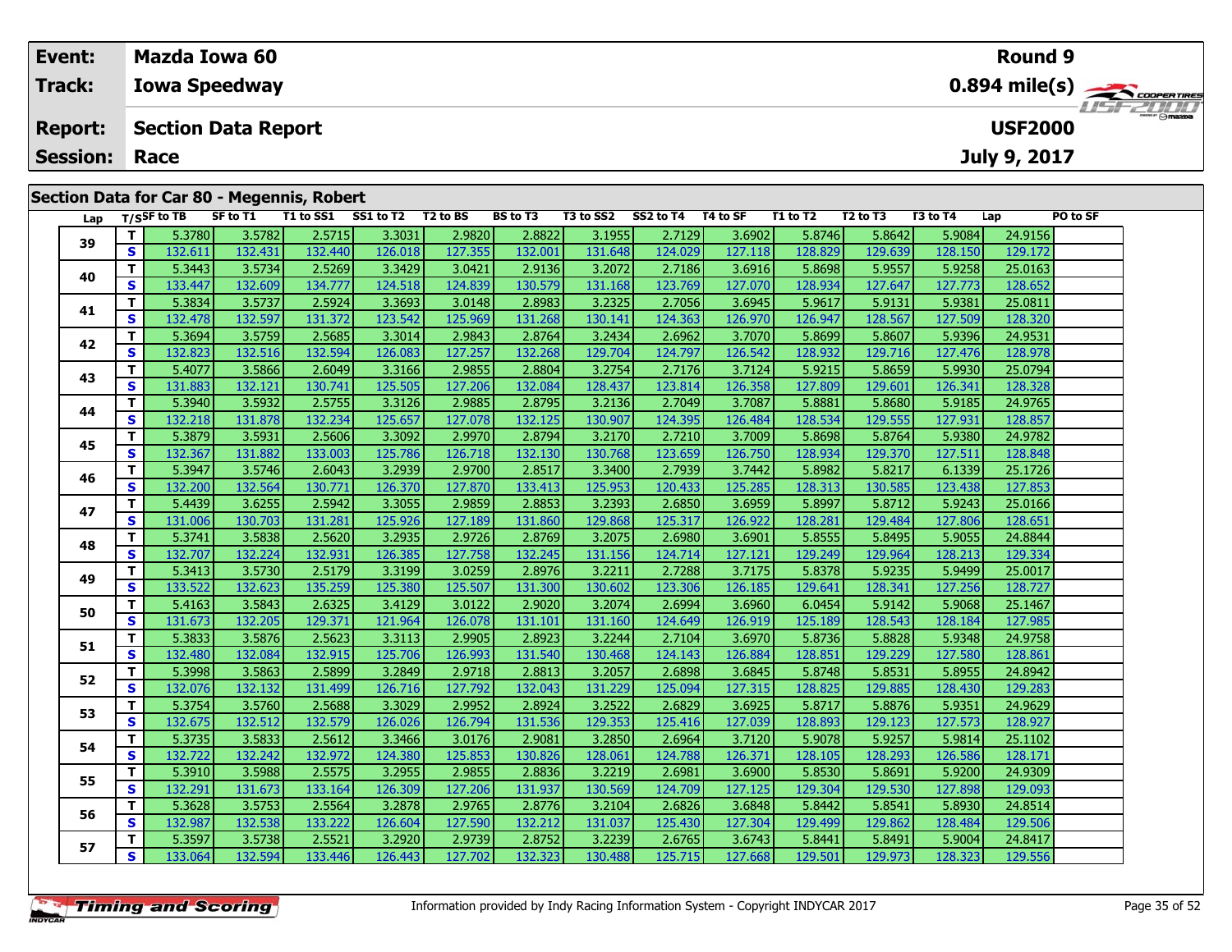| Event: | Mazda Iowa 60 | Round 9 |
|---|---|---|
| Track: | Iowa Speedway | 0.894 mile(s) |
| Report: | Section Data Report | USF2000 |
| Session: | Race | July 9, 2017 |

## Section Data for Car 80 - Megennis, Robert

| Lap | T/S | SF to TB | SF to T1 | T1 to SS1 | SS1 to T2 | T2 to BS | BS to T3 | T3 to SS2 | SS2 to T4 | T4 to SF | T1 to T2 | T2 to T3 | T3 to T4 | Lap | PO to SF |
|---|---|---|---|---|---|---|---|---|---|---|---|---|---|---|---|
| 39 | T | 5.3780 | 3.5782 | 2.5715 | 3.3031 | 2.9820 | 2.8822 | 3.1955 | 2.7129 | 3.6902 | 5.8746 | 5.8642 | 5.9084 | 24.9156 | |
| | S | 132.611 | 132.431 | 132.440 | 126.018 | 127.355 | 132.001 | 131.648 | 124.029 | 127.118 | 128.829 | 129.639 | 128.150 | 129.172 | |
| 40 | T | 5.3443 | 3.5734 | 2.5269 | 3.3429 | 3.0421 | 2.9136 | 3.2072 | 2.7186 | 3.6916 | 5.8698 | 5.9557 | 5.9258 | 25.0163 | |
| | S | 133.447 | 132.609 | 134.777 | 124.518 | 124.839 | 130.579 | 131.168 | 123.769 | 127.070 | 128.934 | 127.647 | 127.773 | 128.652 | |
| 41 | T | 5.3834 | 3.5737 | 2.5924 | 3.3693 | 3.0148 | 2.8983 | 3.2325 | 2.7056 | 3.6945 | 5.9617 | 5.9131 | 5.9381 | 25.0811 | |
| | S | 132.478 | 132.597 | 131.372 | 123.542 | 125.969 | 131.268 | 130.141 | 124.363 | 126.970 | 126.947 | 128.567 | 127.509 | 128.320 | |
| 42 | T | 5.3694 | 3.5759 | 2.5685 | 3.3014 | 2.9843 | 2.8764 | 3.2434 | 2.6962 | 3.7070 | 5.8699 | 5.8607 | 5.9396 | 24.9531 | |
| | S | 132.823 | 132.516 | 132.594 | 126.083 | 127.257 | 132.268 | 129.704 | 124.797 | 126.542 | 128.932 | 129.716 | 127.476 | 128.978 | |
| 43 | T | 5.4077 | 3.5866 | 2.6049 | 3.3166 | 2.9855 | 2.8804 | 3.2754 | 2.7176 | 3.7124 | 5.9215 | 5.8659 | 5.9930 | 25.0794 | |
| | S | 131.883 | 132.121 | 130.741 | 125.505 | 127.206 | 132.084 | 128.437 | 123.814 | 126.358 | 127.809 | 129.601 | 126.341 | 128.328 | |
| 44 | T | 5.3940 | 3.5932 | 2.5755 | 3.3126 | 2.9885 | 2.8795 | 3.2136 | 2.7049 | 3.7087 | 5.8881 | 5.8680 | 5.9185 | 24.9765 | |
| | S | 132.218 | 131.878 | 132.234 | 125.657 | 127.078 | 132.125 | 130.907 | 124.395 | 126.484 | 128.534 | 129.555 | 127.931 | 128.857 | |
| 45 | T | 5.3879 | 3.5931 | 2.5606 | 3.3092 | 2.9970 | 2.8794 | 3.2170 | 2.7210 | 3.7009 | 5.8698 | 5.8764 | 5.9380 | 24.9782 | |
| | S | 132.367 | 131.882 | 133.003 | 125.786 | 126.718 | 132.130 | 130.768 | 123.659 | 126.750 | 128.934 | 129.370 | 127.511 | 128.848 | |
| 46 | T | 5.3947 | 3.5746 | 2.6043 | 3.2939 | 2.9700 | 2.8517 | 3.3400 | 2.7939 | 3.7442 | 5.8982 | 5.8217 | 6.1339 | 25.1726 | |
| | S | 132.200 | 132.564 | 130.771 | 126.370 | 127.870 | 133.413 | 125.953 | 120.433 | 125.285 | 128.313 | 130.585 | 123.438 | 127.853 | |
| 47 | T | 5.4439 | 3.6255 | 2.5942 | 3.3055 | 2.9859 | 2.8853 | 3.2393 | 2.6850 | 3.6959 | 5.8997 | 5.8712 | 5.9243 | 25.0166 | |
| | S | 131.006 | 130.703 | 131.281 | 125.926 | 127.189 | 131.860 | 129.868 | 125.317 | 126.922 | 128.281 | 129.484 | 127.806 | 128.651 | |
| 48 | T | 5.3741 | 3.5838 | 2.5620 | 3.2935 | 2.9726 | 2.8769 | 3.2075 | 2.6980 | 3.6901 | 5.8555 | 5.8495 | 5.9055 | 24.8844 | |
| | S | 132.707 | 132.224 | 132.931 | 126.385 | 127.758 | 132.245 | 131.156 | 124.714 | 127.121 | 129.249 | 129.964 | 128.213 | 129.334 | |
| 49 | T | 5.3413 | 3.5730 | 2.5179 | 3.3199 | 3.0259 | 2.8976 | 3.2211 | 2.7288 | 3.7175 | 5.8378 | 5.9235 | 5.9499 | 25.0017 | |
| | S | 133.522 | 132.623 | 135.259 | 125.380 | 125.507 | 131.300 | 130.602 | 123.306 | 126.185 | 129.641 | 128.341 | 127.256 | 128.727 | |
| 50 | T | 5.4163 | 3.5843 | 2.6325 | 3.4129 | 3.0122 | 2.9020 | 3.2074 | 2.6994 | 3.6960 | 6.0454 | 5.9142 | 5.9068 | 25.1467 | |
| | S | 131.673 | 132.205 | 129.371 | 121.964 | 126.078 | 131.101 | 131.160 | 124.649 | 126.919 | 125.189 | 128.543 | 128.184 | 127.985 | |
| 51 | T | 5.3833 | 3.5876 | 2.5623 | 3.3113 | 2.9905 | 2.8923 | 3.2244 | 2.7104 | 3.6970 | 5.8736 | 5.8828 | 5.9348 | 24.9758 | |
| | S | 132.480 | 132.084 | 132.915 | 125.706 | 126.993 | 131.540 | 130.468 | 124.143 | 126.884 | 128.851 | 129.229 | 127.580 | 128.861 | |
| 52 | T | 5.3998 | 3.5863 | 2.5899 | 3.2849 | 2.9718 | 2.8813 | 3.2057 | 2.6898 | 3.6845 | 5.8748 | 5.8531 | 5.8955 | 24.8942 | |
| | S | 132.076 | 132.132 | 131.499 | 126.716 | 127.792 | 132.043 | 131.229 | 125.094 | 127.315 | 128.825 | 129.885 | 128.430 | 129.283 | |
| 53 | T | 5.3754 | 3.5760 | 2.5688 | 3.3029 | 2.9952 | 2.8924 | 3.2522 | 2.6829 | 3.6925 | 5.8717 | 5.8876 | 5.9351 | 24.9629 | |
| | S | 132.675 | 132.512 | 132.579 | 126.026 | 126.794 | 131.536 | 129.353 | 125.416 | 127.039 | 128.893 | 129.123 | 127.573 | 128.927 | |
| 54 | T | 5.3735 | 3.5833 | 2.5612 | 3.3466 | 3.0176 | 2.9081 | 3.2850 | 2.6964 | 3.7120 | 5.9078 | 5.9257 | 5.9814 | 25.1102 | |
| | S | 132.722 | 132.242 | 132.972 | 124.380 | 125.853 | 130.826 | 128.061 | 124.788 | 126.371 | 128.105 | 128.293 | 126.586 | 128.171 | |
| 55 | T | 5.3910 | 3.5988 | 2.5575 | 3.2955 | 2.9855 | 2.8836 | 3.2219 | 2.6981 | 3.6900 | 5.8530 | 5.8691 | 5.9200 | 24.9309 | |
| | S | 132.291 | 131.673 | 133.164 | 126.309 | 127.206 | 131.937 | 130.569 | 124.709 | 127.125 | 129.304 | 129.530 | 127.898 | 129.093 | |
| 56 | T | 5.3628 | 3.5753 | 2.5564 | 3.2878 | 2.9765 | 2.8776 | 3.2104 | 2.6826 | 3.6848 | 5.8442 | 5.8541 | 5.8930 | 24.8514 | |
| | S | 132.987 | 132.538 | 133.222 | 126.604 | 127.590 | 132.212 | 131.037 | 125.430 | 127.304 | 129.499 | 129.862 | 128.484 | 129.506 | |
| 57 | T | 5.3597 | 3.5738 | 2.5521 | 3.2920 | 2.9739 | 2.8752 | 3.2239 | 2.6765 | 3.6743 | 5.8441 | 5.8491 | 5.9004 | 24.8417 | |
| | S | 133.064 | 132.594 | 133.446 | 126.443 | 127.702 | 132.323 | 130.488 | 125.715 | 127.668 | 129.501 | 129.973 | 128.323 | 129.556 | |

Information provided by Indy Racing Information System - Copyright INDYCAR 2017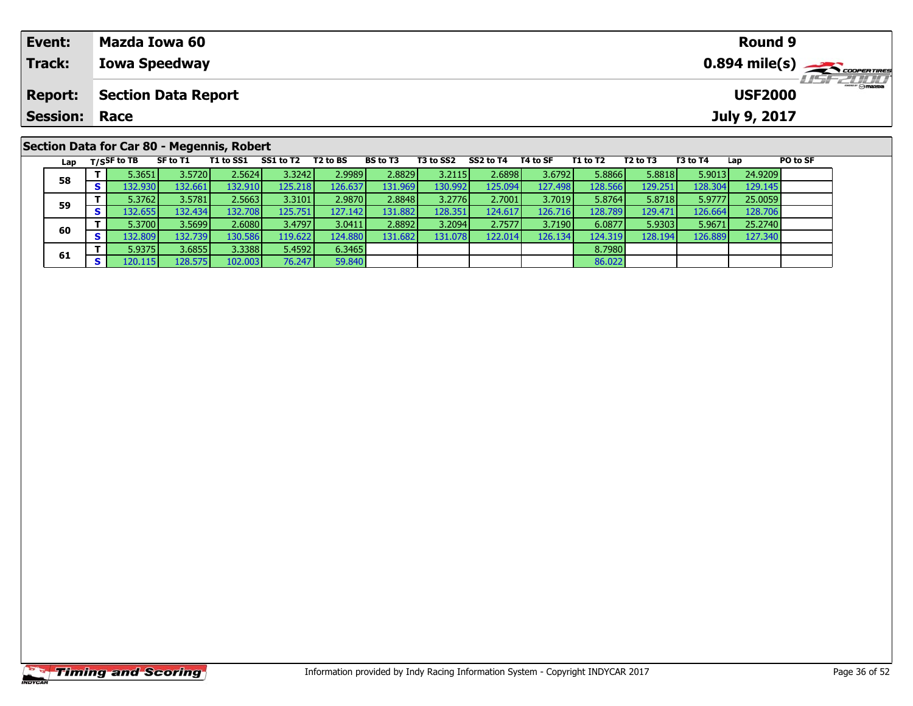| | |
|---|---|
| **Event:** | **Mazda Iowa 60** |
| **Track:** | **Iowa Speedway** |
| **Report:** | **Section Data Report** |
| **Session:** | **Race** |

**Round 9**
**0.894 mile(s)**
**USF2000**
**July 9, 2017**

## Section Data for Car 80 - Megennis, Robert

| Lap | T/S | SF to TB | SF to T1 | T1 to SS1 | SS1 to T2 | T2 to BS | BS to T3 | T3 to SS2 | SS2 to T4 | T4 to SF | T1 to T2 | T2 to T3 | T3 to T4 | Lap | PO to SF |
|---|---|---|---|---|---|---|---|---|---|---|---|---|---|---|---|
| 58 | T | 5.3651 | 3.5720 | 2.5624 | 3.3242 | 2.9989 | 2.8829 | 3.2115 | 2.6898 | 3.6792 | 5.8866 | 5.8818 | 5.9013 | 24.9209 | |
| | S | 132.930 | 132.661 | 132.910 | 125.218 | 126.637 | 131.969 | 130.992 | 125.094 | 127.498 | 128.566 | 129.251 | 128.304 | 129.145 | |
| 59 | T | 5.3762 | 3.5781 | 2.5663 | 3.3101 | 2.9870 | 2.8848 | 3.2776 | 2.7001 | 3.7019 | 5.8764 | 5.8718 | 5.9777 | 25.0059 | |
| | S | 132.655 | 132.434 | 132.708 | 125.751 | 127.142 | 131.882 | 128.351 | 124.617 | 126.716 | 128.789 | 129.471 | 126.664 | 128.706 | |
| 60 | T | 5.3700 | 3.5699 | 2.6080 | 3.4797 | 3.0411 | 2.8892 | 3.2094 | 2.7577 | 3.7190 | 6.0877 | 5.9303 | 5.9671 | 25.2740 | |
| | S | 132.809 | 132.739 | 130.586 | 119.622 | 124.880 | 131.682 | 131.078 | 122.014 | 126.134 | 124.319 | 128.194 | 126.889 | 127.340 | |
| 61 | T | 5.9375 | 3.6855 | 3.3388 | 5.4592 | 6.3465 | | | | | 8.7980 | | | | |
| | S | 120.115 | 128.575 | 102.003 | 76.247 | 59.840 | | | | | 86.022 | | | | |

Information provided by Indy Racing Information System - Copyright INDYCAR 2017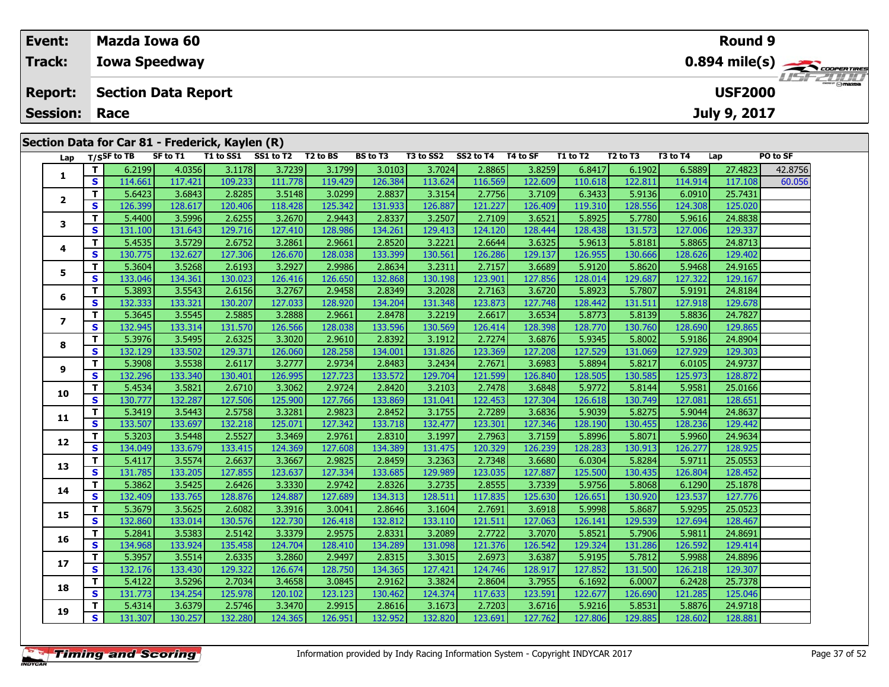| Event: | Mazda Iowa 60 | Round 9 |
|---|---|---|
| Track: | Iowa Speedway | 0.894 mile(s) |
| Report: | Section Data Report | USF2000 |
| Session: | Race | July 9, 2017 |

## Section Data for Car 81 - Frederick, Kaylen (R)

| Lap | T/S | SF to TB | SF to T1 | T1 to SS1 | SS1 to T2 | T2 to BS | BS to T3 | T3 to SS2 | SS2 to T4 | T4 to SF | T1 to T2 | T2 to T3 | T3 to T4 | Lap | PO to SF |
|---|---|---|---|---|---|---|---|---|---|---|---|---|---|---|---|
| 1 | T | 6.2199 | 4.0356 | 3.1178 | 3.7239 | 3.1799 | 3.0103 | 3.7024 | 2.8865 | 3.8259 | 6.8417 | 6.1902 | 6.5889 | 27.4823 | 42.8756 |
| | S | 114.661 | 117.421 | 109.233 | 111.778 | 119.429 | 126.384 | 113.624 | 116.569 | 122.609 | 110.618 | 122.811 | 114.914 | 117.108 | 60.056 |
| 2 | T | 5.6423 | 3.6843 | 2.8285 | 3.5148 | 3.0299 | 2.8837 | 3.3154 | 2.7756 | 3.7109 | 6.3433 | 5.9136 | 6.0910 | 25.7431 | |
| | S | 126.399 | 128.617 | 120.406 | 118.428 | 125.342 | 131.933 | 126.887 | 121.227 | 126.409 | 119.310 | 128.556 | 124.308 | 125.020 | |
| 3 | T | 5.4400 | 3.5996 | 2.6255 | 3.2670 | 2.9443 | 2.8337 | 3.2507 | 2.7109 | 3.6521 | 5.8925 | 5.7780 | 5.9616 | 24.8838 | |
| | S | 131.100 | 131.643 | 129.716 | 127.410 | 128.986 | 134.261 | 129.413 | 124.120 | 128.444 | 128.438 | 131.573 | 127.006 | 129.337 | |
| 4 | T | 5.4535 | 3.5729 | 2.6752 | 3.2861 | 2.9661 | 2.8520 | 3.2221 | 2.6644 | 3.6325 | 5.9613 | 5.8181 | 5.8865 | 24.8713 | |
| | S | 130.775 | 132.627 | 127.306 | 126.670 | 128.038 | 133.399 | 130.561 | 126.286 | 129.137 | 126.955 | 130.666 | 128.626 | 129.402 | |
| 5 | T | 5.3604 | 3.5268 | 2.6193 | 3.2927 | 2.9986 | 2.8634 | 3.2311 | 2.7157 | 3.6689 | 5.9120 | 5.8620 | 5.9468 | 24.9165 | |
| | S | 133.046 | 134.361 | 130.023 | 126.416 | 126.650 | 132.868 | 130.198 | 123.901 | 127.856 | 128.014 | 129.687 | 127.322 | 129.167 | |
| 6 | T | 5.3893 | 3.5543 | 2.6156 | 3.2767 | 2.9458 | 2.8349 | 3.2028 | 2.7163 | 3.6720 | 5.8923 | 5.7807 | 5.9191 | 24.8184 | |
| | S | 132.333 | 133.321 | 130.207 | 127.033 | 128.920 | 134.204 | 131.348 | 123.873 | 127.748 | 128.442 | 131.511 | 127.918 | 129.678 | |
| 7 | T | 5.3645 | 3.5545 | 2.5885 | 3.2888 | 2.9661 | 2.8478 | 3.2219 | 2.6617 | 3.6534 | 5.8773 | 5.8139 | 5.8836 | 24.7827 | |
| | S | 132.945 | 133.314 | 131.570 | 126.566 | 128.038 | 133.596 | 130.569 | 126.414 | 128.398 | 128.770 | 130.760 | 128.690 | 129.865 | |
| 8 | T | 5.3976 | 3.5495 | 2.6325 | 3.3020 | 2.9610 | 2.8392 | 3.1912 | 2.7274 | 3.6876 | 5.9345 | 5.8002 | 5.9186 | 24.8904 | |
| | S | 132.129 | 133.502 | 129.371 | 126.060 | 128.258 | 134.001 | 131.826 | 123.369 | 127.208 | 127.529 | 131.069 | 127.929 | 129.303 | |
| 9 | T | 5.3908 | 3.5538 | 2.6117 | 3.2777 | 2.9734 | 2.8483 | 3.2434 | 2.7671 | 3.6983 | 5.8894 | 5.8217 | 6.0105 | 24.9737 | |
| | S | 132.296 | 133.340 | 130.401 | 126.995 | 127.723 | 133.572 | 129.704 | 121.599 | 126.840 | 128.505 | 130.585 | 125.973 | 128.872 | |
| 10 | T | 5.4534 | 3.5821 | 2.6710 | 3.3062 | 2.9724 | 2.8420 | 3.2103 | 2.7478 | 3.6848 | 5.9772 | 5.8144 | 5.9581 | 25.0166 | |
| | S | 130.777 | 132.287 | 127.506 | 125.900 | 127.766 | 133.869 | 131.041 | 122.453 | 127.304 | 126.618 | 130.749 | 127.081 | 128.651 | |
| 11 | T | 5.3419 | 3.5443 | 2.5758 | 3.3281 | 2.9823 | 2.8452 | 3.1755 | 2.7289 | 3.6836 | 5.9039 | 5.8275 | 5.9044 | 24.8637 | |
| | S | 133.507 | 133.697 | 132.218 | 125.071 | 127.342 | 133.718 | 132.477 | 123.301 | 127.346 | 128.190 | 130.455 | 128.236 | 129.442 | |
| 12 | T | 5.3203 | 3.5448 | 2.5527 | 3.3469 | 2.9761 | 2.8310 | 3.1997 | 2.7963 | 3.7159 | 5.8996 | 5.8071 | 5.9960 | 24.9634 | |
| | S | 134.049 | 133.679 | 133.415 | 124.369 | 127.608 | 134.389 | 131.475 | 120.329 | 126.239 | 128.283 | 130.913 | 126.277 | 128.925 | |
| 13 | T | 5.4117 | 3.5574 | 2.6637 | 3.3667 | 2.9825 | 2.8459 | 3.2363 | 2.7348 | 3.6680 | 6.0304 | 5.8284 | 5.9711 | 25.0553 | |
| | S | 131.785 | 133.205 | 127.855 | 123.637 | 127.334 | 133.685 | 129.989 | 123.035 | 127.887 | 125.500 | 130.435 | 126.804 | 128.452 | |
| 14 | T | 5.3862 | 3.5425 | 2.6426 | 3.3330 | 2.9742 | 2.8326 | 3.2735 | 2.8555 | 3.7339 | 5.9756 | 5.8068 | 6.1290 | 25.1878 | |
| | S | 132.409 | 133.765 | 128.876 | 124.887 | 127.689 | 134.313 | 128.511 | 117.835 | 125.630 | 126.651 | 130.920 | 123.537 | 127.776 | |
| 15 | T | 5.3679 | 3.5625 | 2.6082 | 3.3916 | 3.0041 | 2.8646 | 3.1604 | 2.7691 | 3.6918 | 5.9998 | 5.8687 | 5.9295 | 25.0523 | |
| | S | 132.860 | 133.014 | 130.576 | 122.730 | 126.418 | 132.812 | 133.110 | 121.511 | 127.063 | 126.141 | 129.539 | 127.694 | 128.467 | |
| 16 | T | 5.2841 | 3.5383 | 2.5142 | 3.3379 | 2.9575 | 2.8331 | 3.2089 | 2.7722 | 3.7070 | 5.8521 | 5.7906 | 5.9811 | 24.8691 | |
| | S | 134.968 | 133.924 | 135.458 | 124.704 | 128.410 | 134.289 | 131.098 | 121.376 | 126.542 | 129.324 | 131.286 | 126.592 | 129.414 | |
| 17 | T | 5.3957 | 3.5514 | 2.6335 | 3.2860 | 2.9497 | 2.8315 | 3.3015 | 2.6973 | 3.6387 | 5.9195 | 5.7812 | 5.9988 | 24.8896 | |
| | S | 132.176 | 133.430 | 129.322 | 126.674 | 128.750 | 134.365 | 127.421 | 124.746 | 128.917 | 127.852 | 131.500 | 126.218 | 129.307 | |
| 18 | T | 5.4122 | 3.5296 | 2.7034 | 3.4658 | 3.0845 | 2.9162 | 3.3824 | 2.8604 | 3.7955 | 6.1692 | 6.0007 | 6.2428 | 25.7378 | |
| | S | 131.773 | 134.254 | 125.978 | 120.102 | 123.123 | 130.462 | 124.374 | 117.633 | 123.591 | 122.677 | 126.690 | 121.285 | 125.046 | |
| 19 | T | 5.4314 | 3.6379 | 2.5746 | 3.3470 | 2.9915 | 2.8616 | 3.1673 | 2.7203 | 3.6716 | 5.9216 | 5.8531 | 5.8876 | 24.9718 | |
| | S | 131.307 | 130.257 | 132.280 | 124.365 | 126.951 | 132.952 | 132.820 | 123.691 | 127.762 | 127.806 | 129.885 | 128.602 | 128.881 | |

Information provided by Indy Racing Information System - Copyright INDYCAR 2017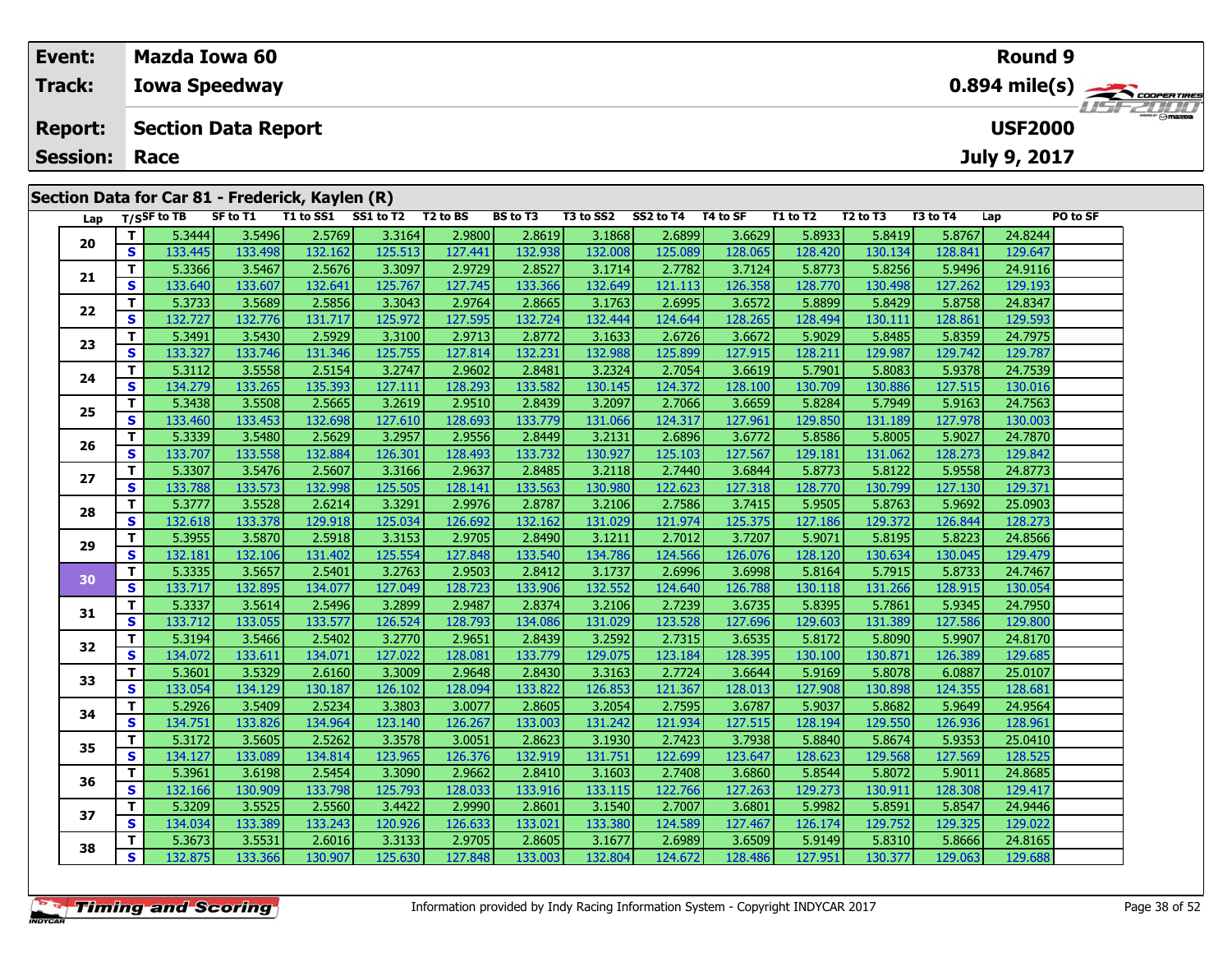| Event: | Mazda Iowa 60 | Round 9 |
|---|---|---|
| Track: | Iowa Speedway | 0.894 mile(s) |
| Report: | Section Data Report | USF2000 |
| Session: | Race | July 9, 2017 |

## Section Data for Car 81 - Frederick, Kaylen (R)

| Lap | T/S | SF to TB | SF to T1 | T1 to SS1 | SS1 to T2 | T2 to BS | BS to T3 | T3 to SS2 | SS2 to T4 | T4 to SF | T1 to T2 | T2 to T3 | T3 to T4 | Lap | PO to SF |
|---|---|---|---|---|---|---|---|---|---|---|---|---|---|---|---|
| 20 | T | 5.3444 | 3.5496 | 2.5769 | 3.3164 | 2.9800 | 2.8619 | 3.1868 | 2.6899 | 3.6629 | 5.8933 | 5.8419 | 5.8767 | 24.8244 | |
| | S | 133.445 | 133.498 | 132.162 | 125.513 | 127.441 | 132.938 | 132.008 | 125.089 | 128.065 | 128.420 | 130.134 | 128.841 | 129.647 | |
| 21 | T | 5.3366 | 3.5467 | 2.5676 | 3.3097 | 2.9729 | 2.8527 | 3.1714 | 2.7782 | 3.7124 | 5.8773 | 5.8256 | 5.9496 | 24.9116 | |
| | S | 133.640 | 133.607 | 132.641 | 125.767 | 127.745 | 133.366 | 132.649 | 121.113 | 126.358 | 128.770 | 130.498 | 127.262 | 129.193 | |
| 22 | T | 5.3733 | 3.5689 | 2.5856 | 3.3043 | 2.9764 | 2.8665 | 3.1763 | 2.6995 | 3.6572 | 5.8899 | 5.8429 | 5.8758 | 24.8347 | |
| | S | 132.727 | 132.776 | 131.717 | 125.972 | 127.595 | 132.724 | 132.444 | 124.644 | 128.265 | 128.494 | 130.111 | 128.861 | 129.593 | |
| 23 | T | 5.3491 | 3.5430 | 2.5929 | 3.3100 | 2.9713 | 2.8772 | 3.1633 | 2.6726 | 3.6672 | 5.9029 | 5.8485 | 5.8359 | 24.7975 | |
| | S | 133.327 | 133.746 | 131.346 | 125.755 | 127.814 | 132.231 | 132.988 | 125.899 | 127.915 | 128.211 | 129.987 | 129.742 | 129.787 | |
| 24 | T | 5.3112 | 3.5558 | 2.5154 | 3.2747 | 2.9602 | 2.8481 | 3.2324 | 2.7054 | 3.6619 | 5.7901 | 5.8083 | 5.9378 | 24.7539 | |
| | S | 134.279 | 133.265 | 135.393 | 127.111 | 128.293 | 133.582 | 130.145 | 124.372 | 128.100 | 130.709 | 130.886 | 127.515 | 130.016 | |
| 25 | T | 5.3438 | 3.5508 | 2.5665 | 3.2619 | 2.9510 | 2.8439 | 3.2097 | 2.7066 | 3.6659 | 5.8284 | 5.7949 | 5.9163 | 24.7563 | |
| | S | 133.460 | 133.453 | 132.698 | 127.610 | 128.693 | 133.779 | 131.066 | 124.317 | 127.961 | 129.850 | 131.189 | 127.978 | 130.003 | |
| 26 | T | 5.3339 | 3.5480 | 2.5629 | 3.2957 | 2.9556 | 2.8449 | 3.2131 | 2.6896 | 3.6772 | 5.8586 | 5.8005 | 5.9027 | 24.7870 | |
| | S | 133.707 | 133.558 | 132.884 | 126.301 | 128.493 | 133.732 | 130.927 | 125.103 | 127.567 | 129.181 | 131.062 | 128.273 | 129.842 | |
| 27 | T | 5.3307 | 3.5476 | 2.5607 | 3.3166 | 2.9637 | 2.8485 | 3.2118 | 2.7440 | 3.6844 | 5.8773 | 5.8122 | 5.9558 | 24.8773 | |
| | S | 133.788 | 133.573 | 132.998 | 125.505 | 128.141 | 133.563 | 130.980 | 122.623 | 127.318 | 128.770 | 130.799 | 127.130 | 129.371 | |
| 28 | T | 5.3777 | 3.5528 | 2.6214 | 3.3291 | 2.9976 | 2.8787 | 3.2106 | 2.7586 | 3.7415 | 5.9505 | 5.8763 | 5.9692 | 25.0903 | |
| | S | 132.618 | 133.378 | 129.918 | 125.034 | 126.692 | 132.162 | 131.029 | 121.974 | 125.375 | 127.186 | 129.372 | 126.844 | 128.273 | |
| 29 | T | 5.3955 | 3.5870 | 2.5918 | 3.3153 | 2.9705 | 2.8490 | 3.1211 | 2.7012 | 3.7207 | 5.9071 | 5.8195 | 5.8223 | 24.8566 | |
| | S | 132.181 | 132.106 | 131.402 | 125.554 | 127.848 | 133.540 | 134.786 | 124.566 | 126.076 | 128.120 | 130.634 | 130.045 | 129.479 | |
| 30 | T | 5.3335 | 3.5657 | 2.5401 | 3.2763 | 2.9503 | 2.8412 | 3.1737 | 2.6996 | 3.6998 | 5.8164 | 5.7915 | 5.8733 | 24.7467 | |
| | S | 133.717 | 132.895 | 134.077 | 127.049 | 128.723 | 133.906 | 132.552 | 124.640 | 126.788 | 130.118 | 131.266 | 128.915 | 130.054 | |
| 31 | T | 5.3337 | 3.5614 | 2.5496 | 3.2899 | 2.9487 | 2.8374 | 3.2106 | 2.7239 | 3.6735 | 5.8395 | 5.7861 | 5.9345 | 24.7950 | |
| | S | 133.712 | 133.055 | 133.577 | 126.524 | 128.793 | 134.086 | 131.029 | 123.528 | 127.696 | 129.603 | 131.389 | 127.586 | 129.800 | |
| 32 | T | 5.3194 | 3.5466 | 2.5402 | 3.2770 | 2.9651 | 2.8439 | 3.2592 | 2.7315 | 3.6535 | 5.8172 | 5.8090 | 5.9907 | 24.8170 | |
| | S | 134.072 | 133.611 | 134.071 | 127.022 | 128.081 | 133.779 | 129.075 | 123.184 | 128.395 | 130.100 | 130.871 | 126.389 | 129.685 | |
| 33 | T | 5.3601 | 3.5329 | 2.6160 | 3.3009 | 2.9648 | 2.8430 | 3.3163 | 2.7724 | 3.6644 | 5.9169 | 5.8078 | 6.0887 | 25.0107 | |
| | S | 133.054 | 134.129 | 130.187 | 126.102 | 128.094 | 133.822 | 126.853 | 121.367 | 128.013 | 127.908 | 130.898 | 124.355 | 128.681 | |
| 34 | T | 5.2926 | 3.5409 | 2.5234 | 3.3803 | 3.0077 | 2.8605 | 3.2054 | 2.7595 | 3.6787 | 5.9037 | 5.8682 | 5.9649 | 24.9564 | |
| | S | 134.751 | 133.826 | 134.964 | 123.140 | 126.267 | 133.003 | 131.242 | 121.934 | 127.515 | 128.194 | 129.550 | 126.936 | 128.961 | |
| 35 | T | 5.3172 | 3.5605 | 2.5262 | 3.3578 | 3.0051 | 2.8623 | 3.1930 | 2.7423 | 3.7938 | 5.8840 | 5.8674 | 5.9353 | 25.0410 | |
| | S | 134.127 | 133.089 | 134.814 | 123.965 | 126.376 | 132.919 | 131.751 | 122.699 | 123.647 | 128.623 | 129.568 | 127.569 | 128.525 | |
| 36 | T | 5.3961 | 3.6198 | 2.5454 | 3.3090 | 2.9662 | 2.8410 | 3.1603 | 2.7408 | 3.6860 | 5.8544 | 5.8072 | 5.9011 | 24.8685 | |
| | S | 132.166 | 130.909 | 133.798 | 125.793 | 128.033 | 133.916 | 133.115 | 122.766 | 127.263 | 129.273 | 130.911 | 128.308 | 129.417 | |
| 37 | T | 5.3209 | 3.5525 | 2.5560 | 3.4422 | 2.9990 | 2.8601 | 3.1540 | 2.7007 | 3.6801 | 5.9982 | 5.8591 | 5.8547 | 24.9446 | |
| | S | 134.034 | 133.389 | 133.243 | 120.926 | 126.633 | 133.021 | 133.380 | 124.589 | 127.467 | 126.174 | 129.752 | 129.325 | 129.022 | |
| 38 | T | 5.3673 | 3.5531 | 2.6016 | 3.3133 | 2.9705 | 2.8605 | 3.1677 | 2.6989 | 3.6509 | 5.9149 | 5.8310 | 5.8666 | 24.8165 | |
| | S | 132.875 | 133.366 | 130.907 | 125.630 | 127.848 | 133.003 | 132.804 | 124.672 | 128.486 | 127.951 | 130.377 | 129.063 | 129.688 | |

Information provided by Indy Racing Information System - Copyright INDYCAR 2017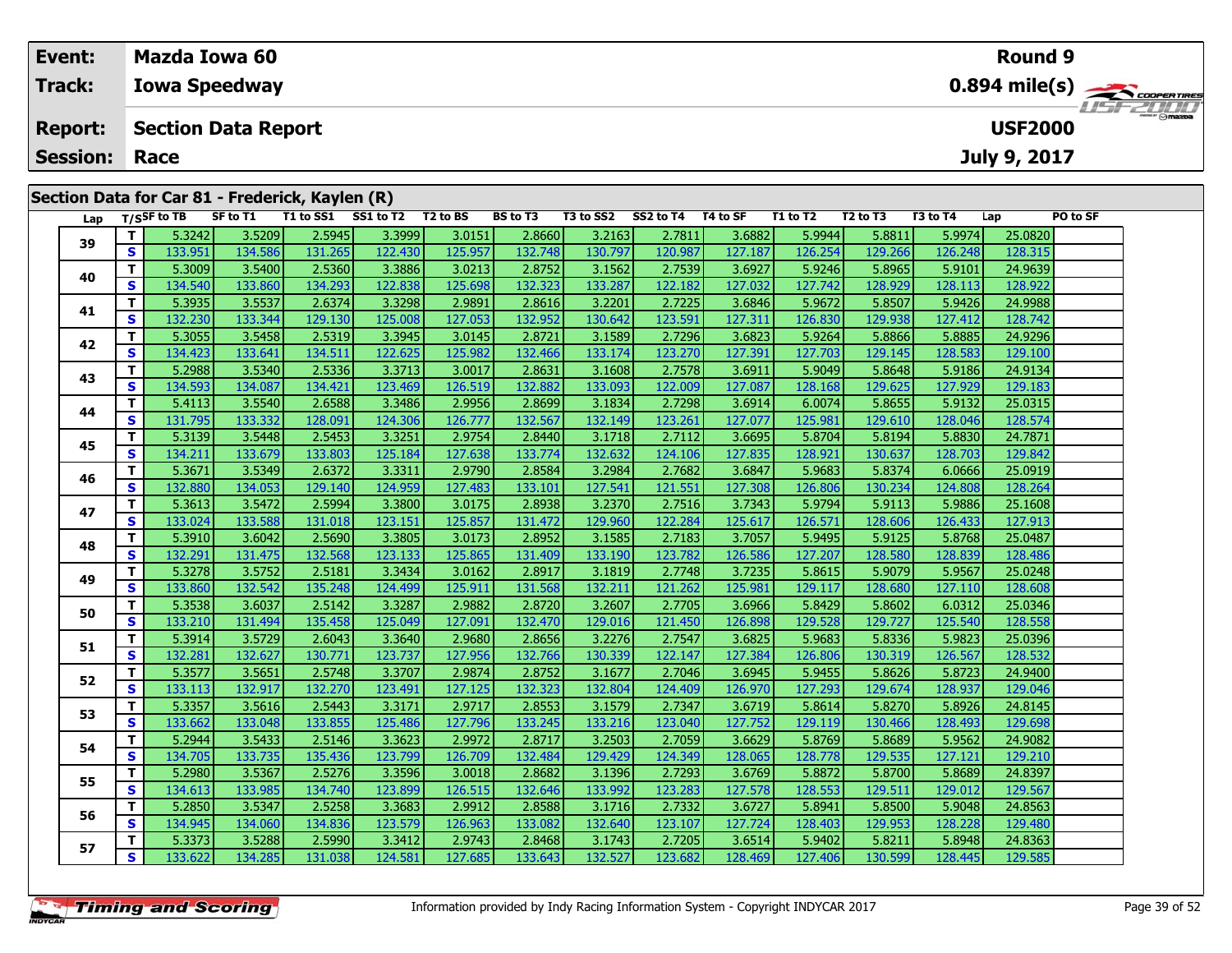| Event: | Mazda Iowa 60 | Round 9 |
|---|---|---|
| Track: | Iowa Speedway | 0.894 mile(s) |
| Report: | Section Data Report | USF2000 |
| Session: | Race | July 9, 2017 |

## Section Data for Car 81 - Frederick, Kaylen (R)

| Lap | T/S | SF to TB | SF to T1 | T1 to SS1 | SS1 to T2 | T2 to BS | BS to T3 | T3 to SS2 | SS2 to T4 | T4 to SF | T1 to T2 | T2 to T3 | T3 to T4 | Lap | PO to SF |
|---|---|---|---|---|---|---|---|---|---|---|---|---|---|---|---|
| 39 | T | 5.3242 | 3.5209 | 2.5945 | 3.3999 | 3.0151 | 2.8660 | 3.2163 | 2.7811 | 3.6882 | 5.9944 | 5.8811 | 5.9974 | 25.0820 | |
| | S | 133.951 | 134.586 | 131.265 | 122.430 | 125.957 | 132.748 | 130.797 | 120.987 | 127.187 | 126.254 | 129.266 | 126.248 | 128.315 | |
| 40 | T | 5.3009 | 3.5400 | 2.5360 | 3.3886 | 3.0213 | 2.8752 | 3.1562 | 2.7539 | 3.6927 | 5.9246 | 5.8965 | 5.9101 | 24.9639 | |
| | S | 134.540 | 133.860 | 134.293 | 122.838 | 125.698 | 132.323 | 133.287 | 122.182 | 127.032 | 127.742 | 128.929 | 128.113 | 128.922 | |
| 41 | T | 5.3935 | 3.5537 | 2.6374 | 3.3298 | 2.9891 | 2.8616 | 3.2201 | 2.7225 | 3.6846 | 5.9672 | 5.8507 | 5.9426 | 24.9988 | |
| | S | 132.230 | 133.344 | 129.130 | 125.008 | 127.053 | 132.952 | 130.642 | 123.591 | 127.311 | 126.830 | 129.938 | 127.412 | 128.742 | |
| 42 | T | 5.3055 | 3.5458 | 2.5319 | 3.3945 | 3.0145 | 2.8721 | 3.1589 | 2.7296 | 3.6823 | 5.9264 | 5.8866 | 5.8885 | 24.9296 | |
| | S | 134.423 | 133.641 | 134.511 | 122.625 | 125.982 | 132.466 | 133.174 | 123.270 | 127.391 | 127.703 | 129.145 | 128.583 | 129.100 | |
| 43 | T | 5.2988 | 3.5340 | 2.5336 | 3.3713 | 3.0017 | 2.8631 | 3.1608 | 2.7578 | 3.6911 | 5.9049 | 5.8648 | 5.9186 | 24.9134 | |
| | S | 134.593 | 134.087 | 134.421 | 123.469 | 126.519 | 132.882 | 133.093 | 122.009 | 127.087 | 128.168 | 129.625 | 127.929 | 129.183 | |
| 44 | T | 5.4113 | 3.5540 | 2.6588 | 3.3486 | 2.9956 | 2.8699 | 3.1834 | 2.7298 | 3.6914 | 6.0074 | 5.8655 | 5.9132 | 25.0315 | |
| | S | 131.795 | 133.332 | 128.091 | 124.306 | 126.777 | 132.567 | 132.149 | 123.261 | 127.077 | 125.981 | 129.610 | 128.046 | 128.574 | |
| 45 | T | 5.3139 | 3.5448 | 2.5453 | 3.3251 | 2.9754 | 2.8440 | 3.1718 | 2.7112 | 3.6695 | 5.8704 | 5.8194 | 5.8830 | 24.7871 | |
| | S | 134.211 | 133.679 | 133.803 | 125.184 | 127.638 | 133.774 | 132.632 | 124.106 | 127.835 | 128.921 | 130.637 | 128.703 | 129.842 | |
| 46 | T | 5.3671 | 3.5349 | 2.6372 | 3.3311 | 2.9790 | 2.8584 | 3.2984 | 2.7682 | 3.6847 | 5.9683 | 5.8374 | 6.0666 | 25.0919 | |
| | S | 132.880 | 134.053 | 129.140 | 124.959 | 127.483 | 133.101 | 127.541 | 121.551 | 127.308 | 126.806 | 130.234 | 124.808 | 128.264 | |
| 47 | T | 5.3613 | 3.5472 | 2.5994 | 3.3800 | 3.0175 | 2.8938 | 3.2370 | 2.7516 | 3.7343 | 5.9794 | 5.9113 | 5.9886 | 25.1608 | |
| | S | 133.024 | 133.588 | 131.018 | 123.151 | 125.857 | 131.472 | 129.960 | 122.284 | 125.617 | 126.571 | 128.606 | 126.433 | 127.913 | |
| 48 | T | 5.3910 | 3.6042 | 2.5690 | 3.3805 | 3.0173 | 2.8952 | 3.1585 | 2.7183 | 3.7057 | 5.9495 | 5.9125 | 5.8768 | 25.0487 | |
| | S | 132.291 | 131.475 | 132.568 | 123.133 | 125.865 | 131.409 | 133.190 | 123.782 | 126.586 | 127.207 | 128.580 | 128.839 | 128.486 | |
| 49 | T | 5.3278 | 3.5752 | 2.5181 | 3.3434 | 3.0162 | 2.8917 | 3.1819 | 2.7748 | 3.7235 | 5.8615 | 5.9079 | 5.9567 | 25.0248 | |
| | S | 133.860 | 132.542 | 135.248 | 124.499 | 125.911 | 131.568 | 132.211 | 121.262 | 125.981 | 129.117 | 128.680 | 127.110 | 128.608 | |
| 50 | T | 5.3538 | 3.6037 | 2.5142 | 3.3287 | 2.9882 | 2.8720 | 3.2607 | 2.7705 | 3.6966 | 5.8429 | 5.8602 | 6.0312 | 25.0346 | |
| | S | 133.210 | 131.494 | 135.458 | 125.049 | 127.091 | 132.470 | 129.016 | 121.450 | 126.898 | 129.528 | 129.727 | 125.540 | 128.558 | |
| 51 | T | 5.3914 | 3.5729 | 2.6043 | 3.3640 | 2.9680 | 2.8656 | 3.2276 | 2.7547 | 3.6825 | 5.9683 | 5.8336 | 5.9823 | 25.0396 | |
| | S | 132.281 | 132.627 | 130.771 | 123.737 | 127.956 | 132.766 | 130.339 | 122.147 | 127.384 | 126.806 | 130.319 | 126.567 | 128.532 | |
| 52 | T | 5.3577 | 3.5651 | 2.5748 | 3.3707 | 2.9874 | 2.8752 | 3.1677 | 2.7046 | 3.6945 | 5.9455 | 5.8626 | 5.8723 | 24.9400 | |
| | S | 133.113 | 132.917 | 132.270 | 123.491 | 127.125 | 132.323 | 132.804 | 124.409 | 126.970 | 127.293 | 129.674 | 128.937 | 129.046 | |
| 53 | T | 5.3357 | 3.5616 | 2.5443 | 3.3171 | 2.9717 | 2.8553 | 3.1579 | 2.7347 | 3.6719 | 5.8614 | 5.8270 | 5.8926 | 24.8145 | |
| | S | 133.662 | 133.048 | 133.855 | 125.486 | 127.796 | 133.245 | 133.216 | 123.040 | 127.752 | 129.119 | 130.466 | 128.493 | 129.698 | |
| 54 | T | 5.2944 | 3.5433 | 2.5146 | 3.3623 | 2.9972 | 2.8717 | 3.2503 | 2.7059 | 3.6629 | 5.8769 | 5.8689 | 5.9562 | 24.9082 | |
| | S | 134.705 | 133.735 | 135.436 | 123.799 | 126.709 | 132.484 | 129.429 | 124.349 | 128.065 | 128.778 | 129.535 | 127.121 | 129.210 | |
| 55 | T | 5.2980 | 3.5367 | 2.5276 | 3.3596 | 3.0018 | 2.8682 | 3.1396 | 2.7293 | 3.6769 | 5.8872 | 5.8700 | 5.8689 | 24.8397 | |
| | S | 134.613 | 133.985 | 134.740 | 123.899 | 126.515 | 132.646 | 133.992 | 123.283 | 127.578 | 128.553 | 129.511 | 129.012 | 129.567 | |
| 56 | T | 5.2850 | 3.5347 | 2.5258 | 3.3683 | 2.9912 | 2.8588 | 3.1716 | 2.7332 | 3.6727 | 5.8941 | 5.8500 | 5.9048 | 24.8563 | |
| | S | 134.945 | 134.060 | 134.836 | 123.579 | 126.963 | 133.082 | 132.640 | 123.107 | 127.724 | 128.403 | 129.953 | 128.228 | 129.480 | |
| 57 | T | 5.3373 | 3.5288 | 2.5990 | 3.3412 | 2.9743 | 2.8468 | 3.1743 | 2.7205 | 3.6514 | 5.9402 | 5.8211 | 5.8948 | 24.8363 | |
| | S | 133.622 | 134.285 | 131.038 | 124.581 | 127.685 | 133.643 | 132.527 | 123.682 | 128.469 | 127.406 | 130.599 | 128.445 | 129.585 | |

Information provided by Indy Racing Information System - Copyright INDYCAR 2017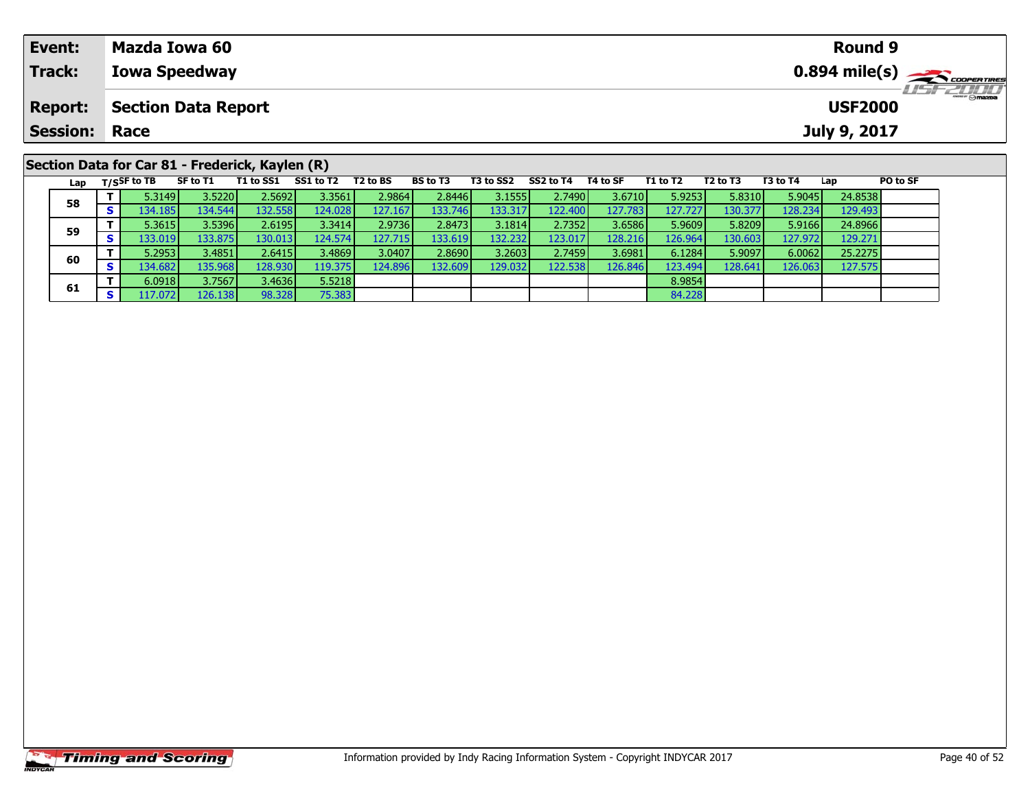| Event: | Mazda Iowa 60 | Round 9 |
|---|---|---|
| Track: | Iowa Speedway | 0.894 mile(s) |
| Report: | Section Data Report | USF2000 |
| Session: | Race | July 9, 2017 |

## Section Data for Car 81 - Frederick, Kaylen (R)

| Lap | T/S | SF to TB | SF to T1 | T1 to SS1 | SS1 to T2 | T2 to BS | BS to T3 | T3 to SS2 | SS2 to T4 | T4 to SF | T1 to T2 | T2 to T3 | T3 to T4 | Lap | PO to SF |
|---|---|---|---|---|---|---|---|---|---|---|---|---|---|---|---|
| 58 | T | 5.3149 | 3.5220 | 2.5692 | 3.3561 | 2.9864 | 2.8446 | 3.1555 | 2.7490 | 3.6710 | 5.9253 | 5.8310 | 5.9045 | 24.8538 | |
| | S | 134.185 | 134.544 | 132.558 | 124.028 | 127.167 | 133.746 | 133.317 | 122.400 | 127.783 | 127.727 | 130.377 | 128.234 | 129.493 | |
| 59 | T | 5.3615 | 3.5396 | 2.6195 | 3.3414 | 2.9736 | 2.8473 | 3.1814 | 2.7352 | 3.6586 | 5.9609 | 5.8209 | 5.9166 | 24.8966 | |
| | S | 133.019 | 133.875 | 130.013 | 124.574 | 127.715 | 133.619 | 132.232 | 123.017 | 128.216 | 126.964 | 130.603 | 127.972 | 129.271 | |
| 60 | T | 5.2953 | 3.4851 | 2.6415 | 3.4869 | 3.0407 | 2.8690 | 3.2603 | 2.7459 | 3.6981 | 6.1284 | 5.9097 | 6.0062 | 25.2275 | |
| | S | 134.682 | 135.968 | 128.930 | 119.375 | 124.896 | 132.609 | 129.032 | 122.538 | 126.846 | 123.494 | 128.641 | 126.063 | 127.575 | |
| 61 | T | 6.0918 | 3.7567 | 3.4636 | 5.5218 | | | | | | 8.9854 | | | | |
| | S | 117.072 | 126.138 | 98.328 | 75.383 | | | | | | 84.228 | | | | |

Information provided by Indy Racing Information System - Copyright INDYCAR 2017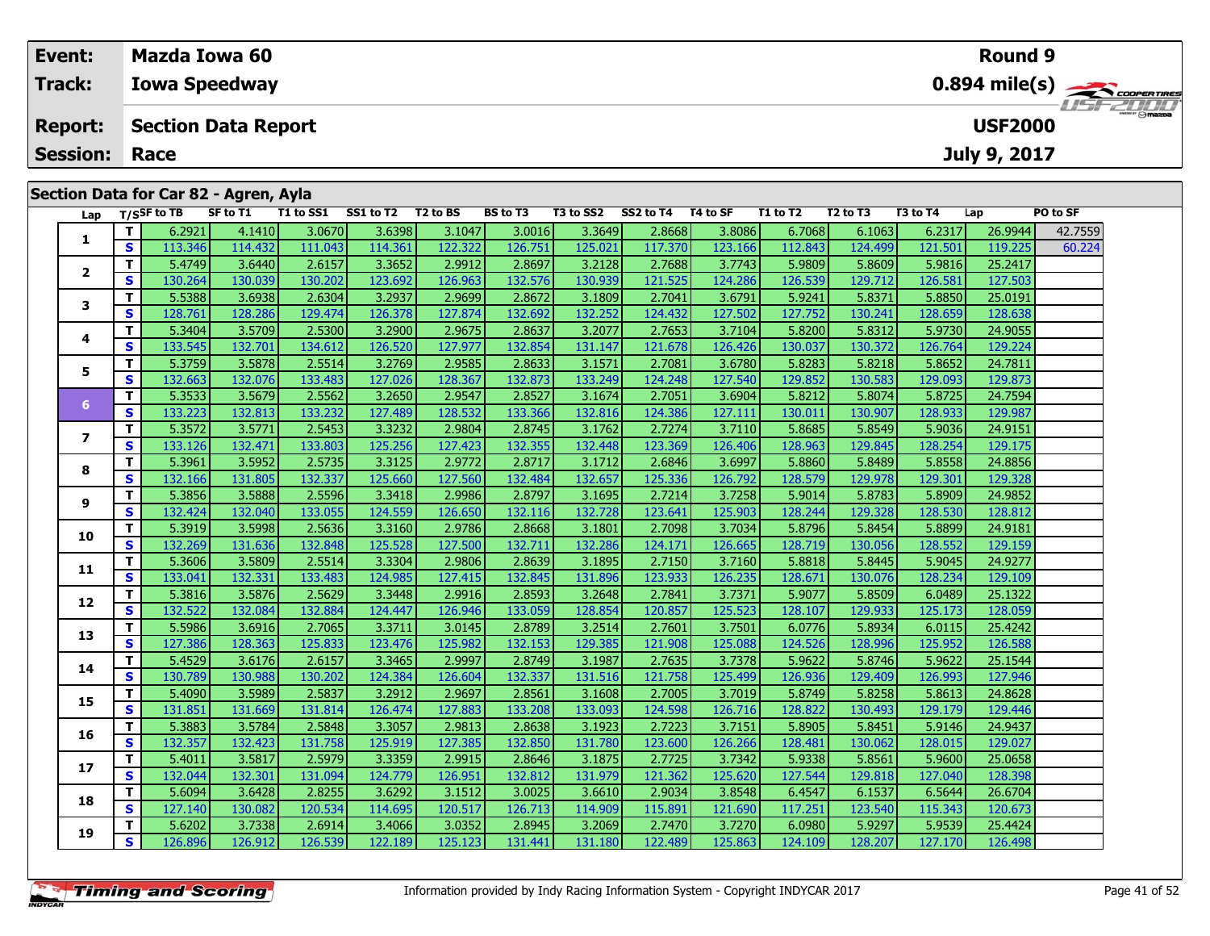| Event: | Mazda Iowa 60 | Round 9 |
|---|---|---|
| Track: | Iowa Speedway | 0.894 mile(s) |
| Report: | Section Data Report | USF2000 |
| Session: | Race | July 9, 2017 |

## Section Data for Car 82 - Agren, Ayla

| Lap | T/S | SF to TB | SF to T1 | T1 to SS1 | SS1 to T2 | T2 to BS | BS to T3 | T3 to SS2 | SS2 to T4 | T4 to SF | T1 to T2 | T2 to T3 | T3 to T4 | Lap | PO to SF |
|---|---|---|---|---|---|---|---|---|---|---|---|---|---|---|---|
| 1 | T | 6.2921 | 4.1410 | 3.0670 | 3.6398 | 3.1047 | 3.0016 | 3.3649 | 2.8668 | 3.8086 | 6.7068 | 6.1063 | 6.2317 | 26.9944 | 42.7559 |
| | S | 113.346 | 114.432 | 111.043 | 114.361 | 122.322 | 126.751 | 125.021 | 117.370 | 123.166 | 112.843 | 124.499 | 121.501 | 119.225 | 60.224 |
| 2 | T | 5.4749 | 3.6440 | 2.6157 | 3.3652 | 2.9912 | 2.8697 | 3.2128 | 2.7688 | 3.7743 | 5.9809 | 5.8609 | 5.9816 | 25.2417 | |
| | S | 130.264 | 130.039 | 130.202 | 123.692 | 126.963 | 132.576 | 130.939 | 121.525 | 124.286 | 126.539 | 129.712 | 126.581 | 127.503 | |
| 3 | T | 5.5388 | 3.6938 | 2.6304 | 3.2937 | 2.9699 | 2.8672 | 3.1809 | 2.7041 | 3.6791 | 5.9241 | 5.8371 | 5.8850 | 25.0191 | |
| | S | 128.761 | 128.286 | 129.474 | 126.378 | 127.874 | 132.692 | 132.252 | 124.432 | 127.502 | 127.752 | 130.241 | 128.659 | 128.638 | |
| 4 | T | 5.3404 | 3.5709 | 2.5300 | 3.2900 | 2.9675 | 2.8637 | 3.2077 | 2.7653 | 3.7104 | 5.8200 | 5.8312 | 5.9730 | 24.9055 | |
| | S | 133.545 | 132.701 | 134.612 | 126.520 | 127.977 | 132.854 | 131.147 | 121.678 | 126.426 | 130.037 | 130.372 | 126.764 | 129.224 | |
| 5 | T | 5.3759 | 3.5878 | 2.5514 | 3.2769 | 2.9585 | 2.8633 | 3.1571 | 2.7081 | 3.6780 | 5.8283 | 5.8218 | 5.8652 | 24.7811 | |
| | S | 132.663 | 132.076 | 133.483 | 127.026 | 128.367 | 132.873 | 133.249 | 124.248 | 127.540 | 129.852 | 130.583 | 129.093 | 129.873 | |
| 6 | T | 5.3533 | 3.5679 | 2.5562 | 3.2650 | 2.9547 | 2.8527 | 3.1674 | 2.7051 | 3.6904 | 5.8212 | 5.8074 | 5.8725 | 24.7594 | |
| | S | 133.223 | 132.813 | 133.232 | 127.489 | 128.532 | 133.366 | 132.816 | 124.386 | 127.111 | 130.011 | 130.907 | 128.933 | 129.987 | |
| 7 | T | 5.3572 | 3.5771 | 2.5453 | 3.3232 | 2.9804 | 2.8745 | 3.1762 | 2.7274 | 3.7110 | 5.8685 | 5.8549 | 5.9036 | 24.9151 | |
| | S | 133.126 | 132.471 | 133.803 | 125.256 | 127.423 | 132.355 | 132.448 | 123.369 | 126.406 | 128.963 | 129.845 | 128.254 | 129.175 | |
| 8 | T | 5.3961 | 3.5952 | 2.5735 | 3.3125 | 2.9772 | 2.8717 | 3.1712 | 2.6846 | 3.6997 | 5.8860 | 5.8489 | 5.8558 | 24.8856 | |
| | S | 132.166 | 131.805 | 132.337 | 125.660 | 127.560 | 132.484 | 132.657 | 125.336 | 126.792 | 128.579 | 129.978 | 129.301 | 129.328 | |
| 9 | T | 5.3856 | 3.5888 | 2.5596 | 3.3418 | 2.9986 | 2.8797 | 3.1695 | 2.7214 | 3.7258 | 5.9014 | 5.8783 | 5.8909 | 24.9852 | |
| | S | 132.424 | 132.040 | 133.055 | 124.559 | 126.650 | 132.116 | 132.728 | 123.641 | 125.903 | 128.244 | 129.328 | 128.530 | 128.812 | |
| 10 | T | 5.3919 | 3.5998 | 2.5636 | 3.3160 | 2.9786 | 2.8668 | 3.1801 | 2.7098 | 3.7034 | 5.8796 | 5.8454 | 5.8899 | 24.9181 | |
| | S | 132.269 | 131.636 | 132.848 | 125.528 | 127.500 | 132.711 | 132.286 | 124.171 | 126.665 | 128.719 | 130.056 | 128.552 | 129.159 | |
| 11 | T | 5.3606 | 3.5809 | 2.5514 | 3.3304 | 2.9806 | 2.8639 | 3.1895 | 2.7150 | 3.7160 | 5.8818 | 5.8445 | 5.9045 | 24.9277 | |
| | S | 133.041 | 132.331 | 133.483 | 124.985 | 127.415 | 132.845 | 131.896 | 123.933 | 126.235 | 128.671 | 130.076 | 128.234 | 129.109 | |
| 12 | T | 5.3816 | 3.5876 | 2.5629 | 3.3448 | 2.9916 | 2.8593 | 3.2648 | 2.7841 | 3.7371 | 5.9077 | 5.8509 | 6.0489 | 25.1322 | |
| | S | 132.522 | 132.084 | 132.884 | 124.447 | 126.946 | 133.059 | 128.854 | 120.857 | 125.523 | 128.107 | 129.933 | 125.173 | 128.059 | |
| 13 | T | 5.5986 | 3.6916 | 2.7065 | 3.3711 | 3.0145 | 2.8789 | 3.2514 | 2.7601 | 3.7501 | 6.0776 | 5.8934 | 6.0115 | 25.4242 | |
| | S | 127.386 | 128.363 | 125.833 | 123.476 | 125.982 | 132.153 | 129.385 | 121.908 | 125.088 | 124.526 | 128.996 | 125.952 | 126.588 | |
| 14 | T | 5.4529 | 3.6176 | 2.6157 | 3.3465 | 2.9997 | 2.8749 | 3.1987 | 2.7635 | 3.7378 | 5.9622 | 5.8746 | 5.9622 | 25.1544 | |
| | S | 130.789 | 130.988 | 130.202 | 124.384 | 126.604 | 132.337 | 131.516 | 121.758 | 125.499 | 126.936 | 129.409 | 126.993 | 127.946 | |
| 15 | T | 5.4090 | 3.5989 | 2.5837 | 3.2912 | 2.9697 | 2.8561 | 3.1608 | 2.7005 | 3.7019 | 5.8749 | 5.8258 | 5.8613 | 24.8628 | |
| | S | 131.851 | 131.669 | 131.814 | 126.474 | 127.883 | 133.208 | 133.093 | 124.598 | 126.716 | 128.822 | 130.493 | 129.179 | 129.446 | |
| 16 | T | 5.3883 | 3.5784 | 2.5848 | 3.3057 | 2.9813 | 2.8638 | 3.1923 | 2.7223 | 3.7151 | 5.8905 | 5.8451 | 5.9146 | 24.9437 | |
| | S | 132.357 | 132.423 | 131.758 | 125.919 | 127.385 | 132.850 | 131.780 | 123.600 | 126.266 | 128.481 | 130.062 | 128.015 | 129.027 | |
| 17 | T | 5.4011 | 3.5817 | 2.5979 | 3.3359 | 2.9915 | 2.8646 | 3.1875 | 2.7725 | 3.7342 | 5.9338 | 5.8561 | 5.9600 | 25.0658 | |
| | S | 132.044 | 132.301 | 131.094 | 124.779 | 126.951 | 132.812 | 131.979 | 121.362 | 125.620 | 127.544 | 129.818 | 127.040 | 128.398 | |
| 18 | T | 5.6094 | 3.6428 | 2.8255 | 3.6292 | 3.1512 | 3.0025 | 3.6610 | 2.9034 | 3.8548 | 6.4547 | 6.1537 | 6.5644 | 26.6704 | |
| | S | 127.140 | 130.082 | 120.534 | 114.695 | 120.517 | 126.713 | 114.909 | 115.891 | 121.690 | 117.251 | 123.540 | 115.343 | 120.673 | |
| 19 | T | 5.6202 | 3.7338 | 2.6914 | 3.4066 | 3.0352 | 2.8945 | 3.2069 | 2.7470 | 3.7270 | 6.0980 | 5.9297 | 5.9539 | 25.4424 | |
| | S | 126.896 | 126.912 | 126.539 | 122.189 | 125.123 | 131.441 | 131.180 | 122.489 | 125.863 | 124.109 | 128.207 | 127.170 | 126.498 | |

Information provided by Indy Racing Information System - Copyright INDYCAR 2017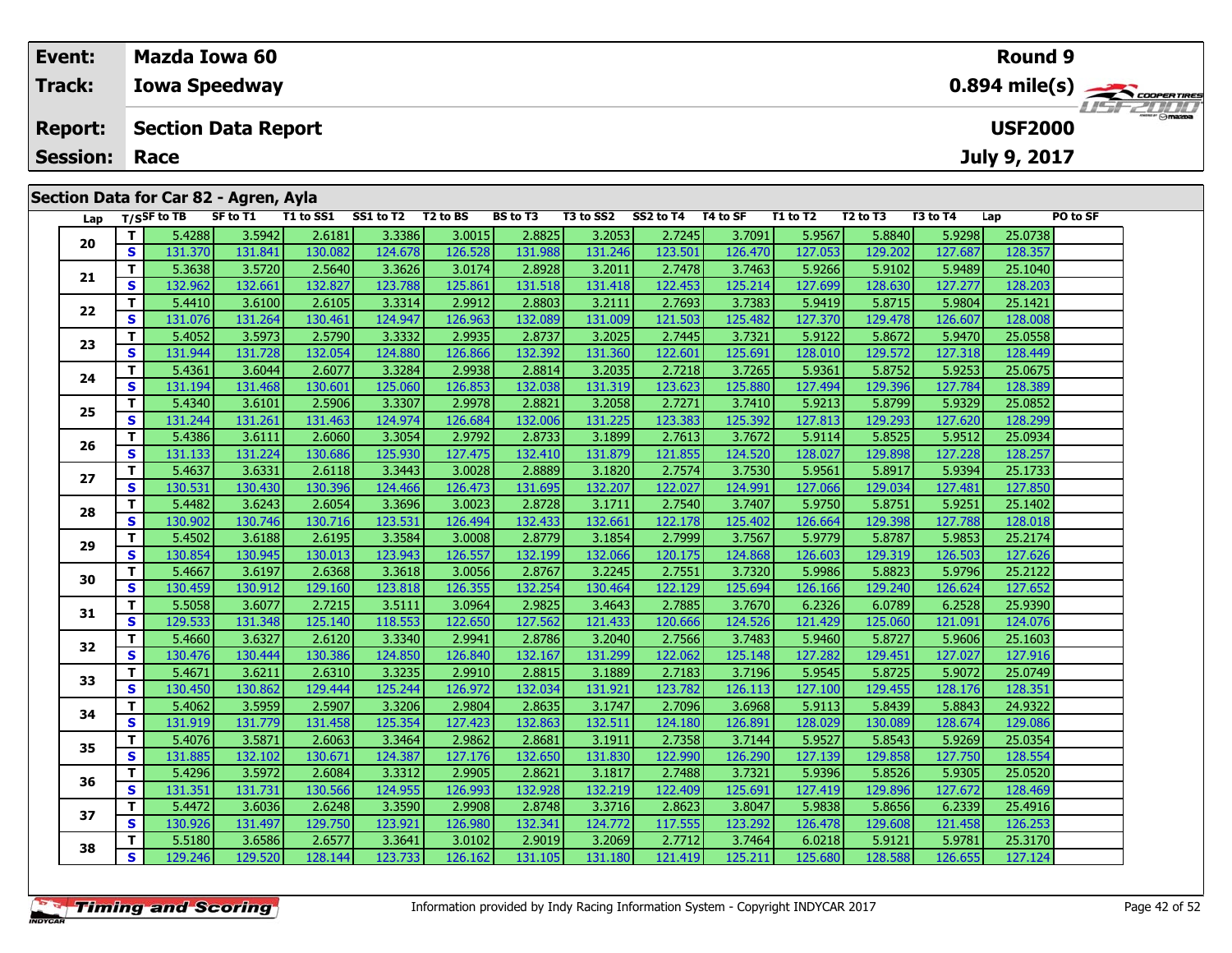| Event: | Mazda Iowa 60 | Round 9 |
|---|---|---|
| Track: | Iowa Speedway | 0.894 mile(s) |
| Report: | Section Data Report | USF2000 |
| Session: | Race | July 9, 2017 |

## Section Data for Car 82 - Agren, Ayla

| Lap | T/S | SF to TB | SF to T1 | T1 to SS1 | SS1 to T2 | T2 to BS | BS to T3 | T3 to SS2 | SS2 to T4 | T4 to SF | T1 to T2 | T2 to T3 | T3 to T4 | Lap | PO to SF |
|---|---|---|---|---|---|---|---|---|---|---|---|---|---|---|---|
| 20 | T | 5.4288 | 3.5942 | 2.6181 | 3.3386 | 3.0015 | 2.8825 | 3.2053 | 2.7245 | 3.7091 | 5.9567 | 5.8840 | 5.9298 | 25.0738 | |
| | S | 131.370 | 131.841 | 130.082 | 124.678 | 126.528 | 131.988 | 131.246 | 123.501 | 126.470 | 127.053 | 129.202 | 127.687 | 128.357 | |
| 21 | T | 5.3638 | 3.5720 | 2.5640 | 3.3626 | 3.0174 | 2.8928 | 3.2011 | 2.7478 | 3.7463 | 5.9266 | 5.9102 | 5.9489 | 25.1040 | |
| | S | 132.962 | 132.661 | 132.827 | 123.788 | 125.861 | 131.518 | 131.418 | 122.453 | 125.214 | 127.699 | 128.630 | 127.277 | 128.203 | |
| 22 | T | 5.4410 | 3.6100 | 2.6105 | 3.3314 | 2.9912 | 2.8803 | 3.2111 | 2.7693 | 3.7383 | 5.9419 | 5.8715 | 5.9804 | 25.1421 | |
| | S | 131.076 | 131.264 | 130.461 | 124.947 | 126.963 | 132.089 | 131.009 | 121.503 | 125.482 | 127.370 | 129.478 | 126.607 | 128.008 | |
| 23 | T | 5.4052 | 3.5973 | 2.5790 | 3.3332 | 2.9935 | 2.8737 | 3.2025 | 2.7445 | 3.7321 | 5.9122 | 5.8672 | 5.9470 | 25.0558 | |
| | S | 131.944 | 131.728 | 132.054 | 124.880 | 126.866 | 132.392 | 131.360 | 122.601 | 125.691 | 128.010 | 129.572 | 127.318 | 128.449 | |
| 24 | T | 5.4361 | 3.6044 | 2.6077 | 3.3284 | 2.9938 | 2.8814 | 3.2035 | 2.7218 | 3.7265 | 5.9361 | 5.8752 | 5.9253 | 25.0675 | |
| | S | 131.194 | 131.468 | 130.601 | 125.060 | 126.853 | 132.038 | 131.319 | 123.623 | 125.880 | 127.494 | 129.396 | 127.784 | 128.389 | |
| 25 | T | 5.4340 | 3.6101 | 2.5906 | 3.3307 | 2.9978 | 2.8821 | 3.2058 | 2.7271 | 3.7410 | 5.9213 | 5.8799 | 5.9329 | 25.0852 | |
| | S | 131.244 | 131.261 | 131.463 | 124.974 | 126.684 | 132.006 | 131.225 | 123.383 | 125.392 | 127.813 | 129.293 | 127.620 | 128.299 | |
| 26 | T | 5.4386 | 3.6111 | 2.6060 | 3.3054 | 2.9792 | 2.8733 | 3.1899 | 2.7613 | 3.7672 | 5.9114 | 5.8525 | 5.9512 | 25.0934 | |
| | S | 131.133 | 131.224 | 130.686 | 125.930 | 127.475 | 132.410 | 131.879 | 121.855 | 124.520 | 128.027 | 129.898 | 127.228 | 128.257 | |
| 27 | T | 5.4637 | 3.6331 | 2.6118 | 3.3443 | 3.0028 | 2.8889 | 3.1820 | 2.7574 | 3.7530 | 5.9561 | 5.8917 | 5.9394 | 25.1733 | |
| | S | 130.531 | 130.430 | 130.396 | 124.466 | 126.473 | 131.695 | 132.207 | 122.027 | 124.991 | 127.066 | 129.034 | 127.481 | 127.850 | |
| 28 | T | 5.4482 | 3.6243 | 2.6054 | 3.3696 | 3.0023 | 2.8728 | 3.1711 | 2.7540 | 3.7407 | 5.9750 | 5.8751 | 5.9251 | 25.1402 | |
| | S | 130.902 | 130.746 | 130.716 | 123.531 | 126.494 | 132.433 | 132.661 | 122.178 | 125.402 | 126.664 | 129.398 | 127.788 | 128.018 | |
| 29 | T | 5.4502 | 3.6188 | 2.6195 | 3.3584 | 3.0008 | 2.8779 | 3.1854 | 2.7999 | 3.7567 | 5.9779 | 5.8787 | 5.9853 | 25.2174 | |
| | S | 130.854 | 130.945 | 130.013 | 123.943 | 126.557 | 132.199 | 132.066 | 120.175 | 124.868 | 126.603 | 129.319 | 126.503 | 127.626 | |
| 30 | T | 5.4667 | 3.6197 | 2.6368 | 3.3618 | 3.0056 | 2.8767 | 3.2245 | 2.7551 | 3.7320 | 5.9986 | 5.8823 | 5.9796 | 25.2122 | |
| | S | 130.459 | 130.912 | 129.160 | 123.818 | 126.355 | 132.254 | 130.464 | 122.129 | 125.694 | 126.166 | 129.240 | 126.624 | 127.652 | |
| 31 | T | 5.5058 | 3.6077 | 2.7215 | 3.5111 | 3.0964 | 2.9825 | 3.4643 | 2.7885 | 3.7670 | 6.2326 | 6.0789 | 6.2528 | 25.9390 | |
| | S | 129.533 | 131.348 | 125.140 | 118.553 | 122.650 | 127.562 | 121.433 | 120.666 | 124.526 | 121.429 | 125.060 | 121.091 | 124.076 | |
| 32 | T | 5.4660 | 3.6327 | 2.6120 | 3.3340 | 2.9941 | 2.8786 | 3.2040 | 2.7566 | 3.7483 | 5.9460 | 5.8727 | 5.9606 | 25.1603 | |
| | S | 130.476 | 130.444 | 130.386 | 124.850 | 126.840 | 132.167 | 131.299 | 122.062 | 125.148 | 127.282 | 129.451 | 127.027 | 127.916 | |
| 33 | T | 5.4671 | 3.6211 | 2.6310 | 3.3235 | 2.9910 | 2.8815 | 3.1889 | 2.7183 | 3.7196 | 5.9545 | 5.8725 | 5.9072 | 25.0749 | |
| | S | 130.450 | 130.862 | 129.444 | 125.244 | 126.972 | 132.034 | 131.921 | 123.782 | 126.113 | 127.100 | 129.455 | 128.176 | 128.351 | |
| 34 | T | 5.4062 | 3.5959 | 2.5907 | 3.3206 | 2.9804 | 2.8635 | 3.1747 | 2.7096 | 3.6968 | 5.9113 | 5.8439 | 5.8843 | 24.9322 | |
| | S | 131.919 | 131.779 | 131.458 | 125.354 | 127.423 | 132.863 | 132.511 | 124.180 | 126.891 | 128.029 | 130.089 | 128.674 | 129.086 | |
| 35 | T | 5.4076 | 3.5871 | 2.6063 | 3.3464 | 2.9862 | 2.8681 | 3.1911 | 2.7358 | 3.7144 | 5.9527 | 5.8543 | 5.9269 | 25.0354 | |
| | S | 131.885 | 132.102 | 130.671 | 124.387 | 127.176 | 132.650 | 131.830 | 122.990 | 126.290 | 127.139 | 129.858 | 127.750 | 128.554 | |
| 36 | T | 5.4296 | 3.5972 | 2.6084 | 3.3312 | 2.9905 | 2.8621 | 3.1817 | 2.7488 | 3.7321 | 5.9396 | 5.8526 | 5.9305 | 25.0520 | |
| | S | 131.351 | 131.731 | 130.566 | 124.955 | 126.993 | 132.928 | 132.219 | 122.409 | 125.691 | 127.419 | 129.896 | 127.672 | 128.469 | |
| 37 | T | 5.4472 | 3.6036 | 2.6248 | 3.3590 | 2.9908 | 2.8748 | 3.3716 | 2.8623 | 3.8047 | 5.9838 | 5.8656 | 6.2339 | 25.4916 | |
| | S | 130.926 | 131.497 | 129.750 | 123.921 | 126.980 | 132.341 | 124.772 | 117.555 | 123.292 | 126.478 | 129.608 | 121.458 | 126.253 | |
| 38 | T | 5.5180 | 3.6586 | 2.6577 | 3.3641 | 3.0102 | 2.9019 | 3.2069 | 2.7712 | 3.7464 | 6.0218 | 5.9121 | 5.9781 | 25.3170 | |
| | S | 129.246 | 129.520 | 128.144 | 123.733 | 126.162 | 131.105 | 131.180 | 121.419 | 125.211 | 125.680 | 128.588 | 126.655 | 127.124 | |

Information provided by Indy Racing Information System - Copyright INDYCAR 2017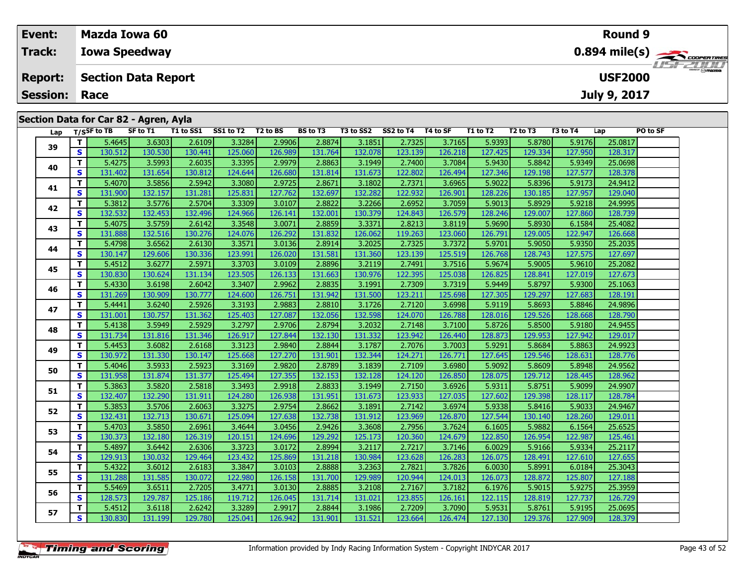| Event: | Mazda Iowa 60 | Round 9 |
|---|---|---|
| Track: | Iowa Speedway | 0.894 mile(s) |
| Report: | Section Data Report | USF2000 |
| Session: | Race | July 9, 2017 |

## Section Data for Car 82 - Agren, Ayla

| Lap | T/S | SF to TB | SF to T1 | T1 to SS1 | SS1 to T2 | T2 to BS | BS to T3 | T3 to SS2 | SS2 to T4 | T4 to SF | T1 to T2 | T2 to T3 | T3 to T4 | Lap | PO to SF |
|---|---|---|---|---|---|---|---|---|---|---|---|---|---|---|---|
| 39 | T | 5.4645 | 3.6303 | 2.6109 | 3.3284 | 2.9906 | 2.8874 | 3.1851 | 2.7325 | 3.7165 | 5.9393 | 5.8780 | 5.9176 | 25.0817 | |
| | S | 130.512 | 130.530 | 130.441 | 125.060 | 126.989 | 131.764 | 132.078 | 123.139 | 126.218 | 127.425 | 129.334 | 127.950 | 128.317 | |
| 40 | T | 5.4275 | 3.5993 | 2.6035 | 3.3395 | 2.9979 | 2.8863 | 3.1949 | 2.7400 | 3.7084 | 5.9430 | 5.8842 | 5.9349 | 25.0698 | |
| | S | 131.402 | 131.654 | 130.812 | 124.644 | 126.680 | 131.814 | 131.673 | 122.802 | 126.494 | 127.346 | 129.198 | 127.577 | 128.378 | |
| 41 | T | 5.4070 | 3.5856 | 2.5942 | 3.3080 | 2.9725 | 2.8671 | 3.1802 | 2.7371 | 3.6965 | 5.9022 | 5.8396 | 5.9173 | 24.9412 | |
| | S | 131.900 | 132.157 | 131.281 | 125.831 | 127.762 | 132.697 | 132.282 | 122.932 | 126.901 | 128.226 | 130.185 | 127.957 | 129.040 | |
| 42 | T | 5.3812 | 3.5776 | 2.5704 | 3.3309 | 3.0107 | 2.8822 | 3.2266 | 2.6952 | 3.7059 | 5.9013 | 5.8929 | 5.9218 | 24.9995 | |
| | S | 132.532 | 132.453 | 132.496 | 124.966 | 126.141 | 132.001 | 130.379 | 124.843 | 126.579 | 128.246 | 129.007 | 127.860 | 128.739 | |
| 43 | T | 5.4075 | 3.5759 | 2.6142 | 3.3548 | 3.0071 | 2.8859 | 3.3371 | 2.8213 | 3.8119 | 5.9690 | 5.8930 | 6.1584 | 25.4082 | |
| | S | 131.888 | 132.516 | 130.276 | 124.076 | 126.292 | 131.832 | 126.062 | 119.263 | 123.060 | 126.791 | 129.005 | 122.947 | 126.668 | |
| 44 | T | 5.4798 | 3.6562 | 2.6130 | 3.3571 | 3.0136 | 2.8914 | 3.2025 | 2.7325 | 3.7372 | 5.9701 | 5.9050 | 5.9350 | 25.2035 | |
| | S | 130.147 | 129.606 | 130.336 | 123.991 | 126.020 | 131.581 | 131.360 | 123.139 | 125.519 | 126.768 | 128.743 | 127.575 | 127.697 | |
| 45 | T | 5.4512 | 3.6277 | 2.5971 | 3.3703 | 3.0109 | 2.8896 | 3.2119 | 2.7491 | 3.7516 | 5.9674 | 5.9005 | 5.9610 | 25.2082 | |
| | S | 130.830 | 130.624 | 131.134 | 123.505 | 126.133 | 131.663 | 130.976 | 122.395 | 125.038 | 126.825 | 128.841 | 127.019 | 127.673 | |
| 46 | T | 5.4330 | 3.6198 | 2.6042 | 3.3407 | 2.9962 | 2.8835 | 3.1991 | 2.7309 | 3.7319 | 5.9449 | 5.8797 | 5.9300 | 25.1063 | |
| | S | 131.269 | 130.909 | 130.777 | 124.600 | 126.751 | 131.942 | 131.500 | 123.211 | 125.698 | 127.305 | 129.297 | 127.683 | 128.191 | |
| 47 | T | 5.4441 | 3.6240 | 2.5926 | 3.3193 | 2.9883 | 2.8810 | 3.1726 | 2.7120 | 3.6998 | 5.9119 | 5.8693 | 5.8846 | 24.9896 | |
| | S | 131.001 | 130.757 | 131.362 | 125.403 | 127.087 | 132.056 | 132.598 | 124.070 | 126.788 | 128.016 | 129.526 | 128.668 | 128.790 | |
| 48 | T | 5.4138 | 3.5949 | 2.5929 | 3.2797 | 2.9706 | 2.8794 | 3.2032 | 2.7148 | 3.7100 | 5.8726 | 5.8500 | 5.9180 | 24.9455 | |
| | S | 131.734 | 131.816 | 131.346 | 126.917 | 127.844 | 132.130 | 131.332 | 123.942 | 126.440 | 128.873 | 129.953 | 127.942 | 129.017 | |
| 49 | T | 5.4453 | 3.6082 | 2.6168 | 3.3123 | 2.9840 | 2.8844 | 3.1787 | 2.7076 | 3.7003 | 5.9291 | 5.8684 | 5.8863 | 24.9923 | |
| | S | 130.972 | 131.330 | 130.147 | 125.668 | 127.270 | 131.901 | 132.344 | 124.271 | 126.771 | 127.645 | 129.546 | 128.631 | 128.776 | |
| 50 | T | 5.4046 | 3.5933 | 2.5923 | 3.3169 | 2.9820 | 2.8789 | 3.1839 | 2.7109 | 3.6980 | 5.9092 | 5.8609 | 5.8948 | 24.9562 | |
| | S | 131.958 | 131.874 | 131.377 | 125.494 | 127.355 | 132.153 | 132.128 | 124.120 | 126.850 | 128.075 | 129.712 | 128.445 | 128.962 | |
| 51 | T | 5.3863 | 3.5820 | 2.5818 | 3.3493 | 2.9918 | 2.8833 | 3.1949 | 2.7150 | 3.6926 | 5.9311 | 5.8751 | 5.9099 | 24.9907 | |
| | S | 132.407 | 132.290 | 131.911 | 124.280 | 126.938 | 131.951 | 131.673 | 123.933 | 127.035 | 127.602 | 129.398 | 128.117 | 128.784 | |
| 52 | T | 5.3853 | 3.5706 | 2.6063 | 3.3275 | 2.9754 | 2.8662 | 3.1891 | 2.7142 | 3.6974 | 5.9338 | 5.8416 | 5.9033 | 24.9467 | |
| | S | 132.431 | 132.713 | 130.671 | 125.094 | 127.638 | 132.738 | 131.912 | 123.969 | 126.870 | 127.544 | 130.140 | 128.260 | 129.011 | |
| 53 | T | 5.4703 | 3.5850 | 2.6961 | 3.4644 | 3.0456 | 2.9426 | 3.3608 | 2.7956 | 3.7624 | 6.1605 | 5.9882 | 6.1564 | 25.6525 | |
| | S | 130.373 | 132.180 | 126.319 | 120.151 | 124.696 | 129.292 | 125.173 | 120.360 | 124.679 | 122.850 | 126.954 | 122.987 | 125.461 | |
| 54 | T | 5.4897 | 3.6442 | 2.6306 | 3.3723 | 3.0172 | 2.8994 | 3.2117 | 2.7217 | 3.7146 | 6.0029 | 5.9166 | 5.9334 | 25.2117 | |
| | S | 129.913 | 130.032 | 129.464 | 123.432 | 125.869 | 131.218 | 130.984 | 123.628 | 126.283 | 126.075 | 128.491 | 127.610 | 127.655 | |
| 55 | T | 5.4322 | 3.6012 | 2.6183 | 3.3847 | 3.0103 | 2.8888 | 3.2363 | 2.7821 | 3.7826 | 6.0030 | 5.8991 | 6.0184 | 25.3043 | |
| | S | 131.288 | 131.585 | 130.072 | 122.980 | 126.158 | 131.700 | 129.989 | 120.944 | 124.013 | 126.073 | 128.872 | 125.807 | 127.188 | |
| 56 | T | 5.5469 | 3.6511 | 2.7205 | 3.4771 | 3.0130 | 2.8885 | 3.2108 | 2.7167 | 3.7182 | 6.1976 | 5.9015 | 5.9275 | 25.3959 | |
| | S | 128.573 | 129.787 | 125.186 | 119.712 | 126.045 | 131.714 | 131.021 | 123.855 | 126.161 | 122.115 | 128.819 | 127.737 | 126.729 | |
| 57 | T | 5.4512 | 3.6118 | 2.6242 | 3.3289 | 2.9917 | 2.8844 | 3.1986 | 2.7209 | 3.7090 | 5.9531 | 5.8761 | 5.9195 | 25.0695 | |
| | S | 130.830 | 131.199 | 129.780 | 125.041 | 126.942 | 131.901 | 131.521 | 123.664 | 126.474 | 127.130 | 129.376 | 127.909 | 128.379 | |

Information provided by Indy Racing Information System - Copyright INDYCAR 2017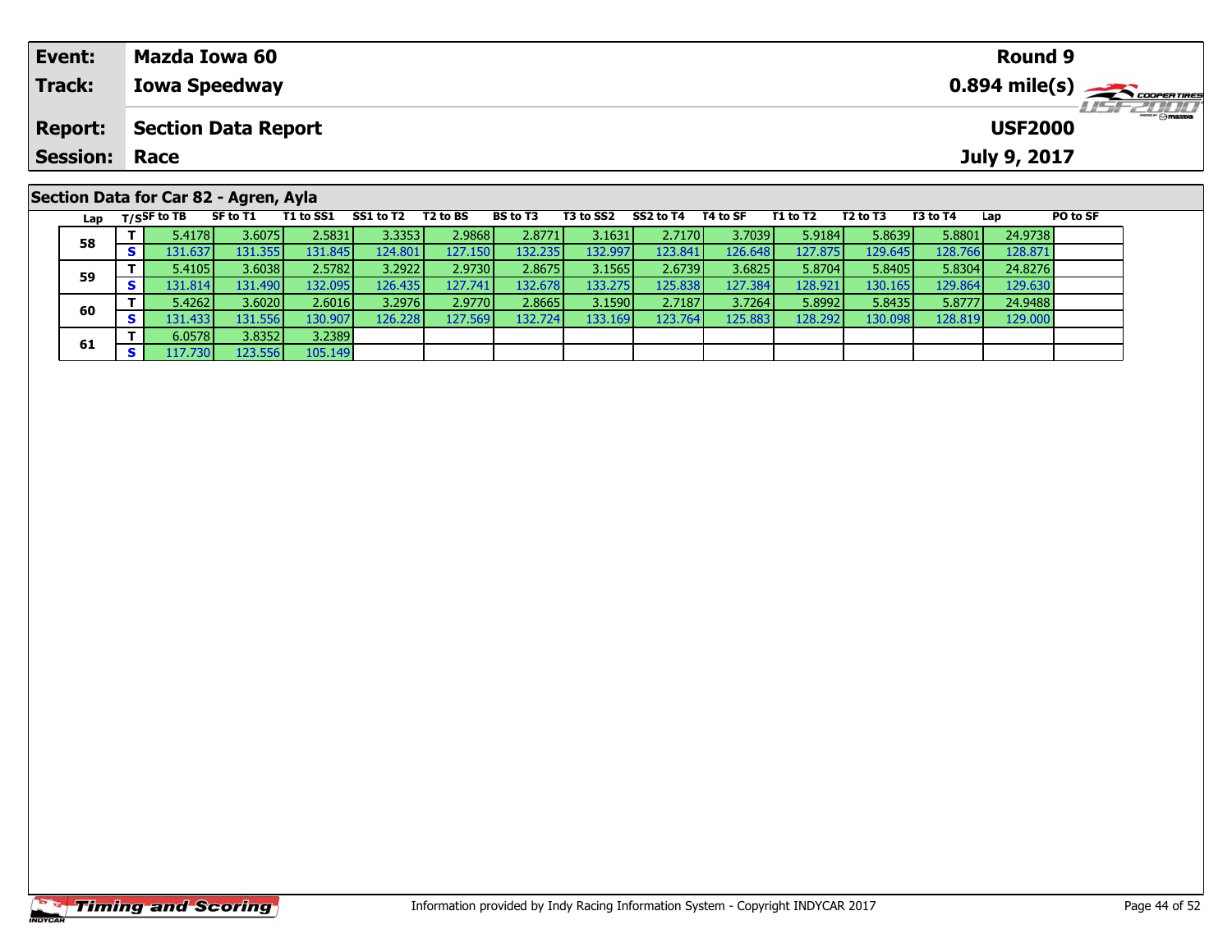| Event: | Mazda Iowa 60 | Round 9 |
|---|---|---|
| Track: | Iowa Speedway | 0.894 mile(s) |
| Report: | Section Data Report | USF2000 |
| Session: | Race | July 9, 2017 |

## Section Data for Car 82 - Agren, Ayla

| Lap | T/S | SF to TB | SF to T1 | T1 to SS1 | SS1 to T2 | T2 to BS | BS to T3 | T3 to SS2 | SS2 to T4 | T4 to SF | T1 to T2 | T2 to T3 | T3 to T4 | Lap | PO to SF |
|---|---|---|---|---|---|---|---|---|---|---|---|---|---|---|---|
| 58 | T | 5.4178 | 3.6075 | 2.5831 | 3.3353 | 2.9868 | 2.8771 | 3.1631 | 2.7170 | 3.7039 | 5.9184 | 5.8639 | 5.8801 | 24.9738 | |
| | S | 131.637 | 131.355 | 131.845 | 124.801 | 127.150 | 132.235 | 132.997 | 123.841 | 126.648 | 127.875 | 129.645 | 128.766 | 128.871 | |
| 59 | T | 5.4105 | 3.6038 | 2.5782 | 3.2922 | 2.9730 | 2.8675 | 3.1565 | 2.6739 | 3.6825 | 5.8704 | 5.8405 | 5.8304 | 24.8276 | |
| | S | 131.814 | 131.490 | 132.095 | 126.435 | 127.741 | 132.678 | 133.275 | 125.838 | 127.384 | 128.921 | 130.165 | 129.864 | 129.630 | |
| 60 | T | 5.4262 | 3.6020 | 2.6016 | 3.2976 | 2.9770 | 2.8665 | 3.1590 | 2.7187 | 3.7264 | 5.8992 | 5.8435 | 5.8777 | 24.9488 | |
| | S | 131.433 | 131.556 | 130.907 | 126.228 | 127.569 | 132.724 | 133.169 | 123.764 | 125.883 | 128.292 | 130.098 | 128.819 | 129.000 | |
| 61 | T | 6.0578 | 3.8352 | 3.2389 | | | | | | | | | | | |
| | S | 117.730 | 123.556 | 105.149 | | | | | | | | | | | |

Information provided by Indy Racing Information System - Copyright INDYCAR 2017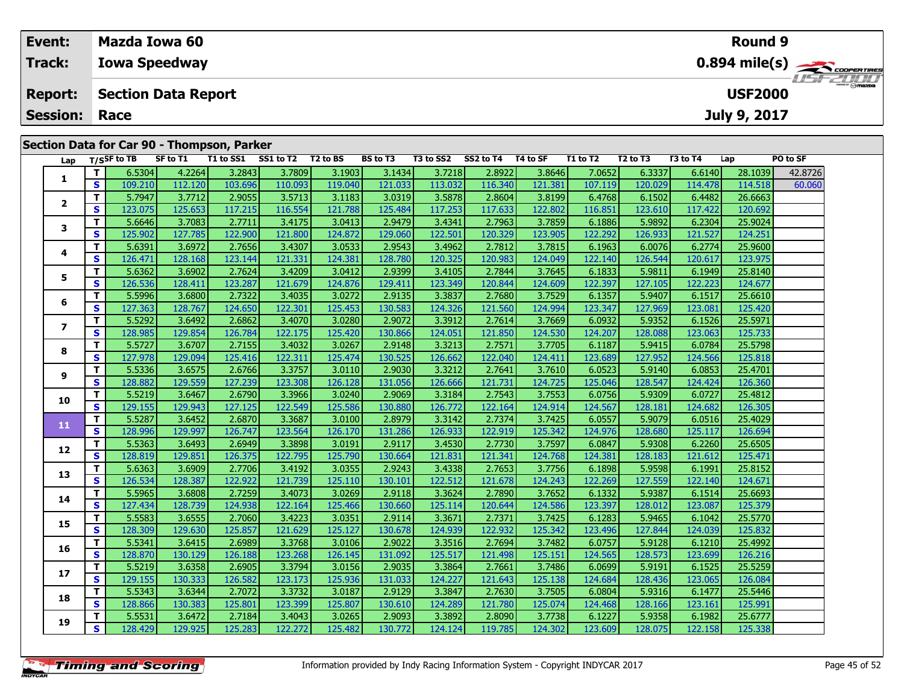| | | | |
|---|---|---|---|
| **Event:** | **Mazda Iowa 60** | | **Round 9** |
| **Track:** | **Iowa Speedway** | | **0.894 mile(s)** |
| **Report:** | **Section Data Report** | | **USF2000** |
| **Session:** | **Race** | | **July 9, 2017** |

## Section Data for Car 90 - Thompson, Parker

| Lap | T/S | SF to TB | SF to T1 | T1 to SS1 | SS1 to T2 | T2 to BS | BS to T3 | T3 to SS2 | SS2 to T4 | T4 to SF | T1 to T2 | T2 to T3 | T3 to T4 | Lap | PO to SF |
|---|---|---|---|---|---|---|---|---|---|---|---|---|---|---|---|
| 1 | T | 6.5304 | 4.2264 | 3.2843 | 3.7809 | 3.1903 | 3.1434 | 3.7218 | 2.8922 | 3.8646 | 7.0652 | 6.3337 | 6.6140 | 28.1039 | 42.8726 |
| | S | 109.210 | 112.120 | 103.696 | 110.093 | 119.040 | 121.033 | 113.032 | 116.340 | 121.381 | 107.119 | 120.029 | 114.478 | 114.518 | 60.060 |
| 2 | T | 5.7947 | 3.7712 | 2.9055 | 3.5713 | 3.1183 | 3.0319 | 3.5878 | 2.8604 | 3.8199 | 6.4768 | 6.1502 | 6.4482 | 26.6663 | |
| | S | 123.075 | 125.653 | 117.215 | 116.554 | 121.788 | 125.484 | 117.253 | 117.633 | 122.802 | 116.851 | 123.610 | 117.422 | 120.692 | |
| 3 | T | 5.6646 | 3.7083 | 2.7711 | 3.4175 | 3.0413 | 2.9479 | 3.4341 | 2.7963 | 3.7859 | 6.1886 | 5.9892 | 6.2304 | 25.9024 | |
| | S | 125.902 | 127.785 | 122.900 | 121.800 | 124.872 | 129.060 | 122.501 | 120.329 | 123.905 | 122.292 | 126.933 | 121.527 | 124.251 | |
| 4 | T | 5.6391 | 3.6972 | 2.7656 | 3.4307 | 3.0533 | 2.9543 | 3.4962 | 2.7812 | 3.7815 | 6.1963 | 6.0076 | 6.2774 | 25.9600 | |
| | S | 126.471 | 128.168 | 123.144 | 121.331 | 124.381 | 128.780 | 120.325 | 120.983 | 124.049 | 122.140 | 126.544 | 120.617 | 123.975 | |
| 5 | T | 5.6362 | 3.6902 | 2.7624 | 3.4209 | 3.0412 | 2.9399 | 3.4105 | 2.7844 | 3.7645 | 6.1833 | 5.9811 | 6.1949 | 25.8140 | |
| | S | 126.536 | 128.411 | 123.287 | 121.679 | 124.876 | 129.411 | 123.349 | 120.844 | 124.609 | 122.397 | 127.105 | 122.223 | 124.677 | |
| 6 | T | 5.5996 | 3.6800 | 2.7322 | 3.4035 | 3.0272 | 2.9135 | 3.3837 | 2.7680 | 3.7529 | 6.1357 | 5.9407 | 6.1517 | 25.6610 | |
| | S | 127.363 | 128.767 | 124.650 | 122.301 | 125.453 | 130.583 | 124.326 | 121.560 | 124.994 | 123.347 | 127.969 | 123.081 | 125.420 | |
| 7 | T | 5.5292 | 3.6492 | 2.6862 | 3.4070 | 3.0280 | 2.9072 | 3.3912 | 2.7614 | 3.7669 | 6.0932 | 5.9352 | 6.1526 | 25.5971 | |
| | S | 128.985 | 129.854 | 126.784 | 122.175 | 125.420 | 130.866 | 124.051 | 121.850 | 124.530 | 124.207 | 128.088 | 123.063 | 125.733 | |
| 8 | T | 5.5727 | 3.6707 | 2.7155 | 3.4032 | 3.0267 | 2.9148 | 3.3213 | 2.7571 | 3.7705 | 6.1187 | 5.9415 | 6.0784 | 25.5798 | |
| | S | 127.978 | 129.094 | 125.416 | 122.311 | 125.474 | 130.525 | 126.662 | 122.040 | 124.411 | 123.689 | 127.952 | 124.566 | 125.818 | |
| 9 | T | 5.5336 | 3.6575 | 2.6766 | 3.3757 | 3.0110 | 2.9030 | 3.3212 | 2.7641 | 3.7610 | 6.0523 | 5.9140 | 6.0853 | 25.4701 | |
| | S | 128.882 | 129.559 | 127.239 | 123.308 | 126.128 | 131.056 | 126.666 | 121.731 | 124.725 | 125.046 | 128.547 | 124.424 | 126.360 | |
| 10 | T | 5.5219 | 3.6467 | 2.6790 | 3.3966 | 3.0240 | 2.9069 | 3.3184 | 2.7543 | 3.7553 | 6.0756 | 5.9309 | 6.0727 | 25.4812 | |
| | S | 129.155 | 129.943 | 127.125 | 122.549 | 125.586 | 130.880 | 126.772 | 122.164 | 124.914 | 124.567 | 128.181 | 124.682 | 126.305 | |
| 11 | T | 5.5287 | 3.6452 | 2.6870 | 3.3687 | 3.0100 | 2.8979 | 3.3142 | 2.7374 | 3.7425 | 6.0557 | 5.9079 | 6.0516 | 25.4029 | |
| | S | 128.996 | 129.997 | 126.747 | 123.564 | 126.170 | 131.286 | 126.933 | 122.919 | 125.342 | 124.976 | 128.680 | 125.117 | 126.694 | |
| 12 | T | 5.5363 | 3.6493 | 2.6949 | 3.3898 | 3.0191 | 2.9117 | 3.4530 | 2.7730 | 3.7597 | 6.0847 | 5.9308 | 6.2260 | 25.6505 | |
| | S | 128.819 | 129.851 | 126.375 | 122.795 | 125.790 | 130.664 | 121.831 | 121.341 | 124.768 | 124.381 | 128.183 | 121.612 | 125.471 | |
| 13 | T | 5.6363 | 3.6909 | 2.7706 | 3.4192 | 3.0355 | 2.9243 | 3.4338 | 2.7653 | 3.7756 | 6.1898 | 5.9598 | 6.1991 | 25.8152 | |
| | S | 126.534 | 128.387 | 122.922 | 121.739 | 125.110 | 130.101 | 122.512 | 121.678 | 124.243 | 122.269 | 127.559 | 122.140 | 124.671 | |
| 14 | T | 5.5965 | 3.6808 | 2.7259 | 3.4073 | 3.0269 | 2.9118 | 3.3624 | 2.7890 | 3.7652 | 6.1332 | 5.9387 | 6.1514 | 25.6693 | |
| | S | 127.434 | 128.739 | 124.938 | 122.164 | 125.466 | 130.660 | 125.114 | 120.644 | 124.586 | 123.397 | 128.012 | 123.087 | 125.379 | |
| 15 | T | 5.5583 | 3.6555 | 2.7060 | 3.4223 | 3.0351 | 2.9114 | 3.3671 | 2.7371 | 3.7425 | 6.1283 | 5.9465 | 6.1042 | 25.5770 | |
| | S | 128.309 | 129.630 | 125.857 | 121.629 | 125.127 | 130.678 | 124.939 | 122.932 | 125.342 | 123.496 | 127.844 | 124.039 | 125.832 | |
| 16 | T | 5.5341 | 3.6415 | 2.6989 | 3.3768 | 3.0106 | 2.9022 | 3.3516 | 2.7694 | 3.7482 | 6.0757 | 5.9128 | 6.1210 | 25.4992 | |
| | S | 128.870 | 130.129 | 126.188 | 123.268 | 126.145 | 131.092 | 125.517 | 121.498 | 125.151 | 124.565 | 128.573 | 123.699 | 126.216 | |
| 17 | T | 5.5219 | 3.6358 | 2.6905 | 3.3794 | 3.0156 | 2.9035 | 3.3864 | 2.7661 | 3.7486 | 6.0699 | 5.9191 | 6.1525 | 25.5259 | |
| | S | 129.155 | 130.333 | 126.582 | 123.173 | 125.936 | 131.033 | 124.227 | 121.643 | 125.138 | 124.684 | 128.436 | 123.065 | 126.084 | |
| 18 | T | 5.5343 | 3.6344 | 2.7072 | 3.3732 | 3.0187 | 2.9129 | 3.3847 | 2.7630 | 3.7505 | 6.0804 | 5.9316 | 6.1477 | 25.5446 | |
| | S | 128.866 | 130.383 | 125.801 | 123.399 | 125.807 | 130.610 | 124.289 | 121.780 | 125.074 | 124.468 | 128.166 | 123.161 | 125.991 | |
| 19 | T | 5.5531 | 3.6472 | 2.7184 | 3.4043 | 3.0265 | 2.9093 | 3.3892 | 2.8090 | 3.7738 | 6.1227 | 5.9358 | 6.1982 | 25.6777 | |
| | S | 128.429 | 129.925 | 125.283 | 122.272 | 125.482 | 130.772 | 124.124 | 119.785 | 124.302 | 123.609 | 128.075 | 122.158 | 125.338 | |

Information provided by Indy Racing Information System - Copyright INDYCAR 2017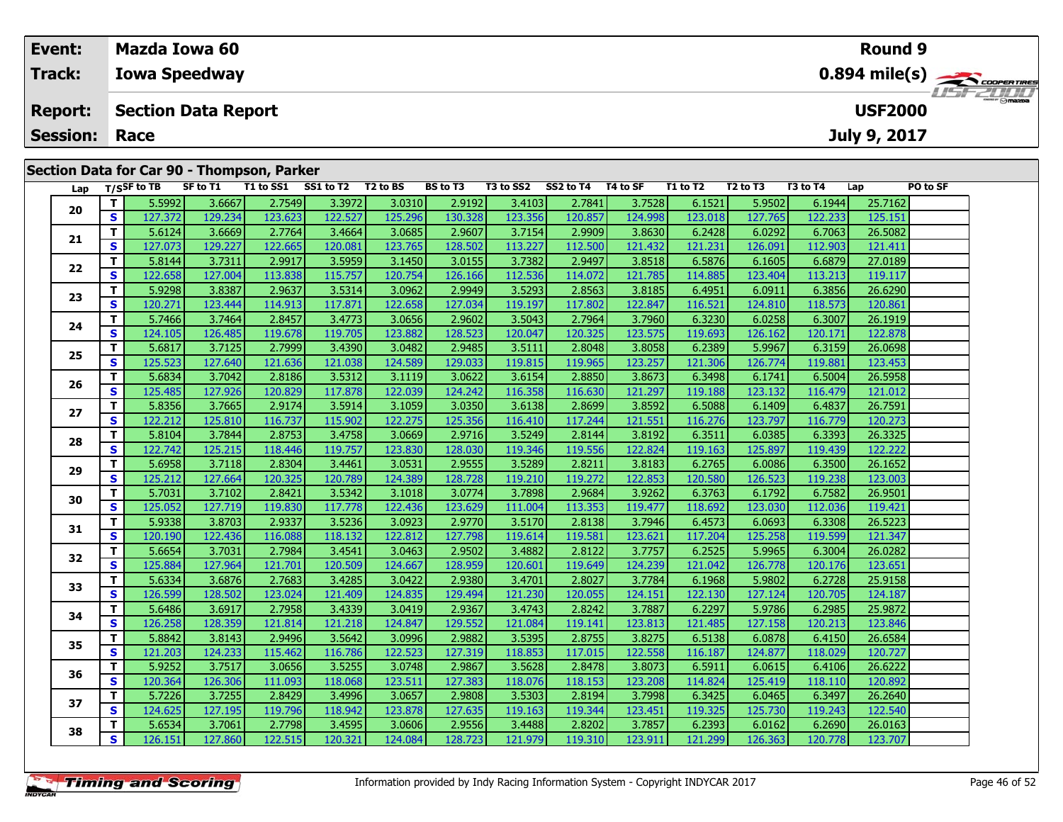| Event: | Mazda Iowa 60 | Round 9 |
|---|---|---|
| Track: | Iowa Speedway | 0.894 mile(s) |
| Report: | Section Data Report | USF2000 |
| Session: | Race | July 9, 2017 |

## Section Data for Car 90 - Thompson, Parker

| Lap | T/S | SF to TB | SF to T1 | T1 to SS1 | SS1 to T2 | T2 to BS | BS to T3 | T3 to SS2 | SS2 to T4 | T4 to SF | T1 to T2 | T2 to T3 | T3 to T4 | Lap | PO to SF |
|---|---|---|---|---|---|---|---|---|---|---|---|---|---|---|---|
| 20 | T | 5.5992 | 3.6667 | 2.7549 | 3.3972 | 3.0310 | 2.9192 | 3.4103 | 2.7841 | 3.7528 | 6.1521 | 5.9502 | 6.1944 | 25.7162 | |
| | S | 127.372 | 129.234 | 123.623 | 122.527 | 125.296 | 130.328 | 123.356 | 120.857 | 124.998 | 123.018 | 127.765 | 122.233 | 125.151 | |
| 21 | T | 5.6124 | 3.6669 | 2.7764 | 3.4664 | 3.0685 | 2.9607 | 3.7154 | 2.9909 | 3.8630 | 6.2428 | 6.0292 | 6.7063 | 26.5082 | |
| | S | 127.073 | 129.227 | 122.665 | 120.081 | 123.765 | 128.502 | 113.227 | 112.500 | 121.432 | 121.231 | 126.091 | 112.903 | 121.411 | |
| 22 | T | 5.8144 | 3.7311 | 2.9917 | 3.5959 | 3.1450 | 3.0155 | 3.7382 | 2.9497 | 3.8518 | 6.5876 | 6.1605 | 6.6879 | 27.0189 | |
| | S | 122.658 | 127.004 | 113.838 | 115.757 | 120.754 | 126.166 | 112.536 | 114.072 | 121.785 | 114.885 | 123.404 | 113.213 | 119.117 | |
| 23 | T | 5.9298 | 3.8387 | 2.9637 | 3.5314 | 3.0962 | 2.9949 | 3.5293 | 2.8563 | 3.8185 | 6.4951 | 6.0911 | 6.3856 | 26.6290 | |
| | S | 120.271 | 123.444 | 114.913 | 117.871 | 122.658 | 127.034 | 119.197 | 117.802 | 122.847 | 116.521 | 124.810 | 118.573 | 120.861 | |
| 24 | T | 5.7466 | 3.7464 | 2.8457 | 3.4773 | 3.0656 | 2.9602 | 3.5043 | 2.7964 | 3.7960 | 6.3230 | 6.0258 | 6.3007 | 26.1919 | |
| | S | 124.105 | 126.485 | 119.678 | 119.705 | 123.882 | 128.523 | 120.047 | 120.325 | 123.575 | 119.693 | 126.162 | 120.171 | 122.878 | |
| 25 | T | 5.6817 | 3.7125 | 2.7999 | 3.4390 | 3.0482 | 2.9485 | 3.5111 | 2.8048 | 3.8058 | 6.2389 | 5.9967 | 6.3159 | 26.0698 | |
| | S | 125.523 | 127.640 | 121.636 | 121.038 | 124.589 | 129.033 | 119.815 | 119.965 | 123.257 | 121.306 | 126.774 | 119.881 | 123.453 | |
| 26 | T | 5.6834 | 3.7042 | 2.8186 | 3.5312 | 3.1119 | 3.0622 | 3.6154 | 2.8850 | 3.8673 | 6.3498 | 6.1741 | 6.5004 | 26.5958 | |
| | S | 125.485 | 127.926 | 120.829 | 117.878 | 122.039 | 124.242 | 116.358 | 116.630 | 121.297 | 119.188 | 123.132 | 116.479 | 121.012 | |
| 27 | T | 5.8356 | 3.7665 | 2.9174 | 3.5914 | 3.1059 | 3.0350 | 3.6138 | 2.8699 | 3.8592 | 6.5088 | 6.1409 | 6.4837 | 26.7591 | |
| | S | 122.212 | 125.810 | 116.737 | 115.902 | 122.275 | 125.356 | 116.410 | 117.244 | 121.551 | 116.276 | 123.797 | 116.779 | 120.273 | |
| 28 | T | 5.8104 | 3.7844 | 2.8753 | 3.4758 | 3.0669 | 2.9716 | 3.5249 | 2.8144 | 3.8192 | 6.3511 | 6.0385 | 6.3393 | 26.3325 | |
| | S | 122.742 | 125.215 | 118.446 | 119.757 | 123.830 | 128.030 | 119.346 | 119.556 | 122.824 | 119.163 | 125.897 | 119.439 | 122.222 | |
| 29 | T | 5.6958 | 3.7118 | 2.8304 | 3.4461 | 3.0531 | 2.9555 | 3.5289 | 2.8211 | 3.8183 | 6.2765 | 6.0086 | 6.3500 | 26.1652 | |
| | S | 125.212 | 127.664 | 120.325 | 120.789 | 124.389 | 128.728 | 119.210 | 119.272 | 122.853 | 120.580 | 126.523 | 119.238 | 123.003 | |
| 30 | T | 5.7031 | 3.7102 | 2.8421 | 3.5342 | 3.1018 | 3.0774 | 3.7898 | 2.9684 | 3.9262 | 6.3763 | 6.1792 | 6.7582 | 26.9501 | |
| | S | 125.052 | 127.719 | 119.830 | 117.778 | 122.436 | 123.629 | 111.004 | 113.353 | 119.477 | 118.692 | 123.030 | 112.036 | 119.421 | |
| 31 | T | 5.9338 | 3.8703 | 2.9337 | 3.5236 | 3.0923 | 2.9770 | 3.5170 | 2.8138 | 3.7946 | 6.4573 | 6.0693 | 6.3308 | 26.5223 | |
| | S | 120.190 | 122.436 | 116.088 | 118.132 | 122.812 | 127.798 | 119.614 | 119.581 | 123.621 | 117.204 | 125.258 | 119.599 | 121.347 | |
| 32 | T | 5.6654 | 3.7031 | 2.7984 | 3.4541 | 3.0463 | 2.9502 | 3.4882 | 2.8122 | 3.7757 | 6.2525 | 5.9965 | 6.3004 | 26.0282 | |
| | S | 125.884 | 127.964 | 121.701 | 120.509 | 124.667 | 128.959 | 120.601 | 119.649 | 124.239 | 121.042 | 126.778 | 120.176 | 123.651 | |
| 33 | T | 5.6334 | 3.6876 | 2.7683 | 3.4285 | 3.0422 | 2.9380 | 3.4701 | 2.8027 | 3.7784 | 6.1968 | 5.9802 | 6.2728 | 25.9158 | |
| | S | 126.599 | 128.502 | 123.024 | 121.409 | 124.835 | 129.494 | 121.230 | 120.055 | 124.151 | 122.130 | 127.124 | 120.705 | 124.187 | |
| 34 | T | 5.6486 | 3.6917 | 2.7958 | 3.4339 | 3.0419 | 2.9367 | 3.4743 | 2.8242 | 3.7887 | 6.2297 | 5.9786 | 6.2985 | 25.9872 | |
| | S | 126.258 | 128.359 | 121.814 | 121.218 | 124.847 | 129.552 | 121.084 | 119.141 | 123.813 | 121.485 | 127.158 | 120.213 | 123.846 | |
| 35 | T | 5.8842 | 3.8143 | 2.9496 | 3.5642 | 3.0996 | 2.9882 | 3.5395 | 2.8755 | 3.8275 | 6.5138 | 6.0878 | 6.4150 | 26.6584 | |
| | S | 121.203 | 124.233 | 115.462 | 116.786 | 122.523 | 127.319 | 118.853 | 117.015 | 122.558 | 116.187 | 124.877 | 118.029 | 120.727 | |
| 36 | T | 5.9252 | 3.7517 | 3.0656 | 3.5255 | 3.0748 | 2.9867 | 3.5628 | 2.8478 | 3.8073 | 6.5911 | 6.0615 | 6.4106 | 26.6222 | |
| | S | 120.364 | 126.306 | 111.093 | 118.068 | 123.511 | 127.383 | 118.076 | 118.153 | 123.208 | 114.824 | 125.419 | 118.110 | 120.892 | |
| 37 | T | 5.7226 | 3.7255 | 2.8429 | 3.4996 | 3.0657 | 2.9808 | 3.5303 | 2.8194 | 3.7998 | 6.3425 | 6.0465 | 6.3497 | 26.2640 | |
| | S | 124.625 | 127.195 | 119.796 | 118.942 | 123.878 | 127.635 | 119.163 | 119.344 | 123.451 | 119.325 | 125.730 | 119.243 | 122.540 | |
| 38 | T | 5.6534 | 3.7061 | 2.7798 | 3.4595 | 3.0606 | 2.9556 | 3.4488 | 2.8202 | 3.7857 | 6.2393 | 6.0162 | 6.2690 | 26.0163 | |
| | S | 126.151 | 127.860 | 122.515 | 120.321 | 124.084 | 128.723 | 121.979 | 119.310 | 123.911 | 121.299 | 126.363 | 120.778 | 123.707 | |

Information provided by Indy Racing Information System - Copyright INDYCAR 2017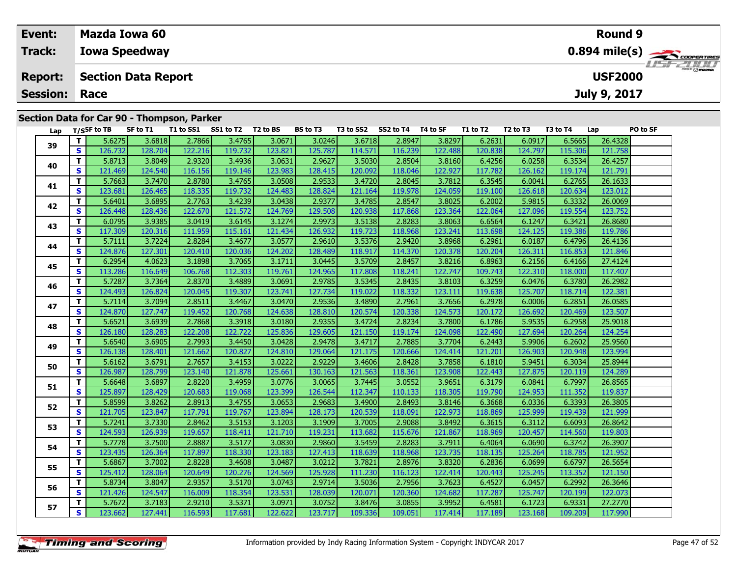| Event: | Mazda Iowa 60 | Round 9 |
|---|---|---|
| Track: | Iowa Speedway | 0.894 mile(s) |
| Report: | Section Data Report | USF2000 |
| Session: | Race | July 9, 2017 |

## Section Data for Car 90 - Thompson, Parker

| Lap | T/S | SF to TB | SF to T1 | T1 to SS1 | SS1 to T2 | T2 to BS | BS to T3 | T3 to SS2 | SS2 to T4 | T4 to SF | T1 to T2 | T2 to T3 | T3 to T4 | Lap | PO to SF |
|---|---|---|---|---|---|---|---|---|---|---|---|---|---|---|---|
| 39 | T | 5.6275 | 3.6818 | 2.7866 | 3.4765 | 3.0671 | 3.0246 | 3.6718 | 2.8947 | 3.8297 | 6.2631 | 6.0917 | 6.5665 | 26.4328 | |
| | S | 126.732 | 128.704 | 122.216 | 119.732 | 123.821 | 125.787 | 114.571 | 116.239 | 122.488 | 120.838 | 124.797 | 115.306 | 121.758 | |
| 40 | T | 5.8713 | 3.8049 | 2.9320 | 3.4936 | 3.0631 | 2.9627 | 3.5030 | 2.8504 | 3.8160 | 6.4256 | 6.0258 | 6.3534 | 26.4257 | |
| | S | 121.469 | 124.540 | 116.156 | 119.146 | 123.983 | 128.415 | 120.092 | 118.046 | 122.927 | 117.782 | 126.162 | 119.174 | 121.791 | |
| 41 | T | 5.7663 | 3.7470 | 2.8780 | 3.4765 | 3.0508 | 2.9533 | 3.4720 | 2.8045 | 3.7812 | 6.3545 | 6.0041 | 6.2765 | 26.1633 | |
| | S | 123.681 | 126.465 | 118.335 | 119.732 | 124.483 | 128.824 | 121.164 | 119.978 | 124.059 | 119.100 | 126.618 | 120.634 | 123.012 | |
| 42 | T | 5.6401 | 3.6895 | 2.7763 | 3.4239 | 3.0438 | 2.9377 | 3.4785 | 2.8547 | 3.8025 | 6.2002 | 5.9815 | 6.3332 | 26.0069 | |
| | S | 126.448 | 128.436 | 122.670 | 121.572 | 124.769 | 129.508 | 120.938 | 117.868 | 123.364 | 122.064 | 127.096 | 119.554 | 123.752 | |
| 43 | T | 6.0795 | 3.9385 | 3.0419 | 3.6145 | 3.1274 | 2.9973 | 3.5138 | 2.8283 | 3.8063 | 6.6564 | 6.1247 | 6.3421 | 26.8680 | |
| | S | 117.309 | 120.316 | 111.959 | 115.161 | 121.434 | 126.932 | 119.723 | 118.968 | 123.241 | 113.698 | 124.125 | 119.386 | 119.786 | |
| 44 | T | 5.7111 | 3.7224 | 2.8284 | 3.4677 | 3.0577 | 2.9610 | 3.5376 | 2.9420 | 3.8968 | 6.2961 | 6.0187 | 6.4796 | 26.4136 | |
| | S | 124.876 | 127.301 | 120.410 | 120.036 | 124.202 | 128.489 | 118.917 | 114.370 | 120.378 | 120.204 | 126.311 | 116.853 | 121.846 | |
| 45 | T | 6.2954 | 4.0623 | 3.1898 | 3.7065 | 3.1711 | 3.0445 | 3.5709 | 2.8457 | 3.8216 | 6.8963 | 6.2156 | 6.4166 | 27.4124 | |
| | S | 113.286 | 116.649 | 106.768 | 112.303 | 119.761 | 124.965 | 117.808 | 118.241 | 122.747 | 109.743 | 122.310 | 118.000 | 117.407 | |
| 46 | T | 5.7287 | 3.7364 | 2.8370 | 3.4889 | 3.0691 | 2.9785 | 3.5345 | 2.8435 | 3.8103 | 6.3259 | 6.0476 | 6.3780 | 26.2982 | |
| | S | 124.493 | 126.824 | 120.045 | 119.307 | 123.741 | 127.734 | 119.022 | 118.332 | 123.111 | 119.638 | 125.707 | 118.714 | 122.381 | |
| 47 | T | 5.7114 | 3.7094 | 2.8511 | 3.4467 | 3.0470 | 2.9536 | 3.4890 | 2.7961 | 3.7656 | 6.2978 | 6.0006 | 6.2851 | 26.0585 | |
| | S | 124.870 | 127.747 | 119.452 | 120.768 | 124.638 | 128.810 | 120.574 | 120.338 | 124.573 | 120.172 | 126.692 | 120.469 | 123.507 | |
| 48 | T | 5.6521 | 3.6939 | 2.7868 | 3.3918 | 3.0180 | 2.9355 | 3.4724 | 2.8234 | 3.7800 | 6.1786 | 5.9535 | 6.2958 | 25.9018 | |
| | S | 126.180 | 128.283 | 122.208 | 122.722 | 125.836 | 129.605 | 121.150 | 119.174 | 124.098 | 122.490 | 127.694 | 120.264 | 124.254 | |
| 49 | T | 5.6540 | 3.6905 | 2.7993 | 3.4450 | 3.0428 | 2.9478 | 3.4717 | 2.7885 | 3.7704 | 6.2443 | 5.9906 | 6.2602 | 25.9560 | |
| | S | 126.138 | 128.401 | 121.662 | 120.827 | 124.810 | 129.064 | 121.175 | 120.666 | 124.414 | 121.201 | 126.903 | 120.948 | 123.994 | |
| 50 | T | 5.6162 | 3.6791 | 2.7657 | 3.4153 | 3.0222 | 2.9229 | 3.4606 | 2.8428 | 3.7858 | 6.1810 | 5.9451 | 6.3034 | 25.8944 | |
| | S | 126.987 | 128.799 | 123.140 | 121.878 | 125.661 | 130.163 | 121.563 | 118.361 | 123.908 | 122.443 | 127.875 | 120.119 | 124.289 | |
| 51 | T | 5.6648 | 3.6897 | 2.8220 | 3.4959 | 3.0776 | 3.0065 | 3.7445 | 3.0552 | 3.9651 | 6.3179 | 6.0841 | 6.7997 | 26.8565 | |
| | S | 125.897 | 128.429 | 120.683 | 119.068 | 123.399 | 126.544 | 112.347 | 110.133 | 118.305 | 119.790 | 124.953 | 111.352 | 119.837 | |
| 52 | T | 5.8599 | 3.8262 | 2.8913 | 3.4755 | 3.0653 | 2.9683 | 3.4900 | 2.8493 | 3.8146 | 6.3668 | 6.0336 | 6.3393 | 26.3805 | |
| | S | 121.705 | 123.847 | 117.791 | 119.767 | 123.894 | 128.173 | 120.539 | 118.091 | 122.973 | 118.869 | 125.999 | 119.439 | 121.999 | |
| 53 | T | 5.7241 | 3.7330 | 2.8462 | 3.5153 | 3.1203 | 3.1909 | 3.7005 | 2.9088 | 3.8492 | 6.3615 | 6.3112 | 6.6093 | 26.8642 | |
| | S | 124.593 | 126.939 | 119.657 | 118.411 | 121.710 | 119.231 | 113.682 | 115.676 | 121.867 | 118.969 | 120.457 | 114.560 | 119.803 | |
| 54 | T | 5.7778 | 3.7500 | 2.8887 | 3.5177 | 3.0830 | 2.9860 | 3.5459 | 2.8283 | 3.7911 | 6.4064 | 6.0690 | 6.3742 | 26.3907 | |
| | S | 123.435 | 126.364 | 117.897 | 118.330 | 123.183 | 127.413 | 118.639 | 118.968 | 123.735 | 118.135 | 125.264 | 118.785 | 121.952 | |
| 55 | T | 5.6867 | 3.7002 | 2.8228 | 3.4608 | 3.0487 | 3.0212 | 3.7821 | 2.8976 | 3.8320 | 6.2836 | 6.0699 | 6.6797 | 26.5654 | |
| | S | 125.412 | 128.064 | 120.649 | 120.276 | 124.569 | 125.928 | 111.230 | 116.123 | 122.414 | 120.443 | 125.245 | 113.352 | 121.150 | |
| 56 | T | 5.8734 | 3.8047 | 2.9357 | 3.5170 | 3.0743 | 2.9714 | 3.5036 | 2.7956 | 3.7623 | 6.4527 | 6.0457 | 6.2992 | 26.3646 | |
| | S | 121.426 | 124.547 | 116.009 | 118.354 | 123.531 | 128.039 | 120.071 | 120.360 | 124.682 | 117.287 | 125.747 | 120.199 | 122.073 | |
| 57 | T | 5.7672 | 3.7183 | 2.9210 | 3.5371 | 3.0971 | 3.0752 | 3.8476 | 3.0855 | 3.9952 | 6.4581 | 6.1723 | 6.9331 | 27.2770 | |
| | S | 123.662 | 127.441 | 116.593 | 117.681 | 122.622 | 123.717 | 109.336 | 109.051 | 117.414 | 117.189 | 123.168 | 109.209 | 117.990 | |

Information provided by Indy Racing Information System - Copyright INDYCAR 2017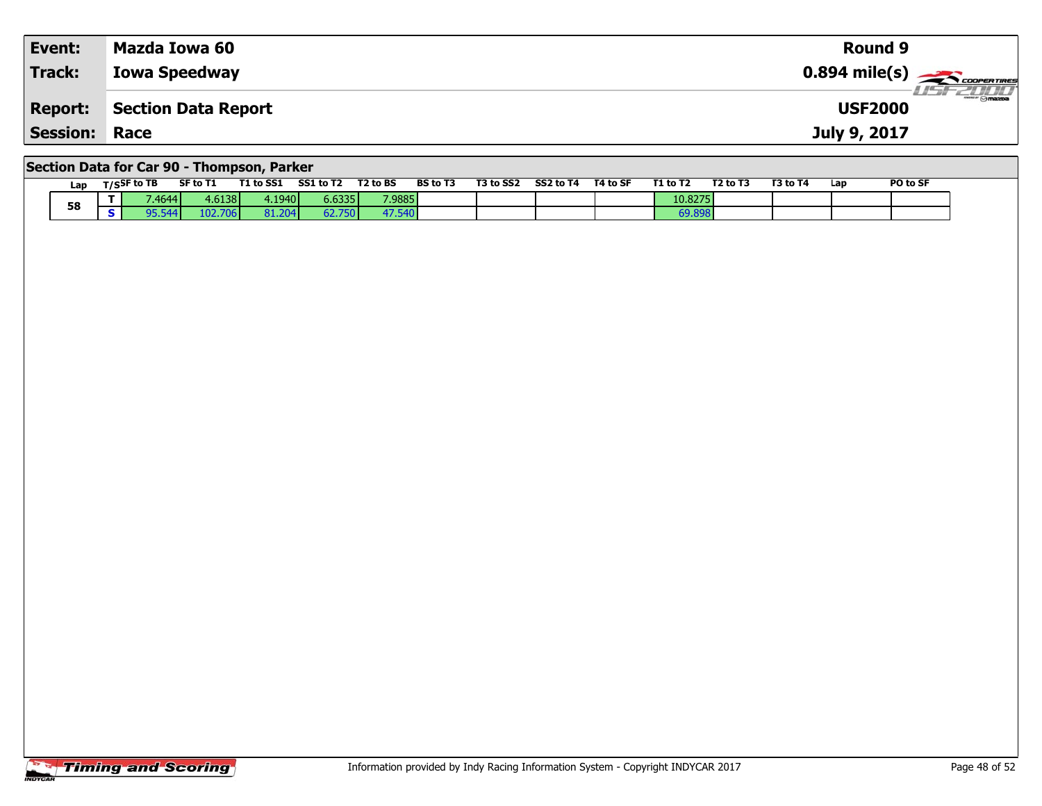| | | | |
|---|---|---|---|
| **Event:** | **Mazda Iowa 60** | **Round 9** | |
| **Track:** | **Iowa Speedway** | **0.894 mile(s)** | |
| **Report:** | **Section Data Report** | **USF2000** | |
| **Session:** | **Race** | **July 9, 2017** | |

## Section Data for Car 90 - Thompson, Parker

| Lap | T/S | SF to TB | SF to T1 | T1 to SS1 | SS1 to T2 | T2 to BS | BS to T3 | T3 to SS2 | SS2 to T4 | T4 to SF | T1 to T2 | T2 to T3 | T3 to T4 | Lap | PO to SF |
|---|---|---|---|---|---|---|---|---|---|---|---|---|---|---|---|
| 58 | T | 7.4644 | 4.6138 | 4.1940 | 6.6335 | 7.9885 | | | | | 10.8275 | | | | |
| | S | 95.544 | 102.706 | 81.204 | 62.750 | 47.540 | | | | | 69.898 | | | | |

Timing and Scoring

Information provided by Indy Racing Information System - Copyright INDYCAR 2017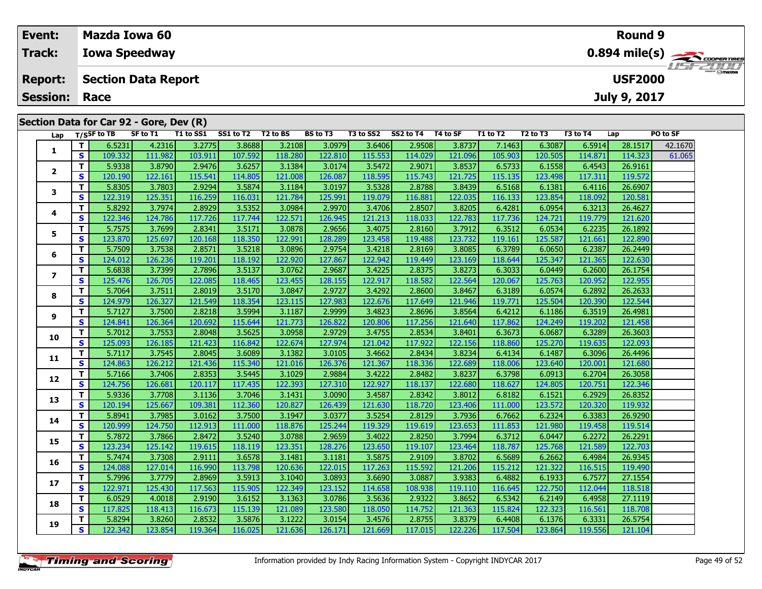| Event: | Mazda Iowa 60 | Round 9 |
|---|---|---|
| Track: | Iowa Speedway | 0.894 mile(s) |
| Report: | Section Data Report | USF2000 |
| Session: | Race | July 9, 2017 |

## Section Data for Car 92 - Gore, Dev (R)

| Lap | T/S | SF to TB | SF to T1 | T1 to SS1 | SS1 to T2 | T2 to BS | BS to T3 | T3 to SS2 | SS2 to T4 | T4 to SF | T1 to T2 | T2 to T3 | T3 to T4 | Lap | PO to SF |
|---|---|---|---|---|---|---|---|---|---|---|---|---|---|---|---|
| 1 | T | 6.5231 | 4.2316 | 3.2775 | 3.8688 | 3.2108 | 3.0979 | 3.6406 | 2.9508 | 3.8737 | 7.1463 | 6.3087 | 6.5914 | 28.1517 | 42.1670 |
| | S | 109.332 | 111.982 | 103.911 | 107.592 | 118.280 | 122.810 | 115.553 | 114.029 | 121.096 | 105.903 | 120.505 | 114.871 | 114.323 | 61.065 |
| 2 | T | 5.9338 | 3.8790 | 2.9476 | 3.6257 | 3.1384 | 3.0174 | 3.5472 | 2.9071 | 3.8537 | 6.5733 | 6.1558 | 6.4543 | 26.9161 | |
| | S | 120.190 | 122.161 | 115.541 | 114.805 | 121.008 | 126.087 | 118.595 | 115.743 | 121.725 | 115.135 | 123.498 | 117.311 | 119.572 | |
| 3 | T | 5.8305 | 3.7803 | 2.9294 | 3.5874 | 3.1184 | 3.0197 | 3.5328 | 2.8788 | 3.8439 | 6.5168 | 6.1381 | 6.4116 | 26.6907 | |
| | S | 122.319 | 125.351 | 116.259 | 116.031 | 121.784 | 125.991 | 119.079 | 116.881 | 122.035 | 116.133 | 123.854 | 118.092 | 120.581 | |
| 4 | T | 5.8292 | 3.7974 | 2.8929 | 3.5352 | 3.0984 | 2.9970 | 3.4706 | 2.8507 | 3.8205 | 6.4281 | 6.0954 | 6.3213 | 26.4627 | |
| | S | 122.346 | 124.786 | 117.726 | 117.744 | 122.571 | 126.945 | 121.213 | 118.033 | 122.783 | 117.736 | 124.721 | 119.779 | 121.620 | |
| 5 | T | 5.7575 | 3.7699 | 2.8341 | 3.5171 | 3.0878 | 2.9656 | 3.4075 | 2.8160 | 3.7912 | 6.3512 | 6.0534 | 6.2235 | 26.1892 | |
| | S | 123.870 | 125.697 | 120.168 | 118.350 | 122.991 | 128.289 | 123.458 | 119.488 | 123.732 | 119.161 | 125.587 | 121.661 | 122.890 | |
| 6 | T | 5.7509 | 3.7538 | 2.8571 | 3.5218 | 3.0896 | 2.9754 | 3.4218 | 2.8169 | 3.8085 | 6.3789 | 6.0650 | 6.2387 | 26.2449 | |
| | S | 124.012 | 126.236 | 119.201 | 118.192 | 122.920 | 127.867 | 122.942 | 119.449 | 123.169 | 118.644 | 125.347 | 121.365 | 122.630 | |
| 7 | T | 5.6838 | 3.7399 | 2.7896 | 3.5137 | 3.0762 | 2.9687 | 3.4225 | 2.8375 | 3.8273 | 6.3033 | 6.0449 | 6.2600 | 26.1754 | |
| | S | 125.476 | 126.705 | 122.085 | 118.465 | 123.455 | 128.155 | 122.917 | 118.582 | 122.564 | 120.067 | 125.763 | 120.952 | 122.955 | |
| 8 | T | 5.7064 | 3.7511 | 2.8019 | 3.5170 | 3.0847 | 2.9727 | 3.4292 | 2.8600 | 3.8467 | 6.3189 | 6.0574 | 6.2892 | 26.2633 | |
| | S | 124.979 | 126.327 | 121.549 | 118.354 | 123.115 | 127.983 | 122.676 | 117.649 | 121.946 | 119.771 | 125.504 | 120.390 | 122.544 | |
| 9 | T | 5.7127 | 3.7500 | 2.8218 | 3.5994 | 3.1187 | 2.9999 | 3.4823 | 2.8696 | 3.8564 | 6.4212 | 6.1186 | 6.3519 | 26.4981 | |
| | S | 124.841 | 126.364 | 120.692 | 115.644 | 121.773 | 126.822 | 120.806 | 117.256 | 121.640 | 117.862 | 124.249 | 119.202 | 121.458 | |
| 10 | T | 5.7012 | 3.7553 | 2.8048 | 3.5625 | 3.0958 | 2.9729 | 3.4755 | 2.8534 | 3.8401 | 6.3673 | 6.0687 | 6.3289 | 26.3603 | |
| | S | 125.093 | 126.185 | 121.423 | 116.842 | 122.674 | 127.974 | 121.042 | 117.922 | 122.156 | 118.860 | 125.270 | 119.635 | 122.093 | |
| 11 | T | 5.7117 | 3.7545 | 2.8045 | 3.6089 | 3.1382 | 3.0105 | 3.4662 | 2.8434 | 3.8234 | 6.4134 | 6.1487 | 6.3096 | 26.4496 | |
| | S | 124.863 | 126.212 | 121.436 | 115.340 | 121.016 | 126.376 | 121.367 | 118.336 | 122.689 | 118.006 | 123.640 | 120.001 | 121.680 | |
| 12 | T | 5.7166 | 3.7406 | 2.8353 | 3.5445 | 3.1029 | 2.9884 | 3.4222 | 2.8482 | 3.8237 | 6.3798 | 6.0913 | 6.2704 | 26.3058 | |
| | S | 124.756 | 126.681 | 120.117 | 117.435 | 122.393 | 127.310 | 122.927 | 118.137 | 122.680 | 118.627 | 124.805 | 120.751 | 122.346 | |
| 13 | T | 5.9336 | 3.7708 | 3.1136 | 3.7046 | 3.1431 | 3.0090 | 3.4587 | 2.8342 | 3.8012 | 6.8182 | 6.1521 | 6.2929 | 26.8352 | |
| | S | 120.194 | 125.667 | 109.381 | 112.360 | 120.827 | 126.439 | 121.630 | 118.720 | 123.406 | 111.000 | 123.572 | 120.320 | 119.932 | |
| 14 | T | 5.8941 | 3.7985 | 3.0162 | 3.7500 | 3.1947 | 3.0377 | 3.5254 | 2.8129 | 3.7936 | 6.7662 | 6.2324 | 6.3383 | 26.9290 | |
| | S | 120.999 | 124.750 | 112.913 | 111.000 | 118.876 | 125.244 | 119.329 | 119.619 | 123.653 | 111.853 | 121.980 | 119.458 | 119.514 | |
| 15 | T | 5.7872 | 3.7866 | 2.8472 | 3.5240 | 3.0788 | 2.9659 | 3.4022 | 2.8250 | 3.7994 | 6.3712 | 6.0447 | 6.2272 | 26.2291 | |
| | S | 123.234 | 125.142 | 119.615 | 118.119 | 123.351 | 128.276 | 123.650 | 119.107 | 123.464 | 118.787 | 125.768 | 121.589 | 122.703 | |
| 16 | T | 5.7474 | 3.7308 | 2.9111 | 3.6578 | 3.1481 | 3.1181 | 3.5875 | 2.9109 | 3.8702 | 6.5689 | 6.2662 | 6.4984 | 26.9345 | |
| | S | 124.088 | 127.014 | 116.990 | 113.798 | 120.636 | 122.015 | 117.263 | 115.592 | 121.206 | 115.212 | 121.322 | 116.515 | 119.490 | |
| 17 | T | 5.7996 | 3.7779 | 2.8969 | 3.5913 | 3.1040 | 3.0893 | 3.6690 | 3.0887 | 3.9383 | 6.4882 | 6.1933 | 6.7577 | 27.1554 | |
| | S | 122.971 | 125.430 | 117.563 | 115.905 | 122.349 | 123.152 | 114.658 | 108.938 | 119.110 | 116.645 | 122.750 | 112.044 | 118.518 | |
| 18 | T | 6.0529 | 4.0018 | 2.9190 | 3.6152 | 3.1363 | 3.0786 | 3.5636 | 2.9322 | 3.8652 | 6.5342 | 6.2149 | 6.4958 | 27.1119 | |
| | S | 117.825 | 118.413 | 116.673 | 115.139 | 121.089 | 123.580 | 118.050 | 114.752 | 121.363 | 115.824 | 122.323 | 116.561 | 118.708 | |
| 19 | T | 5.8294 | 3.8260 | 2.8532 | 3.5876 | 3.1222 | 3.0154 | 3.4576 | 2.8755 | 3.8379 | 6.4408 | 6.1376 | 6.3331 | 26.5754 | |
| | S | 122.342 | 123.854 | 119.364 | 116.025 | 121.636 | 126.171 | 121.669 | 117.015 | 122.226 | 117.504 | 123.864 | 119.556 | 121.104 | |

Information provided by Indy Racing Information System - Copyright INDYCAR 2017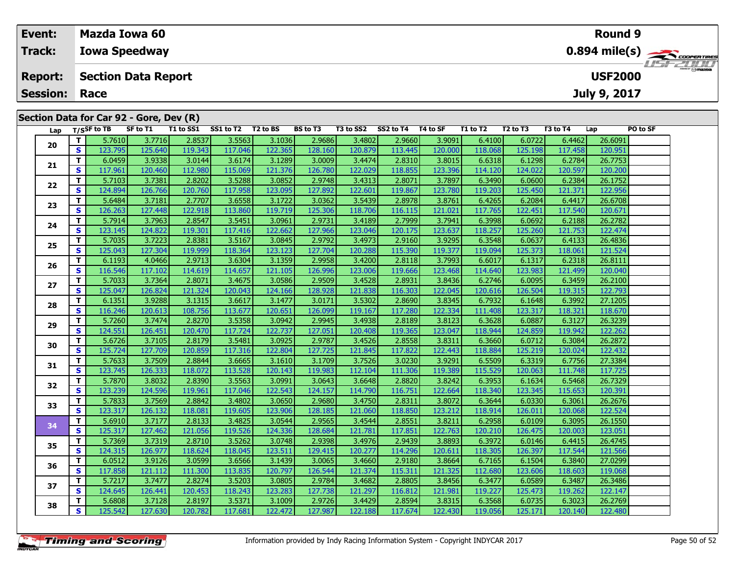| Event: | Mazda Iowa 60 | Round 9 |
|---|---|---|
| Track: | Iowa Speedway | 0.894 mile(s) |
| Report: | Section Data Report | USF2000 |
| Session: | Race | July 9, 2017 |

## Section Data for Car 92 - Gore, Dev (R)

| Lap | T/S | SF to TB | SF to T1 | T1 to SS1 | SS1 to T2 | T2 to BS | BS to T3 | T3 to SS2 | SS2 to T4 | T4 to SF | T1 to T2 | T2 to T3 | T3 to T4 | Lap | PO to SF |
|---|---|---|---|---|---|---|---|---|---|---|---|---|---|---|---|
| 20 | T | 5.7610 | 3.7716 | 2.8537 | 3.5563 | 3.1036 | 2.9686 | 3.4802 | 2.9660 | 3.9091 | 6.4100 | 6.0722 | 6.4462 | 26.6091 | |
| | S | 123.795 | 125.640 | 119.343 | 117.046 | 122.365 | 128.160 | 120.879 | 113.445 | 120.000 | 118.068 | 125.198 | 117.458 | 120.951 | |
| 21 | T | 6.0459 | 3.9338 | 3.0144 | 3.6174 | 3.1289 | 3.0009 | 3.4474 | 2.8310 | 3.8015 | 6.6318 | 6.1298 | 6.2784 | 26.7753 | |
| | S | 117.961 | 120.460 | 112.980 | 115.069 | 121.376 | 126.780 | 122.029 | 118.855 | 123.396 | 114.120 | 124.022 | 120.597 | 120.200 | |
| 22 | T | 5.7103 | 3.7381 | 2.8202 | 3.5288 | 3.0852 | 2.9748 | 3.4313 | 2.8071 | 3.7897 | 6.3490 | 6.0600 | 6.2384 | 26.1752 | |
| | S | 124.894 | 126.766 | 120.760 | 117.958 | 123.095 | 127.892 | 122.601 | 119.867 | 123.780 | 119.203 | 125.450 | 121.371 | 122.956 | |
| 23 | T | 5.6484 | 3.7181 | 2.7707 | 3.6558 | 3.1722 | 3.0362 | 3.5439 | 2.8978 | 3.8761 | 6.4265 | 6.2084 | 6.4417 | 26.6708 | |
| | S | 126.263 | 127.448 | 122.918 | 113.860 | 119.719 | 125.306 | 118.706 | 116.115 | 121.021 | 117.765 | 122.451 | 117.540 | 120.671 | |
| 24 | T | 5.7914 | 3.7963 | 2.8547 | 3.5451 | 3.0961 | 2.9731 | 3.4189 | 2.7999 | 3.7941 | 6.3998 | 6.0692 | 6.2188 | 26.2782 | |
| | S | 123.145 | 124.822 | 119.301 | 117.416 | 122.662 | 127.966 | 123.046 | 120.175 | 123.637 | 118.257 | 125.260 | 121.753 | 122.474 | |
| 25 | T | 5.7035 | 3.7223 | 2.8381 | 3.5167 | 3.0845 | 2.9792 | 3.4973 | 2.9160 | 3.9295 | 6.3548 | 6.0637 | 6.4133 | 26.4836 | |
| | S | 125.043 | 127.304 | 119.999 | 118.364 | 123.123 | 127.704 | 120.288 | 115.390 | 119.377 | 119.094 | 125.373 | 118.061 | 121.524 | |
| 26 | T | 6.1193 | 4.0466 | 2.9713 | 3.6304 | 3.1359 | 2.9958 | 3.4200 | 2.8118 | 3.7993 | 6.6017 | 6.1317 | 6.2318 | 26.8111 | |
| | S | 116.546 | 117.102 | 114.619 | 114.657 | 121.105 | 126.996 | 123.006 | 119.666 | 123.468 | 114.640 | 123.983 | 121.499 | 120.040 | |
| 27 | T | 5.7033 | 3.7364 | 2.8071 | 3.4675 | 3.0586 | 2.9509 | 3.4528 | 2.8931 | 3.8436 | 6.2746 | 6.0095 | 6.3459 | 26.2100 | |
| | S | 125.047 | 126.824 | 121.324 | 120.043 | 124.166 | 128.928 | 121.838 | 116.303 | 122.045 | 120.616 | 126.504 | 119.315 | 122.793 | |
| 28 | T | 6.1351 | 3.9288 | 3.1315 | 3.6617 | 3.1477 | 3.0171 | 3.5302 | 2.8690 | 3.8345 | 6.7932 | 6.1648 | 6.3992 | 27.1205 | |
| | S | 116.246 | 120.613 | 108.756 | 113.677 | 120.651 | 126.099 | 119.167 | 117.280 | 122.334 | 111.408 | 123.317 | 118.321 | 118.670 | |
| 29 | T | 5.7260 | 3.7474 | 2.8270 | 3.5358 | 3.0942 | 2.9945 | 3.4938 | 2.8189 | 3.8123 | 6.3628 | 6.0887 | 6.3127 | 26.3239 | |
| | S | 124.551 | 126.451 | 120.470 | 117.724 | 122.737 | 127.051 | 120.408 | 119.365 | 123.047 | 118.944 | 124.859 | 119.942 | 122.262 | |
| 30 | T | 5.6726 | 3.7105 | 2.8179 | 3.5481 | 3.0925 | 2.9787 | 3.4526 | 2.8558 | 3.8311 | 6.3660 | 6.0712 | 6.3084 | 26.2872 | |
| | S | 125.724 | 127.709 | 120.859 | 117.316 | 122.804 | 127.725 | 121.845 | 117.822 | 122.443 | 118.884 | 125.219 | 120.024 | 122.432 | |
| 31 | T | 5.7633 | 3.7509 | 2.8844 | 3.6665 | 3.1610 | 3.1709 | 3.7526 | 3.0230 | 3.9291 | 6.5509 | 6.3319 | 6.7756 | 27.3384 | |
| | S | 123.745 | 126.333 | 118.072 | 113.528 | 120.143 | 119.983 | 112.104 | 111.306 | 119.389 | 115.529 | 120.063 | 111.748 | 117.725 | |
| 32 | T | 5.7870 | 3.8032 | 2.8390 | 3.5563 | 3.0991 | 3.0643 | 3.6648 | 2.8820 | 3.8242 | 6.3953 | 6.1634 | 6.5468 | 26.7329 | |
| | S | 123.239 | 124.596 | 119.961 | 117.046 | 122.543 | 124.157 | 114.790 | 116.751 | 122.664 | 118.340 | 123.345 | 115.653 | 120.391 | |
| 33 | T | 5.7833 | 3.7569 | 2.8842 | 3.4802 | 3.0650 | 2.9680 | 3.4750 | 2.8311 | 3.8072 | 6.3644 | 6.0330 | 6.3061 | 26.2676 | |
| | S | 123.317 | 126.132 | 118.081 | 119.605 | 123.906 | 128.185 | 121.060 | 118.850 | 123.212 | 118.914 | 126.011 | 120.068 | 122.524 | |
| 34 | T | 5.6910 | 3.7177 | 2.8133 | 3.4825 | 3.0544 | 2.9565 | 3.4544 | 2.8551 | 3.8211 | 6.2958 | 6.0109 | 6.3095 | 26.1550 | |
| | S | 125.317 | 127.462 | 121.056 | 119.526 | 124.336 | 128.684 | 121.781 | 117.851 | 122.763 | 120.210 | 126.475 | 120.003 | 123.051 | |
| 35 | T | 5.7369 | 3.7319 | 2.8710 | 3.5262 | 3.0748 | 2.9398 | 3.4976 | 2.9439 | 3.8893 | 6.3972 | 6.0146 | 6.4415 | 26.4745 | |
| | S | 124.315 | 126.977 | 118.624 | 118.045 | 123.511 | 129.415 | 120.277 | 114.296 | 120.611 | 118.305 | 126.397 | 117.544 | 121.566 | |
| 36 | T | 6.0512 | 3.9126 | 3.0599 | 3.6566 | 3.1439 | 3.0065 | 3.4660 | 2.9180 | 3.8664 | 6.7165 | 6.1504 | 6.3840 | 27.0299 | |
| | S | 117.858 | 121.112 | 111.300 | 113.835 | 120.797 | 126.544 | 121.374 | 115.311 | 121.325 | 112.680 | 123.606 | 118.603 | 119.068 | |
| 37 | T | 5.7217 | 3.7477 | 2.8274 | 3.5203 | 3.0805 | 2.9784 | 3.4682 | 2.8805 | 3.8456 | 6.3477 | 6.0589 | 6.3487 | 26.3486 | |
| | S | 124.645 | 126.441 | 120.453 | 118.243 | 123.283 | 127.738 | 121.297 | 116.812 | 121.981 | 119.227 | 125.473 | 119.262 | 122.147 | |
| 38 | T | 5.6808 | 3.7128 | 2.8197 | 3.5371 | 3.1009 | 2.9726 | 3.4429 | 2.8594 | 3.8315 | 6.3568 | 6.0735 | 6.3023 | 26.2769 | |
| | S | 125.542 | 127.630 | 120.782 | 117.681 | 122.472 | 127.987 | 122.188 | 117.674 | 122.430 | 119.056 | 125.171 | 120.140 | 122.480 | |

Information provided by Indy Racing Information System - Copyright INDYCAR 2017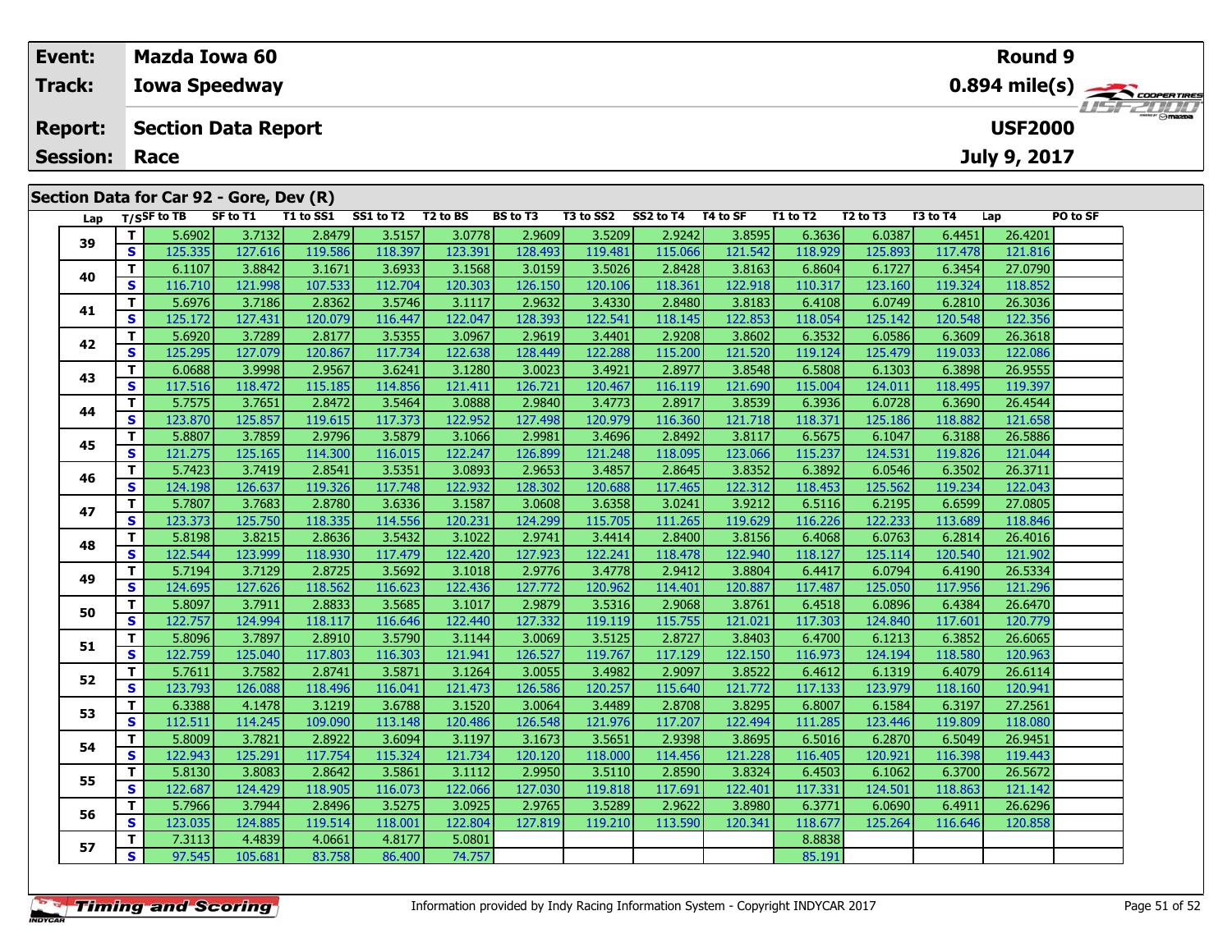| Event: | Mazda Iowa 60 | Round 9 |
|---|---|---|
| Track: | Iowa Speedway | 0.894 mile(s) |
| Report: | Section Data Report | USF2000 |
| Session: | Race | July 9, 2017 |

## Section Data for Car 92 - Gore, Dev (R)

| Lap | T/S | SF to TB | SF to T1 | T1 to SS1 | SS1 to T2 | T2 to BS | BS to T3 | T3 to SS2 | SS2 to T4 | T4 to SF | T1 to T2 | T2 to T3 | T3 to T4 | Lap | PO to SF |
|---|---|---|---|---|---|---|---|---|---|---|---|---|---|---|---|
| 39 | T | 5.6902 | 3.7132 | 2.8479 | 3.5157 | 3.0778 | 2.9609 | 3.5209 | 2.9242 | 3.8595 | 6.3636 | 6.0387 | 6.4451 | 26.4201 | |
| | S | 125.335 | 127.616 | 119.586 | 118.397 | 123.391 | 128.493 | 119.481 | 115.066 | 121.542 | 118.929 | 125.893 | 117.478 | 121.816 | |
| 40 | T | 6.1107 | 3.8842 | 3.1671 | 3.6933 | 3.1568 | 3.0159 | 3.5026 | 2.8428 | 3.8163 | 6.8604 | 6.1727 | 6.3454 | 27.0790 | |
| | S | 116.710 | 121.998 | 107.533 | 112.704 | 120.303 | 126.150 | 120.106 | 118.361 | 122.918 | 110.317 | 123.160 | 119.324 | 118.852 | |
| 41 | T | 5.6976 | 3.7186 | 2.8362 | 3.5746 | 3.1117 | 2.9632 | 3.4330 | 2.8480 | 3.8183 | 6.4108 | 6.0749 | 6.2810 | 26.3036 | |
| | S | 125.172 | 127.431 | 120.079 | 116.447 | 122.047 | 128.393 | 122.541 | 118.145 | 122.853 | 118.054 | 125.142 | 120.548 | 122.356 | |
| 42 | T | 5.6920 | 3.7289 | 2.8177 | 3.5355 | 3.0967 | 2.9619 | 3.4401 | 2.9208 | 3.8602 | 6.3532 | 6.0586 | 6.3609 | 26.3618 | |
| | S | 125.295 | 127.079 | 120.867 | 117.734 | 122.638 | 128.449 | 122.288 | 115.200 | 121.520 | 119.124 | 125.479 | 119.033 | 122.086 | |
| 43 | T | 6.0688 | 3.9998 | 2.9567 | 3.6241 | 3.1280 | 3.0023 | 3.4921 | 2.8977 | 3.8548 | 6.5808 | 6.1303 | 6.3898 | 26.9555 | |
| | S | 117.516 | 118.472 | 115.185 | 114.856 | 121.411 | 126.721 | 120.467 | 116.119 | 121.690 | 115.004 | 124.011 | 118.495 | 119.397 | |
| 44 | T | 5.7575 | 3.7651 | 2.8472 | 3.5464 | 3.0888 | 2.9840 | 3.4773 | 2.8917 | 3.8539 | 6.3936 | 6.0728 | 6.3690 | 26.4544 | |
| | S | 123.870 | 125.857 | 119.615 | 117.373 | 122.952 | 127.498 | 120.979 | 116.360 | 121.718 | 118.371 | 125.186 | 118.882 | 121.658 | |
| 45 | T | 5.8807 | 3.7859 | 2.9796 | 3.5879 | 3.1066 | 2.9981 | 3.4696 | 2.8492 | 3.8117 | 6.5675 | 6.1047 | 6.3188 | 26.5886 | |
| | S | 121.275 | 125.165 | 114.300 | 116.015 | 122.247 | 126.899 | 121.248 | 118.095 | 123.066 | 115.237 | 124.531 | 119.826 | 121.044 | |
| 46 | T | 5.7423 | 3.7419 | 2.8541 | 3.5351 | 3.0893 | 2.9653 | 3.4857 | 2.8645 | 3.8352 | 6.3892 | 6.0546 | 6.3502 | 26.3711 | |
| | S | 124.198 | 126.637 | 119.326 | 117.748 | 122.932 | 128.302 | 120.688 | 117.465 | 122.312 | 118.453 | 125.562 | 119.234 | 122.043 | |
| 47 | T | 5.7807 | 3.7683 | 2.8780 | 3.6336 | 3.1587 | 3.0608 | 3.6358 | 3.0241 | 3.9212 | 6.5116 | 6.2195 | 6.6599 | 27.0805 | |
| | S | 123.373 | 125.750 | 118.335 | 114.556 | 120.231 | 124.299 | 115.705 | 111.265 | 119.629 | 116.226 | 122.233 | 113.689 | 118.846 | |
| 48 | T | 5.8198 | 3.8215 | 2.8636 | 3.5432 | 3.1022 | 2.9741 | 3.4414 | 2.8400 | 3.8156 | 6.4068 | 6.0763 | 6.2814 | 26.4016 | |
| | S | 122.544 | 123.999 | 118.930 | 117.479 | 122.420 | 127.923 | 122.241 | 118.478 | 122.940 | 118.127 | 125.114 | 120.540 | 121.902 | |
| 49 | T | 5.7194 | 3.7129 | 2.8725 | 3.5692 | 3.1018 | 2.9776 | 3.4778 | 2.9412 | 3.8804 | 6.4417 | 6.0794 | 6.4190 | 26.5334 | |
| | S | 124.695 | 127.626 | 118.562 | 116.623 | 122.436 | 127.772 | 120.962 | 114.401 | 120.887 | 117.487 | 125.050 | 117.956 | 121.296 | |
| 50 | T | 5.8097 | 3.7911 | 2.8833 | 3.5685 | 3.1017 | 2.9879 | 3.5316 | 2.9068 | 3.8761 | 6.4518 | 6.0896 | 6.4384 | 26.6470 | |
| | S | 122.757 | 124.994 | 118.117 | 116.646 | 122.440 | 127.332 | 119.119 | 115.755 | 121.021 | 117.303 | 124.840 | 117.601 | 120.779 | |
| 51 | T | 5.8096 | 3.7897 | 2.8910 | 3.5790 | 3.1144 | 3.0069 | 3.5125 | 2.8727 | 3.8403 | 6.4700 | 6.1213 | 6.3852 | 26.6065 | |
| | S | 122.759 | 125.040 | 117.803 | 116.303 | 121.941 | 126.527 | 119.767 | 117.129 | 122.150 | 116.973 | 124.194 | 118.580 | 120.963 | |
| 52 | T | 5.7611 | 3.7582 | 2.8741 | 3.5871 | 3.1264 | 3.0055 | 3.4982 | 2.9097 | 3.8522 | 6.4612 | 6.1319 | 6.4079 | 26.6114 | |
| | S | 123.793 | 126.088 | 118.496 | 116.041 | 121.473 | 126.586 | 120.257 | 115.640 | 121.772 | 117.133 | 123.979 | 118.160 | 120.941 | |
| 53 | T | 6.3388 | 4.1478 | 3.1219 | 3.6788 | 3.1520 | 3.0064 | 3.4489 | 2.8708 | 3.8295 | 6.8007 | 6.1584 | 6.3197 | 27.2561 | |
| | S | 112.511 | 114.245 | 109.090 | 113.148 | 120.486 | 126.548 | 121.976 | 117.207 | 122.494 | 111.285 | 123.446 | 119.809 | 118.080 | |
| 54 | T | 5.8009 | 3.7821 | 2.8922 | 3.6094 | 3.1197 | 3.1673 | 3.5651 | 2.9398 | 3.8695 | 6.5016 | 6.2870 | 6.5049 | 26.9451 | |
| | S | 122.943 | 125.291 | 117.754 | 115.324 | 121.734 | 120.120 | 118.000 | 114.456 | 121.228 | 116.405 | 120.921 | 116.398 | 119.443 | |
| 55 | T | 5.8130 | 3.8083 | 2.8642 | 3.5861 | 3.1112 | 2.9950 | 3.5110 | 2.8590 | 3.8324 | 6.4503 | 6.1062 | 6.3700 | 26.5672 | |
| | S | 122.687 | 124.429 | 118.905 | 116.073 | 122.066 | 127.030 | 119.818 | 117.691 | 122.401 | 117.331 | 124.501 | 118.863 | 121.142 | |
| 56 | T | 5.7966 | 3.7944 | 2.8496 | 3.5275 | 3.0925 | 2.9765 | 3.5289 | 2.9622 | 3.8980 | 6.3771 | 6.0690 | 6.4911 | 26.6296 | |
| | S | 123.035 | 124.885 | 119.514 | 118.001 | 122.804 | 127.819 | 119.210 | 113.590 | 120.341 | 118.677 | 125.264 | 116.646 | 120.858 | |
| 57 | T | 7.3113 | 4.4839 | 4.0661 | 4.8177 | 5.0801 | | | | | 8.8838 | | | | |
| | S | 97.545 | 105.681 | 83.758 | 86.400 | 74.757 | | | | | 85.191 | | | | |

Information provided by Indy Racing Information System - Copyright INDYCAR 2017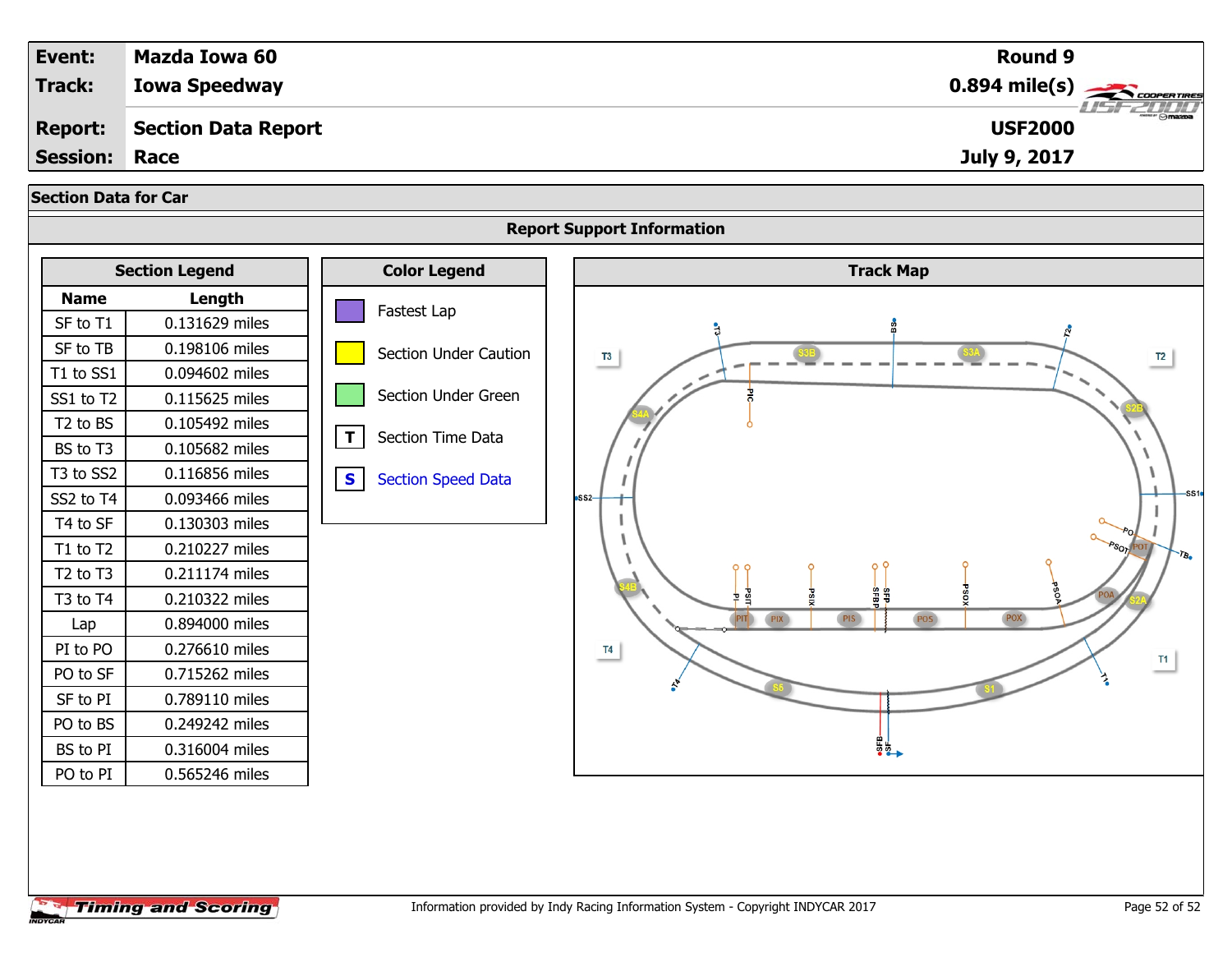| | | | |
|---|---|---|---|
| **Event:** | **Mazda Iowa 60** | **Round 9** | |
| **Track:** | **Iowa Speedway** | **0.894 mile(s)** | |
| **Report:** | **Section Data Report** | **USF2000** | |
| **Session:** | **Race** | **July 9, 2017** | |

## Section Data for Car

### Report Support Information

**Section Legend**

| Name | Length |
|---|---|
| SF to T1 | 0.131629 miles |
| SF to TB | 0.198106 miles |
| T1 to SS1 | 0.094602 miles |
| SS1 to T2 | 0.115625 miles |
| T2 to BS | 0.105492 miles |
| BS to T3 | 0.105682 miles |
| T3 to SS2 | 0.116856 miles |
| SS2 to T4 | 0.093466 miles |
| T4 to SF | 0.130303 miles |
| T1 to T2 | 0.210227 miles |
| T2 to T3 | 0.211174 miles |
| T3 to T4 | 0.210322 miles |
| Lap | 0.894000 miles |
| PI to PO | 0.276610 miles |
| PO to SF | 0.715262 miles |
| SF to PI | 0.789110 miles |
| PO to BS | 0.249242 miles |
| BS to PI | 0.316004 miles |
| PO to PI | 0.565246 miles |

**Color Legend**

- Fastest Lap
- Section Under Caution
- Section Under Green
- T — Section Time Data
- S — Section Speed Data

**Track Map**

T3, T2, T4, T1, BS, SS1, SS2, S3B, S3A, S4A, S2B, S4B, S2A, S5, S1, PIC, PIT, PIX, PIS, POS, POX, POA, POT, PO, PSOT, PSOA, PSOX, PSIX, PSIT, PI, SFP, SFBP, SFB, SF, TB

Information provided by Indy Racing Information System - Copyright INDYCAR 2017